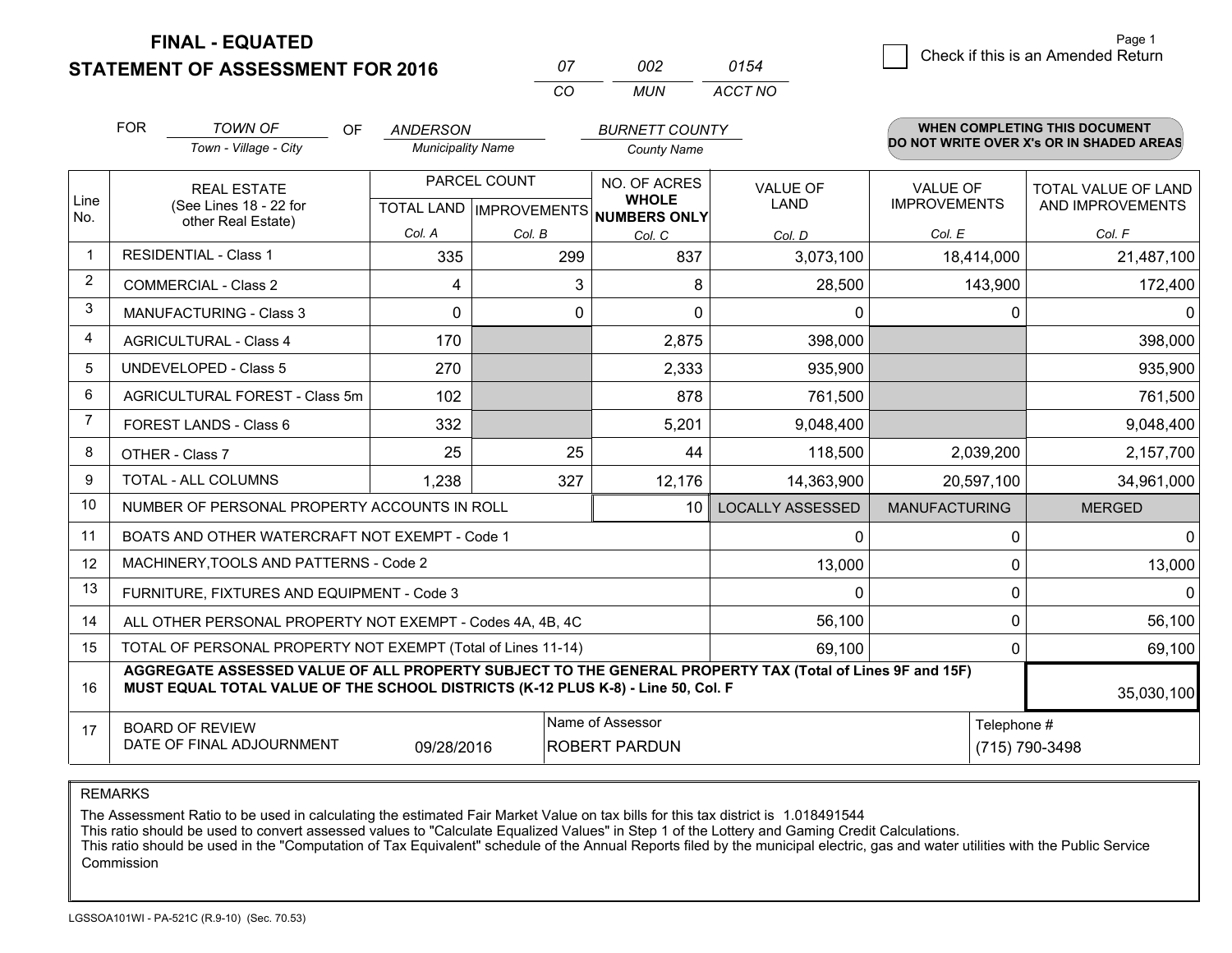# FINAL - EQUATED
# STATEMENT OF ASSESSMENT FOR 2016

| CO | MUN | ACCT NO |
|---|---|---|
| 07 | 002 | 0154 |

Page 1

☐ Check if this is an Amended Return

FOR *TOWN OF* (Town - Village - City) OF *ANDERSON* (Municipality Name) *BURNETT COUNTY* (County Name)

**WHEN COMPLETING THIS DOCUMENT DO NOT WRITE OVER X's OR IN SHADED AREAS**

| Line No. | REAL ESTATE (See Lines 18 - 22 for other Real Estate) | PARCEL COUNT TOTAL LAND Col. A | PARCEL COUNT IMPROVEMENTS Col. B | NO. OF ACRES WHOLE NUMBERS ONLY Col. C | VALUE OF LAND Col. D | VALUE OF IMPROVEMENTS Col. E | TOTAL VALUE OF LAND AND IMPROVEMENTS Col. F |
|---|---|---|---|---|---|---|---|
| 1 | RESIDENTIAL - Class 1 | 335 | 299 | 837 | 3,073,100 | 18,414,000 | 21,487,100 |
| 2 | COMMERCIAL - Class 2 | 4 | 3 | 8 | 28,500 | 143,900 | 172,400 |
| 3 | MANUFACTURING - Class 3 | 0 | 0 | 0 | 0 | 0 | 0 |
| 4 | AGRICULTURAL - Class 4 | 170 | | 2,875 | 398,000 | | 398,000 |
| 5 | UNDEVELOPED - Class 5 | 270 | | 2,333 | 935,900 | | 935,900 |
| 6 | AGRICULTURAL FOREST - Class 5m | 102 | | 878 | 761,500 | | 761,500 |
| 7 | FOREST LANDS - Class 6 | 332 | | 5,201 | 9,048,400 | | 9,048,400 |
| 8 | OTHER - Class 7 | 25 | 25 | 44 | 118,500 | 2,039,200 | 2,157,700 |
| 9 | TOTAL - ALL COLUMNS | 1,238 | 327 | 12,176 | 14,363,900 | 20,597,100 | 34,961,000 |

| Line No. | | | LOCALLY ASSESSED | MANUFACTURING | MERGED |
|---|---|---|---|---|---|
| 10 | NUMBER OF PERSONAL PROPERTY ACCOUNTS IN ROLL | 10 | | | |
| 11 | BOATS AND OTHER WATERCRAFT NOT EXEMPT - Code 1 | | 0 | 0 | 0 |
| 12 | MACHINERY,TOOLS AND PATTERNS - Code 2 | | 13,000 | 0 | 13,000 |
| 13 | FURNITURE, FIXTURES AND EQUIPMENT - Code 3 | | 0 | 0 | 0 |
| 14 | ALL OTHER PERSONAL PROPERTY NOT EXEMPT - Codes 4A, 4B, 4C | | 56,100 | 0 | 56,100 |
| 15 | TOTAL OF PERSONAL PROPERTY NOT EXEMPT (Total of Lines 11-14) | | 69,100 | 0 | 69,100 |
| 16 | **AGGREGATE ASSESSED VALUE OF ALL PROPERTY SUBJECT TO THE GENERAL PROPERTY TAX (Total of Lines 9F and 15F) MUST EQUAL TOTAL VALUE OF THE SCHOOL DISTRICTS (K-12 PLUS K-8) - Line 50, Col. F** | | | | 35,030,100 |

| Line No. | BOARD OF REVIEW DATE OF FINAL ADJOURNMENT | | Name of Assessor | Telephone # |
|---|---|---|---|---|
| 17 | | 09/28/2016 | ROBERT PARDUN | (715) 790-3498 |

REMARKS

The Assessment Ratio to be used in calculating the estimated Fair Market Value on tax bills for this tax district is 1.018491544
This ratio should be used to convert assessed values to "Calculate Equalized Values" in Step 1 of the Lottery and Gaming Credit Calculations.
This ratio should be used in the "Computation of Tax Equivalent" schedule of the Annual Reports filed by the municipal electric, gas and water utilities with the Public Service Commission

LGSSOA101WI - PA-521C (R.9-10) (Sec. 70.53)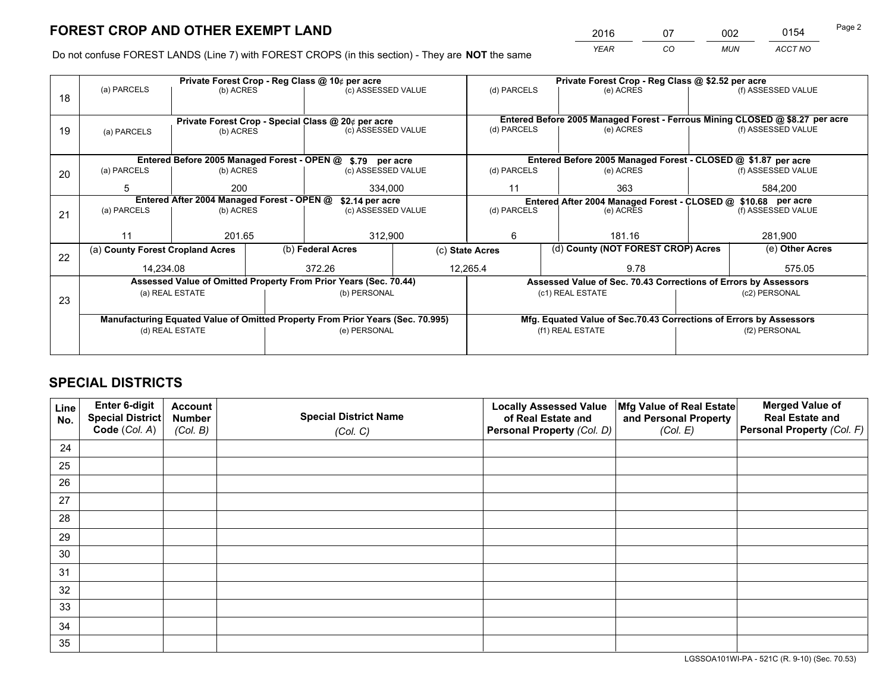# FOREST CROP AND OTHER EXEMPT LAND

| 2016 | 07 | 002 | 0154 |
|---|---|---|---|
| YEAR | CO | MUN | ACCT NO |

Do not confuse FOREST LANDS (Line 7) with FOREST CROPS (in this section) - They are **NOT** the same

| Line | Private Forest Crop - Reg Class @ 10¢ per acre | | | Private Forest Crop - Reg Class @ $2.52 per acre | | |
|---|---|---|---|---|---|---|
| 18 | (a) PARCELS | (b) ACRES | (c) ASSESSED VALUE | (d) PARCELS | (e) ACRES | (f) ASSESSED VALUE |
| | | | | | | |
| | **Private Forest Crop - Special Class @ 20¢ per acre** | | | **Entered Before 2005 Managed Forest - Ferrous Mining CLOSED @ $8.27 per acre** | | |
| 19 | (a) PARCELS | (b) ACRES | (c) ASSESSED VALUE | (d) PARCELS | (e) ACRES | (f) ASSESSED VALUE |
| | | | | | | |
| | **Entered Before 2005 Managed Forest - OPEN @ $.79 per acre** | | | **Entered Before 2005 Managed Forest - CLOSED @ $1.87 per acre** | | |
| 20 | (a) PARCELS | (b) ACRES | (c) ASSESSED VALUE | (d) PARCELS | (e) ACRES | (f) ASSESSED VALUE |
| | 5 | 200 | 334,000 | 11 | 363 | 584,200 |
| | **Entered After 2004 Managed Forest - OPEN @ $2.14 per acre** | | | **Entered After 2004 Managed Forest - CLOSED @ $10.68 per acre** | | |
| 21 | (a) PARCELS | (b) ACRES | (c) ASSESSED VALUE | (d) PARCELS | (e) ACRES | (f) ASSESSED VALUE |
| | 11 | 201.65 | 312,900 | 6 | 181.16 | 281,900 |

| Line | (a) County Forest Cropland Acres | (b) Federal Acres | (c) State Acres | (d) County (NOT FOREST CROP) Acres | (e) Other Acres |
|---|---|---|---|---|---|
| 22 | 14,234.08 | 372.26 | 12,265.4 | 9.78 | 575.05 |

| Line | Assessed Value of Omitted Property From Prior Years (Sec. 70.44) | | Assessed Value of Sec. 70.43 Corrections of Errors by Assessors | |
|---|---|---|---|---|
| 23 | (a) REAL ESTATE | (b) PERSONAL | (c1) REAL ESTATE | (c2) PERSONAL |
| | | | | |
| | **Manufacturing Equated Value of Omitted Property From Prior Years (Sec. 70.995)** | | **Mfg. Equated Value of Sec.70.43 Corrections of Errors by Assessors** | |
| | (d) REAL ESTATE | (e) PERSONAL | (f1) REAL ESTATE | (f2) PERSONAL |
| | | | | |

# SPECIAL DISTRICTS

| Line No. | Enter 6-digit Special District Code (Col. A) | Account Number (Col. B) | Special District Name (Col. C) | Locally Assessed Value of Real Estate and Personal Property (Col. D) | Mfg Value of Real Estate and Personal Property (Col. E) | Merged Value of Real Estate and Personal Property (Col. F) |
|---|---|---|---|---|---|---|
| 24 | | | | | | |
| 25 | | | | | | |
| 26 | | | | | | |
| 27 | | | | | | |
| 28 | | | | | | |
| 29 | | | | | | |
| 30 | | | | | | |
| 31 | | | | | | |
| 32 | | | | | | |
| 33 | | | | | | |
| 34 | | | | | | |
| 35 | | | | | | |

LGSSOA101WI-PA - 521C (R. 9-10) (Sec. 70.53)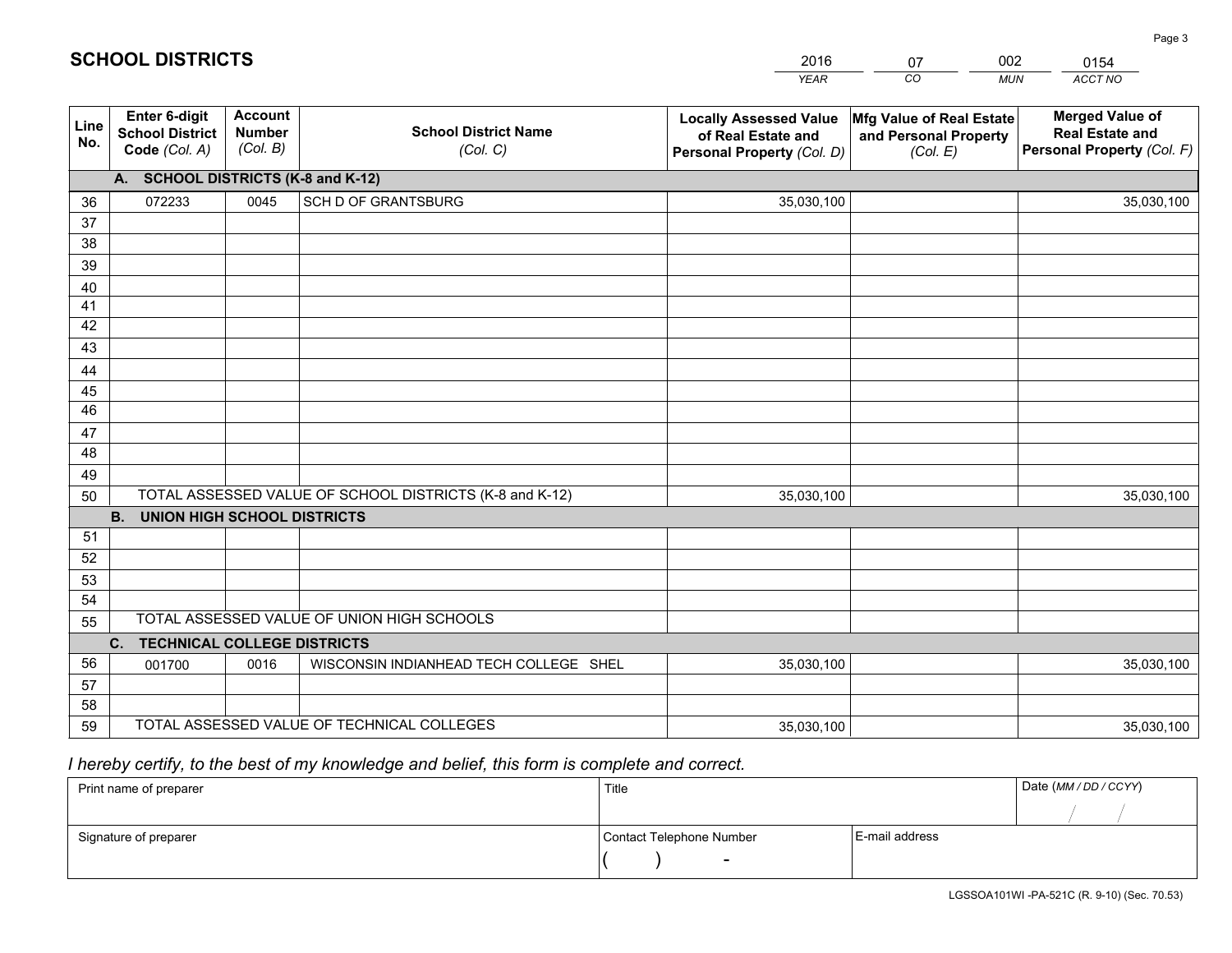# SCHOOL DISTRICTS

| 2016 | 07 | 002 | 0154 |
|---|---|---|---|
| *YEAR* | *CO* | *MUN* | *ACCT NO* |

| Line No. | Enter 6-digit School District Code *(Col. A)* | Account Number *(Col. B)* | School District Name *(Col. C)* | Locally Assessed Value of Real Estate and Personal Property *(Col. D)* | Mfg Value of Real Estate and Personal Property *(Col. E)* | Merged Value of Real Estate and Personal Property *(Col. F)* |
|---|---|---|---|---|---|---|
| **A. SCHOOL DISTRICTS (K-8 and K-12)** | | | | | | |
| 36 | 072233 | 0045 | SCH D OF GRANTSBURG | 35,030,100 | | 35,030,100 |
| 37 | | | | | | |
| 38 | | | | | | |
| 39 | | | | | | |
| 40 | | | | | | |
| 41 | | | | | | |
| 42 | | | | | | |
| 43 | | | | | | |
| 44 | | | | | | |
| 45 | | | | | | |
| 46 | | | | | | |
| 47 | | | | | | |
| 48 | | | | | | |
| 49 | | | | | | |
| 50 | TOTAL ASSESSED VALUE OF SCHOOL DISTRICTS (K-8 and K-12) | | | 35,030,100 | | 35,030,100 |
| **B. UNION HIGH SCHOOL DISTRICTS** | | | | | | |
| 51 | | | | | | |
| 52 | | | | | | |
| 53 | | | | | | |
| 54 | | | | | | |
| 55 | TOTAL ASSESSED VALUE OF UNION HIGH SCHOOLS | | | | | |
| **C. TECHNICAL COLLEGE DISTRICTS** | | | | | | |
| 56 | 001700 | 0016 | WISCONSIN INDIANHEAD TECH COLLEGE SHEL | 35,030,100 | | 35,030,100 |
| 57 | | | | | | |
| 58 | | | | | | |
| 59 | TOTAL ASSESSED VALUE OF TECHNICAL COLLEGES | | | 35,030,100 | | 35,030,100 |

*I hereby certify, to the best of my knowledge and belief, this form is complete and correct.*

| Print name of preparer | Title | | Date *(MM / DD / CCYY)* |
|---|---|---|---|
| | | | / / |
| Signature of preparer | Contact Telephone Number | E-mail address | |
| | ( ) - | | |

LGSSOA101WI -PA-521C (R. 9-10) (Sec. 70.53)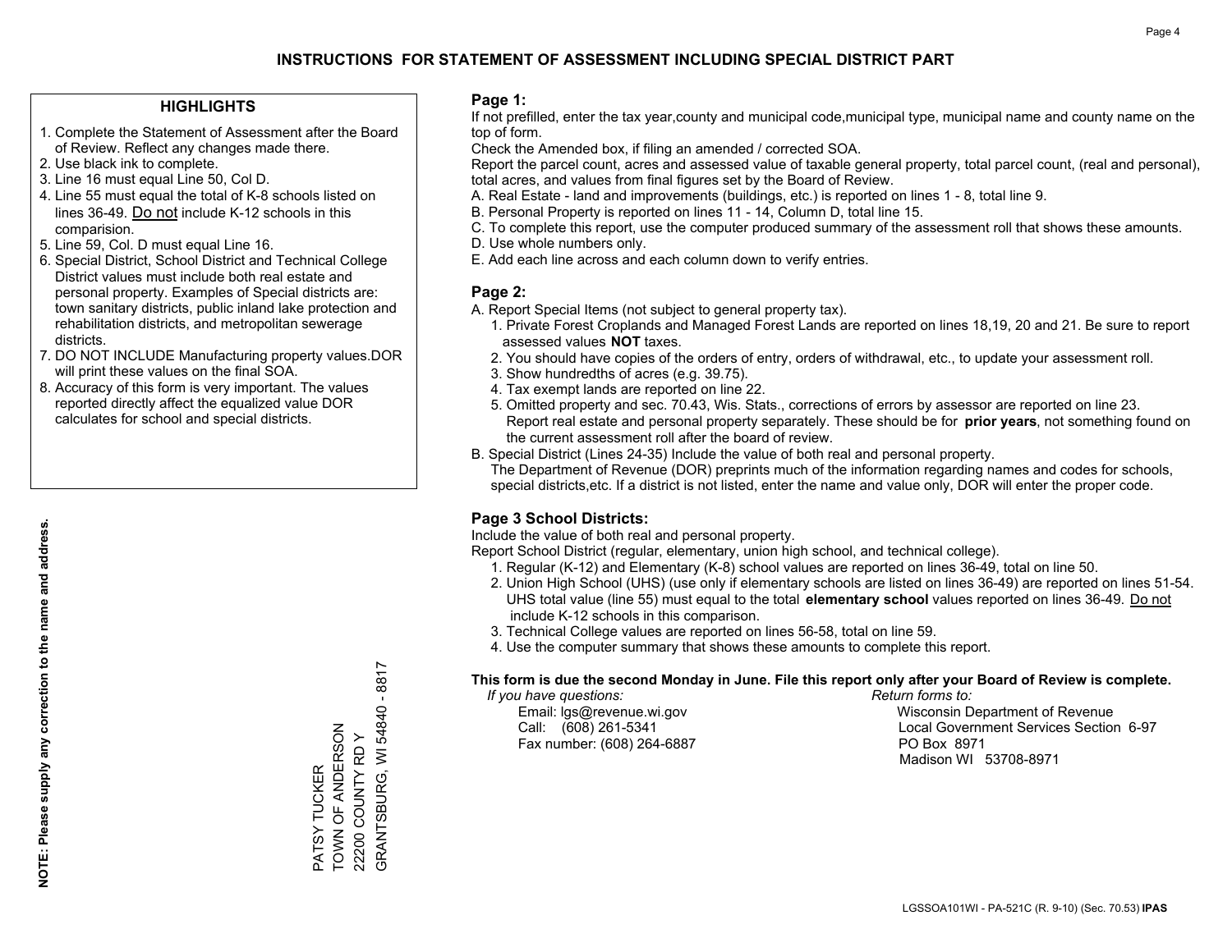# INSTRUCTIONS FOR STATEMENT OF ASSESSMENT INCLUDING SPECIAL DISTRICT PART

## HIGHLIGHTS

1. Complete the Statement of Assessment after the Board of Review. Reflect any changes made there.
2. Use black ink to complete.
3. Line 16 must equal Line 50, Col D.
4. Line 55 must equal the total of K-8 schools listed on lines 36-49. Do not include K-12 schools in this comparision.
5. Line 59, Col. D must equal Line 16.
6. Special District, School District and Technical College District values must include both real estate and personal property. Examples of Special districts are: town sanitary districts, public inland lake protection and rehabilitation districts, and metropolitan sewerage districts.
7. DO NOT INCLUDE Manufacturing property values.DOR will print these values on the final SOA.
8. Accuracy of this form is very important. The values reported directly affect the equalized value DOR calculates for school and special districts.

**NOTE: Please supply any correction to the name and address.**

PATSY TUCKER
TOWN OF ANDERSON
22200 COUNTY RD Y
GRANTSBURG, WI 54840 - 8817

## Page 1:

If not prefilled, enter the tax year,county and municipal code,municipal type, municipal name and county name on the top of form.

Check the Amended box, if filing an amended / corrected SOA.

Report the parcel count, acres and assessed value of taxable general property, total parcel count, (real and personal), total acres, and values from final figures set by the Board of Review.

A. Real Estate - land and improvements (buildings, etc.) is reported on lines 1 - 8, total line 9.
B. Personal Property is reported on lines 11 - 14, Column D, total line 15.
C. To complete this report, use the computer produced summary of the assessment roll that shows these amounts.
D. Use whole numbers only.
E. Add each line across and each column down to verify entries.

## Page 2:

A. Report Special Items (not subject to general property tax).
   1. Private Forest Croplands and Managed Forest Lands are reported on lines 18,19, 20 and 21. Be sure to report assessed values **NOT** taxes.
   2. You should have copies of the orders of entry, orders of withdrawal, etc., to update your assessment roll.
   3. Show hundredths of acres (e.g. 39.75).
   4. Tax exempt lands are reported on line 22.
   5. Omitted property and sec. 70.43, Wis. Stats., corrections of errors by assessor are reported on line 23. Report real estate and personal property separately. These should be for **prior years**, not something found on the current assessment roll after the board of review.

B. Special District (Lines 24-35) Include the value of both real and personal property.
   The Department of Revenue (DOR) preprints much of the information regarding names and codes for schools, special districts,etc. If a district is not listed, enter the name and value only, DOR will enter the proper code.

## Page 3 School Districts:

Include the value of both real and personal property.

Report School District (regular, elementary, union high school, and technical college).

1. Regular (K-12) and Elementary (K-8) school values are reported on lines 36-49, total on line 50.
2. Union High School (UHS) (use only if elementary schools are listed on lines 36-49) are reported on lines 51-54. UHS total value (line 55) must equal to the total **elementary school** values reported on lines 36-49. Do not include K-12 schools in this comparison.
3. Technical College values are reported on lines 56-58, total on line 59.
4. Use the computer summary that shows these amounts to complete this report.

**This form is due the second Monday in June. File this report only after your Board of Review is complete.**

*If you have questions:*
Email: lgs@revenue.wi.gov
Call: (608) 261-5341
Fax number: (608) 264-6887

*Return forms to:*
Wisconsin Department of Revenue
Local Government Services Section 6-97
PO Box 8971
Madison WI 53708-8971

LGSSOA101WI - PA-521C (R. 9-10) (Sec. 70.53) **IPAS**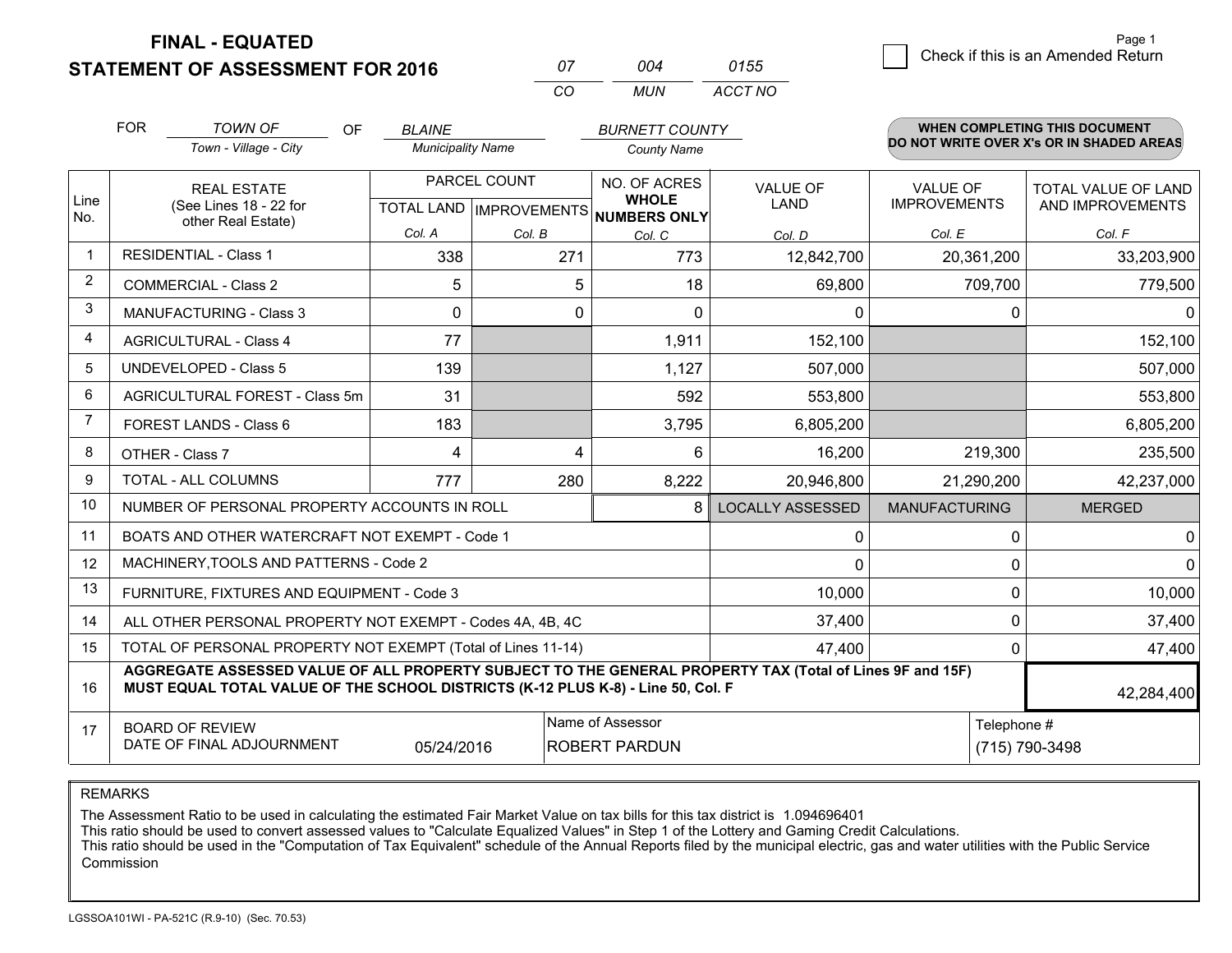**FINAL - EQUATED**

**STATEMENT OF ASSESSMENT FOR 2016**

| 07 | 004 | 0155 |
|---|---|---|
| CO | MUN | ACCT NO |

☐ Check if this is an Amended Return

FOR *TOWN OF* (Town - Village - City) OF *BLAINE* (Municipality Name) *BURNETT COUNTY* (County Name)

**WHEN COMPLETING THIS DOCUMENT DO NOT WRITE OVER X's OR IN SHADED AREAS**

| Line No. | REAL ESTATE (See Lines 18 - 22 for other Real Estate) | PARCEL COUNT TOTAL LAND Col. A | PARCEL COUNT IMPROVEMENTS Col. B | NO. OF ACRES WHOLE NUMBERS ONLY Col. C | VALUE OF LAND Col. D | VALUE OF IMPROVEMENTS Col. E | TOTAL VALUE OF LAND AND IMPROVEMENTS Col. F |
|---|---|---|---|---|---|---|---|
| 1 | RESIDENTIAL - Class 1 | 338 | 271 | 773 | 12,842,700 | 20,361,200 | 33,203,900 |
| 2 | COMMERCIAL - Class 2 | 5 | 5 | 18 | 69,800 | 709,700 | 779,500 |
| 3 | MANUFACTURING - Class 3 | 0 | 0 | 0 | 0 | 0 | 0 |
| 4 | AGRICULTURAL - Class 4 | 77 | | 1,911 | 152,100 | | 152,100 |
| 5 | UNDEVELOPED - Class 5 | 139 | | 1,127 | 507,000 | | 507,000 |
| 6 | AGRICULTURAL FOREST - Class 5m | 31 | | 592 | 553,800 | | 553,800 |
| 7 | FOREST LANDS - Class 6 | 183 | | 3,795 | 6,805,200 | | 6,805,200 |
| 8 | OTHER - Class 7 | 4 | 4 | 6 | 16,200 | 219,300 | 235,500 |
| 9 | TOTAL - ALL COLUMNS | 777 | 280 | 8,222 | 20,946,800 | 21,290,200 | 42,237,000 |
| 10 | NUMBER OF PERSONAL PROPERTY ACCOUNTS IN ROLL | | | 8 | LOCALLY ASSESSED | MANUFACTURING | MERGED |
| 11 | BOATS AND OTHER WATERCRAFT NOT EXEMPT - Code 1 | | | | 0 | 0 | 0 |
| 12 | MACHINERY,TOOLS AND PATTERNS - Code 2 | | | | 0 | 0 | 0 |
| 13 | FURNITURE, FIXTURES AND EQUIPMENT - Code 3 | | | | 10,000 | 0 | 10,000 |
| 14 | ALL OTHER PERSONAL PROPERTY NOT EXEMPT - Codes 4A, 4B, 4C | | | | 37,400 | 0 | 37,400 |
| 15 | TOTAL OF PERSONAL PROPERTY NOT EXEMPT (Total of Lines 11-14) | | | | 47,400 | 0 | 47,400 |
| 16 | **AGGREGATE ASSESSED VALUE OF ALL PROPERTY SUBJECT TO THE GENERAL PROPERTY TAX (Total of Lines 9F and 15F) MUST EQUAL TOTAL VALUE OF THE SCHOOL DISTRICTS (K-12 PLUS K-8) - Line 50, Col. F** | | | | | | 42,284,400 |
| 17 | BOARD OF REVIEW DATE OF FINAL ADJOURNMENT | 05/24/2016 | | Name of Assessor: ROBERT PARDUN | | Telephone #: (715) 790-3498 | |

REMARKS

The Assessment Ratio to be used in calculating the estimated Fair Market Value on tax bills for this tax district is 1.094696401
This ratio should be used to convert assessed values to "Calculate Equalized Values" in Step 1 of the Lottery and Gaming Credit Calculations.
This ratio should be used in the "Computation of Tax Equivalent" schedule of the Annual Reports filed by the municipal electric, gas and water utilities with the Public Service Commission

LGSSOA101WI - PA-521C (R.9-10) (Sec. 70.53)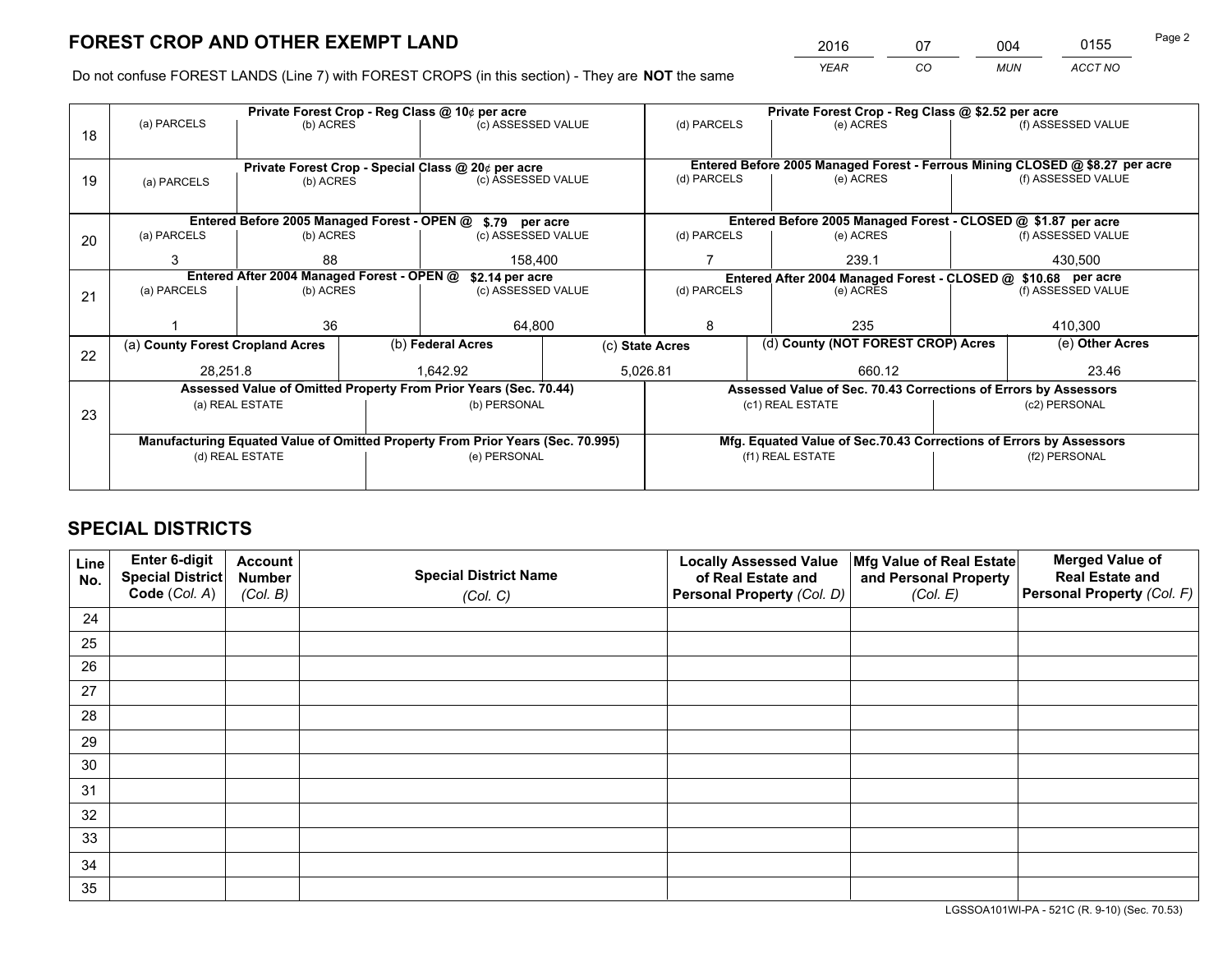# FOREST CROP AND OTHER EXEMPT LAND

| 2016 | 07 | 004 | 0155 |
|---|---|---|---|
| YEAR | CO | MUN | ACCT NO |

Do not confuse FOREST LANDS (Line 7) with FOREST CROPS (in this section) - They are **NOT** the same

| Line | (a) PARCELS | (b) ACRES | (c) ASSESSED VALUE | (d) PARCELS | (e) ACRES | (f) ASSESSED VALUE |
|---|---|---|---|---|---|---|
| 18 | Private Forest Crop - Reg Class @ 10¢ per acre | | | Private Forest Crop - Reg Class @ $2.52 per acre | | |
| 18 | | | | | | |
| 19 | Private Forest Crop - Special Class @ 20¢ per acre | | | Entered Before 2005 Managed Forest - Ferrous Mining CLOSED @ $8.27 per acre | | |
| 19 | | | | | | |
| 20 | Entered Before 2005 Managed Forest - OPEN @ $.79 per acre | | | Entered Before 2005 Managed Forest - CLOSED @ $1.87 per acre | | |
| 20 | 3 | 88 | 158,400 | 7 | 239.1 | 430,500 |
| 21 | Entered After 2004 Managed Forest - OPEN @ $2.14 per acre | | | Entered After 2004 Managed Forest - CLOSED @ $10.68 per acre | | |
| 21 | 1 | 36 | 64,800 | 8 | 235 | 410,300 |

| Line | (a) County Forest Cropland Acres | (b) Federal Acres | (c) State Acres | (d) County (NOT FOREST CROP) Acres | (e) Other Acres |
|---|---|---|---|---|---|
| 22 | 28,251.8 | 1,642.92 | 5,026.81 | 660.12 | 23.46 |

| Line | Assessed Value of Omitted Property From Prior Years (Sec. 70.44) | | Assessed Value of Sec. 70.43 Corrections of Errors by Assessors | |
|---|---|---|---|---|
| 23 | (a) REAL ESTATE | (b) PERSONAL | (c1) REAL ESTATE | (c2) PERSONAL |
| | | | | |
| | **Manufacturing Equated Value of Omitted Property From Prior Years (Sec. 70.995)** | | **Mfg. Equated Value of Sec.70.43 Corrections of Errors by Assessors** | |
| | (d) REAL ESTATE | (e) PERSONAL | (f1) REAL ESTATE | (f2) PERSONAL |
| | | | | |

## SPECIAL DISTRICTS

| Line No. | Enter 6-digit Special District Code (Col. A) | Account Number (Col. B) | Special District Name (Col. C) | Locally Assessed Value of Real Estate and Personal Property (Col. D) | Mfg Value of Real Estate and Personal Property (Col. E) | Merged Value of Real Estate and Personal Property (Col. F) |
|---|---|---|---|---|---|---|
| 24 | | | | | | |
| 25 | | | | | | |
| 26 | | | | | | |
| 27 | | | | | | |
| 28 | | | | | | |
| 29 | | | | | | |
| 30 | | | | | | |
| 31 | | | | | | |
| 32 | | | | | | |
| 33 | | | | | | |
| 34 | | | | | | |
| 35 | | | | | | |

LGSSOA101WI-PA - 521C (R. 9-10) (Sec. 70.53)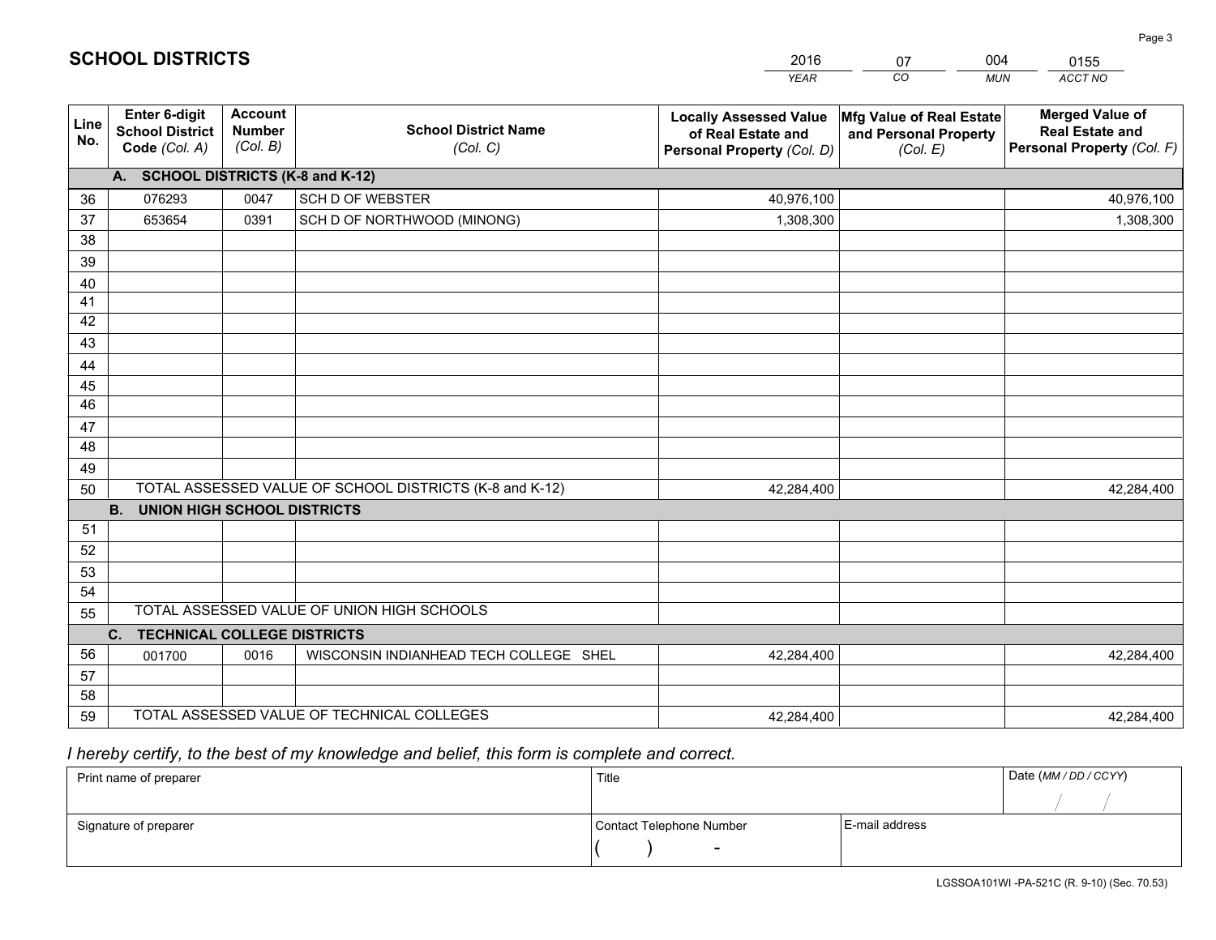# SCHOOL DISTRICTS

| 2016 | 07 | 004 | 0155 |
|---|---|---|---|
| *YEAR* | *CO* | *MUN* | *ACCT NO* |

| Line No. | Enter 6-digit School District Code *(Col. A)* | Account Number *(Col. B)* | School District Name *(Col. C)* | Locally Assessed Value of Real Estate and Personal Property *(Col. D)* | Mfg Value of Real Estate and Personal Property *(Col. E)* | Merged Value of Real Estate and Personal Property *(Col. F)* |
|---|---|---|---|---|---|---|
| **A. SCHOOL DISTRICTS (K-8 and K-12)** | | | | | | |
| 36 | 076293 | 0047 | SCH D OF WEBSTER | 40,976,100 | | 40,976,100 |
| 37 | 653654 | 0391 | SCH D OF NORTHWOOD (MINONG) | 1,308,300 | | 1,308,300 |
| 38 | | | | | | |
| 39 | | | | | | |
| 40 | | | | | | |
| 41 | | | | | | |
| 42 | | | | | | |
| 43 | | | | | | |
| 44 | | | | | | |
| 45 | | | | | | |
| 46 | | | | | | |
| 47 | | | | | | |
| 48 | | | | | | |
| 49 | | | | | | |
| 50 | TOTAL ASSESSED VALUE OF SCHOOL DISTRICTS (K-8 and K-12) | | | 42,284,400 | | 42,284,400 |
| **B. UNION HIGH SCHOOL DISTRICTS** | | | | | | |
| 51 | | | | | | |
| 52 | | | | | | |
| 53 | | | | | | |
| 54 | | | | | | |
| 55 | TOTAL ASSESSED VALUE OF UNION HIGH SCHOOLS | | | | | |
| **C. TECHNICAL COLLEGE DISTRICTS** | | | | | | |
| 56 | 001700 | 0016 | WISCONSIN INDIANHEAD TECH COLLEGE SHEL | 42,284,400 | | 42,284,400 |
| 57 | | | | | | |
| 58 | | | | | | |
| 59 | TOTAL ASSESSED VALUE OF TECHNICAL COLLEGES | | | 42,284,400 | | 42,284,400 |

*I hereby certify, to the best of my knowledge and belief, this form is complete and correct.*

| Print name of preparer | Title | | Date *(MM / DD / CCYY)* |
|---|---|---|---|
| | | | / / |
| Signature of preparer | Contact Telephone Number | E-mail address | |
| | ( ) - | | |

LGSSOA101WI -PA-521C (R. 9-10) (Sec. 70.53)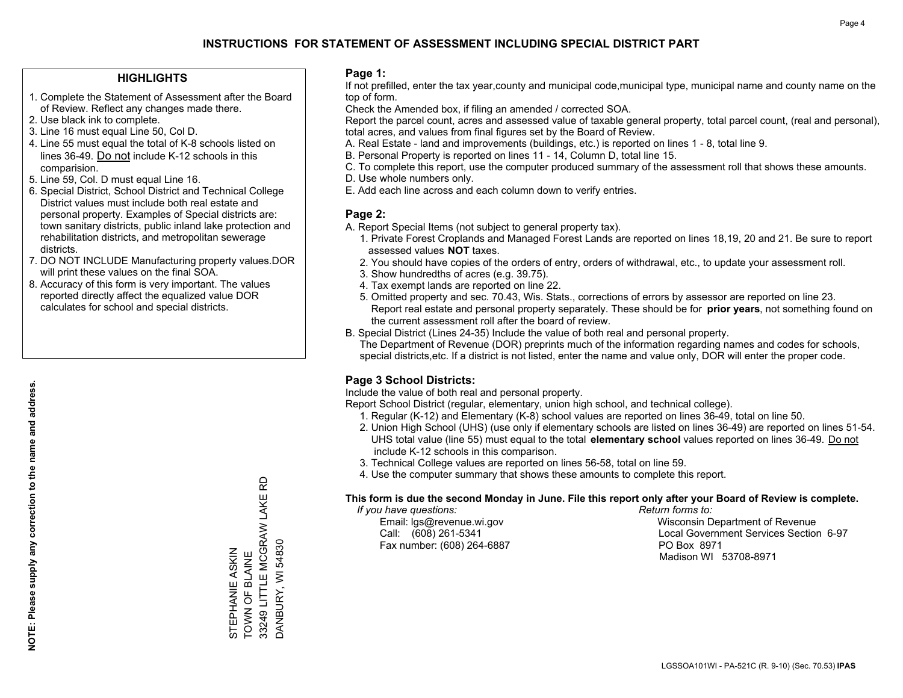# INSTRUCTIONS FOR STATEMENT OF ASSESSMENT INCLUDING SPECIAL DISTRICT PART

## HIGHLIGHTS

1. Complete the Statement of Assessment after the Board of Review. Reflect any changes made there.
2. Use black ink to complete.
3. Line 16 must equal Line 50, Col D.
4. Line 55 must equal the total of K-8 schools listed on lines 36-49. Do not include K-12 schools in this comparision.
5. Line 59, Col. D must equal Line 16.
6. Special District, School District and Technical College District values must include both real estate and personal property. Examples of Special districts are: town sanitary districts, public inland lake protection and rehabilitation districts, and metropolitan sewerage districts.
7. DO NOT INCLUDE Manufacturing property values.DOR will print these values on the final SOA.
8. Accuracy of this form is very important. The values reported directly affect the equalized value DOR calculates for school and special districts.

**NOTE: Please supply any correction to the name and address.**

STEPHANIE ASKIN
TOWN OF BLAINE
33249 LITTLE MCGRAW LAKE RD
DANBURY, WI 54830

## Page 1:

If not prefilled, enter the tax year,county and municipal code,municipal type, municipal name and county name on the top of form.

Check the Amended box, if filing an amended / corrected SOA.

Report the parcel count, acres and assessed value of taxable general property, total parcel count, (real and personal), total acres, and values from final figures set by the Board of Review.

A. Real Estate - land and improvements (buildings, etc.) is reported on lines 1 - 8, total line 9.
B. Personal Property is reported on lines 11 - 14, Column D, total line 15.
C. To complete this report, use the computer produced summary of the assessment roll that shows these amounts.
D. Use whole numbers only.
E. Add each line across and each column down to verify entries.

## Page 2:

A. Report Special Items (not subject to general property tax).
   1. Private Forest Croplands and Managed Forest Lands are reported on lines 18,19, 20 and 21. Be sure to report assessed values **NOT** taxes.
   2. You should have copies of the orders of entry, orders of withdrawal, etc., to update your assessment roll.
   3. Show hundredths of acres (e.g. 39.75).
   4. Tax exempt lands are reported on line 22.
   5. Omitted property and sec. 70.43, Wis. Stats., corrections of errors by assessor are reported on line 23. Report real estate and personal property separately. These should be for **prior years**, not something found on the current assessment roll after the board of review.
B. Special District (Lines 24-35) Include the value of both real and personal property.
   The Department of Revenue (DOR) preprints much of the information regarding names and codes for schools, special districts,etc. If a district is not listed, enter the name and value only, DOR will enter the proper code.

## Page 3 School Districts:

Include the value of both real and personal property.

Report School District (regular, elementary, union high school, and technical college).

1. Regular (K-12) and Elementary (K-8) school values are reported on lines 36-49, total on line 50.
2. Union High School (UHS) (use only if elementary schools are listed on lines 36-49) are reported on lines 51-54. UHS total value (line 55) must equal to the total **elementary school** values reported on lines 36-49. Do not include K-12 schools in this comparison.
3. Technical College values are reported on lines 56-58, total on line 59.
4. Use the computer summary that shows these amounts to complete this report.

**This form is due the second Monday in June. File this report only after your Board of Review is complete.**

*If you have questions:*
Email: lgs@revenue.wi.gov
Call: (608) 261-5341
Fax number: (608) 264-6887

*Return forms to:*
Wisconsin Department of Revenue
Local Government Services Section 6-97
PO Box 8971
Madison WI 53708-8971

LGSSOA101WI - PA-521C (R. 9-10) (Sec. 70.53) **IPAS**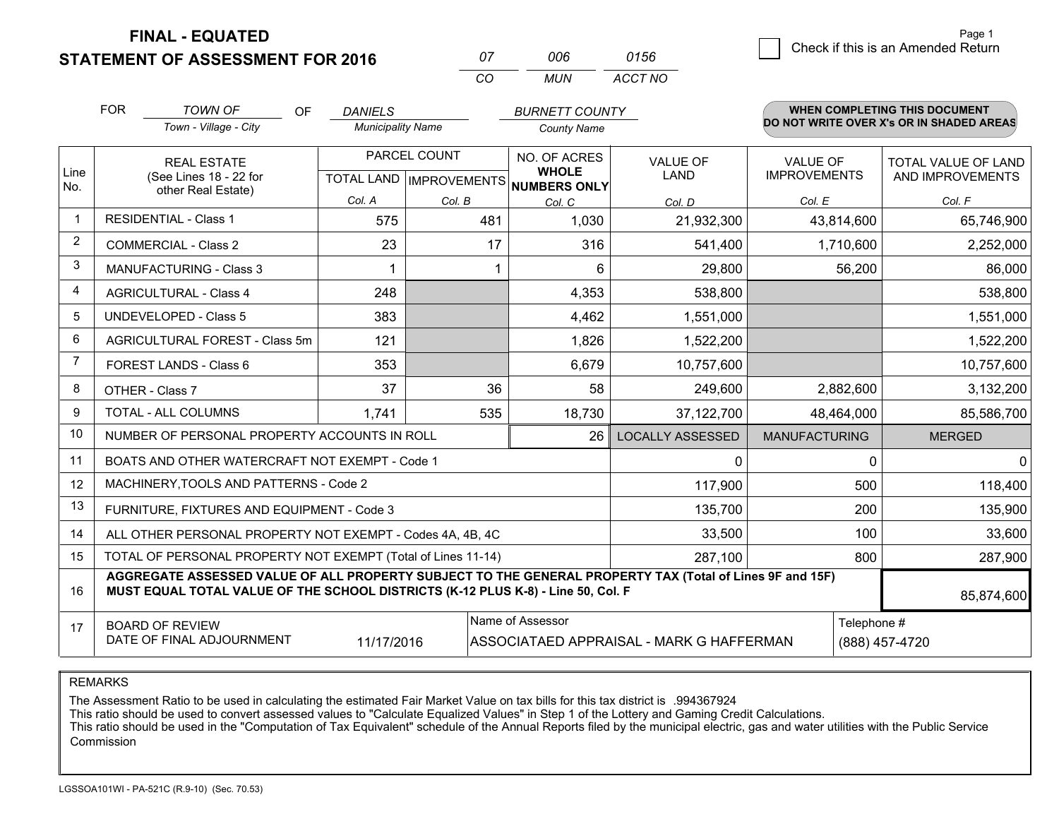# FINAL - EQUATED
# STATEMENT OF ASSESSMENT FOR 2016

| 07 | 006 | 0156 |
|---|---|---|
| CO | MUN | ACCT NO |

Page 1

☐ Check if this is an Amended Return

FOR *TOWN OF* (Town - Village - City) OF *DANIELS* (Municipality Name) *BURNETT COUNTY* (County Name)

**WHEN COMPLETING THIS DOCUMENT DO NOT WRITE OVER X's OR IN SHADED AREAS**

| Line No. | REAL ESTATE (See Lines 18 - 22 for other Real Estate) | PARCEL COUNT TOTAL LAND Col. A | PARCEL COUNT IMPROVEMENTS Col. B | NO. OF ACRES WHOLE NUMBERS ONLY Col. C | VALUE OF LAND Col. D | VALUE OF IMPROVEMENTS Col. E | TOTAL VALUE OF LAND AND IMPROVEMENTS Col. F |
|---|---|---|---|---|---|---|---|
| 1 | RESIDENTIAL - Class 1 | 575 | 481 | 1,030 | 21,932,300 | 43,814,600 | 65,746,900 |
| 2 | COMMERCIAL - Class 2 | 23 | 17 | 316 | 541,400 | 1,710,600 | 2,252,000 |
| 3 | MANUFACTURING - Class 3 | 1 | 1 | 6 | 29,800 | 56,200 | 86,000 |
| 4 | AGRICULTURAL - Class 4 | 248 | | 4,353 | 538,800 | | 538,800 |
| 5 | UNDEVELOPED - Class 5 | 383 | | 4,462 | 1,551,000 | | 1,551,000 |
| 6 | AGRICULTURAL FOREST - Class 5m | 121 | | 1,826 | 1,522,200 | | 1,522,200 |
| 7 | FOREST LANDS - Class 6 | 353 | | 6,679 | 10,757,600 | | 10,757,600 |
| 8 | OTHER - Class 7 | 37 | 36 | 58 | 249,600 | 2,882,600 | 3,132,200 |
| 9 | TOTAL - ALL COLUMNS | 1,741 | 535 | 18,730 | 37,122,700 | 48,464,000 | 85,586,700 |
| 10 | NUMBER OF PERSONAL PROPERTY ACCOUNTS IN ROLL | | | 26 | LOCALLY ASSESSED | MANUFACTURING | MERGED |
| 11 | BOATS AND OTHER WATERCRAFT NOT EXEMPT - Code 1 | | | | 0 | 0 | 0 |
| 12 | MACHINERY,TOOLS AND PATTERNS - Code 2 | | | | 117,900 | 500 | 118,400 |
| 13 | FURNITURE, FIXTURES AND EQUIPMENT - Code 3 | | | | 135,700 | 200 | 135,900 |
| 14 | ALL OTHER PERSONAL PROPERTY NOT EXEMPT - Codes 4A, 4B, 4C | | | | 33,500 | 100 | 33,600 |
| 15 | TOTAL OF PERSONAL PROPERTY NOT EXEMPT (Total of Lines 11-14) | | | | 287,100 | 800 | 287,900 |
| 16 | **AGGREGATE ASSESSED VALUE OF ALL PROPERTY SUBJECT TO THE GENERAL PROPERTY TAX (Total of Lines 9F and 15F) MUST EQUAL TOTAL VALUE OF THE SCHOOL DISTRICTS (K-12 PLUS K-8) - Line 50, Col. F** | | | | | | 85,874,600 |
| 17 | BOARD OF REVIEW DATE OF FINAL ADJOURNMENT | 11/17/2016 | Name of Assessor | ASSOCIATAED APPRAISAL - MARK G HAFFERMAN | | Telephone # | (888) 457-4720 |

REMARKS

The Assessment Ratio to be used in calculating the estimated Fair Market Value on tax bills for this tax district is .994367924
This ratio should be used to convert assessed values to "Calculate Equalized Values" in Step 1 of the Lottery and Gaming Credit Calculations.
This ratio should be used in the "Computation of Tax Equivalent" schedule of the Annual Reports filed by the municipal electric, gas and water utilities with the Public Service Commission

LGSSOA101WI - PA-521C (R.9-10) (Sec. 70.53)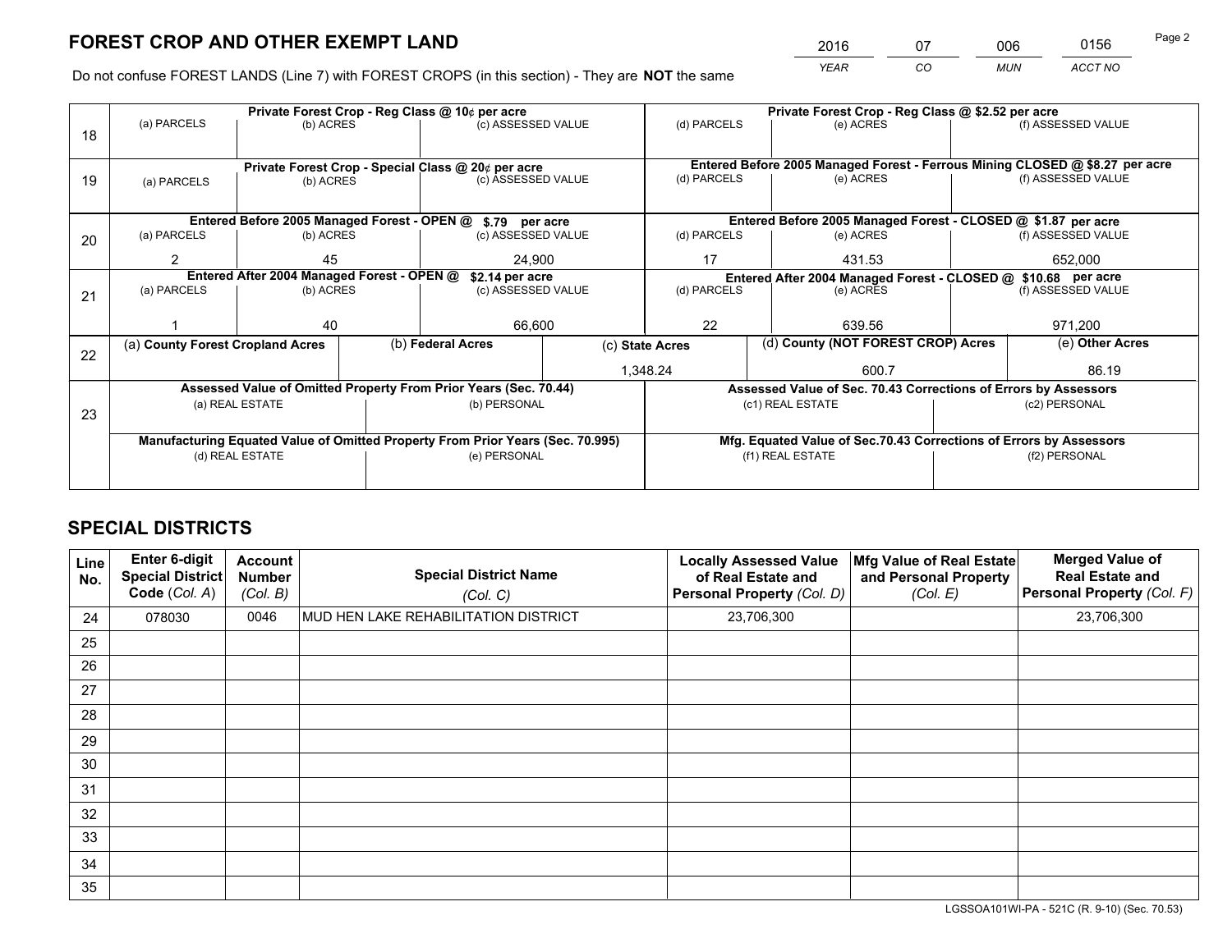# FOREST CROP AND OTHER EXEMPT LAND

| 2016 | 07 | 006 | 0156 |
|---|---|---|---|
| *YEAR* | *CO* | *MUN* | *ACCT NO* |

Do not confuse FOREST LANDS (Line 7) with FOREST CROPS (in this section) - They are **NOT** the same

| Line | Private Forest Crop - Reg Class @ 10¢ per acre | | | Private Forest Crop - Reg Class @ $2.52 per acre | | |
|---|---|---|---|---|---|---|
| 18 | (a) PARCELS | (b) ACRES | (c) ASSESSED VALUE | (d) PARCELS | (e) ACRES | (f) ASSESSED VALUE |
| | | | | | | |
| | **Private Forest Crop - Special Class @ 20¢ per acre** | | | **Entered Before 2005 Managed Forest - Ferrous Mining CLOSED @ $8.27 per acre** | | |
| 19 | (a) PARCELS | (b) ACRES | (c) ASSESSED VALUE | (d) PARCELS | (e) ACRES | (f) ASSESSED VALUE |
| | | | | | | |
| | **Entered Before 2005 Managed Forest - OPEN @ $.79 per acre** | | | **Entered Before 2005 Managed Forest - CLOSED @ $1.87 per acre** | | |
| 20 | (a) PARCELS | (b) ACRES | (c) ASSESSED VALUE | (d) PARCELS | (e) ACRES | (f) ASSESSED VALUE |
| | 2 | 45 | 24,900 | 17 | 431.53 | 652,000 |
| | **Entered After 2004 Managed Forest - OPEN @ $2.14 per acre** | | | **Entered After 2004 Managed Forest - CLOSED @ $10.68 per acre** | | |
| 21 | (a) PARCELS | (b) ACRES | (c) ASSESSED VALUE | (d) PARCELS | (e) ACRES | (f) ASSESSED VALUE |
| | 1 | 40 | 66,600 | 22 | 639.56 | 971,200 |

| Line | (a) County Forest Cropland Acres | (b) Federal Acres | (c) State Acres | (d) County (NOT FOREST CROP) Acres | (e) Other Acres |
|---|---|---|---|---|---|
| 22 | | | 1,348.24 | 600.7 | 86.19 |

| Line | Assessed Value of Omitted Property From Prior Years (Sec. 70.44) | | Assessed Value of Sec. 70.43 Corrections of Errors by Assessors | |
|---|---|---|---|---|
| 23 | (a) REAL ESTATE | (b) PERSONAL | (c1) REAL ESTATE | (c2) PERSONAL |
| | | | | |
| | **Manufacturing Equated Value of Omitted Property From Prior Years (Sec. 70.995)** | | **Mfg. Equated Value of Sec.70.43 Corrections of Errors by Assessors** | |
| | (d) REAL ESTATE | (e) PERSONAL | (f1) REAL ESTATE | (f2) PERSONAL |
| | | | | |

# SPECIAL DISTRICTS

| Line No. | Enter 6-digit Special District Code (*Col. A*) | Account Number (*Col. B*) | Special District Name (*Col. C*) | Locally Assessed Value of Real Estate and Personal Property (*Col. D*) | Mfg Value of Real Estate and Personal Property (*Col. E*) | Merged Value of Real Estate and Personal Property (*Col. F*) |
|---|---|---|---|---|---|---|
| 24 | 078030 | 0046 | MUD HEN LAKE REHABILITATION DISTRICT | 23,706,300 | | 23,706,300 |
| 25 | | | | | | |
| 26 | | | | | | |
| 27 | | | | | | |
| 28 | | | | | | |
| 29 | | | | | | |
| 30 | | | | | | |
| 31 | | | | | | |
| 32 | | | | | | |
| 33 | | | | | | |
| 34 | | | | | | |
| 35 | | | | | | |

LGSSOA101WI-PA - 521C (R. 9-10) (Sec. 70.53)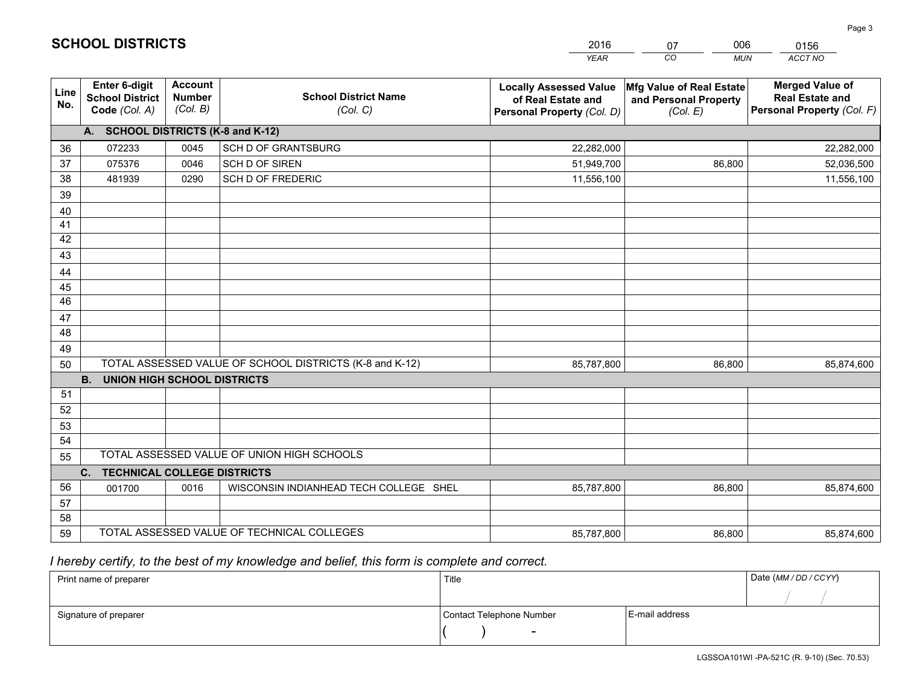# SCHOOL DISTRICTS

| 2016 | 07 | 006 | 0156 |
|---|---|---|---|
| *YEAR* | *CO* | *MUN* | *ACCT NO* |

| Line No. | Enter 6-digit School District Code *(Col. A)* | Account Number *(Col. B)* | School District Name *(Col. C)* | Locally Assessed Value of Real Estate and Personal Property *(Col. D)* | Mfg Value of Real Estate and Personal Property *(Col. E)* | Merged Value of Real Estate and Personal Property *(Col. F)* |
|---|---|---|---|---|---|---|
| **A. SCHOOL DISTRICTS (K-8 and K-12)** | | | | | | |
| 36 | 072233 | 0045 | SCH D OF GRANTSBURG | 22,282,000 | | 22,282,000 |
| 37 | 075376 | 0046 | SCH D OF SIREN | 51,949,700 | 86,800 | 52,036,500 |
| 38 | 481939 | 0290 | SCH D OF FREDERIC | 11,556,100 | | 11,556,100 |
| 39 | | | | | | |
| 40 | | | | | | |
| 41 | | | | | | |
| 42 | | | | | | |
| 43 | | | | | | |
| 44 | | | | | | |
| 45 | | | | | | |
| 46 | | | | | | |
| 47 | | | | | | |
| 48 | | | | | | |
| 49 | | | | | | |
| 50 | TOTAL ASSESSED VALUE OF SCHOOL DISTRICTS (K-8 and K-12) | | | 85,787,800 | 86,800 | 85,874,600 |
| **B. UNION HIGH SCHOOL DISTRICTS** | | | | | | |
| 51 | | | | | | |
| 52 | | | | | | |
| 53 | | | | | | |
| 54 | | | | | | |
| 55 | TOTAL ASSESSED VALUE OF UNION HIGH SCHOOLS | | | | | |
| **C. TECHNICAL COLLEGE DISTRICTS** | | | | | | |
| 56 | 001700 | 0016 | WISCONSIN INDIANHEAD TECH COLLEGE SHEL | 85,787,800 | 86,800 | 85,874,600 |
| 57 | | | | | | |
| 58 | | | | | | |
| 59 | TOTAL ASSESSED VALUE OF TECHNICAL COLLEGES | | | 85,787,800 | 86,800 | 85,874,600 |

*I hereby certify, to the best of my knowledge and belief, this form is complete and correct.*

| Print name of preparer | Title | | Date *(MM / DD / CCYY)* |
|---|---|---|---|
| | | | / / |
| Signature of preparer | Contact Telephone Number | E-mail address | |
| | ( ) - | | |

LGSSOA101WI -PA-521C (R. 9-10) (Sec. 70.53)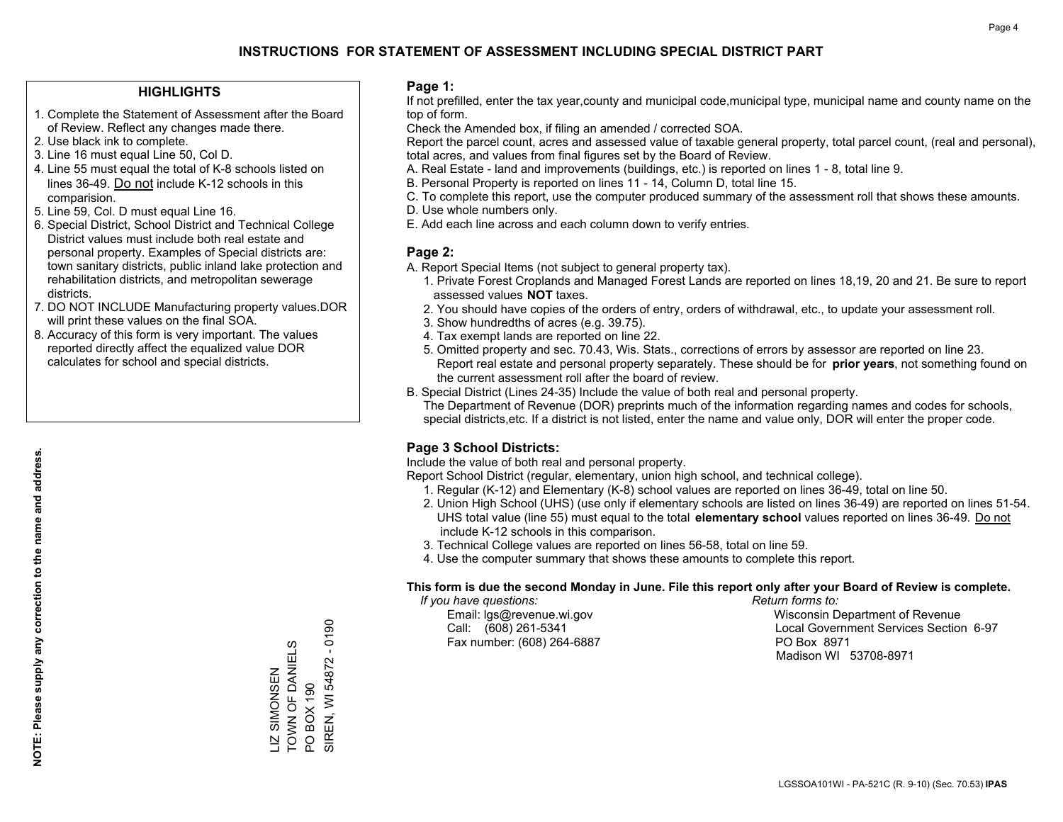# INSTRUCTIONS FOR STATEMENT OF ASSESSMENT INCLUDING SPECIAL DISTRICT PART

### HIGHLIGHTS

1. Complete the Statement of Assessment after the Board of Review. Reflect any changes made there.
2. Use black ink to complete.
3. Line 16 must equal Line 50, Col D.
4. Line 55 must equal the total of K-8 schools listed on lines 36-49. Do not include K-12 schools in this comparision.
5. Line 59, Col. D must equal Line 16.
6. Special District, School District and Technical College District values must include both real estate and personal property. Examples of Special districts are: town sanitary districts, public inland lake protection and rehabilitation districts, and metropolitan sewerage districts.
7. DO NOT INCLUDE Manufacturing property values.DOR will print these values on the final SOA.
8. Accuracy of this form is very important. The values reported directly affect the equalized value DOR calculates for school and special districts.

**NOTE: Please supply any correction to the name and address.**

LIZ SIMONSEN
TOWN OF DANIELS
PO BOX 190
SIREN, WI 54872 - 0190

### Page 1:

If not prefilled, enter the tax year,county and municipal code,municipal type, municipal name and county name on the top of form.

Check the Amended box, if filing an amended / corrected SOA.

Report the parcel count, acres and assessed value of taxable general property, total parcel count, (real and personal), total acres, and values from final figures set by the Board of Review.

A. Real Estate - land and improvements (buildings, etc.) is reported on lines 1 - 8, total line 9.
B. Personal Property is reported on lines 11 - 14, Column D, total line 15.
C. To complete this report, use the computer produced summary of the assessment roll that shows these amounts.
D. Use whole numbers only.
E. Add each line across and each column down to verify entries.

### Page 2:

A. Report Special Items (not subject to general property tax).
   1. Private Forest Croplands and Managed Forest Lands are reported on lines 18,19, 20 and 21. Be sure to report assessed values **NOT** taxes.
   2. You should have copies of the orders of entry, orders of withdrawal, etc., to update your assessment roll.
   3. Show hundredths of acres (e.g. 39.75).
   4. Tax exempt lands are reported on line 22.
   5. Omitted property and sec. 70.43, Wis. Stats., corrections of errors by assessor are reported on line 23. Report real estate and personal property separately. These should be for **prior years**, not something found on the current assessment roll after the board of review.
B. Special District (Lines 24-35) Include the value of both real and personal property.
   The Department of Revenue (DOR) preprints much of the information regarding names and codes for schools, special districts,etc. If a district is not listed, enter the name and value only, DOR will enter the proper code.

### Page 3 School Districts:

Include the value of both real and personal property.

Report School District (regular, elementary, union high school, and technical college).

1. Regular (K-12) and Elementary (K-8) school values are reported on lines 36-49, total on line 50.
2. Union High School (UHS) (use only if elementary schools are listed on lines 36-49) are reported on lines 51-54. UHS total value (line 55) must equal to the total **elementary school** values reported on lines 36-49. Do not include K-12 schools in this comparison.
3. Technical College values are reported on lines 56-58, total on line 59.
4. Use the computer summary that shows these amounts to complete this report.

**This form is due the second Monday in June. File this report only after your Board of Review is complete.**

*If you have questions:*
Email: lgs@revenue.wi.gov
Call: (608) 261-5341
Fax number: (608) 264-6887

*Return forms to:*
Wisconsin Department of Revenue
Local Government Services Section 6-97
PO Box 8971
Madison WI 53708-8971

LGSSOA101WI - PA-521C (R. 9-10) (Sec. 70.53) **IPAS**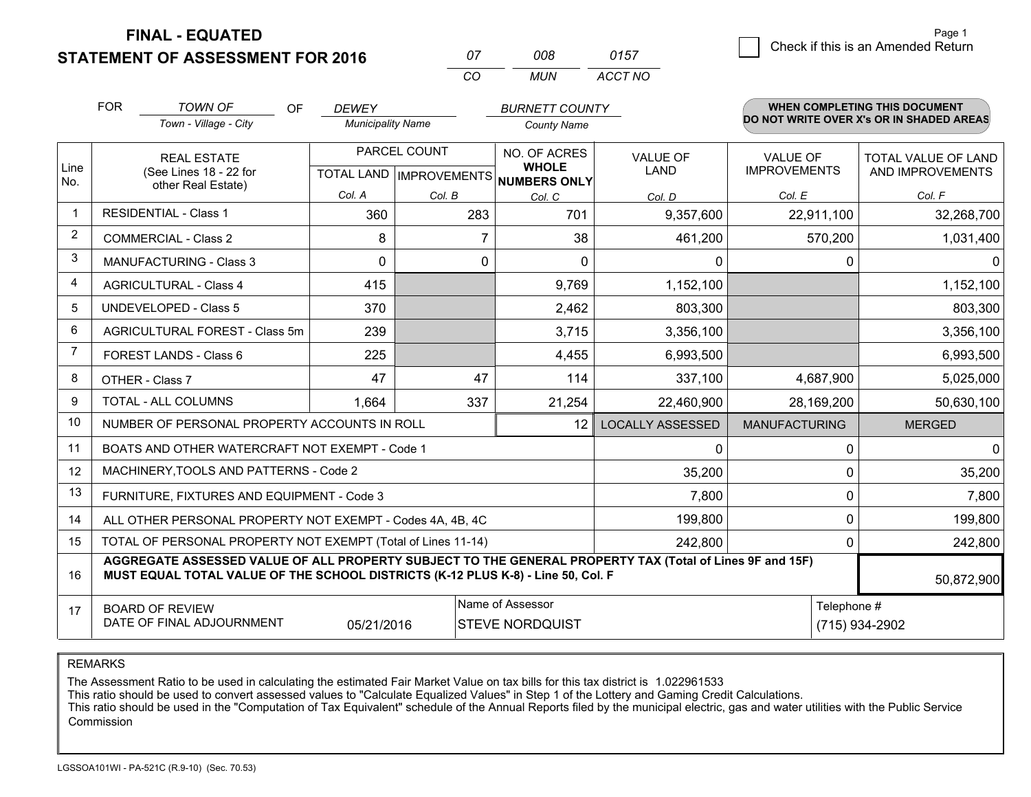**FINAL - EQUATED**

**STATEMENT OF ASSESSMENT FOR 2016**

| 07 | 008 | 0157 |
|---|---|---|
| CO | MUN | ACCT NO |

☐ Check if this is an Amended Return

FOR *TOWN OF* (Town - Village - City) OF *DEWEY* (Municipality Name) *BURNETT COUNTY* (County Name)

**WHEN COMPLETING THIS DOCUMENT DO NOT WRITE OVER X's OR IN SHADED AREAS**

| Line No. | REAL ESTATE (See Lines 18 - 22 for other Real Estate) | PARCEL COUNT TOTAL LAND Col. A | PARCEL COUNT IMPROVEMENTS Col. B | NO. OF ACRES WHOLE NUMBERS ONLY Col. C | VALUE OF LAND Col. D | VALUE OF IMPROVEMENTS Col. E | TOTAL VALUE OF LAND AND IMPROVEMENTS Col. F |
|---|---|---|---|---|---|---|---|
| 1 | RESIDENTIAL - Class 1 | 360 | 283 | 701 | 9,357,600 | 22,911,100 | 32,268,700 |
| 2 | COMMERCIAL - Class 2 | 8 | 7 | 38 | 461,200 | 570,200 | 1,031,400 |
| 3 | MANUFACTURING - Class 3 | 0 | 0 | 0 | 0 | 0 | 0 |
| 4 | AGRICULTURAL - Class 4 | 415 | | 9,769 | 1,152,100 | | 1,152,100 |
| 5 | UNDEVELOPED - Class 5 | 370 | | 2,462 | 803,300 | | 803,300 |
| 6 | AGRICULTURAL FOREST - Class 5m | 239 | | 3,715 | 3,356,100 | | 3,356,100 |
| 7 | FOREST LANDS - Class 6 | 225 | | 4,455 | 6,993,500 | | 6,993,500 |
| 8 | OTHER - Class 7 | 47 | 47 | 114 | 337,100 | 4,687,900 | 5,025,000 |
| 9 | TOTAL - ALL COLUMNS | 1,664 | 337 | 21,254 | 22,460,900 | 28,169,200 | 50,630,100 |
| 10 | NUMBER OF PERSONAL PROPERTY ACCOUNTS IN ROLL | | | 12 | LOCALLY ASSESSED | MANUFACTURING | MERGED |
| 11 | BOATS AND OTHER WATERCRAFT NOT EXEMPT - Code 1 | | | | 0 | 0 | 0 |
| 12 | MACHINERY,TOOLS AND PATTERNS - Code 2 | | | | 35,200 | 0 | 35,200 |
| 13 | FURNITURE, FIXTURES AND EQUIPMENT - Code 3 | | | | 7,800 | 0 | 7,800 |
| 14 | ALL OTHER PERSONAL PROPERTY NOT EXEMPT - Codes 4A, 4B, 4C | | | | 199,800 | 0 | 199,800 |
| 15 | TOTAL OF PERSONAL PROPERTY NOT EXEMPT (Total of Lines 11-14) | | | | 242,800 | 0 | 242,800 |
| 16 | **AGGREGATE ASSESSED VALUE OF ALL PROPERTY SUBJECT TO THE GENERAL PROPERTY TAX (Total of Lines 9F and 15F) MUST EQUAL TOTAL VALUE OF THE SCHOOL DISTRICTS (K-12 PLUS K-8) - Line 50, Col. F** | | | | | | 50,872,900 |
| 17 | BOARD OF REVIEW DATE OF FINAL ADJOURNMENT | 05/21/2016 | Name of Assessor | STEVE NORDQUIST | | Telephone # | (715) 934-2902 |

REMARKS

The Assessment Ratio to be used in calculating the estimated Fair Market Value on tax bills for this tax district is 1.022961533

This ratio should be used to convert assessed values to "Calculate Equalized Values" in Step 1 of the Lottery and Gaming Credit Calculations.

This ratio should be used in the "Computation of Tax Equivalent" schedule of the Annual Reports filed by the municipal electric, gas and water utilities with the Public Service Commission

LGSSOA101WI - PA-521C (R.9-10) (Sec. 70.53)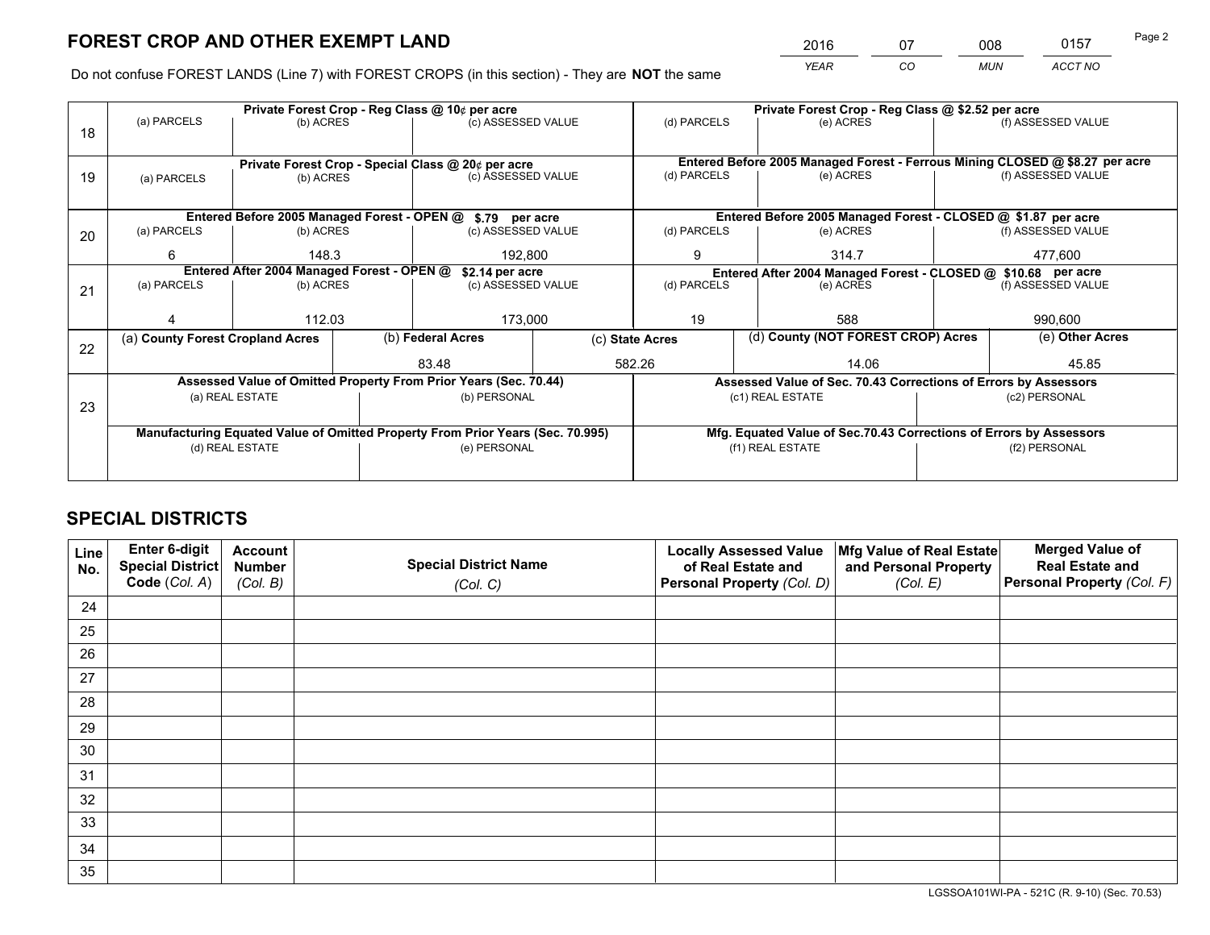# FOREST CROP AND OTHER EXEMPT LAND

| 2016 | 07 | 008 | 0157 |
|---|---|---|---|
| *YEAR* | *CO* | *MUN* | *ACCT NO* |

Do not confuse FOREST LANDS (Line 7) with FOREST CROPS (in this section) - They are **NOT** the same

| Line | | | | | | |
|---|---|---|---|---|---|---|
| 18 | **Private Forest Crop - Reg Class @ 10¢ per acre** | | | **Private Forest Crop - Reg Class @ $2.52 per acre** | | |
| | (a) PARCELS | (b) ACRES | (c) ASSESSED VALUE | (d) PARCELS | (e) ACRES | (f) ASSESSED VALUE |
| | | | | | | |
| 19 | **Private Forest Crop - Special Class @ 20¢ per acre** | | | **Entered Before 2005 Managed Forest - Ferrous Mining CLOSED @ $8.27 per acre** | | |
| | (a) PARCELS | (b) ACRES | (c) ASSESSED VALUE | (d) PARCELS | (e) ACRES | (f) ASSESSED VALUE |
| | | | | | | |
| 20 | **Entered Before 2005 Managed Forest - OPEN @ $.79 per acre** | | | **Entered Before 2005 Managed Forest - CLOSED @ $1.87 per acre** | | |
| | (a) PARCELS | (b) ACRES | (c) ASSESSED VALUE | (d) PARCELS | (e) ACRES | (f) ASSESSED VALUE |
| | 6 | 148.3 | 192,800 | 9 | 314.7 | 477,600 |
| 21 | **Entered After 2004 Managed Forest - OPEN @ $2.14 per acre** | | | **Entered After 2004 Managed Forest - CLOSED @ $10.68 per acre** | | |
| | (a) PARCELS | (b) ACRES | (c) ASSESSED VALUE | (d) PARCELS | (e) ACRES | (f) ASSESSED VALUE |
| | 4 | 112.03 | 173,000 | 19 | 588 | 990,600 |

| Line | (a) County Forest Cropland Acres | (b) Federal Acres | (c) State Acres | (d) County (NOT FOREST CROP) Acres | (e) Other Acres |
|---|---|---|---|---|---|
| 22 | | 83.48 | 582.26 | 14.06 | 45.85 |

| Line | | | | |
|---|---|---|---|---|
| 23 | **Assessed Value of Omitted Property From Prior Years (Sec. 70.44)** | | **Assessed Value of Sec. 70.43 Corrections of Errors by Assessors** | |
| | (a) REAL ESTATE | (b) PERSONAL | (c1) REAL ESTATE | (c2) PERSONAL |
| | | | | |
| | **Manufacturing Equated Value of Omitted Property From Prior Years (Sec. 70.995)** | | **Mfg. Equated Value of Sec.70.43 Corrections of Errors by Assessors** | |
| | (d) REAL ESTATE | (e) PERSONAL | (f1) REAL ESTATE | (f2) PERSONAL |
| | | | | |

# SPECIAL DISTRICTS

| Line No. | Enter 6-digit Special District Code (*Col. A*) | Account Number (*Col. B*) | Special District Name (*Col. C*) | Locally Assessed Value of Real Estate and Personal Property (*Col. D*) | Mfg Value of Real Estate and Personal Property (*Col. E*) | Merged Value of Real Estate and Personal Property (*Col. F*) |
|---|---|---|---|---|---|---|
| 24 | | | | | | |
| 25 | | | | | | |
| 26 | | | | | | |
| 27 | | | | | | |
| 28 | | | | | | |
| 29 | | | | | | |
| 30 | | | | | | |
| 31 | | | | | | |
| 32 | | | | | | |
| 33 | | | | | | |
| 34 | | | | | | |
| 35 | | | | | | |

LGSSOA101WI-PA - 521C (R. 9-10) (Sec. 70.53)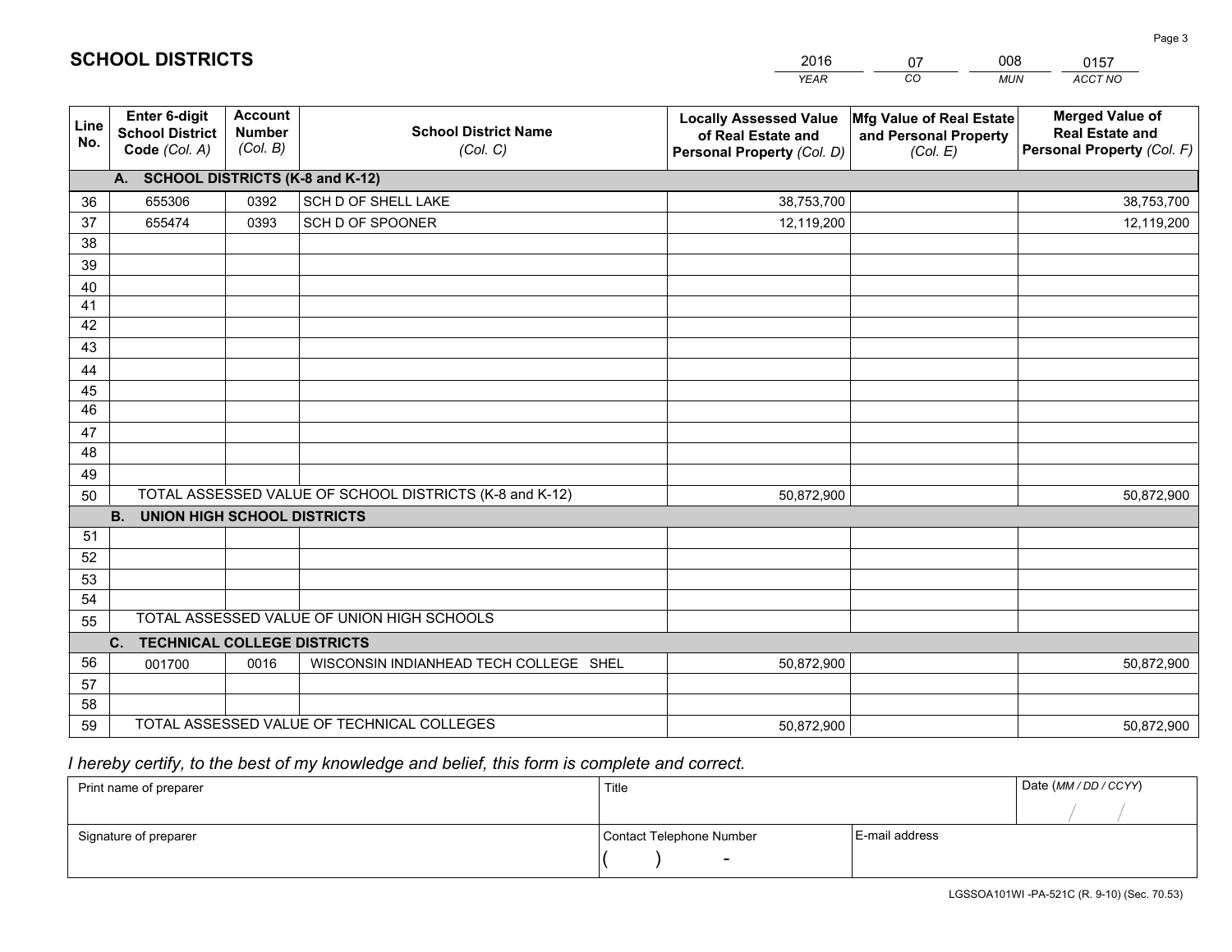# SCHOOL DISTRICTS

| 2016 | 07 | 008 | 0157 |
|---|---|---|---|
| *YEAR* | *CO* | *MUN* | *ACCT NO* |

| Line No. | Enter 6-digit School District Code *(Col. A)* | Account Number *(Col. B)* | School District Name *(Col. C)* | Locally Assessed Value of Real Estate and Personal Property *(Col. D)* | Mfg Value of Real Estate and Personal Property *(Col. E)* | Merged Value of Real Estate and Personal Property *(Col. F)* |
|---|---|---|---|---|---|---|
| | **A. SCHOOL DISTRICTS (K-8 and K-12)** | | | | | |
| 36 | 655306 | 0392 | SCH D OF SHELL LAKE | 38,753,700 | | 38,753,700 |
| 37 | 655474 | 0393 | SCH D OF SPOONER | 12,119,200 | | 12,119,200 |
| 38 | | | | | | |
| 39 | | | | | | |
| 40 | | | | | | |
| 41 | | | | | | |
| 42 | | | | | | |
| 43 | | | | | | |
| 44 | | | | | | |
| 45 | | | | | | |
| 46 | | | | | | |
| 47 | | | | | | |
| 48 | | | | | | |
| 49 | | | | | | |
| 50 | TOTAL ASSESSED VALUE OF SCHOOL DISTRICTS (K-8 and K-12) | | | 50,872,900 | | 50,872,900 |
| | **B. UNION HIGH SCHOOL DISTRICTS** | | | | | |
| 51 | | | | | | |
| 52 | | | | | | |
| 53 | | | | | | |
| 54 | | | | | | |
| 55 | TOTAL ASSESSED VALUE OF UNION HIGH SCHOOLS | | | | | |
| | **C. TECHNICAL COLLEGE DISTRICTS** | | | | | |
| 56 | 001700 | 0016 | WISCONSIN INDIANHEAD TECH COLLEGE SHEL | 50,872,900 | | 50,872,900 |
| 57 | | | | | | |
| 58 | | | | | | |
| 59 | TOTAL ASSESSED VALUE OF TECHNICAL COLLEGES | | | 50,872,900 | | 50,872,900 |

*I hereby certify, to the best of my knowledge and belief, this form is complete and correct.*

| Print name of preparer | Title | | Date *(MM / DD / CCYY)* |
|---|---|---|---|
| | | | / / |
| Signature of preparer | Contact Telephone Number | E-mail address | |
| | ( ) - | | |

LGSSOA101WI -PA-521C (R. 9-10) (Sec. 70.53)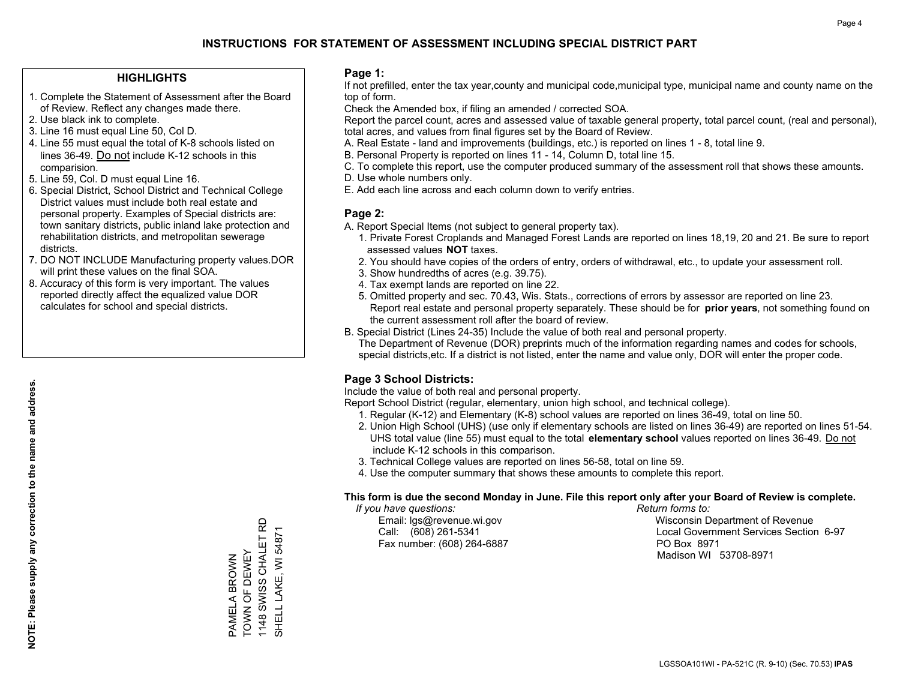# INSTRUCTIONS FOR STATEMENT OF ASSESSMENT INCLUDING SPECIAL DISTRICT PART

## HIGHLIGHTS

1. Complete the Statement of Assessment after the Board of Review. Reflect any changes made there.
2. Use black ink to complete.
3. Line 16 must equal Line 50, Col D.
4. Line 55 must equal the total of K-8 schools listed on lines 36-49. Do not include K-12 schools in this comparision.
5. Line 59, Col. D must equal Line 16.
6. Special District, School District and Technical College District values must include both real estate and personal property. Examples of Special districts are: town sanitary districts, public inland lake protection and rehabilitation districts, and metropolitan sewerage districts.
7. DO NOT INCLUDE Manufacturing property values.DOR will print these values on the final SOA.
8. Accuracy of this form is very important. The values reported directly affect the equalized value DOR calculates for school and special districts.

**NOTE: Please supply any correction to the name and address.**

PAMELA BROWN
TOWN OF DEWEY
1148 SWISS CHALET RD
SHELL LAKE, WI 54871

## Page 1:

If not prefilled, enter the tax year,county and municipal code,municipal type, municipal name and county name on the top of form.

Check the Amended box, if filing an amended / corrected SOA.

Report the parcel count, acres and assessed value of taxable general property, total parcel count, (real and personal), total acres, and values from final figures set by the Board of Review.

A. Real Estate - land and improvements (buildings, etc.) is reported on lines 1 - 8, total line 9.
B. Personal Property is reported on lines 11 - 14, Column D, total line 15.
C. To complete this report, use the computer produced summary of the assessment roll that shows these amounts.
D. Use whole numbers only.
E. Add each line across and each column down to verify entries.

## Page 2:

A. Report Special Items (not subject to general property tax).
   1. Private Forest Croplands and Managed Forest Lands are reported on lines 18,19, 20 and 21. Be sure to report assessed values **NOT** taxes.
   2. You should have copies of the orders of entry, orders of withdrawal, etc., to update your assessment roll.
   3. Show hundredths of acres (e.g. 39.75).
   4. Tax exempt lands are reported on line 22.
   5. Omitted property and sec. 70.43, Wis. Stats., corrections of errors by assessor are reported on line 23. Report real estate and personal property separately. These should be for **prior years**, not something found on the current assessment roll after the board of review.

B. Special District (Lines 24-35) Include the value of both real and personal property.
   The Department of Revenue (DOR) preprints much of the information regarding names and codes for schools, special districts,etc. If a district is not listed, enter the name and value only, DOR will enter the proper code.

## Page 3 School Districts:

Include the value of both real and personal property.

Report School District (regular, elementary, union high school, and technical college).

1. Regular (K-12) and Elementary (K-8) school values are reported on lines 36-49, total on line 50.
2. Union High School (UHS) (use only if elementary schools are listed on lines 36-49) are reported on lines 51-54. UHS total value (line 55) must equal to the total **elementary school** values reported on lines 36-49. Do not include K-12 schools in this comparison.
3. Technical College values are reported on lines 56-58, total on line 59.
4. Use the computer summary that shows these amounts to complete this report.

**This form is due the second Monday in June. File this report only after your Board of Review is complete.**

*If you have questions:*
Email: lgs@revenue.wi.gov
Call: (608) 261-5341
Fax number: (608) 264-6887

*Return forms to:*
Wisconsin Department of Revenue
Local Government Services Section 6-97
PO Box 8971
Madison WI 53708-8971

LGSSOA101WI - PA-521C (R. 9-10) (Sec. 70.53) **IPAS**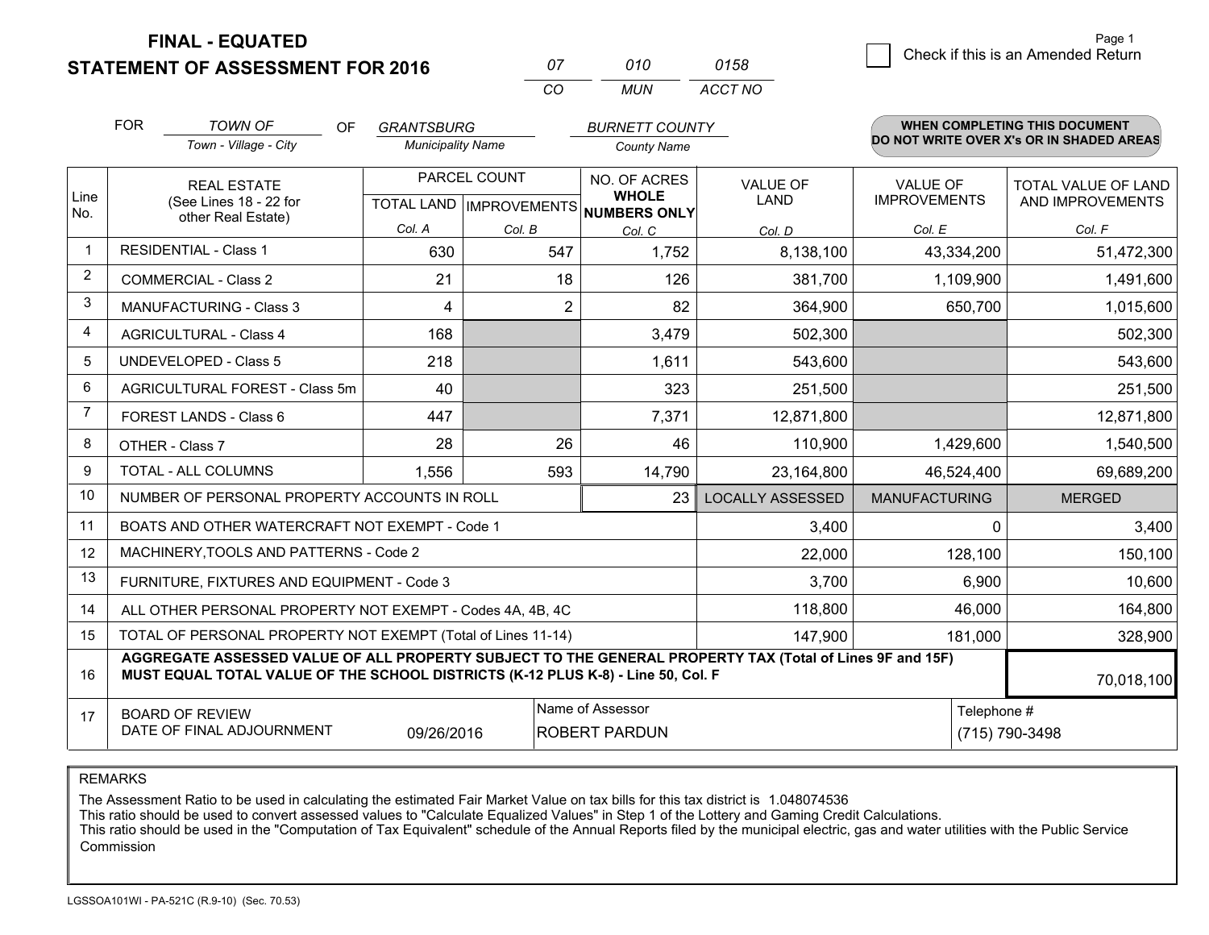# FINAL - EQUATED
## STATEMENT OF ASSESSMENT FOR 2016

| 07 | 010 | 0158 |
|---|---|---|
| CO | MUN | ACCT NO |

Page 1

☐ Check if this is an Amended Return

FOR *TOWN OF* (Town - Village - City) OF *GRANTSBURG* (Municipality Name) *BURNETT COUNTY* (County Name)

**WHEN COMPLETING THIS DOCUMENT DO NOT WRITE OVER X's OR IN SHADED AREAS**

| Line No. | REAL ESTATE (See Lines 18 - 22 for other Real Estate) | PARCEL COUNT TOTAL LAND Col. A | PARCEL COUNT IMPROVEMENTS Col. B | NO. OF ACRES WHOLE NUMBERS ONLY Col. C | VALUE OF LAND Col. D | VALUE OF IMPROVEMENTS Col. E | TOTAL VALUE OF LAND AND IMPROVEMENTS Col. F |
|---|---|---|---|---|---|---|---|
| 1 | RESIDENTIAL - Class 1 | 630 | 547 | 1,752 | 8,138,100 | 43,334,200 | 51,472,300 |
| 2 | COMMERCIAL - Class 2 | 21 | 18 | 126 | 381,700 | 1,109,900 | 1,491,600 |
| 3 | MANUFACTURING - Class 3 | 4 | 2 | 82 | 364,900 | 650,700 | 1,015,600 |
| 4 | AGRICULTURAL - Class 4 | 168 | | 3,479 | 502,300 | | 502,300 |
| 5 | UNDEVELOPED - Class 5 | 218 | | 1,611 | 543,600 | | 543,600 |
| 6 | AGRICULTURAL FOREST - Class 5m | 40 | | 323 | 251,500 | | 251,500 |
| 7 | FOREST LANDS - Class 6 | 447 | | 7,371 | 12,871,800 | | 12,871,800 |
| 8 | OTHER - Class 7 | 28 | 26 | 46 | 110,900 | 1,429,600 | 1,540,500 |
| 9 | TOTAL - ALL COLUMNS | 1,556 | 593 | 14,790 | 23,164,800 | 46,524,400 | 69,689,200 |
| 10 | NUMBER OF PERSONAL PROPERTY ACCOUNTS IN ROLL | | | 23 | LOCALLY ASSESSED | MANUFACTURING | MERGED |
| 11 | BOATS AND OTHER WATERCRAFT NOT EXEMPT - Code 1 | | | | 3,400 | 0 | 3,400 |
| 12 | MACHINERY,TOOLS AND PATTERNS - Code 2 | | | | 22,000 | 128,100 | 150,100 |
| 13 | FURNITURE, FIXTURES AND EQUIPMENT - Code 3 | | | | 3,700 | 6,900 | 10,600 |
| 14 | ALL OTHER PERSONAL PROPERTY NOT EXEMPT - Codes 4A, 4B, 4C | | | | 118,800 | 46,000 | 164,800 |
| 15 | TOTAL OF PERSONAL PROPERTY NOT EXEMPT (Total of Lines 11-14) | | | | 147,900 | 181,000 | 328,900 |
| 16 | **AGGREGATE ASSESSED VALUE OF ALL PROPERTY SUBJECT TO THE GENERAL PROPERTY TAX (Total of Lines 9F and 15F) MUST EQUAL TOTAL VALUE OF THE SCHOOL DISTRICTS (K-12 PLUS K-8) - Line 50, Col. F** | | | | | | 70,018,100 |
| 17 | BOARD OF REVIEW DATE OF FINAL ADJOURNMENT | 09/26/2016 | Name of Assessor: ROBERT PARDUN | | | Telephone #: (715) 790-3498 | |

REMARKS

The Assessment Ratio to be used in calculating the estimated Fair Market Value on tax bills for this tax district is 1.048074536
This ratio should be used to convert assessed values to "Calculate Equalized Values" in Step 1 of the Lottery and Gaming Credit Calculations.
This ratio should be used in the "Computation of Tax Equivalent" schedule of the Annual Reports filed by the municipal electric, gas and water utilities with the Public Service Commission

LGSSOA101WI - PA-521C (R.9-10) (Sec. 70.53)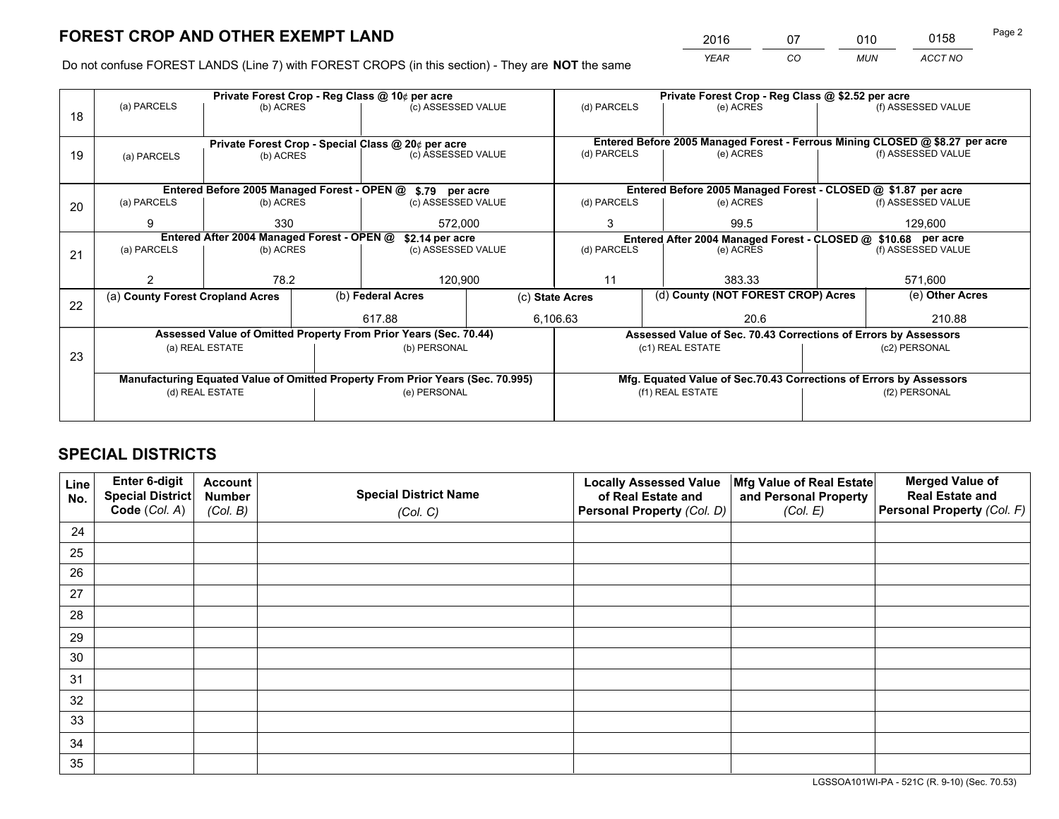# FOREST CROP AND OTHER EXEMPT LAND

| 2016 | 07 | 010 | 0158 |
|---|---|---|---|
| YEAR | CO | MUN | ACCT NO |

Do not confuse FOREST LANDS (Line 7) with FOREST CROPS (in this section) - They are **NOT** the same

| Line | Private Forest Crop - Reg Class @ 10¢ per acre | | | Private Forest Crop - Reg Class @ $2.52 per acre | | |
|---|---|---|---|---|---|---|
| 18 | (a) PARCELS | (b) ACRES | (c) ASSESSED VALUE | (d) PARCELS | (e) ACRES | (f) ASSESSED VALUE |
| | | | | | | |
| | **Private Forest Crop - Special Class @ 20¢ per acre** | | | **Entered Before 2005 Managed Forest - Ferrous Mining CLOSED @ $8.27 per acre** | | |
| 19 | (a) PARCELS | (b) ACRES | (c) ASSESSED VALUE | (d) PARCELS | (e) ACRES | (f) ASSESSED VALUE |
| | | | | | | |
| | **Entered Before 2005 Managed Forest - OPEN @ $.79 per acre** | | | **Entered Before 2005 Managed Forest - CLOSED @ $1.87 per acre** | | |
| 20 | (a) PARCELS | (b) ACRES | (c) ASSESSED VALUE | (d) PARCELS | (e) ACRES | (f) ASSESSED VALUE |
| | 9 | 330 | 572,000 | 3 | 99.5 | 129,600 |
| | **Entered After 2004 Managed Forest - OPEN @ $2.14 per acre** | | | **Entered After 2004 Managed Forest - CLOSED @ $10.68 per acre** | | |
| 21 | (a) PARCELS | (b) ACRES | (c) ASSESSED VALUE | (d) PARCELS | (e) ACRES | (f) ASSESSED VALUE |
| | 2 | 78.2 | 120,900 | 11 | 383.33 | 571,600 |

| Line | (a) County Forest Cropland Acres | (b) Federal Acres | (c) State Acres | (d) County (NOT FOREST CROP) Acres | (e) Other Acres |
|---|---|---|---|---|---|
| 22 | | 617.88 | 6,106.63 | 20.6 | 210.88 |

| Line | Assessed Value of Omitted Property From Prior Years (Sec. 70.44) | | Assessed Value of Sec. 70.43 Corrections of Errors by Assessors | |
|---|---|---|---|---|
| 23 | (a) REAL ESTATE | (b) PERSONAL | (c1) REAL ESTATE | (c2) PERSONAL |
| | | | | |
| | **Manufacturing Equated Value of Omitted Property From Prior Years (Sec. 70.995)** | | **Mfg. Equated Value of Sec.70.43 Corrections of Errors by Assessors** | |
| | (d) REAL ESTATE | (e) PERSONAL | (f1) REAL ESTATE | (f2) PERSONAL |
| | | | | |

# SPECIAL DISTRICTS

| Line No. | Enter 6-digit Special District Code (Col. A) | Account Number (Col. B) | Special District Name (Col. C) | Locally Assessed Value of Real Estate and Personal Property (Col. D) | Mfg Value of Real Estate and Personal Property (Col. E) | Merged Value of Real Estate and Personal Property (Col. F) |
|---|---|---|---|---|---|---|
| 24 | | | | | | |
| 25 | | | | | | |
| 26 | | | | | | |
| 27 | | | | | | |
| 28 | | | | | | |
| 29 | | | | | | |
| 30 | | | | | | |
| 31 | | | | | | |
| 32 | | | | | | |
| 33 | | | | | | |
| 34 | | | | | | |
| 35 | | | | | | |

LGSSOA101WI-PA - 521C (R. 9-10) (Sec. 70.53)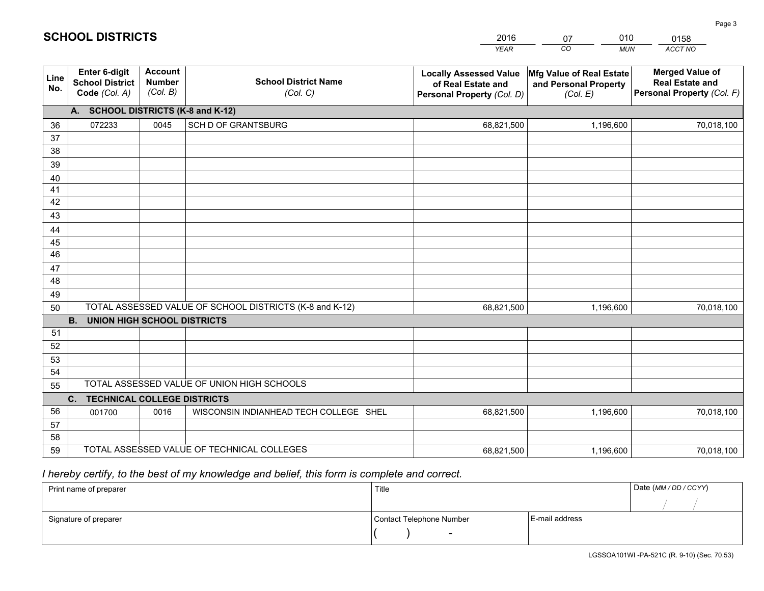# SCHOOL DISTRICTS

| 2016 | 07 | 010 | 0158 |
|---|---|---|---|
| *YEAR* | *CO* | *MUN* | *ACCT NO* |

| Line No. | Enter 6-digit School District Code *(Col. A)* | Account Number *(Col. B)* | School District Name *(Col. C)* | Locally Assessed Value of Real Estate and Personal Property *(Col. D)* | Mfg Value of Real Estate and Personal Property *(Col. E)* | Merged Value of Real Estate and Personal Property *(Col. F)* |
|---|---|---|---|---|---|---|
| | **A. SCHOOL DISTRICTS (K-8 and K-12)** | | | | | |
| 36 | 072233 | 0045 | SCH D OF GRANTSBURG | 68,821,500 | 1,196,600 | 70,018,100 |
| 37 | | | | | | |
| 38 | | | | | | |
| 39 | | | | | | |
| 40 | | | | | | |
| 41 | | | | | | |
| 42 | | | | | | |
| 43 | | | | | | |
| 44 | | | | | | |
| 45 | | | | | | |
| 46 | | | | | | |
| 47 | | | | | | |
| 48 | | | | | | |
| 49 | | | | | | |
| 50 | TOTAL ASSESSED VALUE OF SCHOOL DISTRICTS (K-8 and K-12) | | | 68,821,500 | 1,196,600 | 70,018,100 |
| | **B. UNION HIGH SCHOOL DISTRICTS** | | | | | |
| 51 | | | | | | |
| 52 | | | | | | |
| 53 | | | | | | |
| 54 | | | | | | |
| 55 | TOTAL ASSESSED VALUE OF UNION HIGH SCHOOLS | | | | | |
| | **C. TECHNICAL COLLEGE DISTRICTS** | | | | | |
| 56 | 001700 | 0016 | WISCONSIN INDIANHEAD TECH COLLEGE SHEL | 68,821,500 | 1,196,600 | 70,018,100 |
| 57 | | | | | | |
| 58 | | | | | | |
| 59 | TOTAL ASSESSED VALUE OF TECHNICAL COLLEGES | | | 68,821,500 | 1,196,600 | 70,018,100 |

*I hereby certify, to the best of my knowledge and belief, this form is complete and correct.*

| Print name of preparer | Title | | Date *(MM / DD / CCYY)* |
|---|---|---|---|
| | | | / / |
| Signature of preparer | Contact Telephone Number | E-mail address | |
| | ( ) - | | |

LGSSOA101WI -PA-521C (R. 9-10) (Sec. 70.53)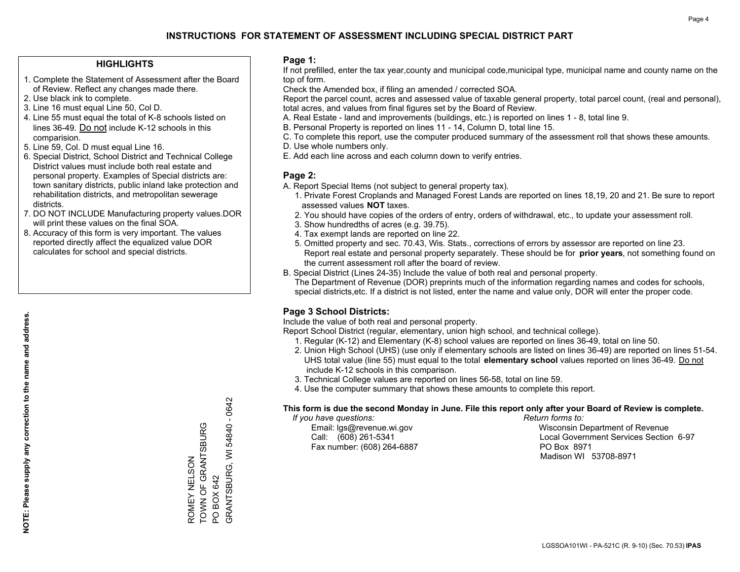# INSTRUCTIONS FOR STATEMENT OF ASSESSMENT INCLUDING SPECIAL DISTRICT PART

## HIGHLIGHTS

1. Complete the Statement of Assessment after the Board of Review. Reflect any changes made there.
2. Use black ink to complete.
3. Line 16 must equal Line 50, Col D.
4. Line 55 must equal the total of K-8 schools listed on lines 36-49. Do not include K-12 schools in this comparision.
5. Line 59, Col. D must equal Line 16.
6. Special District, School District and Technical College District values must include both real estate and personal property. Examples of Special districts are: town sanitary districts, public inland lake protection and rehabilitation districts, and metropolitan sewerage districts.
7. DO NOT INCLUDE Manufacturing property values.DOR will print these values on the final SOA.
8. Accuracy of this form is very important. The values reported directly affect the equalized value DOR calculates for school and special districts.

**NOTE: Please supply any correction to the name and address.**

ROMEY NELSON
TOWN OF GRANTSBURG
PO BOX 642
GRANTSBURG, WI 54840 - 0642

## Page 1:

If not prefilled, enter the tax year,county and municipal code,municipal type, municipal name and county name on the top of form.

Check the Amended box, if filing an amended / corrected SOA.

Report the parcel count, acres and assessed value of taxable general property, total parcel count, (real and personal), total acres, and values from final figures set by the Board of Review.

A. Real Estate - land and improvements (buildings, etc.) is reported on lines 1 - 8, total line 9.
B. Personal Property is reported on lines 11 - 14, Column D, total line 15.
C. To complete this report, use the computer produced summary of the assessment roll that shows these amounts.
D. Use whole numbers only.
E. Add each line across and each column down to verify entries.

## Page 2:

A. Report Special Items (not subject to general property tax).
   1. Private Forest Croplands and Managed Forest Lands are reported on lines 18,19, 20 and 21. Be sure to report assessed values **NOT** taxes.
   2. You should have copies of the orders of entry, orders of withdrawal, etc., to update your assessment roll.
   3. Show hundredths of acres (e.g. 39.75).
   4. Tax exempt lands are reported on line 22.
   5. Omitted property and sec. 70.43, Wis. Stats., corrections of errors by assessor are reported on line 23. Report real estate and personal property separately. These should be for **prior years**, not something found on the current assessment roll after the board of review.
B. Special District (Lines 24-35) Include the value of both real and personal property.
   The Department of Revenue (DOR) preprints much of the information regarding names and codes for schools, special districts,etc. If a district is not listed, enter the name and value only, DOR will enter the proper code.

## Page 3 School Districts:

Include the value of both real and personal property.

Report School District (regular, elementary, union high school, and technical college).

1. Regular (K-12) and Elementary (K-8) school values are reported on lines 36-49, total on line 50.
2. Union High School (UHS) (use only if elementary schools are listed on lines 36-49) are reported on lines 51-54. UHS total value (line 55) must equal to the total **elementary school** values reported on lines 36-49. Do not include K-12 schools in this comparison.
3. Technical College values are reported on lines 56-58, total on line 59.
4. Use the computer summary that shows these amounts to complete this report.

**This form is due the second Monday in June. File this report only after your Board of Review is complete.**

*If you have questions:*
Email: lgs@revenue.wi.gov
Call: (608) 261-5341
Fax number: (608) 264-6887

*Return forms to:*
Wisconsin Department of Revenue
Local Government Services Section 6-97
PO Box 8971
Madison WI 53708-8971

LGSSOA101WI - PA-521C (R. 9-10) (Sec. 70.53) **IPAS**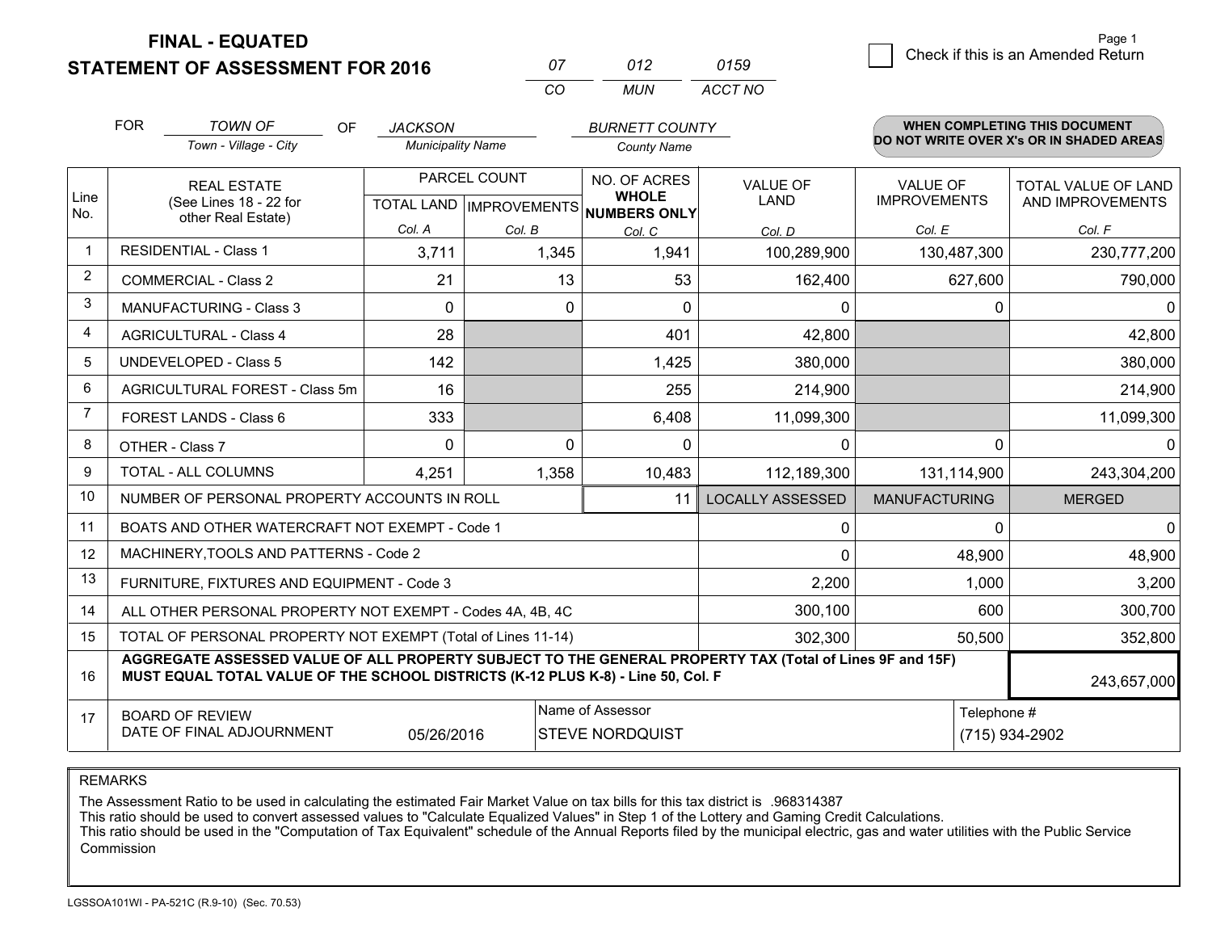**FINAL - EQUATED**
**STATEMENT OF ASSESSMENT FOR 2016**

| 07 | 012 | 0159 |
|---|---|---|
| CO | MUN | ACCT NO |

☐ Check if this is an Amended Return

FOR *TOWN OF* (Town - Village - City) OF *JACKSON* (Municipality Name) *BURNETT COUNTY* (County Name)

**WHEN COMPLETING THIS DOCUMENT DO NOT WRITE OVER X's OR IN SHADED AREAS**

| Line No. | REAL ESTATE (See Lines 18 - 22 for other Real Estate) | PARCEL COUNT TOTAL LAND Col. A | PARCEL COUNT IMPROVEMENTS Col. B | NO. OF ACRES WHOLE NUMBERS ONLY Col. C | VALUE OF LAND Col. D | VALUE OF IMPROVEMENTS Col. E | TOTAL VALUE OF LAND AND IMPROVEMENTS Col. F |
|---|---|---|---|---|---|---|---|
| 1 | RESIDENTIAL - Class 1 | 3,711 | 1,345 | 1,941 | 100,289,900 | 130,487,300 | 230,777,200 |
| 2 | COMMERCIAL - Class 2 | 21 | 13 | 53 | 162,400 | 627,600 | 790,000 |
| 3 | MANUFACTURING - Class 3 | 0 | 0 | 0 | 0 | 0 | 0 |
| 4 | AGRICULTURAL - Class 4 | 28 | | 401 | 42,800 | | 42,800 |
| 5 | UNDEVELOPED - Class 5 | 142 | | 1,425 | 380,000 | | 380,000 |
| 6 | AGRICULTURAL FOREST - Class 5m | 16 | | 255 | 214,900 | | 214,900 |
| 7 | FOREST LANDS - Class 6 | 333 | | 6,408 | 11,099,300 | | 11,099,300 |
| 8 | OTHER - Class 7 | 0 | 0 | 0 | 0 | 0 | 0 |
| 9 | TOTAL - ALL COLUMNS | 4,251 | 1,358 | 10,483 | 112,189,300 | 131,114,900 | 243,304,200 |
| 10 | NUMBER OF PERSONAL PROPERTY ACCOUNTS IN ROLL | | | 11 | LOCALLY ASSESSED | MANUFACTURING | MERGED |
| 11 | BOATS AND OTHER WATERCRAFT NOT EXEMPT - Code 1 | | | | 0 | 0 | 0 |
| 12 | MACHINERY,TOOLS AND PATTERNS - Code 2 | | | | 0 | 48,900 | 48,900 |
| 13 | FURNITURE, FIXTURES AND EQUIPMENT - Code 3 | | | | 2,200 | 1,000 | 3,200 |
| 14 | ALL OTHER PERSONAL PROPERTY NOT EXEMPT - Codes 4A, 4B, 4C | | | | 300,100 | 600 | 300,700 |
| 15 | TOTAL OF PERSONAL PROPERTY NOT EXEMPT (Total of Lines 11-14) | | | | 302,300 | 50,500 | 352,800 |
| 16 | **AGGREGATE ASSESSED VALUE OF ALL PROPERTY SUBJECT TO THE GENERAL PROPERTY TAX (Total of Lines 9F and 15F) MUST EQUAL TOTAL VALUE OF THE SCHOOL DISTRICTS (K-12 PLUS K-8) - Line 50, Col. F** | | | | | | 243,657,000 |
| 17 | BOARD OF REVIEW DATE OF FINAL ADJOURNMENT | 05/26/2016 | Name of Assessor: STEVE NORDQUIST | | | Telephone #: (715) 934-2902 | |

REMARKS

The Assessment Ratio to be used in calculating the estimated Fair Market Value on tax bills for this tax district is .968314387
This ratio should be used to convert assessed values to "Calculate Equalized Values" in Step 1 of the Lottery and Gaming Credit Calculations.
This ratio should be used in the "Computation of Tax Equivalent" schedule of the Annual Reports filed by the municipal electric, gas and water utilities with the Public Service Commission

LGSSOA101WI - PA-521C (R.9-10) (Sec. 70.53)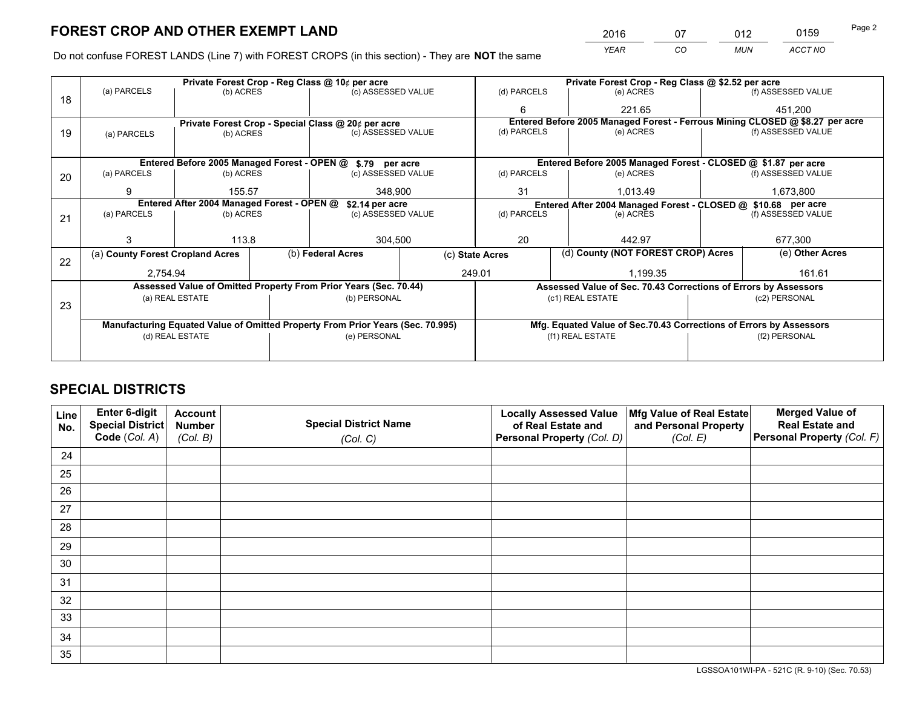# FOREST CROP AND OTHER EXEMPT LAND

| YEAR | CO | MUN | ACCT NO |
|---|---|---|---|
| 2016 | 07 | 012 | 0159 |

Do not confuse FOREST LANDS (Line 7) with FOREST CROPS (in this section) - They are **NOT** the same

| Line | Private Forest Crop - Reg Class @ 10¢ per acre | | | Private Forest Crop - Reg Class @ $2.52 per acre | | |
|---|---|---|---|---|---|---|
| 18 | (a) PARCELS | (b) ACRES | (c) ASSESSED VALUE | (d) PARCELS | (e) ACRES | (f) ASSESSED VALUE |
| | | | | 6 | 221.65 | 451,200 |
| | **Private Forest Crop - Special Class @ 20¢ per acre** | | | **Entered Before 2005 Managed Forest - Ferrous Mining CLOSED @ $8.27 per acre** | | |
| 19 | (a) PARCELS | (b) ACRES | (c) ASSESSED VALUE | (d) PARCELS | (e) ACRES | (f) ASSESSED VALUE |
| | | | | | | |
| | **Entered Before 2005 Managed Forest - OPEN @ $.79 per acre** | | | **Entered Before 2005 Managed Forest - CLOSED @ $1.87 per acre** | | |
| 20 | (a) PARCELS | (b) ACRES | (c) ASSESSED VALUE | (d) PARCELS | (e) ACRES | (f) ASSESSED VALUE |
| | 9 | 155.57 | 348,900 | 31 | 1,013.49 | 1,673,800 |
| | **Entered After 2004 Managed Forest - OPEN @ $2.14 per acre** | | | **Entered After 2004 Managed Forest - CLOSED @ $10.68 per acre** | | |
| 21 | (a) PARCELS | (b) ACRES | (c) ASSESSED VALUE | (d) PARCELS | (e) ACRES | (f) ASSESSED VALUE |
| | 3 | 113.8 | 304,500 | 20 | 442.97 | 677,300 |

| Line | (a) County Forest Cropland Acres | (b) Federal Acres | (c) State Acres | (d) County (NOT FOREST CROP) Acres | (e) Other Acres |
|---|---|---|---|---|---|
| 22 | 2,754.94 | | 249.01 | 1,199.35 | 161.61 |

| Line | Assessed Value of Omitted Property From Prior Years (Sec. 70.44) | | Assessed Value of Sec. 70.43 Corrections of Errors by Assessors | |
|---|---|---|---|---|
| 23 | (a) REAL ESTATE | (b) PERSONAL | (c1) REAL ESTATE | (c2) PERSONAL |
| | | | | |
| | **Manufacturing Equated Value of Omitted Property From Prior Years (Sec. 70.995)** | | **Mfg. Equated Value of Sec.70.43 Corrections of Errors by Assessors** | |
| | (d) REAL ESTATE | (e) PERSONAL | (f1) REAL ESTATE | (f2) PERSONAL |
| | | | | |

# SPECIAL DISTRICTS

| Line No. | Enter 6-digit Special District Code (Col. A) | Account Number (Col. B) | Special District Name (Col. C) | Locally Assessed Value of Real Estate and Personal Property (Col. D) | Mfg Value of Real Estate and Personal Property (Col. E) | Merged Value of Real Estate and Personal Property (Col. F) |
|---|---|---|---|---|---|---|
| 24 | | | | | | |
| 25 | | | | | | |
| 26 | | | | | | |
| 27 | | | | | | |
| 28 | | | | | | |
| 29 | | | | | | |
| 30 | | | | | | |
| 31 | | | | | | |
| 32 | | | | | | |
| 33 | | | | | | |
| 34 | | | | | | |
| 35 | | | | | | |

LGSSOA101WI-PA - 521C (R. 9-10) (Sec. 70.53)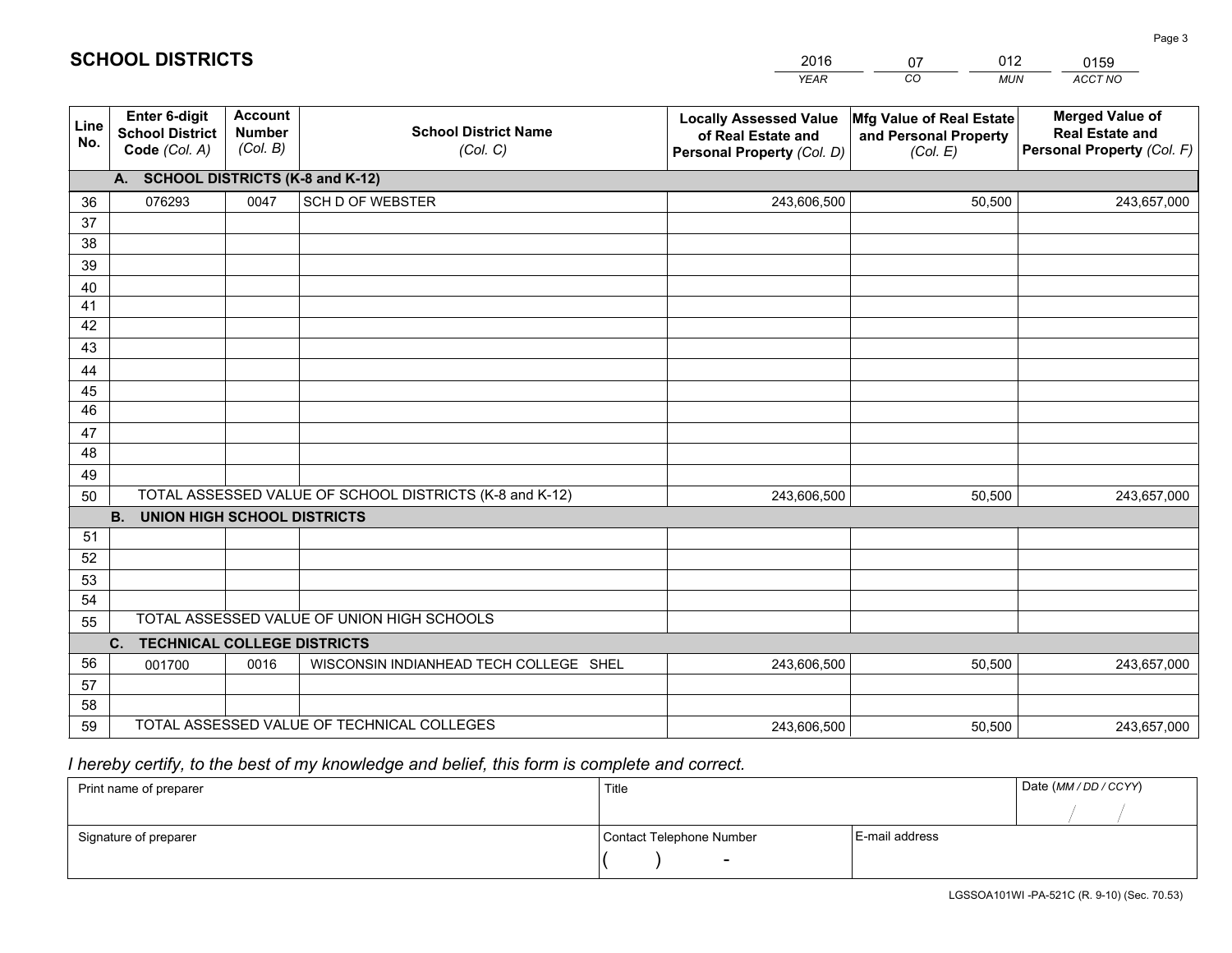# SCHOOL DISTRICTS

| 2016 | 07 | 012 | 0159 |
|---|---|---|---|
| *YEAR* | *CO* | *MUN* | *ACCT NO* |

| Line No. | Enter 6-digit School District Code *(Col. A)* | Account Number *(Col. B)* | School District Name *(Col. C)* | Locally Assessed Value of Real Estate and Personal Property *(Col. D)* | Mfg Value of Real Estate and Personal Property *(Col. E)* | Merged Value of Real Estate and Personal Property *(Col. F)* |
|---|---|---|---|---|---|---|
| **A. SCHOOL DISTRICTS (K-8 and K-12)** | | | | | | |
| 36 | 076293 | 0047 | SCH D OF WEBSTER | 243,606,500 | 50,500 | 243,657,000 |
| 37 | | | | | | |
| 38 | | | | | | |
| 39 | | | | | | |
| 40 | | | | | | |
| 41 | | | | | | |
| 42 | | | | | | |
| 43 | | | | | | |
| 44 | | | | | | |
| 45 | | | | | | |
| 46 | | | | | | |
| 47 | | | | | | |
| 48 | | | | | | |
| 49 | | | | | | |
| 50 | TOTAL ASSESSED VALUE OF SCHOOL DISTRICTS (K-8 and K-12) | | | 243,606,500 | 50,500 | 243,657,000 |
| **B. UNION HIGH SCHOOL DISTRICTS** | | | | | | |
| 51 | | | | | | |
| 52 | | | | | | |
| 53 | | | | | | |
| 54 | | | | | | |
| 55 | TOTAL ASSESSED VALUE OF UNION HIGH SCHOOLS | | | | | |
| **C. TECHNICAL COLLEGE DISTRICTS** | | | | | | |
| 56 | 001700 | 0016 | WISCONSIN INDIANHEAD TECH COLLEGE SHEL | 243,606,500 | 50,500 | 243,657,000 |
| 57 | | | | | | |
| 58 | | | | | | |
| 59 | TOTAL ASSESSED VALUE OF TECHNICAL COLLEGES | | | 243,606,500 | 50,500 | 243,657,000 |

*I hereby certify, to the best of my knowledge and belief, this form is complete and correct.*

| Print name of preparer | Title | | Date *(MM / DD / CCYY)* |
|---|---|---|---|
| | | | / / |
| Signature of preparer | Contact Telephone Number | E-mail address | |
| | ( ) - | | |

LGSSOA101WI -PA-521C (R. 9-10) (Sec. 70.53)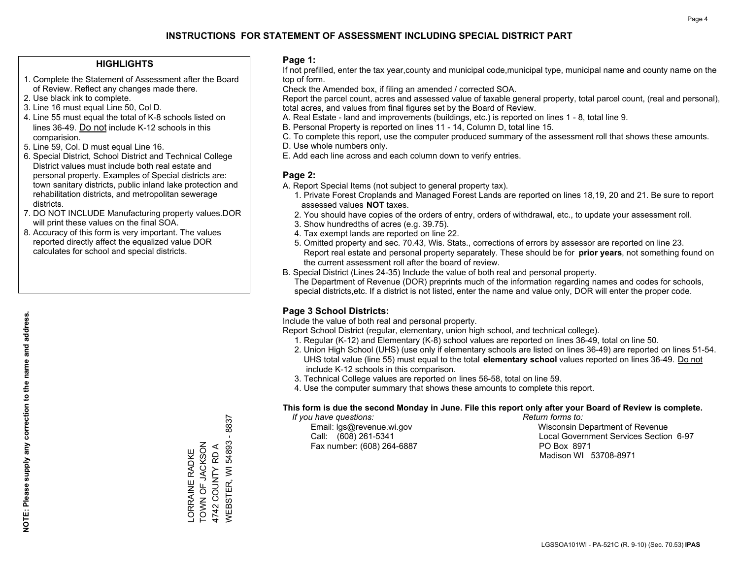# INSTRUCTIONS FOR STATEMENT OF ASSESSMENT INCLUDING SPECIAL DISTRICT PART

## HIGHLIGHTS

1. Complete the Statement of Assessment after the Board of Review. Reflect any changes made there.
2. Use black ink to complete.
3. Line 16 must equal Line 50, Col D.
4. Line 55 must equal the total of K-8 schools listed on lines 36-49. Do not include K-12 schools in this comparision.
5. Line 59, Col. D must equal Line 16.
6. Special District, School District and Technical College District values must include both real estate and personal property. Examples of Special districts are: town sanitary districts, public inland lake protection and rehabilitation districts, and metropolitan sewerage districts.
7. DO NOT INCLUDE Manufacturing property values.DOR will print these values on the final SOA.
8. Accuracy of this form is very important. The values reported directly affect the equalized value DOR calculates for school and special districts.

**NOTE: Please supply any correction to the name and address.**

LORRAINE RADKE
TOWN OF JACKSON
4742 COUNTY RD A
WEBSTER, WI 54893 - 8837

## Page 1:

If not prefilled, enter the tax year,county and municipal code,municipal type, municipal name and county name on the top of form.

Check the Amended box, if filing an amended / corrected SOA.

Report the parcel count, acres and assessed value of taxable general property, total parcel count, (real and personal), total acres, and values from final figures set by the Board of Review.

A. Real Estate - land and improvements (buildings, etc.) is reported on lines 1 - 8, total line 9.
B. Personal Property is reported on lines 11 - 14, Column D, total line 15.
C. To complete this report, use the computer produced summary of the assessment roll that shows these amounts.
D. Use whole numbers only.
E. Add each line across and each column down to verify entries.

## Page 2:

A. Report Special Items (not subject to general property tax).
   1. Private Forest Croplands and Managed Forest Lands are reported on lines 18,19, 20 and 21. Be sure to report assessed values **NOT** taxes.
   2. You should have copies of the orders of entry, orders of withdrawal, etc., to update your assessment roll.
   3. Show hundredths of acres (e.g. 39.75).
   4. Tax exempt lands are reported on line 22.
   5. Omitted property and sec. 70.43, Wis. Stats., corrections of errors by assessor are reported on line 23. Report real estate and personal property separately. These should be for **prior years**, not something found on the current assessment roll after the board of review.
B. Special District (Lines 24-35) Include the value of both real and personal property.
   The Department of Revenue (DOR) preprints much of the information regarding names and codes for schools, special districts,etc. If a district is not listed, enter the name and value only, DOR will enter the proper code.

## Page 3 School Districts:

Include the value of both real and personal property.

Report School District (regular, elementary, union high school, and technical college).

1. Regular (K-12) and Elementary (K-8) school values are reported on lines 36-49, total on line 50.
2. Union High School (UHS) (use only if elementary schools are listed on lines 36-49) are reported on lines 51-54. UHS total value (line 55) must equal to the total **elementary school** values reported on lines 36-49. Do not include K-12 schools in this comparison.
3. Technical College values are reported on lines 56-58, total on line 59.
4. Use the computer summary that shows these amounts to complete this report.

**This form is due the second Monday in June. File this report only after your Board of Review is complete.**

*If you have questions:*
Email: lgs@revenue.wi.gov
Call: (608) 261-5341
Fax number: (608) 264-6887

*Return forms to:*
Wisconsin Department of Revenue
Local Government Services Section 6-97
PO Box 8971
Madison WI 53708-8971

LGSSOA101WI - PA-521C (R. 9-10) (Sec. 70.53) **IPAS**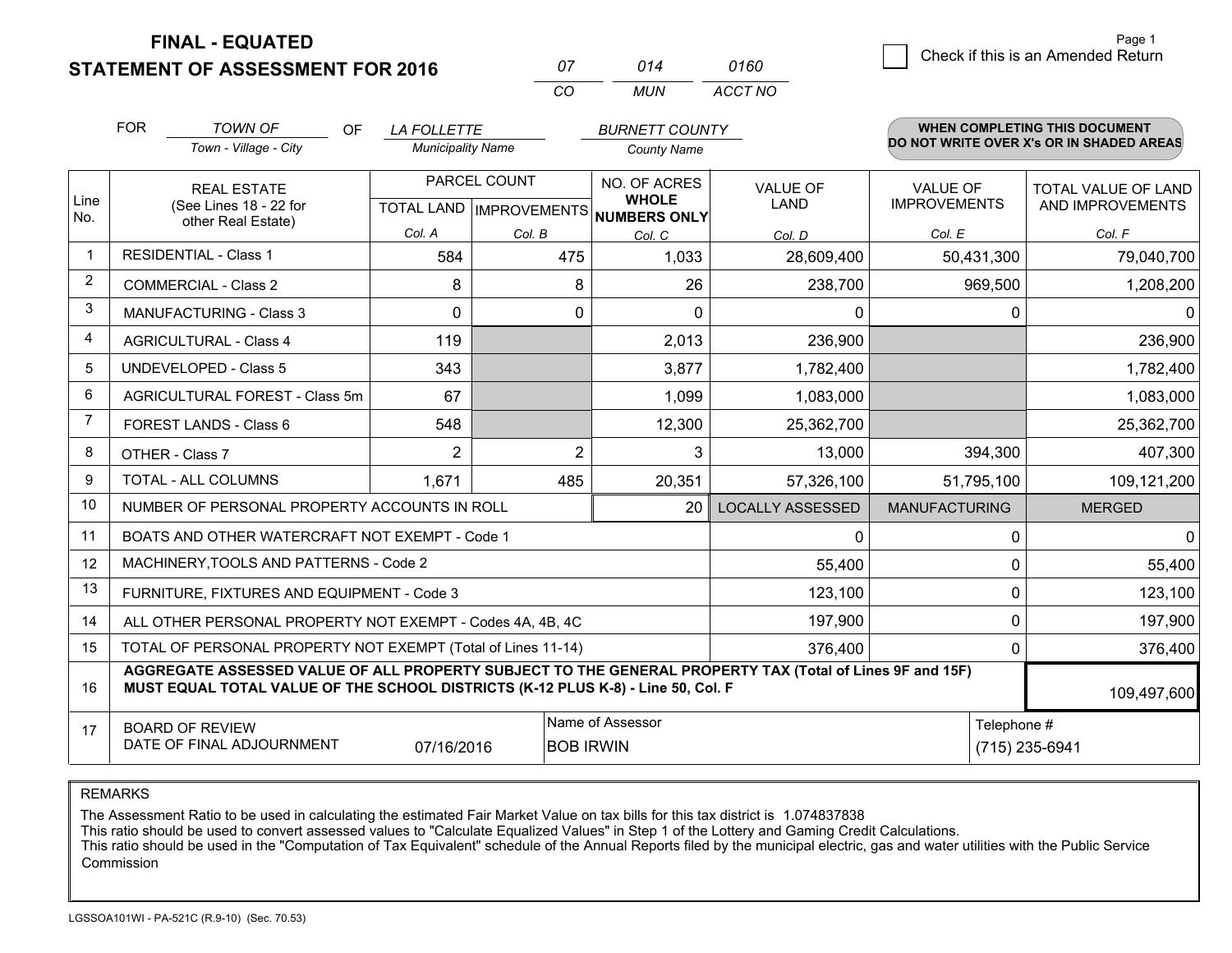# FINAL - EQUATED
## STATEMENT OF ASSESSMENT FOR 2016

| 07 | 014 | 0160 |
|---|---|---|
| CO | MUN | ACCT NO |

☐ Check if this is an Amended Return

FOR *TOWN OF* (Town - Village - City) OF *LA FOLLETTE* (Municipality Name) *BURNETT COUNTY* (County Name)

**WHEN COMPLETING THIS DOCUMENT DO NOT WRITE OVER X's OR IN SHADED AREAS**

| Line No. | REAL ESTATE (See Lines 18 - 22 for other Real Estate) | PARCEL COUNT TOTAL LAND Col. A | PARCEL COUNT IMPROVEMENTS Col. B | NO. OF ACRES WHOLE NUMBERS ONLY Col. C | VALUE OF LAND Col. D | VALUE OF IMPROVEMENTS Col. E | TOTAL VALUE OF LAND AND IMPROVEMENTS Col. F |
|---|---|---|---|---|---|---|---|
| 1 | RESIDENTIAL - Class 1 | 584 | 475 | 1,033 | 28,609,400 | 50,431,300 | 79,040,700 |
| 2 | COMMERCIAL - Class 2 | 8 | 8 | 26 | 238,700 | 969,500 | 1,208,200 |
| 3 | MANUFACTURING - Class 3 | 0 | 0 | 0 | 0 | 0 | 0 |
| 4 | AGRICULTURAL - Class 4 | 119 | | 2,013 | 236,900 | | 236,900 |
| 5 | UNDEVELOPED - Class 5 | 343 | | 3,877 | 1,782,400 | | 1,782,400 |
| 6 | AGRICULTURAL FOREST - Class 5m | 67 | | 1,099 | 1,083,000 | | 1,083,000 |
| 7 | FOREST LANDS - Class 6 | 548 | | 12,300 | 25,362,700 | | 25,362,700 |
| 8 | OTHER - Class 7 | 2 | 2 | 3 | 13,000 | 394,300 | 407,300 |
| 9 | TOTAL - ALL COLUMNS | 1,671 | 485 | 20,351 | 57,326,100 | 51,795,100 | 109,121,200 |
| 10 | NUMBER OF PERSONAL PROPERTY ACCOUNTS IN ROLL | | | 20 | LOCALLY ASSESSED | MANUFACTURING | MERGED |
| 11 | BOATS AND OTHER WATERCRAFT NOT EXEMPT - Code 1 | | | | 0 | 0 | 0 |
| 12 | MACHINERY,TOOLS AND PATTERNS - Code 2 | | | | 55,400 | 0 | 55,400 |
| 13 | FURNITURE, FIXTURES AND EQUIPMENT - Code 3 | | | | 123,100 | 0 | 123,100 |
| 14 | ALL OTHER PERSONAL PROPERTY NOT EXEMPT - Codes 4A, 4B, 4C | | | | 197,900 | 0 | 197,900 |
| 15 | TOTAL OF PERSONAL PROPERTY NOT EXEMPT (Total of Lines 11-14) | | | | 376,400 | 0 | 376,400 |
| 16 | **AGGREGATE ASSESSED VALUE OF ALL PROPERTY SUBJECT TO THE GENERAL PROPERTY TAX (Total of Lines 9F and 15F) MUST EQUAL TOTAL VALUE OF THE SCHOOL DISTRICTS (K-12 PLUS K-8) - Line 50, Col. F** | | | | | | 109,497,600 |
| 17 | BOARD OF REVIEW DATE OF FINAL ADJOURNMENT | 07/16/2016 | Name of Assessor: BOB IRWIN | | | Telephone #: (715) 235-6941 | |

REMARKS

The Assessment Ratio to be used in calculating the estimated Fair Market Value on tax bills for this tax district is 1.074837838
This ratio should be used to convert assessed values to "Calculate Equalized Values" in Step 1 of the Lottery and Gaming Credit Calculations.
This ratio should be used in the "Computation of Tax Equivalent" schedule of the Annual Reports filed by the municipal electric, gas and water utilities with the Public Service Commission

LGSSOA101WI - PA-521C (R.9-10) (Sec. 70.53)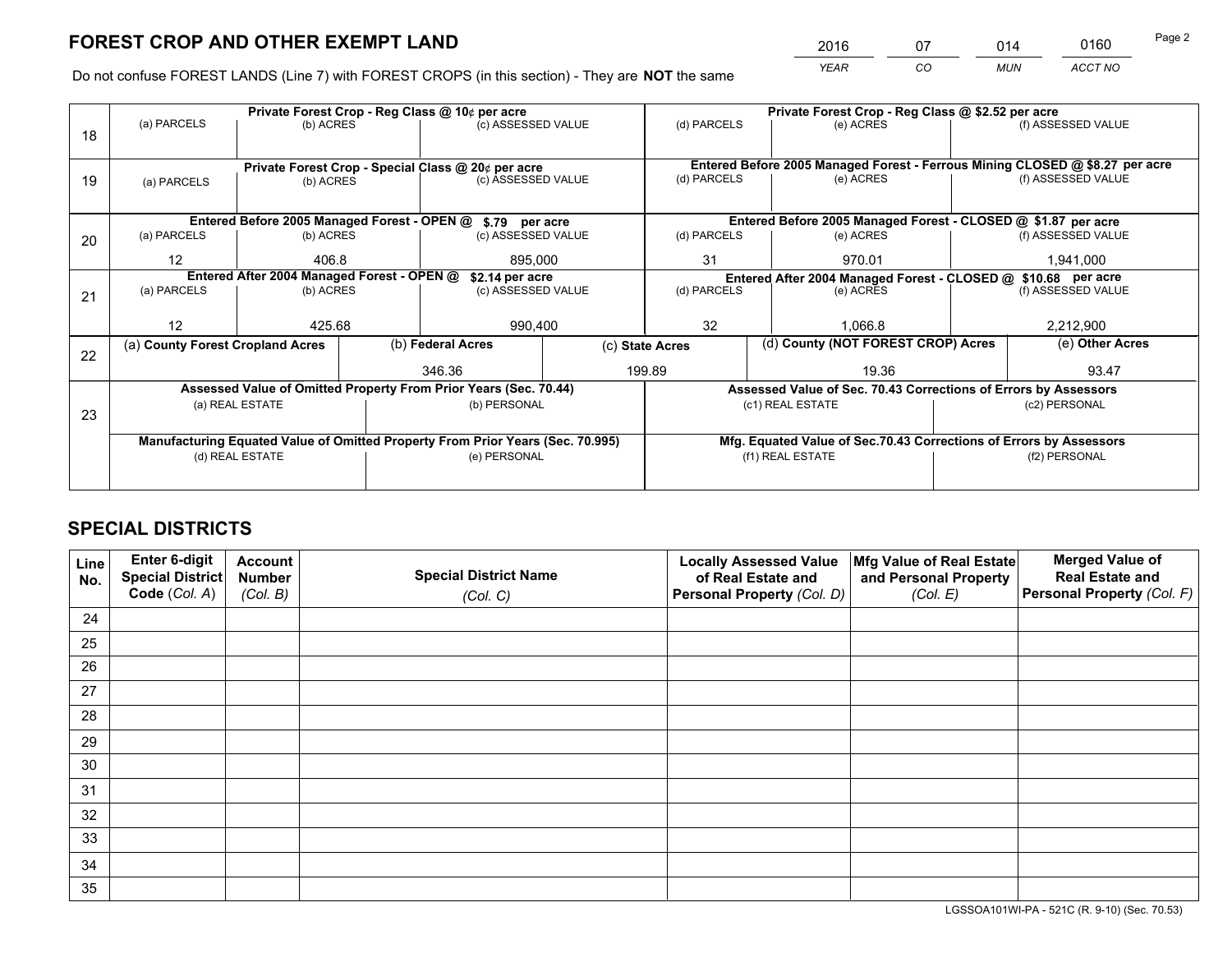# FOREST CROP AND OTHER EXEMPT LAND

| 2016 | 07 | 014 | 0160 |
|---|---|---|---|
| *YEAR* | *CO* | *MUN* | *ACCT NO* |

Do not confuse FOREST LANDS (Line 7) with FOREST CROPS (in this section) - They are **NOT** the same

| Line | Private Forest Crop - Reg Class @ 10¢ per acre | | | Private Forest Crop - Reg Class @ $2.52 per acre | | |
|---|---|---|---|---|---|---|
| 18 | (a) PARCELS | (b) ACRES | (c) ASSESSED VALUE | (d) PARCELS | (e) ACRES | (f) ASSESSED VALUE |
| | | | | | | |
| | **Private Forest Crop - Special Class @ 20¢ per acre** | | | **Entered Before 2005 Managed Forest - Ferrous Mining CLOSED @ $8.27 per acre** | | |
| 19 | (a) PARCELS | (b) ACRES | (c) ASSESSED VALUE | (d) PARCELS | (e) ACRES | (f) ASSESSED VALUE |
| | | | | | | |
| | **Entered Before 2005 Managed Forest - OPEN @ $.79 per acre** | | | **Entered Before 2005 Managed Forest - CLOSED @ $1.87 per acre** | | |
| 20 | (a) PARCELS | (b) ACRES | (c) ASSESSED VALUE | (d) PARCELS | (e) ACRES | (f) ASSESSED VALUE |
| | 12 | 406.8 | 895,000 | 31 | 970.01 | 1,941,000 |
| | **Entered After 2004 Managed Forest - OPEN @ $2.14 per acre** | | | **Entered After 2004 Managed Forest - CLOSED @ $10.68 per acre** | | |
| 21 | (a) PARCELS | (b) ACRES | (c) ASSESSED VALUE | (d) PARCELS | (e) ACRES | (f) ASSESSED VALUE |
| | 12 | 425.68 | 990,400 | 32 | 1,066.8 | 2,212,900 |

| Line | (a) County Forest Cropland Acres | (b) Federal Acres | (c) State Acres | (d) County (NOT FOREST CROP) Acres | (e) Other Acres |
|---|---|---|---|---|---|
| 22 | | 346.36 | 199.89 | 19.36 | 93.47 |

| Line | Assessed Value of Omitted Property From Prior Years (Sec. 70.44) | | Assessed Value of Sec. 70.43 Corrections of Errors by Assessors | |
|---|---|---|---|---|
| 23 | (a) REAL ESTATE | (b) PERSONAL | (c1) REAL ESTATE | (c2) PERSONAL |
| | | | | |
| | **Manufacturing Equated Value of Omitted Property From Prior Years (Sec. 70.995)** | | **Mfg. Equated Value of Sec.70.43 Corrections of Errors by Assessors** | |
| | (d) REAL ESTATE | (e) PERSONAL | (f1) REAL ESTATE | (f2) PERSONAL |
| | | | | |

# SPECIAL DISTRICTS

| Line No. | Enter 6-digit Special District Code (*Col. A*) | Account Number (*Col. B*) | Special District Name (*Col. C*) | Locally Assessed Value of Real Estate and Personal Property (*Col. D*) | Mfg Value of Real Estate and Personal Property (*Col. E*) | Merged Value of Real Estate and Personal Property (*Col. F*) |
|---|---|---|---|---|---|---|
| 24 | | | | | | |
| 25 | | | | | | |
| 26 | | | | | | |
| 27 | | | | | | |
| 28 | | | | | | |
| 29 | | | | | | |
| 30 | | | | | | |
| 31 | | | | | | |
| 32 | | | | | | |
| 33 | | | | | | |
| 34 | | | | | | |
| 35 | | | | | | |

LGSSOA101WI-PA - 521C (R. 9-10) (Sec. 70.53)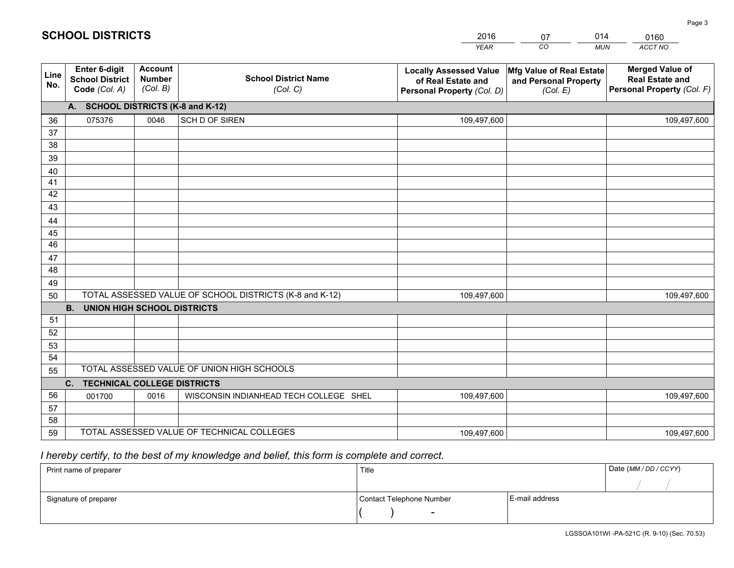# SCHOOL DISTRICTS

| 2016 | 07 | 014 | 0160 |
|---|---|---|---|
| *YEAR* | *CO* | *MUN* | *ACCT NO* |

| Line No. | Enter 6-digit School District Code *(Col. A)* | Account Number *(Col. B)* | School District Name *(Col. C)* | Locally Assessed Value of Real Estate and Personal Property *(Col. D)* | Mfg Value of Real Estate and Personal Property *(Col. E)* | Merged Value of Real Estate and Personal Property *(Col. F)* |
|---|---|---|---|---|---|---|
| **A. SCHOOL DISTRICTS (K-8 and K-12)** | | | | | | |
| 36 | 075376 | 0046 | SCH D OF SIREN | 109,497,600 | | 109,497,600 |
| 37 | | | | | | |
| 38 | | | | | | |
| 39 | | | | | | |
| 40 | | | | | | |
| 41 | | | | | | |
| 42 | | | | | | |
| 43 | | | | | | |
| 44 | | | | | | |
| 45 | | | | | | |
| 46 | | | | | | |
| 47 | | | | | | |
| 48 | | | | | | |
| 49 | | | | | | |
| 50 | TOTAL ASSESSED VALUE OF SCHOOL DISTRICTS (K-8 and K-12) | | | 109,497,600 | | 109,497,600 |
| **B. UNION HIGH SCHOOL DISTRICTS** | | | | | | |
| 51 | | | | | | |
| 52 | | | | | | |
| 53 | | | | | | |
| 54 | | | | | | |
| 55 | TOTAL ASSESSED VALUE OF UNION HIGH SCHOOLS | | | | | |
| **C. TECHNICAL COLLEGE DISTRICTS** | | | | | | |
| 56 | 001700 | 0016 | WISCONSIN INDIANHEAD TECH COLLEGE SHEL | 109,497,600 | | 109,497,600 |
| 57 | | | | | | |
| 58 | | | | | | |
| 59 | TOTAL ASSESSED VALUE OF TECHNICAL COLLEGES | | | 109,497,600 | | 109,497,600 |

*I hereby certify, to the best of my knowledge and belief, this form is complete and correct.*

| Print name of preparer | Title | | Date *(MM / DD / CCYY)* |
|---|---|---|---|
| | | | / / |
| Signature of preparer | Contact Telephone Number | E-mail address | |
| | ( ) - | | |

LGSSOA101WI -PA-521C (R. 9-10) (Sec. 70.53)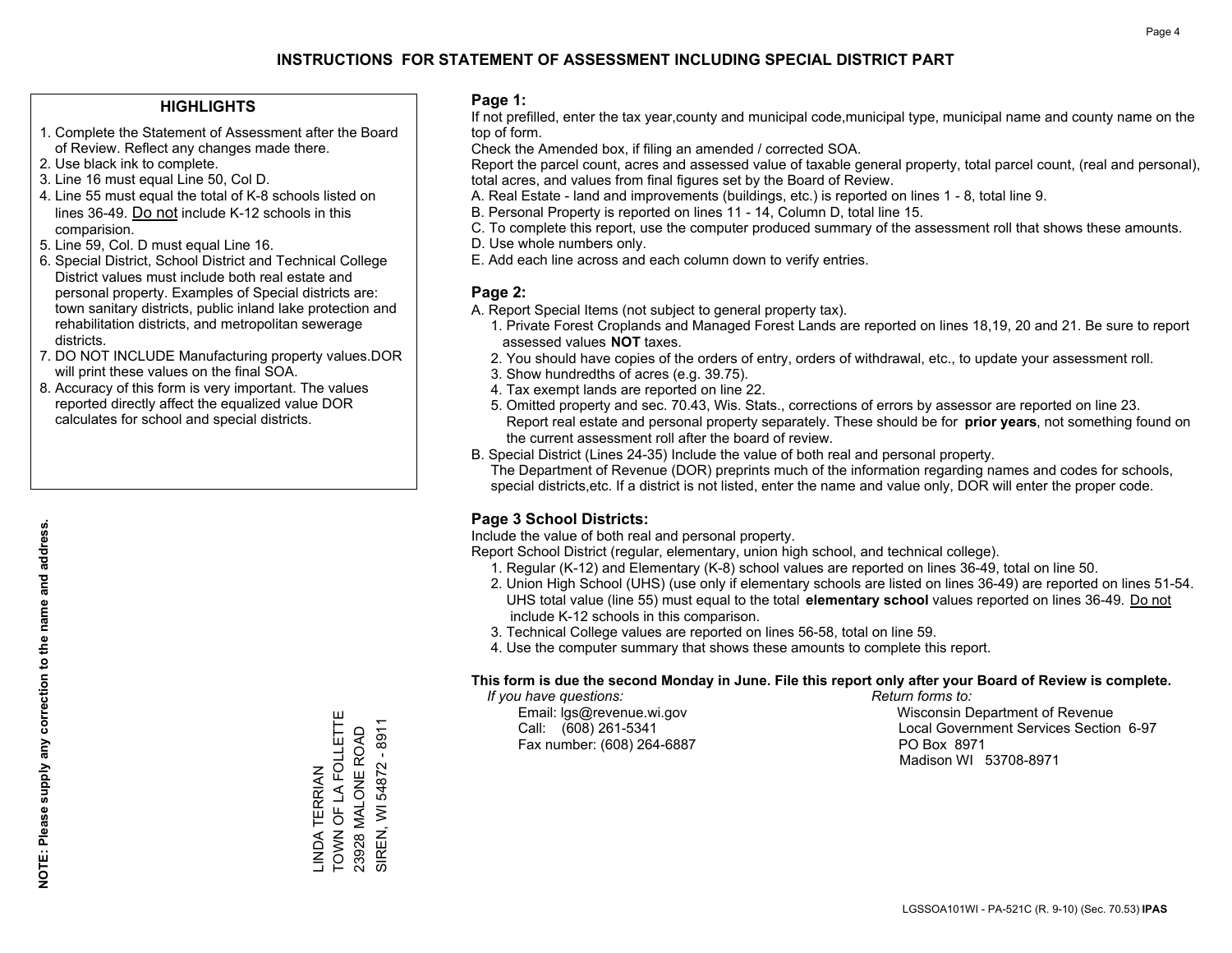# INSTRUCTIONS FOR STATEMENT OF ASSESSMENT INCLUDING SPECIAL DISTRICT PART

## HIGHLIGHTS

1. Complete the Statement of Assessment after the Board of Review. Reflect any changes made there.
2. Use black ink to complete.
3. Line 16 must equal Line 50, Col D.
4. Line 55 must equal the total of K-8 schools listed on lines 36-49. Do not include K-12 schools in this comparision.
5. Line 59, Col. D must equal Line 16.
6. Special District, School District and Technical College District values must include both real estate and personal property. Examples of Special districts are: town sanitary districts, public inland lake protection and rehabilitation districts, and metropolitan sewerage districts.
7. DO NOT INCLUDE Manufacturing property values.DOR will print these values on the final SOA.
8. Accuracy of this form is very important. The values reported directly affect the equalized value DOR calculates for school and special districts.

**NOTE: Please supply any correction to the name and address.**

LINDA TERRIAN
TOWN OF LA FOLLETTE
23928 MALONE ROAD
SIREN, WI 54872 - 8911

## Page 1:

If not prefilled, enter the tax year,county and municipal code,municipal type, municipal name and county name on the top of form.

Check the Amended box, if filing an amended / corrected SOA.

Report the parcel count, acres and assessed value of taxable general property, total parcel count, (real and personal), total acres, and values from final figures set by the Board of Review.

A. Real Estate - land and improvements (buildings, etc.) is reported on lines 1 - 8, total line 9.
B. Personal Property is reported on lines 11 - 14, Column D, total line 15.
C. To complete this report, use the computer produced summary of the assessment roll that shows these amounts.
D. Use whole numbers only.
E. Add each line across and each column down to verify entries.

## Page 2:

A. Report Special Items (not subject to general property tax).
   1. Private Forest Croplands and Managed Forest Lands are reported on lines 18,19, 20 and 21. Be sure to report assessed values **NOT** taxes.
   2. You should have copies of the orders of entry, orders of withdrawal, etc., to update your assessment roll.
   3. Show hundredths of acres (e.g. 39.75).
   4. Tax exempt lands are reported on line 22.
   5. Omitted property and sec. 70.43, Wis. Stats., corrections of errors by assessor are reported on line 23. Report real estate and personal property separately. These should be for **prior years**, not something found on the current assessment roll after the board of review.
B. Special District (Lines 24-35) Include the value of both real and personal property.
   The Department of Revenue (DOR) preprints much of the information regarding names and codes for schools, special districts,etc. If a district is not listed, enter the name and value only, DOR will enter the proper code.

## Page 3 School Districts:

Include the value of both real and personal property.

Report School District (regular, elementary, union high school, and technical college).

1. Regular (K-12) and Elementary (K-8) school values are reported on lines 36-49, total on line 50.
2. Union High School (UHS) (use only if elementary schools are listed on lines 36-49) are reported on lines 51-54. UHS total value (line 55) must equal to the total **elementary school** values reported on lines 36-49. Do not include K-12 schools in this comparison.
3. Technical College values are reported on lines 56-58, total on line 59.
4. Use the computer summary that shows these amounts to complete this report.

**This form is due the second Monday in June. File this report only after your Board of Review is complete.**

*If you have questions:*
Email: lgs@revenue.wi.gov
Call: (608) 261-5341
Fax number: (608) 264-6887

*Return forms to:*
Wisconsin Department of Revenue
Local Government Services Section 6-97
PO Box 8971
Madison WI 53708-8971

LGSSOA101WI - PA-521C (R. 9-10) (Sec. 70.53) **IPAS**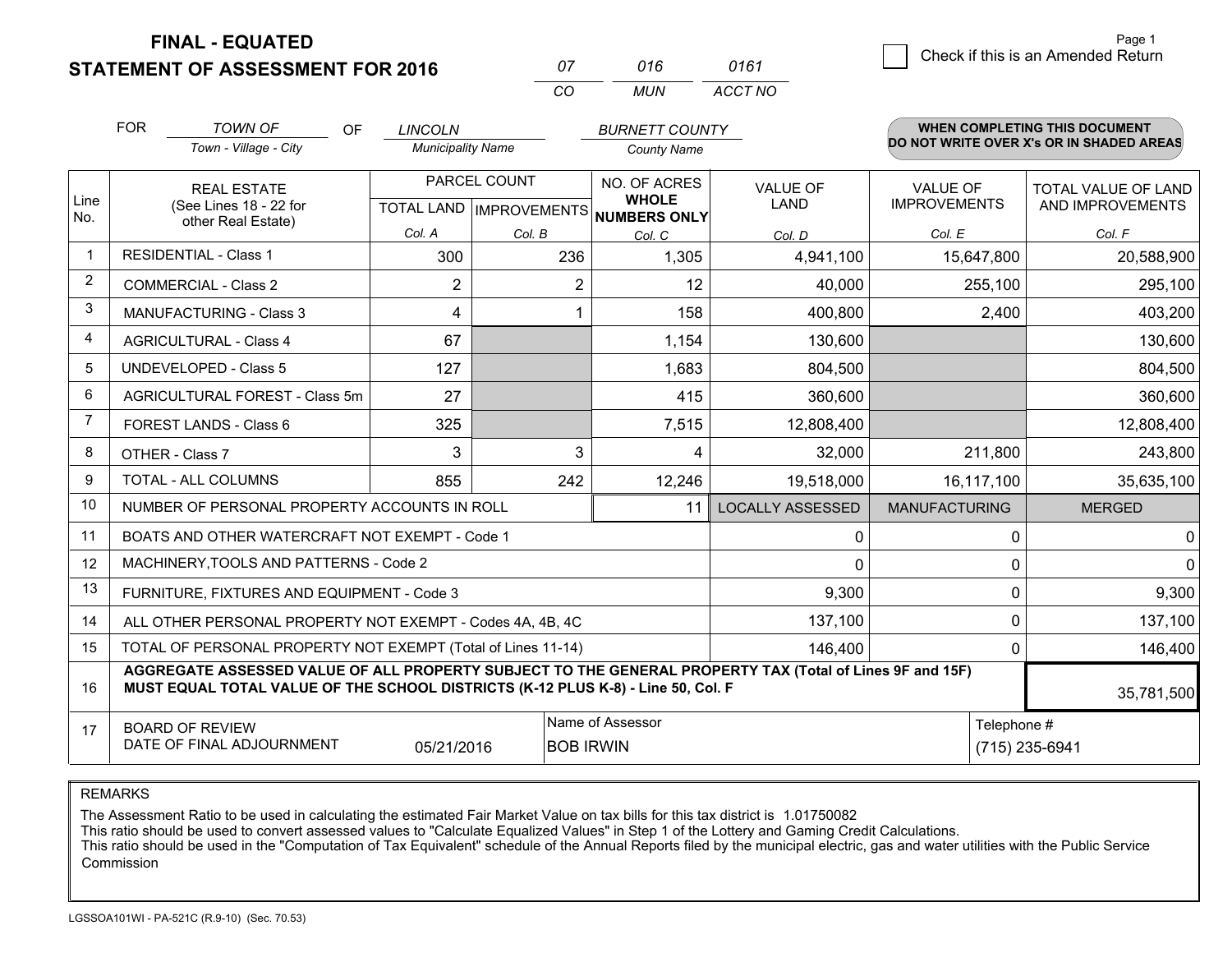# FINAL - EQUATED
## STATEMENT OF ASSESSMENT FOR 2016

| 07 | 016 | 0161 |
|---|---|---|
| CO | MUN | ACCT NO |

Page 1

☐ Check if this is an Amended Return

FOR *TOWN OF* (Town - Village - City) OF *LINCOLN* (Municipality Name) *BURNETT COUNTY* (County Name)

**WHEN COMPLETING THIS DOCUMENT DO NOT WRITE OVER X's OR IN SHADED AREAS**

| Line No. | REAL ESTATE (See Lines 18 - 22 for other Real Estate) | PARCEL COUNT TOTAL LAND Col. A | PARCEL COUNT IMPROVEMENTS Col. B | NO. OF ACRES WHOLE NUMBERS ONLY Col. C | VALUE OF LAND Col. D | VALUE OF IMPROVEMENTS Col. E | TOTAL VALUE OF LAND AND IMPROVEMENTS Col. F |
|---|---|---|---|---|---|---|---|
| 1 | RESIDENTIAL - Class 1 | 300 | 236 | 1,305 | 4,941,100 | 15,647,800 | 20,588,900 |
| 2 | COMMERCIAL - Class 2 | 2 | 2 | 12 | 40,000 | 255,100 | 295,100 |
| 3 | MANUFACTURING - Class 3 | 4 | 1 | 158 | 400,800 | 2,400 | 403,200 |
| 4 | AGRICULTURAL - Class 4 | 67 | | 1,154 | 130,600 | | 130,600 |
| 5 | UNDEVELOPED - Class 5 | 127 | | 1,683 | 804,500 | | 804,500 |
| 6 | AGRICULTURAL FOREST - Class 5m | 27 | | 415 | 360,600 | | 360,600 |
| 7 | FOREST LANDS - Class 6 | 325 | | 7,515 | 12,808,400 | | 12,808,400 |
| 8 | OTHER - Class 7 | 3 | 3 | 4 | 32,000 | 211,800 | 243,800 |
| 9 | TOTAL - ALL COLUMNS | 855 | 242 | 12,246 | 19,518,000 | 16,117,100 | 35,635,100 |
| 10 | NUMBER OF PERSONAL PROPERTY ACCOUNTS IN ROLL | | | 11 | LOCALLY ASSESSED | MANUFACTURING | MERGED |
| 11 | BOATS AND OTHER WATERCRAFT NOT EXEMPT - Code 1 | | | | 0 | 0 | 0 |
| 12 | MACHINERY,TOOLS AND PATTERNS - Code 2 | | | | 0 | 0 | 0 |
| 13 | FURNITURE, FIXTURES AND EQUIPMENT - Code 3 | | | | 9,300 | 0 | 9,300 |
| 14 | ALL OTHER PERSONAL PROPERTY NOT EXEMPT - Codes 4A, 4B, 4C | | | | 137,100 | 0 | 137,100 |
| 15 | TOTAL OF PERSONAL PROPERTY NOT EXEMPT (Total of Lines 11-14) | | | | 146,400 | 0 | 146,400 |
| 16 | **AGGREGATE ASSESSED VALUE OF ALL PROPERTY SUBJECT TO THE GENERAL PROPERTY TAX (Total of Lines 9F and 15F) MUST EQUAL TOTAL VALUE OF THE SCHOOL DISTRICTS (K-12 PLUS K-8) - Line 50, Col. F** | | | | | | 35,781,500 |
| 17 | BOARD OF REVIEW DATE OF FINAL ADJOURNMENT | 05/21/2016 | Name of Assessor: BOB IRWIN | | | Telephone #: (715) 235-6941 | |

REMARKS

The Assessment Ratio to be used in calculating the estimated Fair Market Value on tax bills for this tax district is 1.01750082
This ratio should be used to convert assessed values to "Calculate Equalized Values" in Step 1 of the Lottery and Gaming Credit Calculations.
This ratio should be used in the "Computation of Tax Equivalent" schedule of the Annual Reports filed by the municipal electric, gas and water utilities with the Public Service Commission

LGSSOA101WI - PA-521C (R.9-10) (Sec. 70.53)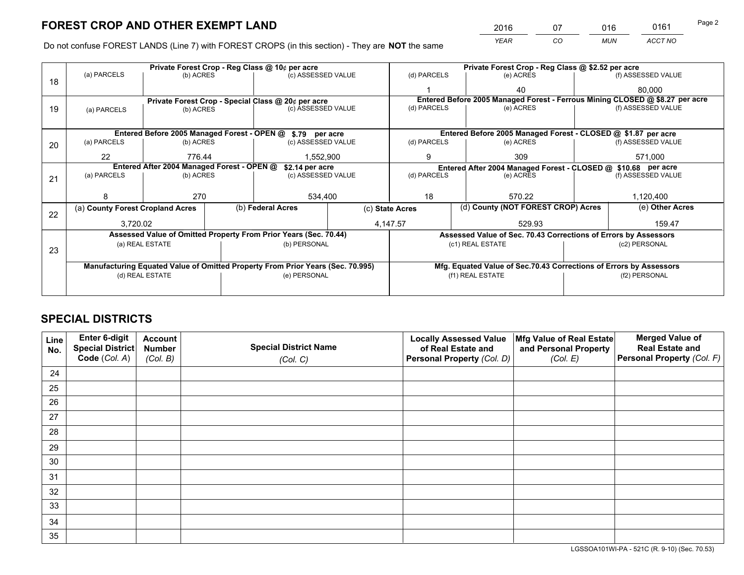# FOREST CROP AND OTHER EXEMPT LAND

| 2016 | 07 | 016 | 0161 |
|---|---|---|---|
| *YEAR* | *CO* | *MUN* | *ACCT NO* |

Do not confuse FOREST LANDS (Line 7) with FOREST CROPS (in this section) - They are **NOT** the same

| Line | | | | | | |
|---|---|---|---|---|---|---|
| 18 | **Private Forest Crop - Reg Class @ 10¢ per acre** | | | **Private Forest Crop - Reg Class @ $2.52 per acre** | | |
| | (a) PARCELS | (b) ACRES | (c) ASSESSED VALUE | (d) PARCELS | (e) ACRES | (f) ASSESSED VALUE |
| | | | | 1 | 40 | 80,000 |
| 19 | **Private Forest Crop - Special Class @ 20¢ per acre** | | | **Entered Before 2005 Managed Forest - Ferrous Mining CLOSED @ $8.27 per acre** | | |
| | (a) PARCELS | (b) ACRES | (c) ASSESSED VALUE | (d) PARCELS | (e) ACRES | (f) ASSESSED VALUE |
| | | | | | | |
| 20 | **Entered Before 2005 Managed Forest - OPEN @ $.79 per acre** | | | **Entered Before 2005 Managed Forest - CLOSED @ $1.87 per acre** | | |
| | (a) PARCELS | (b) ACRES | (c) ASSESSED VALUE | (d) PARCELS | (e) ACRES | (f) ASSESSED VALUE |
| | 22 | 776.44 | 1,552,900 | 9 | 309 | 571,000 |
| 21 | **Entered After 2004 Managed Forest - OPEN @ $2.14 per acre** | | | **Entered After 2004 Managed Forest - CLOSED @ $10.68 per acre** | | |
| | (a) PARCELS | (b) ACRES | (c) ASSESSED VALUE | (d) PARCELS | (e) ACRES | (f) ASSESSED VALUE |
| | 8 | 270 | 534,400 | 18 | 570.22 | 1,120,400 |

| Line | (a) County Forest Cropland Acres | (b) Federal Acres | (c) State Acres | (d) County (NOT FOREST CROP) Acres | (e) Other Acres |
|---|---|---|---|---|---|
| 22 | 3,720.02 | | 4,147.57 | 529.93 | 159.47 |

| Line | **Assessed Value of Omitted Property From Prior Years (Sec. 70.44)** | | **Assessed Value of Sec. 70.43 Corrections of Errors by Assessors** | |
|---|---|---|---|---|
| 23 | (a) REAL ESTATE | (b) PERSONAL | (c1) REAL ESTATE | (c2) PERSONAL |
| | | | | |
| | **Manufacturing Equated Value of Omitted Property From Prior Years (Sec. 70.995)** | | **Mfg. Equated Value of Sec.70.43 Corrections of Errors by Assessors** | |
| | (d) REAL ESTATE | (e) PERSONAL | (f1) REAL ESTATE | (f2) PERSONAL |
| | | | | |

# SPECIAL DISTRICTS

| Line No. | Enter 6-digit Special District Code (*Col. A*) | Account Number (*Col. B*) | Special District Name (*Col. C*) | Locally Assessed Value of Real Estate and Personal Property (*Col. D*) | Mfg Value of Real Estate and Personal Property (*Col. E*) | Merged Value of Real Estate and Personal Property (*Col. F*) |
|---|---|---|---|---|---|---|
| 24 | | | | | | |
| 25 | | | | | | |
| 26 | | | | | | |
| 27 | | | | | | |
| 28 | | | | | | |
| 29 | | | | | | |
| 30 | | | | | | |
| 31 | | | | | | |
| 32 | | | | | | |
| 33 | | | | | | |
| 34 | | | | | | |
| 35 | | | | | | |

LGSSOA101WI-PA - 521C (R. 9-10) (Sec. 70.53)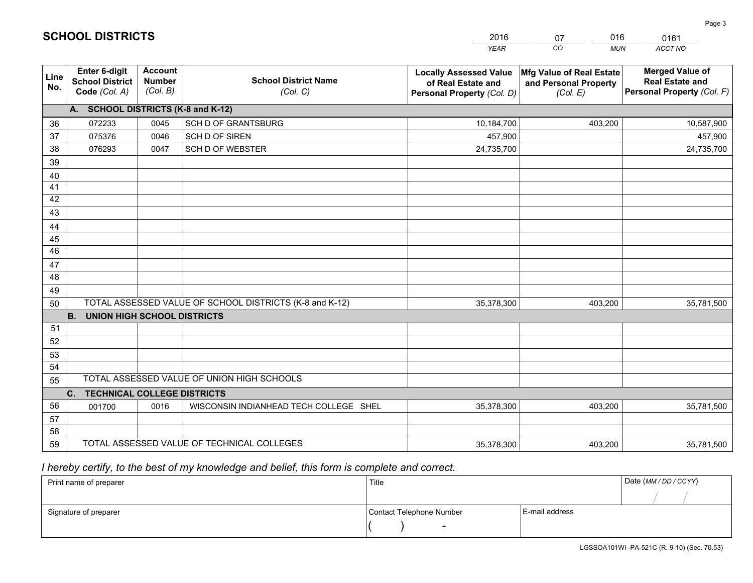# SCHOOL DISTRICTS

| 2016 | 07 | 016 | 0161 |
|---|---|---|---|
| *YEAR* | *CO* | *MUN* | *ACCT NO* |

| Line No. | Enter 6-digit School District Code *(Col. A)* | Account Number *(Col. B)* | School District Name *(Col. C)* | Locally Assessed Value of Real Estate and Personal Property *(Col. D)* | Mfg Value of Real Estate and Personal Property *(Col. E)* | Merged Value of Real Estate and Personal Property *(Col. F)* |
|---|---|---|---|---|---|---|
| **A. SCHOOL DISTRICTS (K-8 and K-12)** | | | | | | |
| 36 | 072233 | 0045 | SCH D OF GRANTSBURG | 10,184,700 | 403,200 | 10,587,900 |
| 37 | 075376 | 0046 | SCH D OF SIREN | 457,900 | | 457,900 |
| 38 | 076293 | 0047 | SCH D OF WEBSTER | 24,735,700 | | 24,735,700 |
| 39 | | | | | | |
| 40 | | | | | | |
| 41 | | | | | | |
| 42 | | | | | | |
| 43 | | | | | | |
| 44 | | | | | | |
| 45 | | | | | | |
| 46 | | | | | | |
| 47 | | | | | | |
| 48 | | | | | | |
| 49 | | | | | | |
| 50 | TOTAL ASSESSED VALUE OF SCHOOL DISTRICTS (K-8 and K-12) | | | 35,378,300 | 403,200 | 35,781,500 |
| **B. UNION HIGH SCHOOL DISTRICTS** | | | | | | |
| 51 | | | | | | |
| 52 | | | | | | |
| 53 | | | | | | |
| 54 | | | | | | |
| 55 | TOTAL ASSESSED VALUE OF UNION HIGH SCHOOLS | | | | | |
| **C. TECHNICAL COLLEGE DISTRICTS** | | | | | | |
| 56 | 001700 | 0016 | WISCONSIN INDIANHEAD TECH COLLEGE SHEL | 35,378,300 | 403,200 | 35,781,500 |
| 57 | | | | | | |
| 58 | | | | | | |
| 59 | TOTAL ASSESSED VALUE OF TECHNICAL COLLEGES | | | 35,378,300 | 403,200 | 35,781,500 |

*I hereby certify, to the best of my knowledge and belief, this form is complete and correct.*

| Print name of preparer | Title | | Date *(MM / DD / CCYY)* |
|---|---|---|---|
| | | | / / |
| Signature of preparer | Contact Telephone Number | E-mail address | |
| | ( ) - | | |

LGSSOA101WI -PA-521C (R. 9-10) (Sec. 70.53)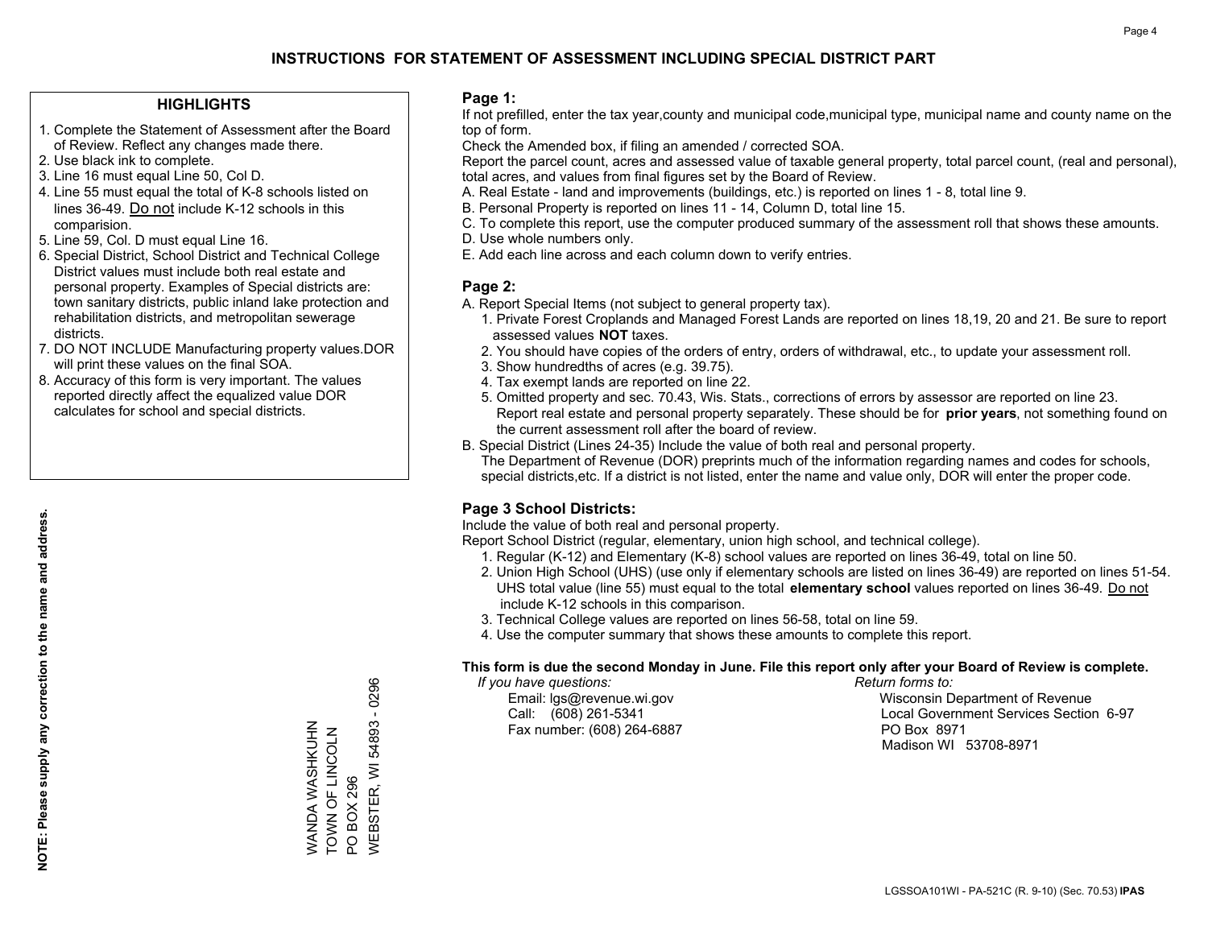# INSTRUCTIONS FOR STATEMENT OF ASSESSMENT INCLUDING SPECIAL DISTRICT PART

## HIGHLIGHTS

1. Complete the Statement of Assessment after the Board of Review. Reflect any changes made there.
2. Use black ink to complete.
3. Line 16 must equal Line 50, Col D.
4. Line 55 must equal the total of K-8 schools listed on lines 36-49. Do not include K-12 schools in this comparision.
5. Line 59, Col. D must equal Line 16.
6. Special District, School District and Technical College District values must include both real estate and personal property. Examples of Special districts are: town sanitary districts, public inland lake protection and rehabilitation districts, and metropolitan sewerage districts.
7. DO NOT INCLUDE Manufacturing property values.DOR will print these values on the final SOA.
8. Accuracy of this form is very important. The values reported directly affect the equalized value DOR calculates for school and special districts.

**NOTE: Please supply any correction to the name and address.**

WANDA WASHKUHN
TOWN OF LINCOLN
PO BOX 296
WEBSTER, WI 54893 - 0296

## Page 1:

If not prefilled, enter the tax year,county and municipal code,municipal type, municipal name and county name on the top of form.

Check the Amended box, if filing an amended / corrected SOA.

Report the parcel count, acres and assessed value of taxable general property, total parcel count, (real and personal), total acres, and values from final figures set by the Board of Review.

A. Real Estate - land and improvements (buildings, etc.) is reported on lines 1 - 8, total line 9.
B. Personal Property is reported on lines 11 - 14, Column D, total line 15.
C. To complete this report, use the computer produced summary of the assessment roll that shows these amounts.
D. Use whole numbers only.
E. Add each line across and each column down to verify entries.

## Page 2:

A. Report Special Items (not subject to general property tax).
1. Private Forest Croplands and Managed Forest Lands are reported on lines 18,19, 20 and 21. Be sure to report assessed values **NOT** taxes.
2. You should have copies of the orders of entry, orders of withdrawal, etc., to update your assessment roll.
3. Show hundredths of acres (e.g. 39.75).
4. Tax exempt lands are reported on line 22.
5. Omitted property and sec. 70.43, Wis. Stats., corrections of errors by assessor are reported on line 23. Report real estate and personal property separately. These should be for **prior years**, not something found on the current assessment roll after the board of review.

B. Special District (Lines 24-35) Include the value of both real and personal property.
The Department of Revenue (DOR) preprints much of the information regarding names and codes for schools, special districts,etc. If a district is not listed, enter the name and value only, DOR will enter the proper code.

## Page 3 School Districts:

Include the value of both real and personal property.

Report School District (regular, elementary, union high school, and technical college).

1. Regular (K-12) and Elementary (K-8) school values are reported on lines 36-49, total on line 50.
2. Union High School (UHS) (use only if elementary schools are listed on lines 36-49) are reported on lines 51-54. UHS total value (line 55) must equal to the total **elementary school** values reported on lines 36-49. Do not include K-12 schools in this comparison.
3. Technical College values are reported on lines 56-58, total on line 59.
4. Use the computer summary that shows these amounts to complete this report.

**This form is due the second Monday in June. File this report only after your Board of Review is complete.**

*If you have questions:*
Email: lgs@revenue.wi.gov
Call: (608) 261-5341
Fax number: (608) 264-6887

*Return forms to:*
Wisconsin Department of Revenue
Local Government Services Section 6-97
PO Box 8971
Madison WI 53708-8971

LGSSOA101WI - PA-521C (R. 9-10) (Sec. 70.53) **IPAS**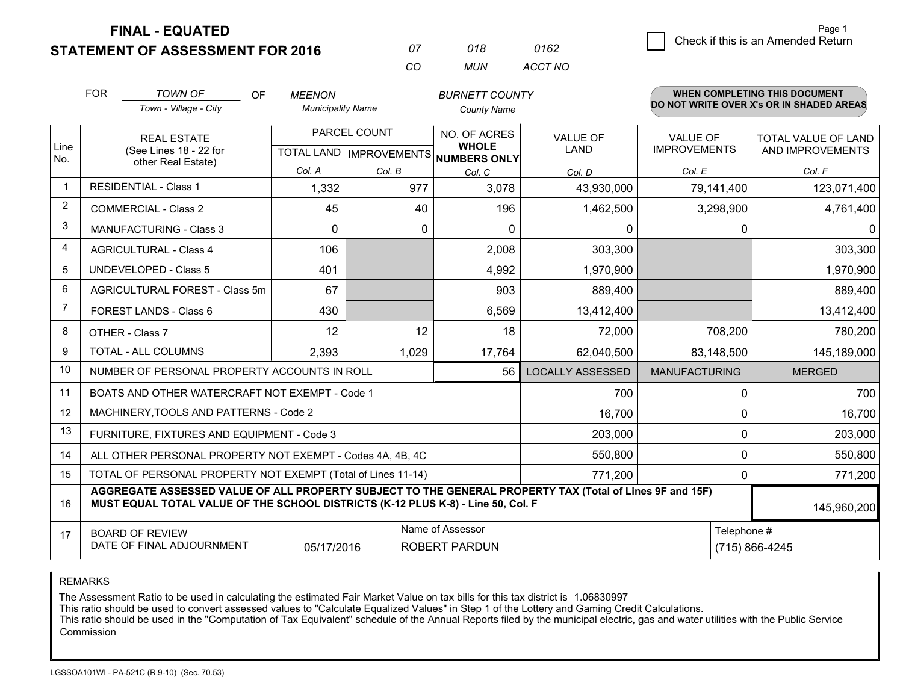# FINAL - EQUATED
## STATEMENT OF ASSESSMENT FOR 2016

| 07 | 018 | 0162 |
|---|---|---|
| CO | MUN | ACCT NO |

Page 1

☐ Check if this is an Amended Return

FOR *TOWN OF* (Town - Village - City) OF *MEENON* (Municipality Name) *BURNETT COUNTY* (County Name)

**WHEN COMPLETING THIS DOCUMENT DO NOT WRITE OVER X's OR IN SHADED AREAS**

| Line No. | REAL ESTATE (See Lines 18 - 22 for other Real Estate) | PARCEL COUNT TOTAL LAND Col. A | PARCEL COUNT IMPROVEMENTS Col. B | NO. OF ACRES WHOLE NUMBERS ONLY Col. C | VALUE OF LAND Col. D | VALUE OF IMPROVEMENTS Col. E | TOTAL VALUE OF LAND AND IMPROVEMENTS Col. F |
|---|---|---|---|---|---|---|---|
| 1 | RESIDENTIAL - Class 1 | 1,332 | 977 | 3,078 | 43,930,000 | 79,141,400 | 123,071,400 |
| 2 | COMMERCIAL - Class 2 | 45 | 40 | 196 | 1,462,500 | 3,298,900 | 4,761,400 |
| 3 | MANUFACTURING - Class 3 | 0 | 0 | 0 | 0 | 0 | 0 |
| 4 | AGRICULTURAL - Class 4 | 106 | | 2,008 | 303,300 | | 303,300 |
| 5 | UNDEVELOPED - Class 5 | 401 | | 4,992 | 1,970,900 | | 1,970,900 |
| 6 | AGRICULTURAL FOREST - Class 5m | 67 | | 903 | 889,400 | | 889,400 |
| 7 | FOREST LANDS - Class 6 | 430 | | 6,569 | 13,412,400 | | 13,412,400 |
| 8 | OTHER - Class 7 | 12 | 12 | 18 | 72,000 | 708,200 | 780,200 |
| 9 | TOTAL - ALL COLUMNS | 2,393 | 1,029 | 17,764 | 62,040,500 | 83,148,500 | 145,189,000 |
| 10 | NUMBER OF PERSONAL PROPERTY ACCOUNTS IN ROLL | | | 56 | LOCALLY ASSESSED | MANUFACTURING | MERGED |
| 11 | BOATS AND OTHER WATERCRAFT NOT EXEMPT - Code 1 | | | | 700 | 0 | 700 |
| 12 | MACHINERY,TOOLS AND PATTERNS - Code 2 | | | | 16,700 | 0 | 16,700 |
| 13 | FURNITURE, FIXTURES AND EQUIPMENT - Code 3 | | | | 203,000 | 0 | 203,000 |
| 14 | ALL OTHER PERSONAL PROPERTY NOT EXEMPT - Codes 4A, 4B, 4C | | | | 550,800 | 0 | 550,800 |
| 15 | TOTAL OF PERSONAL PROPERTY NOT EXEMPT (Total of Lines 11-14) | | | | 771,200 | 0 | 771,200 |
| 16 | **AGGREGATE ASSESSED VALUE OF ALL PROPERTY SUBJECT TO THE GENERAL PROPERTY TAX (Total of Lines 9F and 15F) MUST EQUAL TOTAL VALUE OF THE SCHOOL DISTRICTS (K-12 PLUS K-8) - Line 50, Col. F** | | | | | | 145,960,200 |
| 17 | BOARD OF REVIEW DATE OF FINAL ADJOURNMENT | 05/17/2016 | Name of Assessor: ROBERT PARDUN | | | Telephone #: (715) 866-4245 | |

REMARKS

The Assessment Ratio to be used in calculating the estimated Fair Market Value on tax bills for this tax district is 1.06830997
This ratio should be used to convert assessed values to "Calculate Equalized Values" in Step 1 of the Lottery and Gaming Credit Calculations.
This ratio should be used in the "Computation of Tax Equivalent" schedule of the Annual Reports filed by the municipal electric, gas and water utilities with the Public Service Commission

LGSSOA101WI - PA-521C (R.9-10) (Sec. 70.53)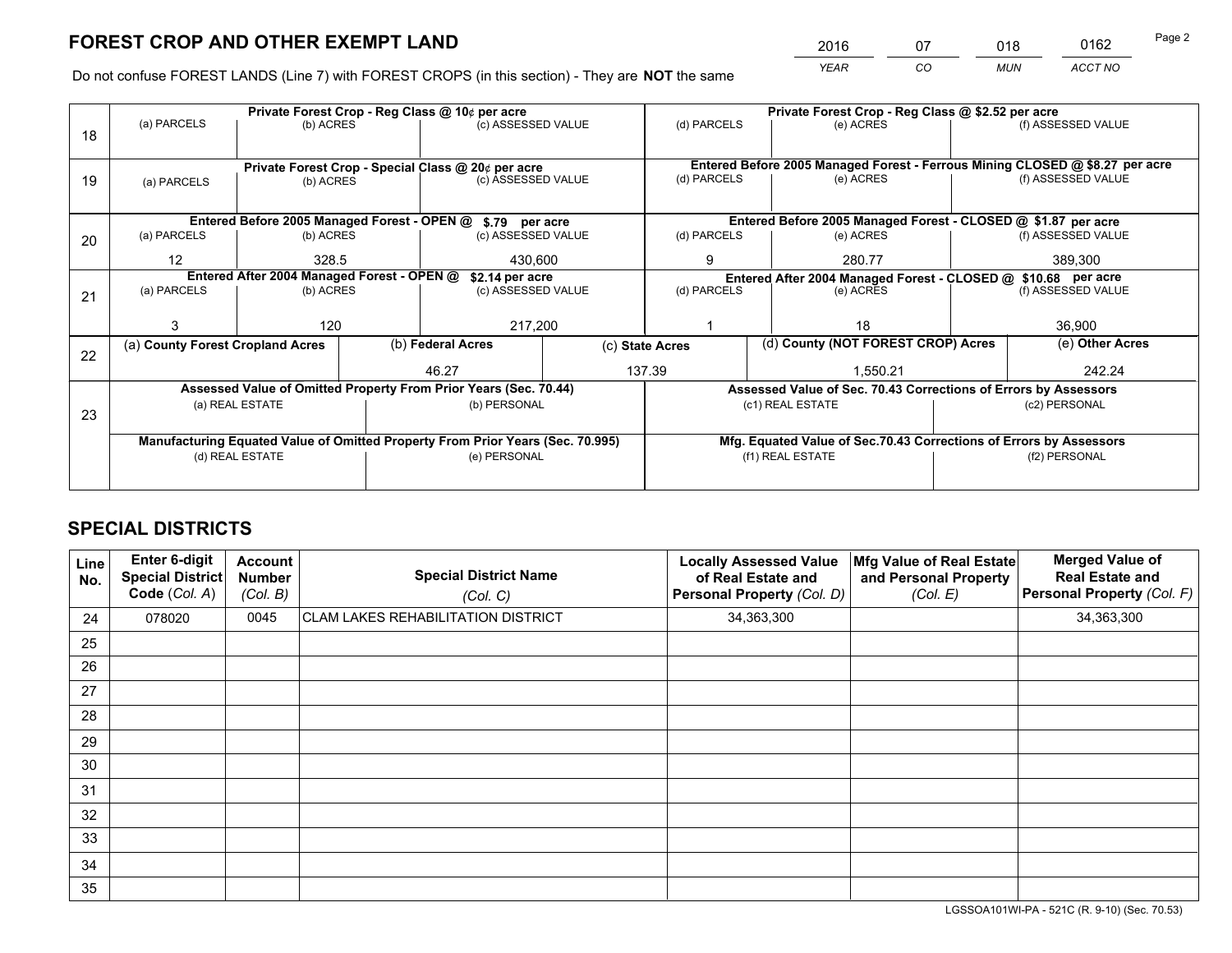# FOREST CROP AND OTHER EXEMPT LAND

| 2016 | 07 | 018 | 0162 |
|---|---|---|---|
| YEAR | CO | MUN | ACCT NO |

Do not confuse FOREST LANDS (Line 7) with FOREST CROPS (in this section) - They are **NOT** the same

| Line | | | | | | |
|---|---|---|---|---|---|---|
| 18 | Private Forest Crop - Reg Class @ 10¢ per acre | | | Private Forest Crop - Reg Class @ $2.52 per acre | | |
| | (a) PARCELS | (b) ACRES | (c) ASSESSED VALUE | (d) PARCELS | (e) ACRES | (f) ASSESSED VALUE |
| | | | | | | |
| 19 | Private Forest Crop - Special Class @ 20¢ per acre | | | Entered Before 2005 Managed Forest - Ferrous Mining CLOSED @ $8.27 per acre | | |
| | (a) PARCELS | (b) ACRES | (c) ASSESSED VALUE | (d) PARCELS | (e) ACRES | (f) ASSESSED VALUE |
| | | | | | | |
| 20 | Entered Before 2005 Managed Forest - OPEN @ $.79 per acre | | | Entered Before 2005 Managed Forest - CLOSED @ $1.87 per acre | | |
| | (a) PARCELS | (b) ACRES | (c) ASSESSED VALUE | (d) PARCELS | (e) ACRES | (f) ASSESSED VALUE |
| | 12 | 328.5 | 430,600 | 9 | 280.77 | 389,300 |
| 21 | Entered After 2004 Managed Forest - OPEN @ $2.14 per acre | | | Entered After 2004 Managed Forest - CLOSED @ $10.68 per acre | | |
| | (a) PARCELS | (b) ACRES | (c) ASSESSED VALUE | (d) PARCELS | (e) ACRES | (f) ASSESSED VALUE |
| | 3 | 120 | 217,200 | 1 | 18 | 36,900 |

| Line | (a) County Forest Cropland Acres | (b) Federal Acres | (c) State Acres | (d) County (NOT FOREST CROP) Acres | (e) Other Acres |
|---|---|---|---|---|---|
| 22 | | 46.27 | 137.39 | 1,550.21 | 242.24 |

| Line | Assessed Value of Omitted Property From Prior Years (Sec. 70.44) | | Assessed Value of Sec. 70.43 Corrections of Errors by Assessors | |
|---|---|---|---|---|
| 23 | (a) REAL ESTATE | (b) PERSONAL | (c1) REAL ESTATE | (c2) PERSONAL |
| | | | | |
| | Manufacturing Equated Value of Omitted Property From Prior Years (Sec. 70.995) | | Mfg. Equated Value of Sec.70.43 Corrections of Errors by Assessors | |
| | (d) REAL ESTATE | (e) PERSONAL | (f1) REAL ESTATE | (f2) PERSONAL |
| | | | | |

# SPECIAL DISTRICTS

| Line No. | Enter 6-digit Special District Code (Col. A) | Account Number (Col. B) | Special District Name (Col. C) | Locally Assessed Value of Real Estate and Personal Property (Col. D) | Mfg Value of Real Estate and Personal Property (Col. E) | Merged Value of Real Estate and Personal Property (Col. F) |
|---|---|---|---|---|---|---|
| 24 | 078020 | 0045 | CLAM LAKES REHABILITATION DISTRICT | 34,363,300 | | 34,363,300 |
| 25 | | | | | | |
| 26 | | | | | | |
| 27 | | | | | | |
| 28 | | | | | | |
| 29 | | | | | | |
| 30 | | | | | | |
| 31 | | | | | | |
| 32 | | | | | | |
| 33 | | | | | | |
| 34 | | | | | | |
| 35 | | | | | | |

LGSSOA101WI-PA - 521C (R. 9-10) (Sec. 70.53)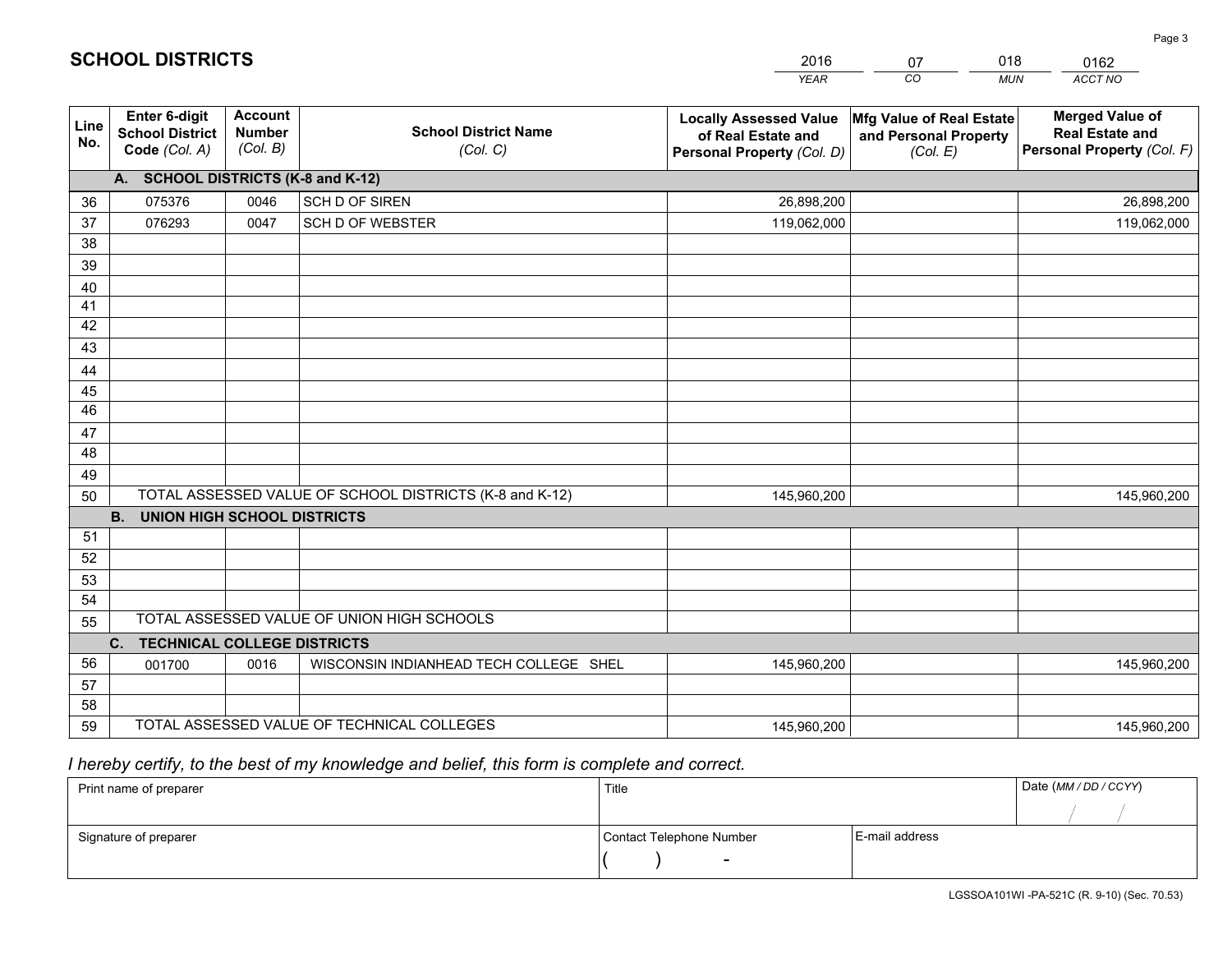# SCHOOL DISTRICTS

| 2016 | 07 | 018 | 0162 |
|---|---|---|---|
| YEAR | CO | MUN | ACCT NO |

| Line No. | Enter 6-digit School District Code (Col. A) | Account Number (Col. B) | School District Name (Col. C) | Locally Assessed Value of Real Estate and Personal Property (Col. D) | Mfg Value of Real Estate and Personal Property (Col. E) | Merged Value of Real Estate and Personal Property (Col. F) |
|---|---|---|---|---|---|---|
| | **A. SCHOOL DISTRICTS (K-8 and K-12)** | | | | | |
| 36 | 075376 | 0046 | SCH D OF SIREN | 26,898,200 | | 26,898,200 |
| 37 | 076293 | 0047 | SCH D OF WEBSTER | 119,062,000 | | 119,062,000 |
| 38 | | | | | | |
| 39 | | | | | | |
| 40 | | | | | | |
| 41 | | | | | | |
| 42 | | | | | | |
| 43 | | | | | | |
| 44 | | | | | | |
| 45 | | | | | | |
| 46 | | | | | | |
| 47 | | | | | | |
| 48 | | | | | | |
| 49 | | | | | | |
| 50 | TOTAL ASSESSED VALUE OF SCHOOL DISTRICTS (K-8 and K-12) | | | 145,960,200 | | 145,960,200 |
| | **B. UNION HIGH SCHOOL DISTRICTS** | | | | | |
| 51 | | | | | | |
| 52 | | | | | | |
| 53 | | | | | | |
| 54 | | | | | | |
| 55 | TOTAL ASSESSED VALUE OF UNION HIGH SCHOOLS | | | | | |
| | **C. TECHNICAL COLLEGE DISTRICTS** | | | | | |
| 56 | 001700 | 0016 | WISCONSIN INDIANHEAD TECH COLLEGE SHEL | 145,960,200 | | 145,960,200 |
| 57 | | | | | | |
| 58 | | | | | | |
| 59 | TOTAL ASSESSED VALUE OF TECHNICAL COLLEGES | | | 145,960,200 | | 145,960,200 |

*I hereby certify, to the best of my knowledge and belief, this form is complete and correct.*

| Print name of preparer | Title | | Date (MM / DD / CCYY) |
|---|---|---|---|
| | | | / / |
| Signature of preparer | Contact Telephone Number | E-mail address | |
| | ( ) - | | |

LGSSOA101WI -PA-521C (R. 9-10) (Sec. 70.53)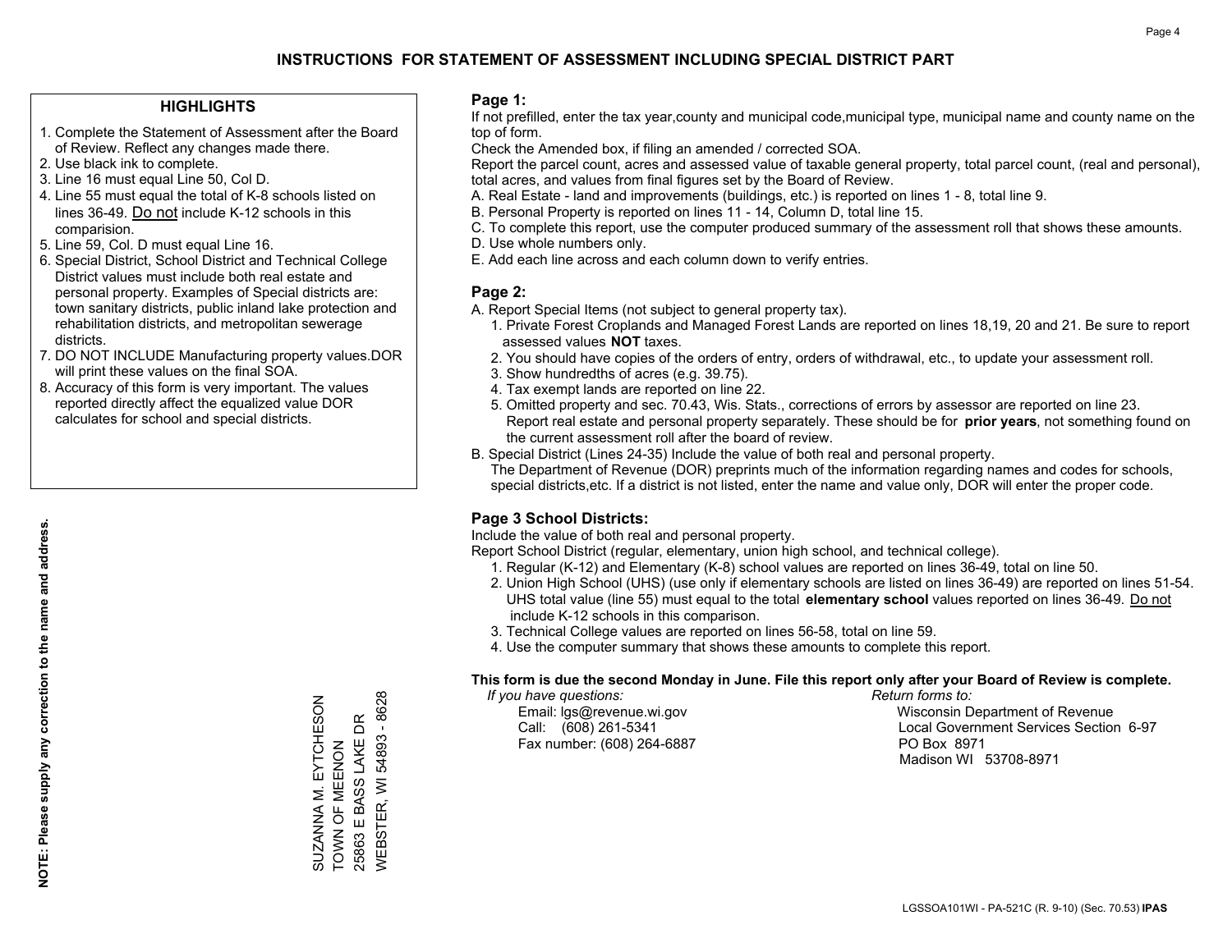# INSTRUCTIONS FOR STATEMENT OF ASSESSMENT INCLUDING SPECIAL DISTRICT PART

## HIGHLIGHTS

1. Complete the Statement of Assessment after the Board of Review. Reflect any changes made there.
2. Use black ink to complete.
3. Line 16 must equal Line 50, Col D.
4. Line 55 must equal the total of K-8 schools listed on lines 36-49. Do not include K-12 schools in this comparision.
5. Line 59, Col. D must equal Line 16.
6. Special District, School District and Technical College District values must include both real estate and personal property. Examples of Special districts are: town sanitary districts, public inland lake protection and rehabilitation districts, and metropolitan sewerage districts.
7. DO NOT INCLUDE Manufacturing property values.DOR will print these values on the final SOA.
8. Accuracy of this form is very important. The values reported directly affect the equalized value DOR calculates for school and special districts.

**NOTE: Please supply any correction to the name and address.**

SUZANNA M. EYTCHESON
TOWN OF MEENON
25863 E BASS LAKE DR
WEBSTER, WI 54893 - 8628

## Page 1:

If not prefilled, enter the tax year,county and municipal code,municipal type, municipal name and county name on the top of form.

Check the Amended box, if filing an amended / corrected SOA.

Report the parcel count, acres and assessed value of taxable general property, total parcel count, (real and personal), total acres, and values from final figures set by the Board of Review.

A. Real Estate - land and improvements (buildings, etc.) is reported on lines 1 - 8, total line 9.
B. Personal Property is reported on lines 11 - 14, Column D, total line 15.
C. To complete this report, use the computer produced summary of the assessment roll that shows these amounts.
D. Use whole numbers only.
E. Add each line across and each column down to verify entries.

## Page 2:

A. Report Special Items (not subject to general property tax).
   1. Private Forest Croplands and Managed Forest Lands are reported on lines 18,19, 20 and 21. Be sure to report assessed values **NOT** taxes.
   2. You should have copies of the orders of entry, orders of withdrawal, etc., to update your assessment roll.
   3. Show hundredths of acres (e.g. 39.75).
   4. Tax exempt lands are reported on line 22.
   5. Omitted property and sec. 70.43, Wis. Stats., corrections of errors by assessor are reported on line 23. Report real estate and personal property separately. These should be for **prior years**, not something found on the current assessment roll after the board of review.
B. Special District (Lines 24-35) Include the value of both real and personal property.
   The Department of Revenue (DOR) preprints much of the information regarding names and codes for schools, special districts,etc. If a district is not listed, enter the name and value only, DOR will enter the proper code.

## Page 3 School Districts:

Include the value of both real and personal property.

Report School District (regular, elementary, union high school, and technical college).

1. Regular (K-12) and Elementary (K-8) school values are reported on lines 36-49, total on line 50.
2. Union High School (UHS) (use only if elementary schools are listed on lines 36-49) are reported on lines 51-54. UHS total value (line 55) must equal to the total **elementary school** values reported on lines 36-49. Do not include K-12 schools in this comparison.
3. Technical College values are reported on lines 56-58, total on line 59.
4. Use the computer summary that shows these amounts to complete this report.

**This form is due the second Monday in June. File this report only after your Board of Review is complete.**

*If you have questions:*
Email: lgs@revenue.wi.gov
Call: (608) 261-5341
Fax number: (608) 264-6887

*Return forms to:*
Wisconsin Department of Revenue
Local Government Services Section 6-97
PO Box 8971
Madison WI 53708-8971

LGSSOA101WI - PA-521C (R. 9-10) (Sec. 70.53) **IPAS**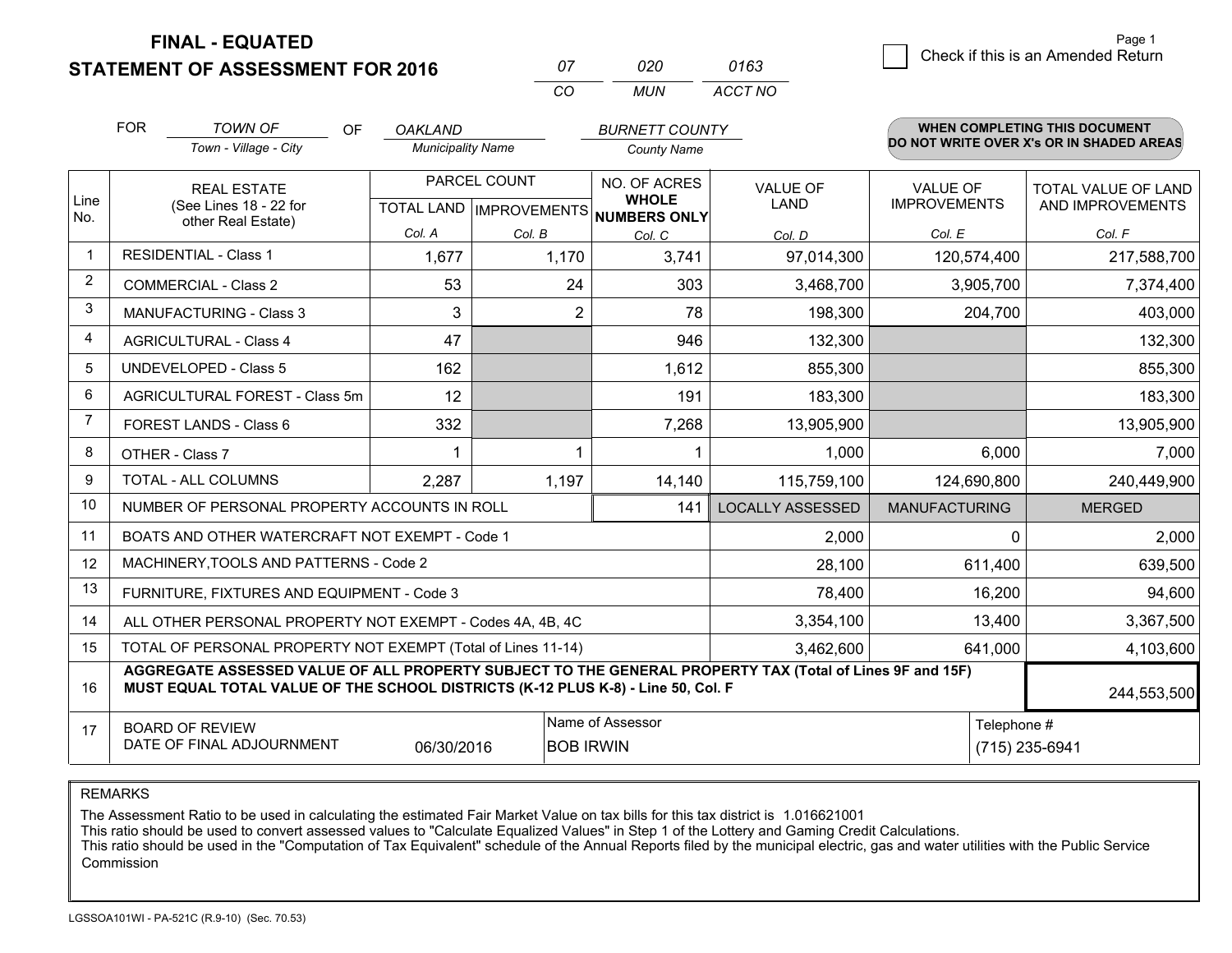# FINAL - EQUATED
## STATEMENT OF ASSESSMENT FOR 2016

| 07 | 020 | 0163 |
|---|---|---|
| CO | MUN | ACCT NO |

☐ Check if this is an Amended Return

FOR *TOWN OF* (Town - Village - City) OF *OAKLAND* (Municipality Name) *BURNETT COUNTY* (County Name)

**WHEN COMPLETING THIS DOCUMENT DO NOT WRITE OVER X's OR IN SHADED AREAS**

| Line No. | REAL ESTATE (See Lines 18 - 22 for other Real Estate) | PARCEL COUNT TOTAL LAND Col. A | PARCEL COUNT IMPROVEMENTS Col. B | NO. OF ACRES WHOLE NUMBERS ONLY Col. C | VALUE OF LAND Col. D | VALUE OF IMPROVEMENTS Col. E | TOTAL VALUE OF LAND AND IMPROVEMENTS Col. F |
|---|---|---|---|---|---|---|---|
| 1 | RESIDENTIAL - Class 1 | 1,677 | 1,170 | 3,741 | 97,014,300 | 120,574,400 | 217,588,700 |
| 2 | COMMERCIAL - Class 2 | 53 | 24 | 303 | 3,468,700 | 3,905,700 | 7,374,400 |
| 3 | MANUFACTURING - Class 3 | 3 | 2 | 78 | 198,300 | 204,700 | 403,000 |
| 4 | AGRICULTURAL - Class 4 | 47 | | 946 | 132,300 | | 132,300 |
| 5 | UNDEVELOPED - Class 5 | 162 | | 1,612 | 855,300 | | 855,300 |
| 6 | AGRICULTURAL FOREST - Class 5m | 12 | | 191 | 183,300 | | 183,300 |
| 7 | FOREST LANDS - Class 6 | 332 | | 7,268 | 13,905,900 | | 13,905,900 |
| 8 | OTHER - Class 7 | 1 | 1 | 1 | 1,000 | 6,000 | 7,000 |
| 9 | TOTAL - ALL COLUMNS | 2,287 | 1,197 | 14,140 | 115,759,100 | 124,690,800 | 240,449,900 |
| 10 | NUMBER OF PERSONAL PROPERTY ACCOUNTS IN ROLL | | | 141 | LOCALLY ASSESSED | MANUFACTURING | MERGED |
| 11 | BOATS AND OTHER WATERCRAFT NOT EXEMPT - Code 1 | | | | 2,000 | 0 | 2,000 |
| 12 | MACHINERY,TOOLS AND PATTERNS - Code 2 | | | | 28,100 | 611,400 | 639,500 |
| 13 | FURNITURE, FIXTURES AND EQUIPMENT - Code 3 | | | | 78,400 | 16,200 | 94,600 |
| 14 | ALL OTHER PERSONAL PROPERTY NOT EXEMPT - Codes 4A, 4B, 4C | | | | 3,354,100 | 13,400 | 3,367,500 |
| 15 | TOTAL OF PERSONAL PROPERTY NOT EXEMPT (Total of Lines 11-14) | | | | 3,462,600 | 641,000 | 4,103,600 |
| 16 | **AGGREGATE ASSESSED VALUE OF ALL PROPERTY SUBJECT TO THE GENERAL PROPERTY TAX (Total of Lines 9F and 15F) MUST EQUAL TOTAL VALUE OF THE SCHOOL DISTRICTS (K-12 PLUS K-8) - Line 50, Col. F** | | | | | | 244,553,500 |
| 17 | BOARD OF REVIEW DATE OF FINAL ADJOURNMENT | 06/30/2016 | Name of Assessor: BOB IRWIN | | | Telephone #: (715) 235-6941 | |

REMARKS

The Assessment Ratio to be used in calculating the estimated Fair Market Value on tax bills for this tax district is 1.016621001
This ratio should be used to convert assessed values to "Calculate Equalized Values" in Step 1 of the Lottery and Gaming Credit Calculations.
This ratio should be used in the "Computation of Tax Equivalent" schedule of the Annual Reports filed by the municipal electric, gas and water utilities with the Public Service Commission

LGSSOA101WI - PA-521C (R.9-10) (Sec. 70.53)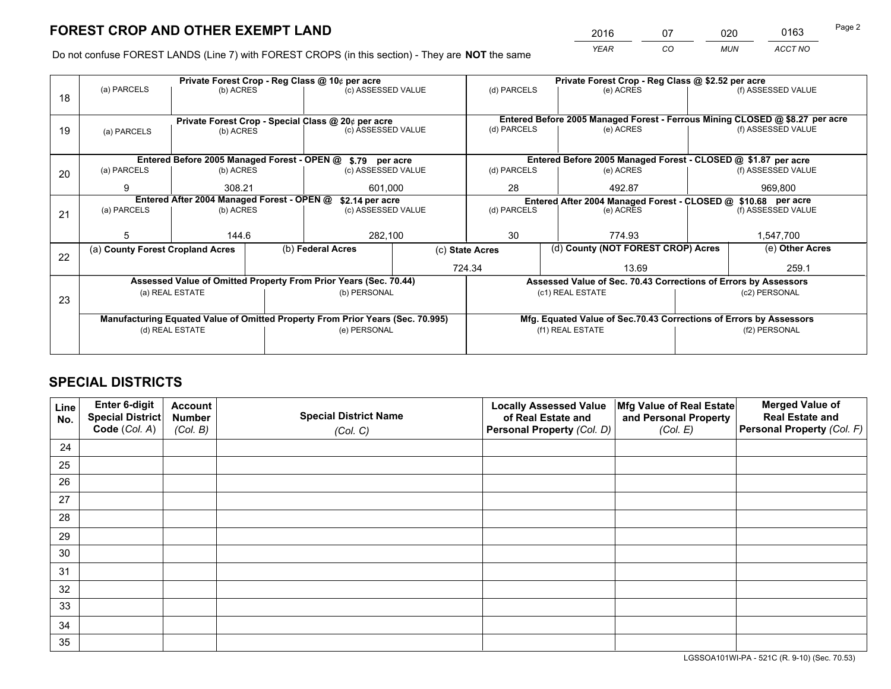# FOREST CROP AND OTHER EXEMPT LAND

| YEAR | CO | MUN | ACCT NO |
|---|---|---|---|
| 2016 | 07 | 020 | 0163 |

Do not confuse FOREST LANDS (Line 7) with FOREST CROPS (in this section) - They are **NOT** the same

| Line | Private Forest Crop - Reg Class @ 10¢ per acre | | | Private Forest Crop - Reg Class @ $2.52 per acre | | |
|---|---|---|---|---|---|---|
| 18 | (a) PARCELS | (b) ACRES | (c) ASSESSED VALUE | (d) PARCELS | (e) ACRES | (f) ASSESSED VALUE |
| | | | | | | |
| | **Private Forest Crop - Special Class @ 20¢ per acre** | | | **Entered Before 2005 Managed Forest - Ferrous Mining CLOSED @ $8.27 per acre** | | |
| 19 | (a) PARCELS | (b) ACRES | (c) ASSESSED VALUE | (d) PARCELS | (e) ACRES | (f) ASSESSED VALUE |
| | | | | | | |
| | **Entered Before 2005 Managed Forest - OPEN @ $.79 per acre** | | | **Entered Before 2005 Managed Forest - CLOSED @ $1.87 per acre** | | |
| 20 | (a) PARCELS | (b) ACRES | (c) ASSESSED VALUE | (d) PARCELS | (e) ACRES | (f) ASSESSED VALUE |
| | 9 | 308.21 | 601,000 | 28 | 492.87 | 969,800 |
| | **Entered After 2004 Managed Forest - OPEN @ $2.14 per acre** | | | **Entered After 2004 Managed Forest - CLOSED @ $10.68 per acre** | | |
| 21 | (a) PARCELS | (b) ACRES | (c) ASSESSED VALUE | (d) PARCELS | (e) ACRES | (f) ASSESSED VALUE |
| | 5 | 144.6 | 282,100 | 30 | 774.93 | 1,547,700 |

| Line | (a) County Forest Cropland Acres | (b) Federal Acres | (c) State Acres | (d) County (NOT FOREST CROP) Acres | (e) Other Acres |
|---|---|---|---|---|---|
| 22 | | | 724.34 | 13.69 | 259.1 |

| Line | Assessed Value of Omitted Property From Prior Years (Sec. 70.44) | | Assessed Value of Sec. 70.43 Corrections of Errors by Assessors | |
|---|---|---|---|---|
| 23 | (a) REAL ESTATE | (b) PERSONAL | (c1) REAL ESTATE | (c2) PERSONAL |
| | | | | |
| | **Manufacturing Equated Value of Omitted Property From Prior Years (Sec. 70.995)** | | **Mfg. Equated Value of Sec.70.43 Corrections of Errors by Assessors** | |
| | (d) REAL ESTATE | (e) PERSONAL | (f1) REAL ESTATE | (f2) PERSONAL |
| | | | | |

# SPECIAL DISTRICTS

| Line No. | Enter 6-digit Special District Code (Col. A) | Account Number (Col. B) | Special District Name (Col. C) | Locally Assessed Value of Real Estate and Personal Property (Col. D) | Mfg Value of Real Estate and Personal Property (Col. E) | Merged Value of Real Estate and Personal Property (Col. F) |
|---|---|---|---|---|---|---|
| 24 | | | | | | |
| 25 | | | | | | |
| 26 | | | | | | |
| 27 | | | | | | |
| 28 | | | | | | |
| 29 | | | | | | |
| 30 | | | | | | |
| 31 | | | | | | |
| 32 | | | | | | |
| 33 | | | | | | |
| 34 | | | | | | |
| 35 | | | | | | |

LGSSOA101WI-PA - 521C (R. 9-10) (Sec. 70.53)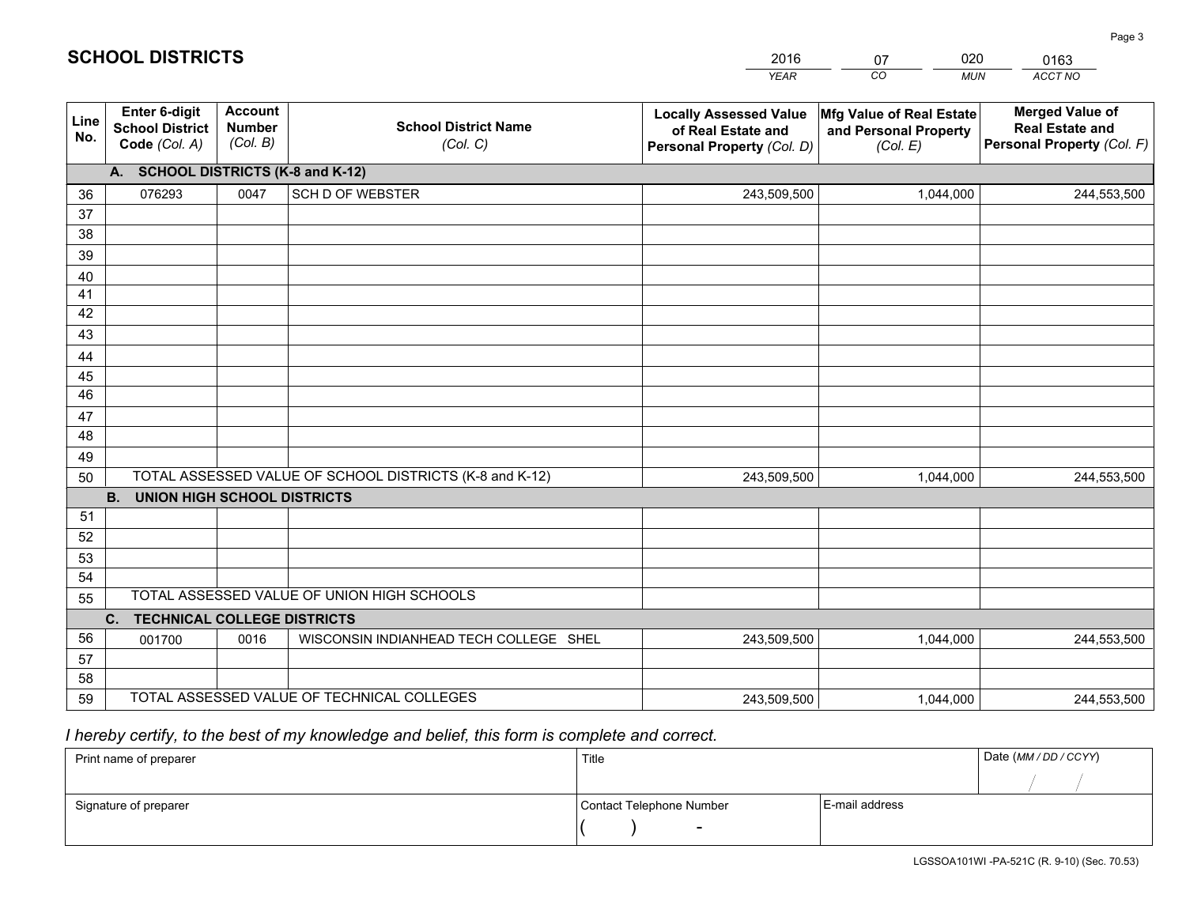# SCHOOL DISTRICTS

| 2016 | 07 | 020 | 0163 |
|---|---|---|---|
| *YEAR* | *CO* | *MUN* | *ACCT NO* |

| Line No. | Enter 6-digit School District Code *(Col. A)* | Account Number *(Col. B)* | School District Name *(Col. C)* | Locally Assessed Value of Real Estate and Personal Property *(Col. D)* | Mfg Value of Real Estate and Personal Property *(Col. E)* | Merged Value of Real Estate and Personal Property *(Col. F)* |
|---|---|---|---|---|---|---|
| | **A. SCHOOL DISTRICTS (K-8 and K-12)** | | | | | |
| 36 | 076293 | 0047 | SCH D OF WEBSTER | 243,509,500 | 1,044,000 | 244,553,500 |
| 37 | | | | | | |
| 38 | | | | | | |
| 39 | | | | | | |
| 40 | | | | | | |
| 41 | | | | | | |
| 42 | | | | | | |
| 43 | | | | | | |
| 44 | | | | | | |
| 45 | | | | | | |
| 46 | | | | | | |
| 47 | | | | | | |
| 48 | | | | | | |
| 49 | | | | | | |
| 50 | TOTAL ASSESSED VALUE OF SCHOOL DISTRICTS (K-8 and K-12) | | | 243,509,500 | 1,044,000 | 244,553,500 |
| | **B. UNION HIGH SCHOOL DISTRICTS** | | | | | |
| 51 | | | | | | |
| 52 | | | | | | |
| 53 | | | | | | |
| 54 | | | | | | |
| 55 | TOTAL ASSESSED VALUE OF UNION HIGH SCHOOLS | | | | | |
| | **C. TECHNICAL COLLEGE DISTRICTS** | | | | | |
| 56 | 001700 | 0016 | WISCONSIN INDIANHEAD TECH COLLEGE SHEL | 243,509,500 | 1,044,000 | 244,553,500 |
| 57 | | | | | | |
| 58 | | | | | | |
| 59 | TOTAL ASSESSED VALUE OF TECHNICAL COLLEGES | | | 243,509,500 | 1,044,000 | 244,553,500 |

*I hereby certify, to the best of my knowledge and belief, this form is complete and correct.*

| Print name of preparer | Title | | Date *(MM / DD / CCYY)* |
|---|---|---|---|
| | | | / / |
| Signature of preparer | Contact Telephone Number | E-mail address | |
| | ( ) - | | |

LGSSOA101WI -PA-521C (R. 9-10) (Sec. 70.53)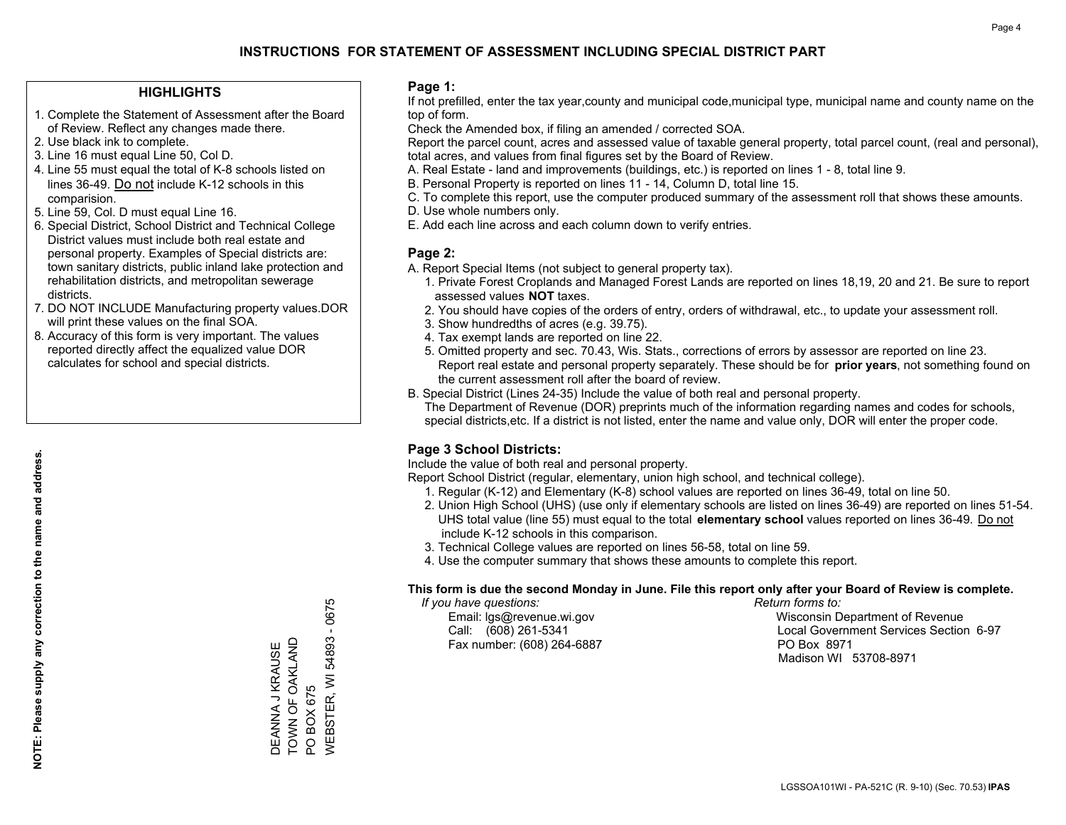# INSTRUCTIONS FOR STATEMENT OF ASSESSMENT INCLUDING SPECIAL DISTRICT PART

## HIGHLIGHTS

1. Complete the Statement of Assessment after the Board of Review. Reflect any changes made there.
2. Use black ink to complete.
3. Line 16 must equal Line 50, Col D.
4. Line 55 must equal the total of K-8 schools listed on lines 36-49. Do not include K-12 schools in this comparision.
5. Line 59, Col. D must equal Line 16.
6. Special District, School District and Technical College District values must include both real estate and personal property. Examples of Special districts are: town sanitary districts, public inland lake protection and rehabilitation districts, and metropolitan sewerage districts.
7. DO NOT INCLUDE Manufacturing property values.DOR will print these values on the final SOA.
8. Accuracy of this form is very important. The values reported directly affect the equalized value DOR calculates for school and special districts.

**NOTE: Please supply any correction to the name and address.**

DEANNA J KRAUSE
TOWN OF OAKLAND
PO BOX 675
WEBSTER, WI 54893 - 0675

## Page 1:

If not prefilled, enter the tax year,county and municipal code,municipal type, municipal name and county name on the top of form.

Check the Amended box, if filing an amended / corrected SOA.

Report the parcel count, acres and assessed value of taxable general property, total parcel count, (real and personal), total acres, and values from final figures set by the Board of Review.

A. Real Estate - land and improvements (buildings, etc.) is reported on lines 1 - 8, total line 9.
B. Personal Property is reported on lines 11 - 14, Column D, total line 15.
C. To complete this report, use the computer produced summary of the assessment roll that shows these amounts.
D. Use whole numbers only.
E. Add each line across and each column down to verify entries.

## Page 2:

A. Report Special Items (not subject to general property tax).
   1. Private Forest Croplands and Managed Forest Lands are reported on lines 18,19, 20 and 21. Be sure to report assessed values **NOT** taxes.
   2. You should have copies of the orders of entry, orders of withdrawal, etc., to update your assessment roll.
   3. Show hundredths of acres (e.g. 39.75).
   4. Tax exempt lands are reported on line 22.
   5. Omitted property and sec. 70.43, Wis. Stats., corrections of errors by assessor are reported on line 23. Report real estate and personal property separately. These should be for **prior years**, not something found on the current assessment roll after the board of review.
B. Special District (Lines 24-35) Include the value of both real and personal property.
   The Department of Revenue (DOR) preprints much of the information regarding names and codes for schools, special districts,etc. If a district is not listed, enter the name and value only, DOR will enter the proper code.

## Page 3 School Districts:

Include the value of both real and personal property.

Report School District (regular, elementary, union high school, and technical college).

1. Regular (K-12) and Elementary (K-8) school values are reported on lines 36-49, total on line 50.
2. Union High School (UHS) (use only if elementary schools are listed on lines 36-49) are reported on lines 51-54. UHS total value (line 55) must equal to the total **elementary school** values reported on lines 36-49. Do not include K-12 schools in this comparison.
3. Technical College values are reported on lines 56-58, total on line 59.
4. Use the computer summary that shows these amounts to complete this report.

**This form is due the second Monday in June. File this report only after your Board of Review is complete.**

*If you have questions:*
Email: lgs@revenue.wi.gov
Call: (608) 261-5341
Fax number: (608) 264-6887

*Return forms to:*
Wisconsin Department of Revenue
Local Government Services Section 6-97
PO Box 8971
Madison WI 53708-8971

LGSSOA101WI - PA-521C (R. 9-10) (Sec. 70.53) **IPAS**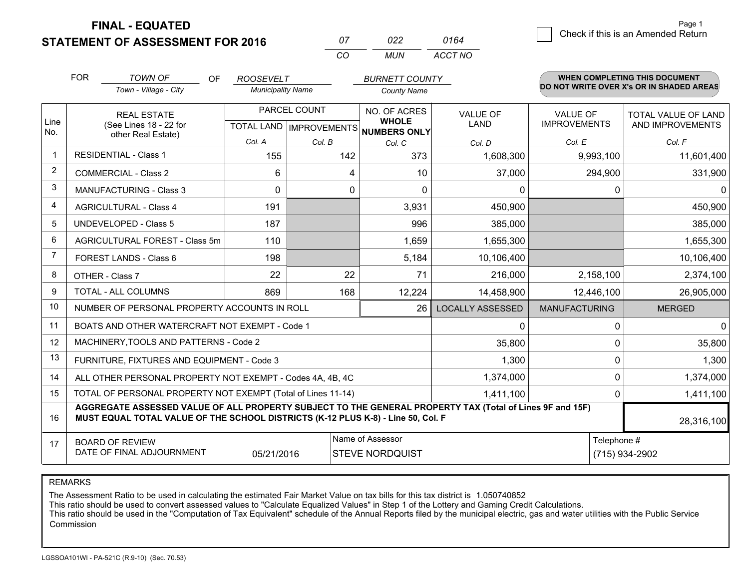# FINAL - EQUATED
## STATEMENT OF ASSESSMENT FOR 2016

| 07 | 022 | 0164 |
|---|---|---|
| CO | MUN | ACCT NO |

Page 1

☐ Check if this is an Amended Return

FOR *TOWN OF* (Town - Village - City) OF *ROOSEVELT* (Municipality Name) *BURNETT COUNTY* (County Name)

**WHEN COMPLETING THIS DOCUMENT DO NOT WRITE OVER X's OR IN SHADED AREAS**

| Line No. | REAL ESTATE (See Lines 18 - 22 for other Real Estate) | PARCEL COUNT TOTAL LAND Col. A | PARCEL COUNT IMPROVEMENTS Col. B | NO. OF ACRES WHOLE NUMBERS ONLY Col. C | VALUE OF LAND Col. D | VALUE OF IMPROVEMENTS Col. E | TOTAL VALUE OF LAND AND IMPROVEMENTS Col. F |
|---|---|---|---|---|---|---|---|
| 1 | RESIDENTIAL - Class 1 | 155 | 142 | 373 | 1,608,300 | 9,993,100 | 11,601,400 |
| 2 | COMMERCIAL - Class 2 | 6 | 4 | 10 | 37,000 | 294,900 | 331,900 |
| 3 | MANUFACTURING - Class 3 | 0 | 0 | 0 | 0 | 0 | 0 |
| 4 | AGRICULTURAL - Class 4 | 191 | | 3,931 | 450,900 | | 450,900 |
| 5 | UNDEVELOPED - Class 5 | 187 | | 996 | 385,000 | | 385,000 |
| 6 | AGRICULTURAL FOREST - Class 5m | 110 | | 1,659 | 1,655,300 | | 1,655,300 |
| 7 | FOREST LANDS - Class 6 | 198 | | 5,184 | 10,106,400 | | 10,106,400 |
| 8 | OTHER - Class 7 | 22 | 22 | 71 | 216,000 | 2,158,100 | 2,374,100 |
| 9 | TOTAL - ALL COLUMNS | 869 | 168 | 12,224 | 14,458,900 | 12,446,100 | 26,905,000 |
| 10 | NUMBER OF PERSONAL PROPERTY ACCOUNTS IN ROLL | | | 26 | LOCALLY ASSESSED | MANUFACTURING | MERGED |
| 11 | BOATS AND OTHER WATERCRAFT NOT EXEMPT - Code 1 | | | | 0 | 0 | 0 |
| 12 | MACHINERY,TOOLS AND PATTERNS - Code 2 | | | | 35,800 | 0 | 35,800 |
| 13 | FURNITURE, FIXTURES AND EQUIPMENT - Code 3 | | | | 1,300 | 0 | 1,300 |
| 14 | ALL OTHER PERSONAL PROPERTY NOT EXEMPT - Codes 4A, 4B, 4C | | | | 1,374,000 | 0 | 1,374,000 |
| 15 | TOTAL OF PERSONAL PROPERTY NOT EXEMPT (Total of Lines 11-14) | | | | 1,411,100 | 0 | 1,411,100 |
| 16 | **AGGREGATE ASSESSED VALUE OF ALL PROPERTY SUBJECT TO THE GENERAL PROPERTY TAX (Total of Lines 9F and 15F) MUST EQUAL TOTAL VALUE OF THE SCHOOL DISTRICTS (K-12 PLUS K-8) - Line 50, Col. F** | | | | | | 28,316,100 |
| 17 | BOARD OF REVIEW DATE OF FINAL ADJOURNMENT | 05/21/2016 | | Name of Assessor: STEVE NORDQUIST | | Telephone #: (715) 934-2902 | |

REMARKS

The Assessment Ratio to be used in calculating the estimated Fair Market Value on tax bills for this tax district is 1.050740852
This ratio should be used to convert assessed values to "Calculate Equalized Values" in Step 1 of the Lottery and Gaming Credit Calculations.
This ratio should be used in the "Computation of Tax Equivalent" schedule of the Annual Reports filed by the municipal electric, gas and water utilities with the Public Service Commission

LGSSOA101WI - PA-521C (R.9-10) (Sec. 70.53)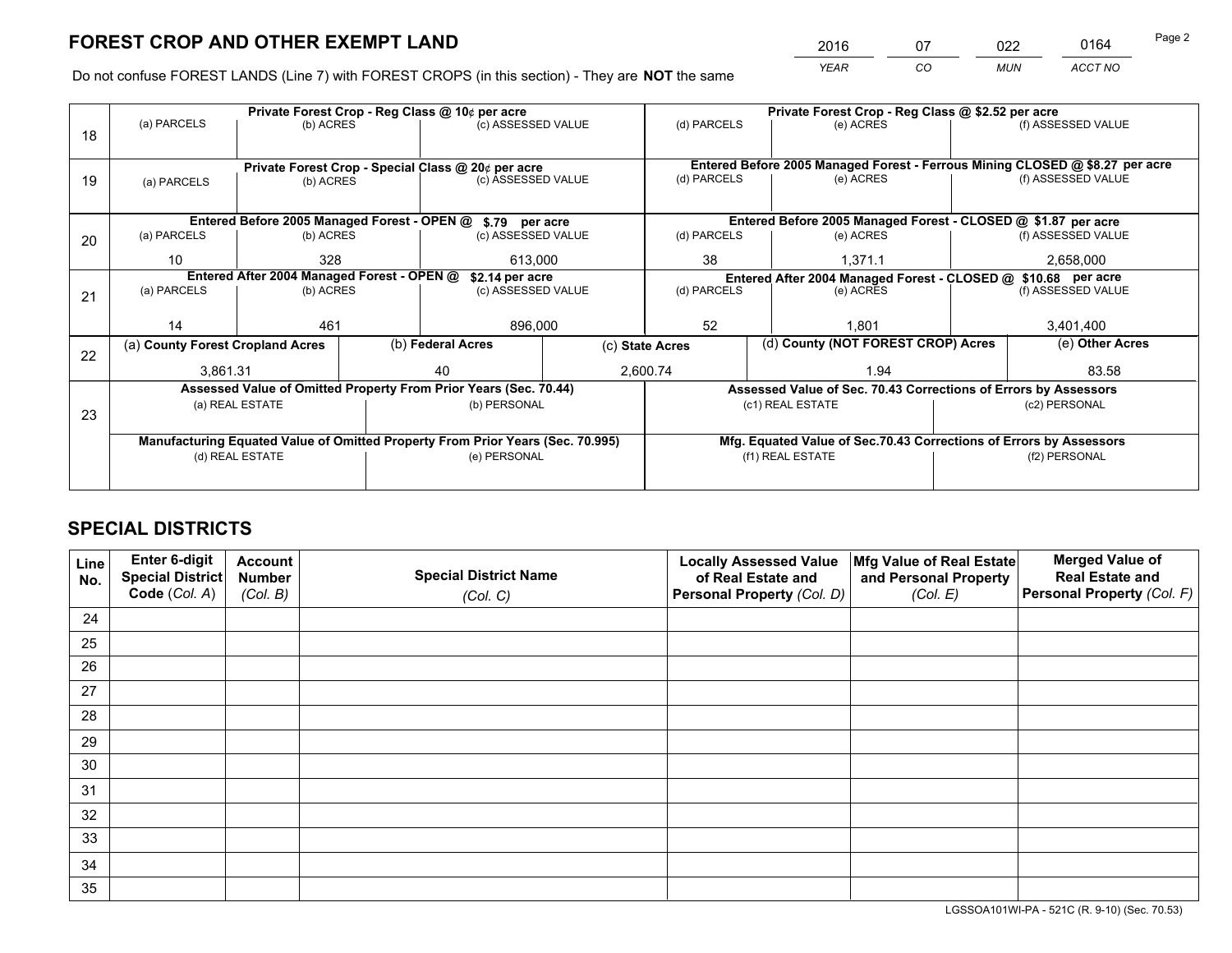# FOREST CROP AND OTHER EXEMPT LAND

| 2016 | 07 | 022 | 0164 |
|---|---|---|---|
| *YEAR* | *CO* | *MUN* | *ACCT NO* |

Do not confuse FOREST LANDS (Line 7) with FOREST CROPS (in this section) - They are **NOT** the same

| Line | Private Forest Crop - Reg Class @ 10¢ per acre | | | Private Forest Crop - Reg Class @ $2.52 per acre | | |
|---|---|---|---|---|---|---|
| 18 | (a) PARCELS | (b) ACRES | (c) ASSESSED VALUE | (d) PARCELS | (e) ACRES | (f) ASSESSED VALUE |
| | | | | | | |
| | **Private Forest Crop - Special Class @ 20¢ per acre** | | | **Entered Before 2005 Managed Forest - Ferrous Mining CLOSED @ $8.27 per acre** | | |
| 19 | (a) PARCELS | (b) ACRES | (c) ASSESSED VALUE | (d) PARCELS | (e) ACRES | (f) ASSESSED VALUE |
| | | | | | | |
| | **Entered Before 2005 Managed Forest - OPEN @ $.79 per acre** | | | **Entered Before 2005 Managed Forest - CLOSED @ $1.87 per acre** | | |
| 20 | (a) PARCELS | (b) ACRES | (c) ASSESSED VALUE | (d) PARCELS | (e) ACRES | (f) ASSESSED VALUE |
| | 10 | 328 | 613,000 | 38 | 1,371.1 | 2,658,000 |
| | **Entered After 2004 Managed Forest - OPEN @ $2.14 per acre** | | | **Entered After 2004 Managed Forest - CLOSED @ $10.68 per acre** | | |
| 21 | (a) PARCELS | (b) ACRES | (c) ASSESSED VALUE | (d) PARCELS | (e) ACRES | (f) ASSESSED VALUE |
| | 14 | 461 | 896,000 | 52 | 1,801 | 3,401,400 |

| Line | (a) County Forest Cropland Acres | (b) Federal Acres | (c) State Acres | (d) County (NOT FOREST CROP) Acres | (e) Other Acres |
|---|---|---|---|---|---|
| 22 | 3,861.31 | 40 | 2,600.74 | 1.94 | 83.58 |

| Line | Assessed Value of Omitted Property From Prior Years (Sec. 70.44) | | Assessed Value of Sec. 70.43 Corrections of Errors by Assessors | |
|---|---|---|---|---|
| 23 | (a) REAL ESTATE | (b) PERSONAL | (c1) REAL ESTATE | (c2) PERSONAL |
| | | | | |
| | **Manufacturing Equated Value of Omitted Property From Prior Years (Sec. 70.995)** | | **Mfg. Equated Value of Sec.70.43 Corrections of Errors by Assessors** | |
| | (d) REAL ESTATE | (e) PERSONAL | (f1) REAL ESTATE | (f2) PERSONAL |
| | | | | |

# SPECIAL DISTRICTS

| Line No. | Enter 6-digit Special District Code (Col. A) | Account Number (Col. B) | Special District Name (Col. C) | Locally Assessed Value of Real Estate and Personal Property (Col. D) | Mfg Value of Real Estate and Personal Property (Col. E) | Merged Value of Real Estate and Personal Property (Col. F) |
|---|---|---|---|---|---|---|
| 24 | | | | | | |
| 25 | | | | | | |
| 26 | | | | | | |
| 27 | | | | | | |
| 28 | | | | | | |
| 29 | | | | | | |
| 30 | | | | | | |
| 31 | | | | | | |
| 32 | | | | | | |
| 33 | | | | | | |
| 34 | | | | | | |
| 35 | | | | | | |

LGSSOA101WI-PA - 521C (R. 9-10) (Sec. 70.53)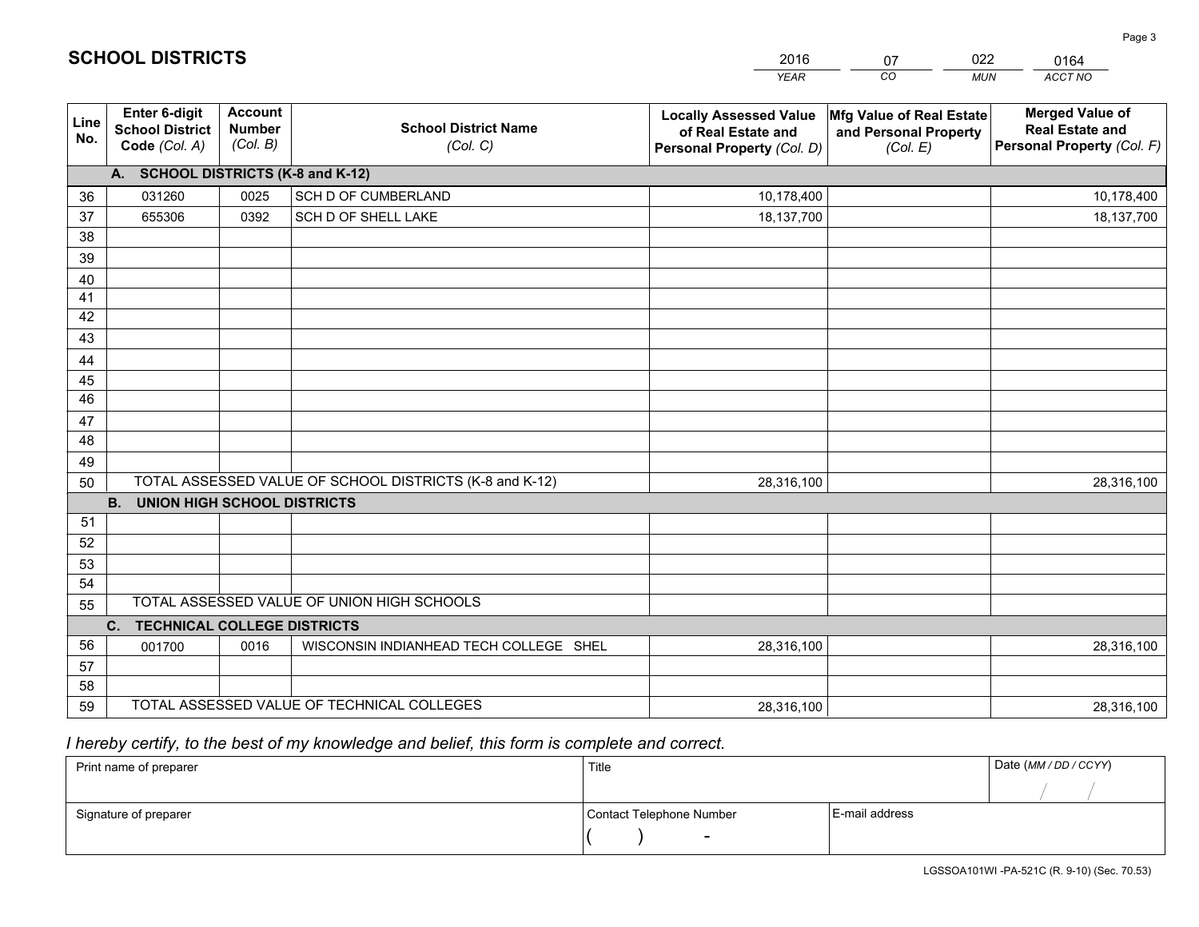# SCHOOL DISTRICTS

| 2016 | 07 | 022 | 0164 |
|---|---|---|---|
| *YEAR* | *CO* | *MUN* | *ACCT NO* |

| Line No. | Enter 6-digit School District Code *(Col. A)* | Account Number *(Col. B)* | School District Name *(Col. C)* | Locally Assessed Value of Real Estate and Personal Property *(Col. D)* | Mfg Value of Real Estate and Personal Property *(Col. E)* | Merged Value of Real Estate and Personal Property *(Col. F)* |
|---|---|---|---|---|---|---|
| **A. SCHOOL DISTRICTS (K-8 and K-12)** | | | | | | |
| 36 | 031260 | 0025 | SCH D OF CUMBERLAND | 10,178,400 | | 10,178,400 |
| 37 | 655306 | 0392 | SCH D OF SHELL LAKE | 18,137,700 | | 18,137,700 |
| 38 | | | | | | |
| 39 | | | | | | |
| 40 | | | | | | |
| 41 | | | | | | |
| 42 | | | | | | |
| 43 | | | | | | |
| 44 | | | | | | |
| 45 | | | | | | |
| 46 | | | | | | |
| 47 | | | | | | |
| 48 | | | | | | |
| 49 | | | | | | |
| 50 | TOTAL ASSESSED VALUE OF SCHOOL DISTRICTS (K-8 and K-12) | | | 28,316,100 | | 28,316,100 |
| **B. UNION HIGH SCHOOL DISTRICTS** | | | | | | |
| 51 | | | | | | |
| 52 | | | | | | |
| 53 | | | | | | |
| 54 | | | | | | |
| 55 | TOTAL ASSESSED VALUE OF UNION HIGH SCHOOLS | | | | | |
| **C. TECHNICAL COLLEGE DISTRICTS** | | | | | | |
| 56 | 001700 | 0016 | WISCONSIN INDIANHEAD TECH COLLEGE SHEL | 28,316,100 | | 28,316,100 |
| 57 | | | | | | |
| 58 | | | | | | |
| 59 | TOTAL ASSESSED VALUE OF TECHNICAL COLLEGES | | | 28,316,100 | | 28,316,100 |

*I hereby certify, to the best of my knowledge and belief, this form is complete and correct.*

| Print name of preparer | Title | | Date *(MM / DD / CCYY)* |
|---|---|---|---|
| | | | / / |
| Signature of preparer | Contact Telephone Number | E-mail address | |
| | ( ) - | | |

LGSSOA101WI -PA-521C (R. 9-10) (Sec. 70.53)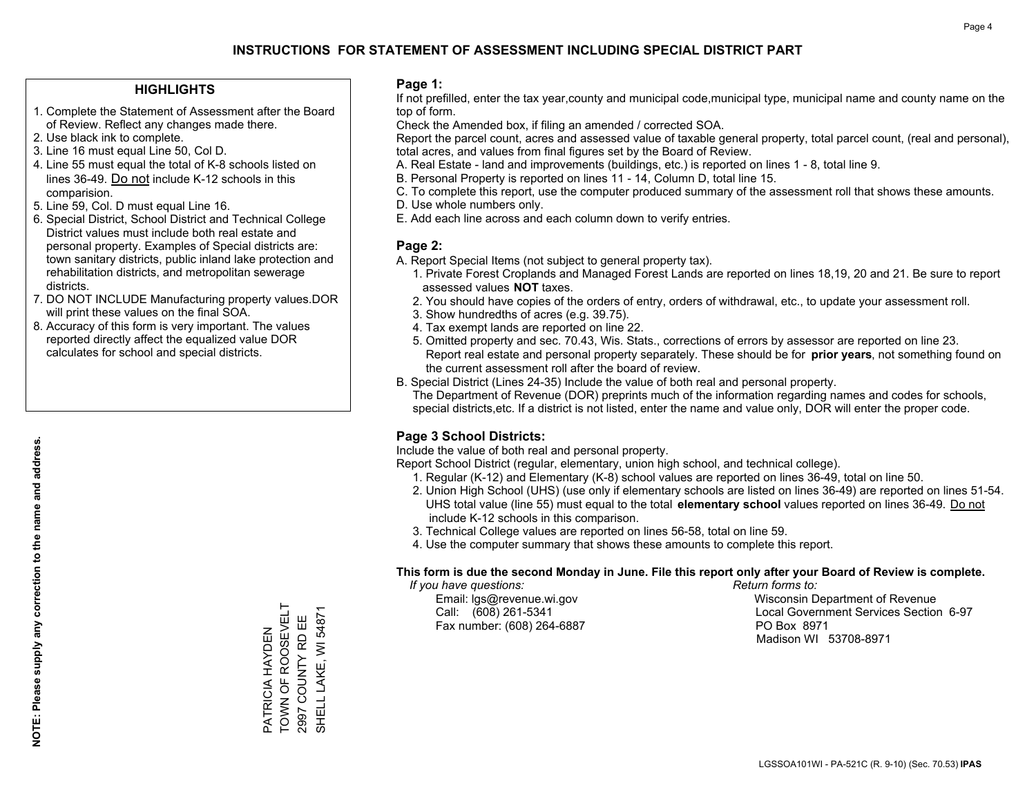# INSTRUCTIONS FOR STATEMENT OF ASSESSMENT INCLUDING SPECIAL DISTRICT PART

## HIGHLIGHTS

1. Complete the Statement of Assessment after the Board of Review. Reflect any changes made there.
2. Use black ink to complete.
3. Line 16 must equal Line 50, Col D.
4. Line 55 must equal the total of K-8 schools listed on lines 36-49. Do not include K-12 schools in this comparision.
5. Line 59, Col. D must equal Line 16.
6. Special District, School District and Technical College District values must include both real estate and personal property. Examples of Special districts are: town sanitary districts, public inland lake protection and rehabilitation districts, and metropolitan sewerage districts.
7. DO NOT INCLUDE Manufacturing property values.DOR will print these values on the final SOA.
8. Accuracy of this form is very important. The values reported directly affect the equalized value DOR calculates for school and special districts.

**NOTE: Please supply any correction to the name and address.**

PATRICIA HAYDEN
TOWN OF ROOSEVELT
2997 COUNTY RD EE
SHELL LAKE, WI 54871

## Page 1:

If not prefilled, enter the tax year,county and municipal code,municipal type, municipal name and county name on the top of form.

Check the Amended box, if filing an amended / corrected SOA.

Report the parcel count, acres and assessed value of taxable general property, total parcel count, (real and personal), total acres, and values from final figures set by the Board of Review.

A. Real Estate - land and improvements (buildings, etc.) is reported on lines 1 - 8, total line 9.
B. Personal Property is reported on lines 11 - 14, Column D, total line 15.
C. To complete this report, use the computer produced summary of the assessment roll that shows these amounts.
D. Use whole numbers only.
E. Add each line across and each column down to verify entries.

## Page 2:

A. Report Special Items (not subject to general property tax).
   1. Private Forest Croplands and Managed Forest Lands are reported on lines 18,19, 20 and 21. Be sure to report assessed values **NOT** taxes.
   2. You should have copies of the orders of entry, orders of withdrawal, etc., to update your assessment roll.
   3. Show hundredths of acres (e.g. 39.75).
   4. Tax exempt lands are reported on line 22.
   5. Omitted property and sec. 70.43, Wis. Stats., corrections of errors by assessor are reported on line 23. Report real estate and personal property separately. These should be for **prior years**, not something found on the current assessment roll after the board of review.
B. Special District (Lines 24-35) Include the value of both real and personal property.
   The Department of Revenue (DOR) preprints much of the information regarding names and codes for schools, special districts,etc. If a district is not listed, enter the name and value only, DOR will enter the proper code.

## Page 3 School Districts:

Include the value of both real and personal property.

Report School District (regular, elementary, union high school, and technical college).

1. Regular (K-12) and Elementary (K-8) school values are reported on lines 36-49, total on line 50.
2. Union High School (UHS) (use only if elementary schools are listed on lines 36-49) are reported on lines 51-54. UHS total value (line 55) must equal to the total **elementary school** values reported on lines 36-49. Do not include K-12 schools in this comparison.
3. Technical College values are reported on lines 56-58, total on line 59.
4. Use the computer summary that shows these amounts to complete this report.

**This form is due the second Monday in June. File this report only after your Board of Review is complete.**

*If you have questions:*
Email: lgs@revenue.wi.gov
Call: (608) 261-5341
Fax number: (608) 264-6887

*Return forms to:*
Wisconsin Department of Revenue
Local Government Services Section 6-97
PO Box 8971
Madison WI 53708-8971

LGSSOA101WI - PA-521C (R. 9-10) (Sec. 70.53) **IPAS**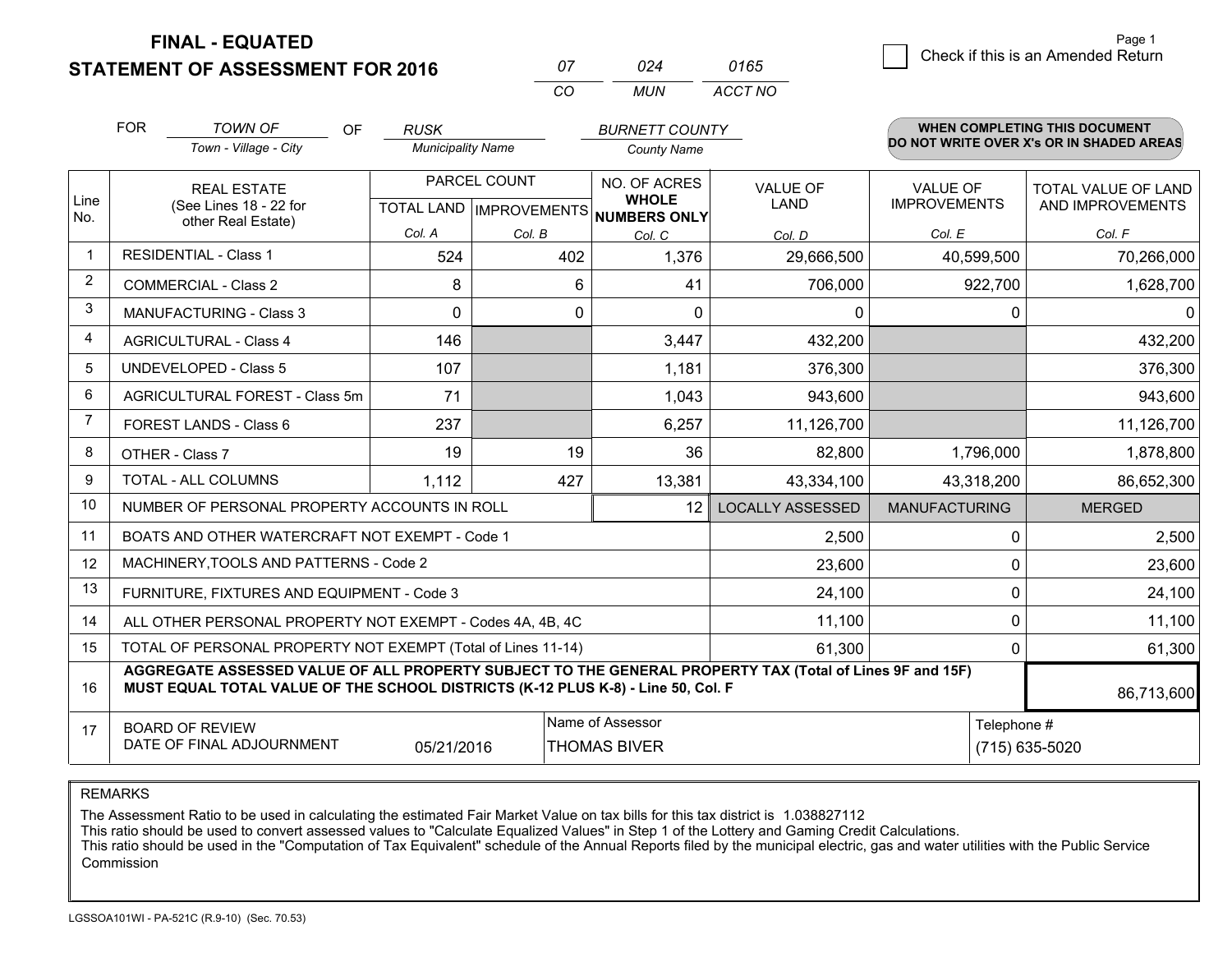# FINAL - EQUATED
## STATEMENT OF ASSESSMENT FOR 2016

| 07 | 024 | 0165 |
|---|---|---|
| CO | MUN | ACCT NO |

Check if this is an Amended Return

FOR *TOWN OF* (Town - Village - City) OF *RUSK* (Municipality Name) *BURNETT COUNTY* (County Name)

**WHEN COMPLETING THIS DOCUMENT DO NOT WRITE OVER X's OR IN SHADED AREAS**

| Line No. | REAL ESTATE (See Lines 18 - 22 for other Real Estate) | PARCEL COUNT TOTAL LAND Col. A | PARCEL COUNT IMPROVEMENTS Col. B | NO. OF ACRES WHOLE NUMBERS ONLY Col. C | VALUE OF LAND Col. D | VALUE OF IMPROVEMENTS Col. E | TOTAL VALUE OF LAND AND IMPROVEMENTS Col. F |
|---|---|---|---|---|---|---|---|
| 1 | RESIDENTIAL - Class 1 | 524 | 402 | 1,376 | 29,666,500 | 40,599,500 | 70,266,000 |
| 2 | COMMERCIAL - Class 2 | 8 | 6 | 41 | 706,000 | 922,700 | 1,628,700 |
| 3 | MANUFACTURING - Class 3 | 0 | 0 | 0 | 0 | 0 | 0 |
| 4 | AGRICULTURAL - Class 4 | 146 | | 3,447 | 432,200 | | 432,200 |
| 5 | UNDEVELOPED - Class 5 | 107 | | 1,181 | 376,300 | | 376,300 |
| 6 | AGRICULTURAL FOREST - Class 5m | 71 | | 1,043 | 943,600 | | 943,600 |
| 7 | FOREST LANDS - Class 6 | 237 | | 6,257 | 11,126,700 | | 11,126,700 |
| 8 | OTHER - Class 7 | 19 | 19 | 36 | 82,800 | 1,796,000 | 1,878,800 |
| 9 | TOTAL - ALL COLUMNS | 1,112 | 427 | 13,381 | 43,334,100 | 43,318,200 | 86,652,300 |
| 10 | NUMBER OF PERSONAL PROPERTY ACCOUNTS IN ROLL | | | 12 | LOCALLY ASSESSED | MANUFACTURING | MERGED |
| 11 | BOATS AND OTHER WATERCRAFT NOT EXEMPT - Code 1 | | | | 2,500 | 0 | 2,500 |
| 12 | MACHINERY,TOOLS AND PATTERNS - Code 2 | | | | 23,600 | 0 | 23,600 |
| 13 | FURNITURE, FIXTURES AND EQUIPMENT - Code 3 | | | | 24,100 | 0 | 24,100 |
| 14 | ALL OTHER PERSONAL PROPERTY NOT EXEMPT - Codes 4A, 4B, 4C | | | | 11,100 | 0 | 11,100 |
| 15 | TOTAL OF PERSONAL PROPERTY NOT EXEMPT (Total of Lines 11-14) | | | | 61,300 | 0 | 61,300 |
| 16 | **AGGREGATE ASSESSED VALUE OF ALL PROPERTY SUBJECT TO THE GENERAL PROPERTY TAX (Total of Lines 9F and 15F) MUST EQUAL TOTAL VALUE OF THE SCHOOL DISTRICTS (K-12 PLUS K-8) - Line 50, Col. F** | | | | | | 86,713,600 |
| 17 | BOARD OF REVIEW DATE OF FINAL ADJOURNMENT | 05/21/2016 | | Name of Assessor: THOMAS BIVER | | Telephone #: (715) 635-5020 | |

REMARKS

The Assessment Ratio to be used in calculating the estimated Fair Market Value on tax bills for this tax district is 1.038827112
This ratio should be used to convert assessed values to "Calculate Equalized Values" in Step 1 of the Lottery and Gaming Credit Calculations.
This ratio should be used in the "Computation of Tax Equivalent" schedule of the Annual Reports filed by the municipal electric, gas and water utilities with the Public Service Commission

LGSSOA101WI - PA-521C (R.9-10) (Sec. 70.53)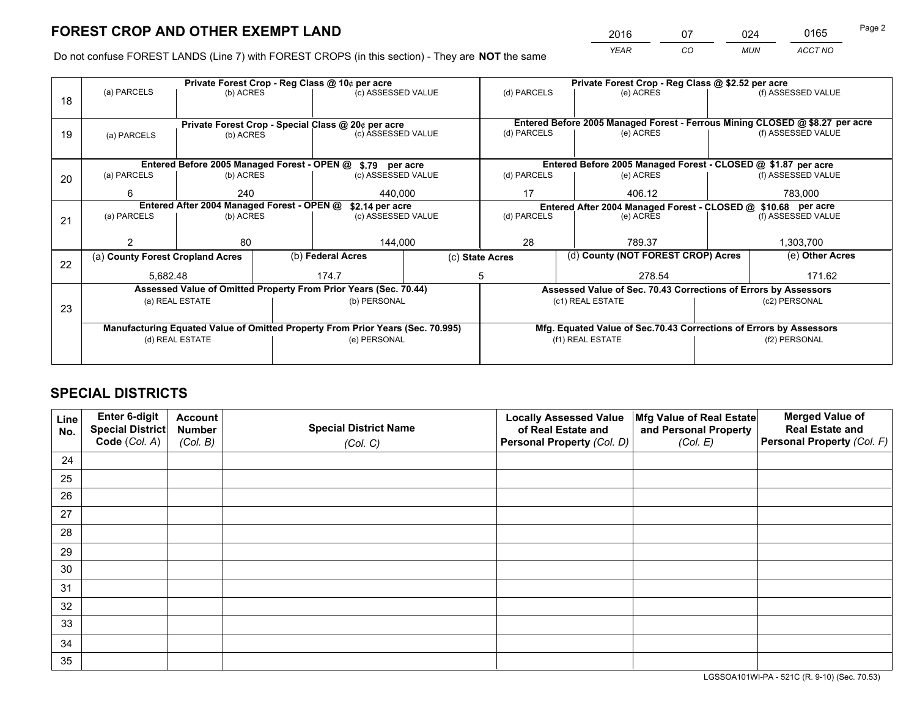# FOREST CROP AND OTHER EXEMPT LAND

| 2016 | 07 | 024 | 0165 |
|---|---|---|---|
| *YEAR* | *CO* | *MUN* | *ACCT NO* |

Do not confuse FOREST LANDS (Line 7) with FOREST CROPS (in this section) - They are **NOT** the same

| Line | Private Forest Crop - Reg Class @ 10¢ per acre | | | Private Forest Crop - Reg Class @ $2.52 per acre | | |
|---|---|---|---|---|---|---|
| 18 | (a) PARCELS | (b) ACRES | (c) ASSESSED VALUE | (d) PARCELS | (e) ACRES | (f) ASSESSED VALUE |
| | | | | | | |
| | **Private Forest Crop - Special Class @ 20¢ per acre** | | | **Entered Before 2005 Managed Forest - Ferrous Mining CLOSED @ $8.27 per acre** | | |
| 19 | (a) PARCELS | (b) ACRES | (c) ASSESSED VALUE | (d) PARCELS | (e) ACRES | (f) ASSESSED VALUE |
| | | | | | | |
| | **Entered Before 2005 Managed Forest - OPEN @ $.79 per acre** | | | **Entered Before 2005 Managed Forest - CLOSED @ $1.87 per acre** | | |
| 20 | (a) PARCELS | (b) ACRES | (c) ASSESSED VALUE | (d) PARCELS | (e) ACRES | (f) ASSESSED VALUE |
| | 6 | 240 | 440,000 | 17 | 406.12 | 783,000 |
| | **Entered After 2004 Managed Forest - OPEN @ $2.14 per acre** | | | **Entered After 2004 Managed Forest - CLOSED @ $10.68 per acre** | | |
| 21 | (a) PARCELS | (b) ACRES | (c) ASSESSED VALUE | (d) PARCELS | (e) ACRES | (f) ASSESSED VALUE |
| | 2 | 80 | 144,000 | 28 | 789.37 | 1,303,700 |

| Line | (a) County Forest Cropland Acres | (b) Federal Acres | (c) State Acres | (d) County (NOT FOREST CROP) Acres | (e) Other Acres |
|---|---|---|---|---|---|
| 22 | 5,682.48 | 174.7 | 5 | 278.54 | 171.62 |

| Line | Assessed Value of Omitted Property From Prior Years (Sec. 70.44) | | Assessed Value of Sec. 70.43 Corrections of Errors by Assessors | |
|---|---|---|---|---|
| 23 | (a) REAL ESTATE | (b) PERSONAL | (c1) REAL ESTATE | (c2) PERSONAL |
| | | | | |
| | **Manufacturing Equated Value of Omitted Property From Prior Years (Sec. 70.995)** | | **Mfg. Equated Value of Sec.70.43 Corrections of Errors by Assessors** | |
| | (d) REAL ESTATE | (e) PERSONAL | (f1) REAL ESTATE | (f2) PERSONAL |
| | | | | |

# SPECIAL DISTRICTS

| Line No. | Enter 6-digit Special District Code (Col. A) | Account Number (Col. B) | Special District Name (Col. C) | Locally Assessed Value of Real Estate and Personal Property (Col. D) | Mfg Value of Real Estate and Personal Property (Col. E) | Merged Value of Real Estate and Personal Property (Col. F) |
|---|---|---|---|---|---|---|
| 24 | | | | | | |
| 25 | | | | | | |
| 26 | | | | | | |
| 27 | | | | | | |
| 28 | | | | | | |
| 29 | | | | | | |
| 30 | | | | | | |
| 31 | | | | | | |
| 32 | | | | | | |
| 33 | | | | | | |
| 34 | | | | | | |
| 35 | | | | | | |

LGSSOA101WI-PA - 521C (R. 9-10) (Sec. 70.53)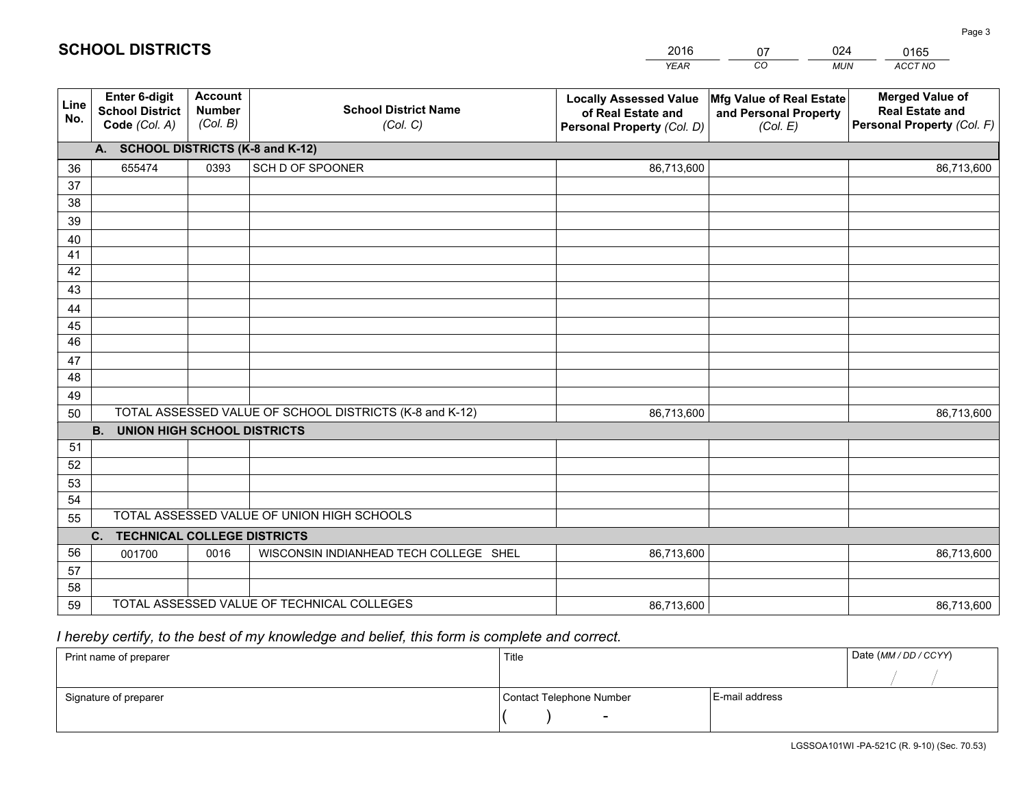# SCHOOL DISTRICTS

| 2016 | 07 | 024 | 0165 |
|---|---|---|---|
| *YEAR* | *CO* | *MUN* | *ACCT NO* |

| Line No. | Enter 6-digit School District Code *(Col. A)* | Account Number *(Col. B)* | School District Name *(Col. C)* | Locally Assessed Value of Real Estate and Personal Property *(Col. D)* | Mfg Value of Real Estate and Personal Property *(Col. E)* | Merged Value of Real Estate and Personal Property *(Col. F)* |
|---|---|---|---|---|---|---|
| **A. SCHOOL DISTRICTS (K-8 and K-12)** | | | | | | |
| 36 | 655474 | 0393 | SCH D OF SPOONER | 86,713,600 | | 86,713,600 |
| 37 | | | | | | |
| 38 | | | | | | |
| 39 | | | | | | |
| 40 | | | | | | |
| 41 | | | | | | |
| 42 | | | | | | |
| 43 | | | | | | |
| 44 | | | | | | |
| 45 | | | | | | |
| 46 | | | | | | |
| 47 | | | | | | |
| 48 | | | | | | |
| 49 | | | | | | |
| 50 | TOTAL ASSESSED VALUE OF SCHOOL DISTRICTS (K-8 and K-12) | | | 86,713,600 | | 86,713,600 |
| **B. UNION HIGH SCHOOL DISTRICTS** | | | | | | |
| 51 | | | | | | |
| 52 | | | | | | |
| 53 | | | | | | |
| 54 | | | | | | |
| 55 | TOTAL ASSESSED VALUE OF UNION HIGH SCHOOLS | | | | | |
| **C. TECHNICAL COLLEGE DISTRICTS** | | | | | | |
| 56 | 001700 | 0016 | WISCONSIN INDIANHEAD TECH COLLEGE SHEL | 86,713,600 | | 86,713,600 |
| 57 | | | | | | |
| 58 | | | | | | |
| 59 | TOTAL ASSESSED VALUE OF TECHNICAL COLLEGES | | | 86,713,600 | | 86,713,600 |

*I hereby certify, to the best of my knowledge and belief, this form is complete and correct.*

| Print name of preparer | Title | | Date *(MM / DD / CCYY)* |
|---|---|---|---|
| | | | / / |
| Signature of preparer | Contact Telephone Number | E-mail address | |
| | ( ) - | | |

LGSSOA101WI -PA-521C (R. 9-10) (Sec. 70.53)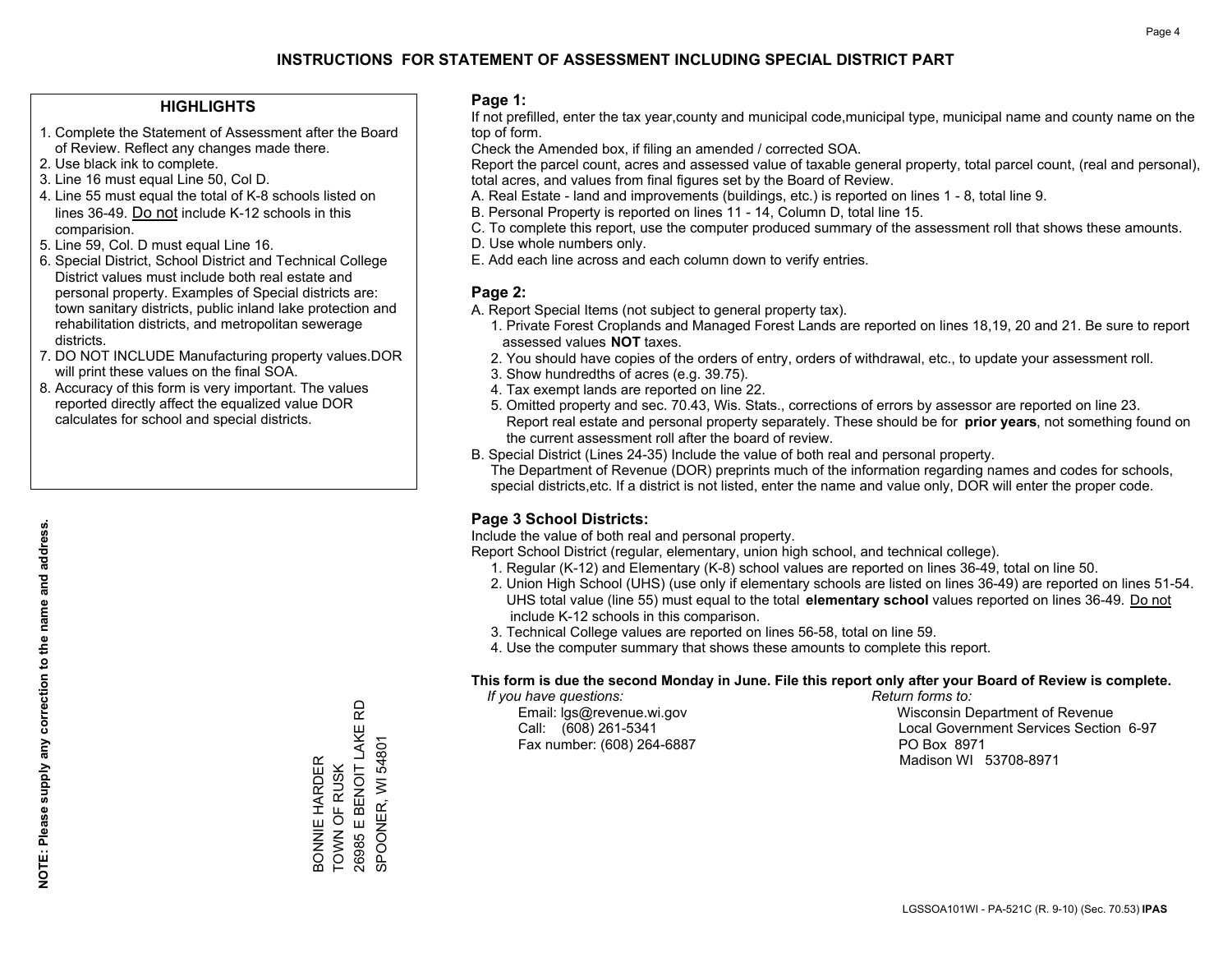# INSTRUCTIONS FOR STATEMENT OF ASSESSMENT INCLUDING SPECIAL DISTRICT PART

## HIGHLIGHTS

1. Complete the Statement of Assessment after the Board of Review. Reflect any changes made there.
2. Use black ink to complete.
3. Line 16 must equal Line 50, Col D.
4. Line 55 must equal the total of K-8 schools listed on lines 36-49. Do not include K-12 schools in this comparision.
5. Line 59, Col. D must equal Line 16.
6. Special District, School District and Technical College District values must include both real estate and personal property. Examples of Special districts are: town sanitary districts, public inland lake protection and rehabilitation districts, and metropolitan sewerage districts.
7. DO NOT INCLUDE Manufacturing property values.DOR will print these values on the final SOA.
8. Accuracy of this form is very important. The values reported directly affect the equalized value DOR calculates for school and special districts.

**NOTE: Please supply any correction to the name and address.**

BONNIE HARDER
TOWN OF RUSK
26985 E BENOIT LAKE RD
SPOONER, WI 54801

## Page 1:

If not prefilled, enter the tax year,county and municipal code,municipal type, municipal name and county name on the top of form.

Check the Amended box, if filing an amended / corrected SOA.

Report the parcel count, acres and assessed value of taxable general property, total parcel count, (real and personal), total acres, and values from final figures set by the Board of Review.

A. Real Estate - land and improvements (buildings, etc.) is reported on lines 1 - 8, total line 9.
B. Personal Property is reported on lines 11 - 14, Column D, total line 15.
C. To complete this report, use the computer produced summary of the assessment roll that shows these amounts.
D. Use whole numbers only.
E. Add each line across and each column down to verify entries.

## Page 2:

A. Report Special Items (not subject to general property tax).
   1. Private Forest Croplands and Managed Forest Lands are reported on lines 18,19, 20 and 21. Be sure to report assessed values **NOT** taxes.
   2. You should have copies of the orders of entry, orders of withdrawal, etc., to update your assessment roll.
   3. Show hundredths of acres (e.g. 39.75).
   4. Tax exempt lands are reported on line 22.
   5. Omitted property and sec. 70.43, Wis. Stats., corrections of errors by assessor are reported on line 23. Report real estate and personal property separately. These should be for **prior years**, not something found on the current assessment roll after the board of review.
B. Special District (Lines 24-35) Include the value of both real and personal property.
   The Department of Revenue (DOR) preprints much of the information regarding names and codes for schools, special districts,etc. If a district is not listed, enter the name and value only, DOR will enter the proper code.

## Page 3 School Districts:

Include the value of both real and personal property.

Report School District (regular, elementary, union high school, and technical college).

1. Regular (K-12) and Elementary (K-8) school values are reported on lines 36-49, total on line 50.
2. Union High School (UHS) (use only if elementary schools are listed on lines 36-49) are reported on lines 51-54. UHS total value (line 55) must equal to the total **elementary school** values reported on lines 36-49. Do not include K-12 schools in this comparison.
3. Technical College values are reported on lines 56-58, total on line 59.
4. Use the computer summary that shows these amounts to complete this report.

**This form is due the second Monday in June. File this report only after your Board of Review is complete.**

*If you have questions:*
Email: lgs@revenue.wi.gov
Call: (608) 261-5341
Fax number: (608) 264-6887

*Return forms to:*
Wisconsin Department of Revenue
Local Government Services Section 6-97
PO Box 8971
Madison WI 53708-8971

LGSSOA101WI - PA-521C (R. 9-10) (Sec. 70.53) **IPAS**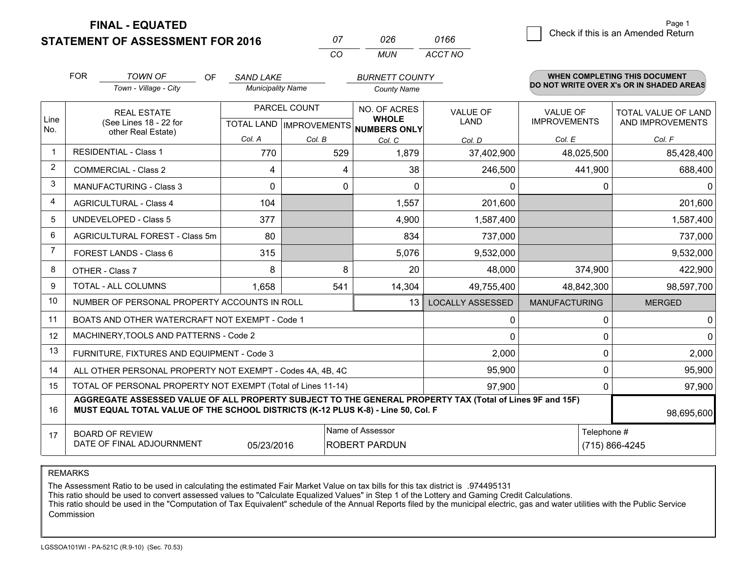# FINAL - EQUATED
## STATEMENT OF ASSESSMENT FOR 2016

| 07 | 026 | 0166 |
|---|---|---|
| CO | MUN | ACCT NO |

Check if this is an Amended Return

FOR *TOWN OF* (Town - Village - City) OF *SAND LAKE* (Municipality Name) *BURNETT COUNTY* (County Name)

**WHEN COMPLETING THIS DOCUMENT DO NOT WRITE OVER X's OR IN SHADED AREAS**

| Line No. | REAL ESTATE (See Lines 18 - 22 for other Real Estate) | PARCEL COUNT | | NO. OF ACRES WHOLE NUMBERS ONLY | VALUE OF LAND | VALUE OF IMPROVEMENTS | TOTAL VALUE OF LAND AND IMPROVEMENTS |
|---|---|---|---|---|---|---|---|
| | | TOTAL LAND | IMPROVEMENTS | | | | |
| | | Col. A | Col. B | Col. C | Col. D | Col. E | Col. F |
| 1 | RESIDENTIAL - Class 1 | 770 | 529 | 1,879 | 37,402,900 | 48,025,500 | 85,428,400 |
| 2 | COMMERCIAL - Class 2 | 4 | 4 | 38 | 246,500 | 441,900 | 688,400 |
| 3 | MANUFACTURING - Class 3 | 0 | 0 | 0 | 0 | 0 | 0 |
| 4 | AGRICULTURAL - Class 4 | 104 | | 1,557 | 201,600 | | 201,600 |
| 5 | UNDEVELOPED - Class 5 | 377 | | 4,900 | 1,587,400 | | 1,587,400 |
| 6 | AGRICULTURAL FOREST - Class 5m | 80 | | 834 | 737,000 | | 737,000 |
| 7 | FOREST LANDS - Class 6 | 315 | | 5,076 | 9,532,000 | | 9,532,000 |
| 8 | OTHER - Class 7 | 8 | 8 | 20 | 48,000 | 374,900 | 422,900 |
| 9 | TOTAL - ALL COLUMNS | 1,658 | 541 | 14,304 | 49,755,400 | 48,842,300 | 98,597,700 |
| 10 | NUMBER OF PERSONAL PROPERTY ACCOUNTS IN ROLL | | | 13 | LOCALLY ASSESSED | MANUFACTURING | MERGED |
| 11 | BOATS AND OTHER WATERCRAFT NOT EXEMPT - Code 1 | | | | 0 | 0 | 0 |
| 12 | MACHINERY,TOOLS AND PATTERNS - Code 2 | | | | 0 | 0 | 0 |
| 13 | FURNITURE, FIXTURES AND EQUIPMENT - Code 3 | | | | 2,000 | 0 | 2,000 |
| 14 | ALL OTHER PERSONAL PROPERTY NOT EXEMPT - Codes 4A, 4B, 4C | | | | 95,900 | 0 | 95,900 |
| 15 | TOTAL OF PERSONAL PROPERTY NOT EXEMPT (Total of Lines 11-14) | | | | 97,900 | 0 | 97,900 |
| 16 | **AGGREGATE ASSESSED VALUE OF ALL PROPERTY SUBJECT TO THE GENERAL PROPERTY TAX (Total of Lines 9F and 15F) MUST EQUAL TOTAL VALUE OF THE SCHOOL DISTRICTS (K-12 PLUS K-8) - Line 50, Col. F** | | | | | | 98,695,600 |
| 17 | BOARD OF REVIEW DATE OF FINAL ADJOURNMENT | 05/23/2016 | | Name of Assessor: ROBERT PARDUN | | Telephone #: (715) 866-4245 | |

REMARKS

The Assessment Ratio to be used in calculating the estimated Fair Market Value on tax bills for this tax district is .974495131
This ratio should be used to convert assessed values to "Calculate Equalized Values" in Step 1 of the Lottery and Gaming Credit Calculations.
This ratio should be used in the "Computation of Tax Equivalent" schedule of the Annual Reports filed by the municipal electric, gas and water utilities with the Public Service Commission

LGSSOA101WI - PA-521C (R.9-10) (Sec. 70.53)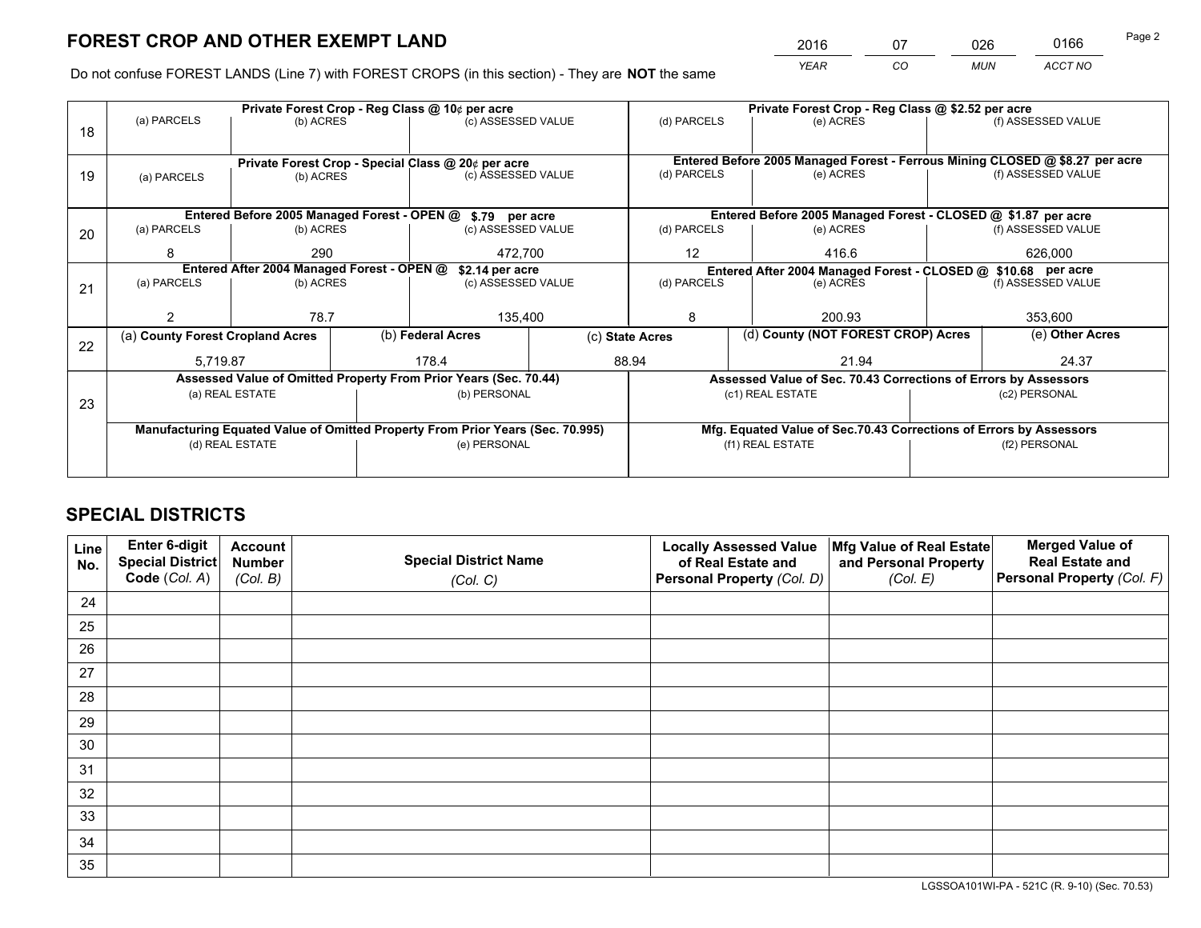# FOREST CROP AND OTHER EXEMPT LAND

| 2016 | 07 | 026 | 0166 |
|---|---|---|---|
| *YEAR* | *CO* | *MUN* | *ACCT NO* |

Do not confuse FOREST LANDS (Line 7) with FOREST CROPS (in this section) - They are **NOT** the same

| Line | | | | | | |
|---|---|---|---|---|---|---|
| 18 | **Private Forest Crop - Reg Class @ 10¢ per acre** | | | **Private Forest Crop - Reg Class @ $2.52 per acre** | | |
| | (a) PARCELS | (b) ACRES | (c) ASSESSED VALUE | (d) PARCELS | (e) ACRES | (f) ASSESSED VALUE |
| | | | | | | |
| 19 | **Private Forest Crop - Special Class @ 20¢ per acre** | | | **Entered Before 2005 Managed Forest - Ferrous Mining CLOSED @ $8.27 per acre** | | |
| | (a) PARCELS | (b) ACRES | (c) ASSESSED VALUE | (d) PARCELS | (e) ACRES | (f) ASSESSED VALUE |
| | | | | | | |
| 20 | **Entered Before 2005 Managed Forest - OPEN @ $.79 per acre** | | | **Entered Before 2005 Managed Forest - CLOSED @ $1.87 per acre** | | |
| | (a) PARCELS | (b) ACRES | (c) ASSESSED VALUE | (d) PARCELS | (e) ACRES | (f) ASSESSED VALUE |
| | 8 | 290 | 472,700 | 12 | 416.6 | 626,000 |
| 21 | **Entered After 2004 Managed Forest - OPEN @ $2.14 per acre** | | | **Entered After 2004 Managed Forest - CLOSED @ $10.68 per acre** | | |
| | (a) PARCELS | (b) ACRES | (c) ASSESSED VALUE | (d) PARCELS | (e) ACRES | (f) ASSESSED VALUE |
| | 2 | 78.7 | 135,400 | 8 | 200.93 | 353,600 |

| Line | (a) County Forest Cropland Acres | (b) Federal Acres | (c) State Acres | (d) County (NOT FOREST CROP) Acres | (e) Other Acres |
|---|---|---|---|---|---|
| 22 | 5,719.87 | 178.4 | 88.94 | 21.94 | 24.37 |

| Line | | | | |
|---|---|---|---|---|
| 23 | **Assessed Value of Omitted Property From Prior Years (Sec. 70.44)** | | **Assessed Value of Sec. 70.43 Corrections of Errors by Assessors** | |
| | (a) REAL ESTATE | (b) PERSONAL | (c1) REAL ESTATE | (c2) PERSONAL |
| | | | | |
| | **Manufacturing Equated Value of Omitted Property From Prior Years (Sec. 70.995)** | | **Mfg. Equated Value of Sec.70.43 Corrections of Errors by Assessors** | |
| | (d) REAL ESTATE | (e) PERSONAL | (f1) REAL ESTATE | (f2) PERSONAL |
| | | | | |

# SPECIAL DISTRICTS

| Line No. | Enter 6-digit Special District Code (*Col. A*) | Account Number (*Col. B*) | Special District Name (*Col. C*) | Locally Assessed Value of Real Estate and Personal Property (*Col. D*) | Mfg Value of Real Estate and Personal Property (*Col. E*) | Merged Value of Real Estate and Personal Property (*Col. F*) |
|---|---|---|---|---|---|---|
| 24 | | | | | | |
| 25 | | | | | | |
| 26 | | | | | | |
| 27 | | | | | | |
| 28 | | | | | | |
| 29 | | | | | | |
| 30 | | | | | | |
| 31 | | | | | | |
| 32 | | | | | | |
| 33 | | | | | | |
| 34 | | | | | | |
| 35 | | | | | | |

LGSSOA101WI-PA - 521C (R. 9-10) (Sec. 70.53)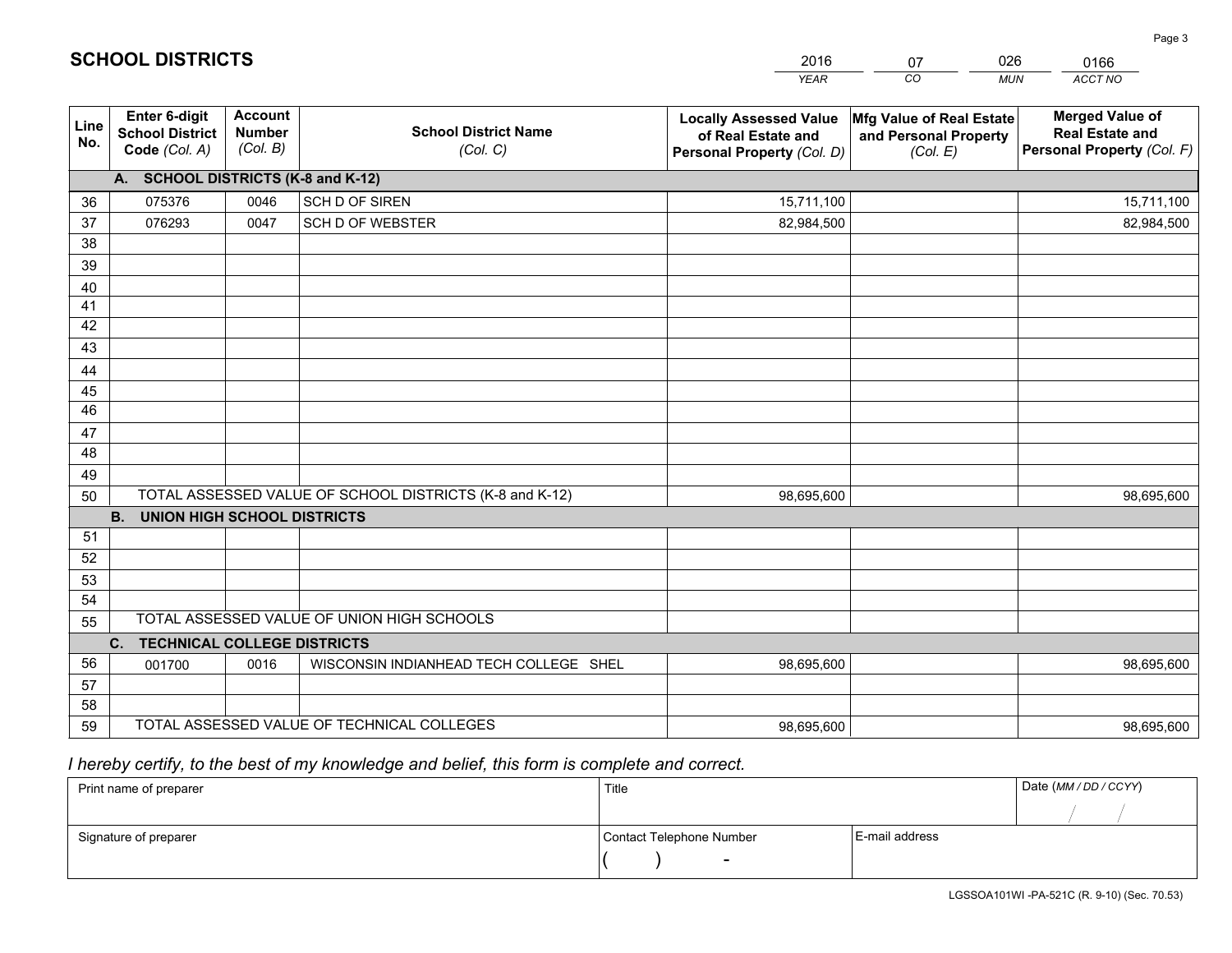# SCHOOL DISTRICTS

| 2016 | 07 | 026 | 0166 |
|---|---|---|---|
| YEAR | CO | MUN | ACCT NO |

| Line No. | Enter 6-digit School District Code (Col. A) | Account Number (Col. B) | School District Name (Col. C) | Locally Assessed Value of Real Estate and Personal Property (Col. D) | Mfg Value of Real Estate and Personal Property (Col. E) | Merged Value of Real Estate and Personal Property (Col. F) |
|---|---|---|---|---|---|---|
| | **A. SCHOOL DISTRICTS (K-8 and K-12)** | | | | | |
| 36 | 075376 | 0046 | SCH D OF SIREN | 15,711,100 | | 15,711,100 |
| 37 | 076293 | 0047 | SCH D OF WEBSTER | 82,984,500 | | 82,984,500 |
| 38 | | | | | | |
| 39 | | | | | | |
| 40 | | | | | | |
| 41 | | | | | | |
| 42 | | | | | | |
| 43 | | | | | | |
| 44 | | | | | | |
| 45 | | | | | | |
| 46 | | | | | | |
| 47 | | | | | | |
| 48 | | | | | | |
| 49 | | | | | | |
| 50 | TOTAL ASSESSED VALUE OF SCHOOL DISTRICTS (K-8 and K-12) | | | 98,695,600 | | 98,695,600 |
| | **B. UNION HIGH SCHOOL DISTRICTS** | | | | | |
| 51 | | | | | | |
| 52 | | | | | | |
| 53 | | | | | | |
| 54 | | | | | | |
| 55 | TOTAL ASSESSED VALUE OF UNION HIGH SCHOOLS | | | | | |
| | **C. TECHNICAL COLLEGE DISTRICTS** | | | | | |
| 56 | 001700 | 0016 | WISCONSIN INDIANHEAD TECH COLLEGE SHEL | 98,695,600 | | 98,695,600 |
| 57 | | | | | | |
| 58 | | | | | | |
| 59 | TOTAL ASSESSED VALUE OF TECHNICAL COLLEGES | | | 98,695,600 | | 98,695,600 |

*I hereby certify, to the best of my knowledge and belief, this form is complete and correct.*

| Print name of preparer | Title | | Date (MM / DD / CCYY) |
|---|---|---|---|
| | | | / / |
| Signature of preparer | Contact Telephone Number | E-mail address | |
| | ( ) - | | |

LGSSOA101WI -PA-521C (R. 9-10) (Sec. 70.53)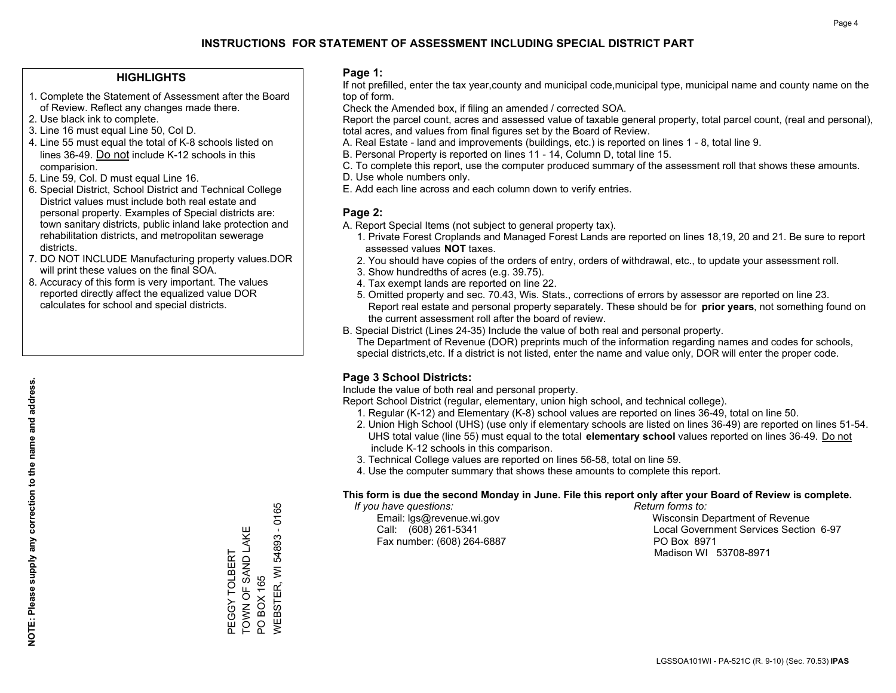# INSTRUCTIONS FOR STATEMENT OF ASSESSMENT INCLUDING SPECIAL DISTRICT PART

## HIGHLIGHTS

1. Complete the Statement of Assessment after the Board of Review. Reflect any changes made there.
2. Use black ink to complete.
3. Line 16 must equal Line 50, Col D.
4. Line 55 must equal the total of K-8 schools listed on lines 36-49. Do not include K-12 schools in this comparision.
5. Line 59, Col. D must equal Line 16.
6. Special District, School District and Technical College District values must include both real estate and personal property. Examples of Special districts are: town sanitary districts, public inland lake protection and rehabilitation districts, and metropolitan sewerage districts.
7. DO NOT INCLUDE Manufacturing property values.DOR will print these values on the final SOA.
8. Accuracy of this form is very important. The values reported directly affect the equalized value DOR calculates for school and special districts.

**NOTE: Please supply any correction to the name and address.**

PEGGY TOLBERT
TOWN OF SAND LAKE
PO BOX 165
WEBSTER, WI 54893 - 0165

## Page 1:

If not prefilled, enter the tax year,county and municipal code,municipal type, municipal name and county name on the top of form.

Check the Amended box, if filing an amended / corrected SOA.

Report the parcel count, acres and assessed value of taxable general property, total parcel count, (real and personal), total acres, and values from final figures set by the Board of Review.

A. Real Estate - land and improvements (buildings, etc.) is reported on lines 1 - 8, total line 9.
B. Personal Property is reported on lines 11 - 14, Column D, total line 15.
C. To complete this report, use the computer produced summary of the assessment roll that shows these amounts.
D. Use whole numbers only.
E. Add each line across and each column down to verify entries.

## Page 2:

A. Report Special Items (not subject to general property tax).
 1. Private Forest Croplands and Managed Forest Lands are reported on lines 18,19, 20 and 21. Be sure to report assessed values **NOT** taxes.
 2. You should have copies of the orders of entry, orders of withdrawal, etc., to update your assessment roll.
 3. Show hundredths of acres (e.g. 39.75).
 4. Tax exempt lands are reported on line 22.
 5. Omitted property and sec. 70.43, Wis. Stats., corrections of errors by assessor are reported on line 23. Report real estate and personal property separately. These should be for **prior years**, not something found on the current assessment roll after the board of review.

B. Special District (Lines 24-35) Include the value of both real and personal property.
 The Department of Revenue (DOR) preprints much of the information regarding names and codes for schools, special districts,etc. If a district is not listed, enter the name and value only, DOR will enter the proper code.

## Page 3 School Districts:

Include the value of both real and personal property.

Report School District (regular, elementary, union high school, and technical college).

1. Regular (K-12) and Elementary (K-8) school values are reported on lines 36-49, total on line 50.
2. Union High School (UHS) (use only if elementary schools are listed on lines 36-49) are reported on lines 51-54. UHS total value (line 55) must equal to the total **elementary school** values reported on lines 36-49. Do not include K-12 schools in this comparison.
3. Technical College values are reported on lines 56-58, total on line 59.
4. Use the computer summary that shows these amounts to complete this report.

**This form is due the second Monday in June. File this report only after your Board of Review is complete.**

*If you have questions:*
Email: lgs@revenue.wi.gov
Call: (608) 261-5341
Fax number: (608) 264-6887

*Return forms to:*
Wisconsin Department of Revenue
Local Government Services Section 6-97
PO Box 8971
Madison WI 53708-8971

LGSSOA101WI - PA-521C (R. 9-10) (Sec. 70.53) **IPAS**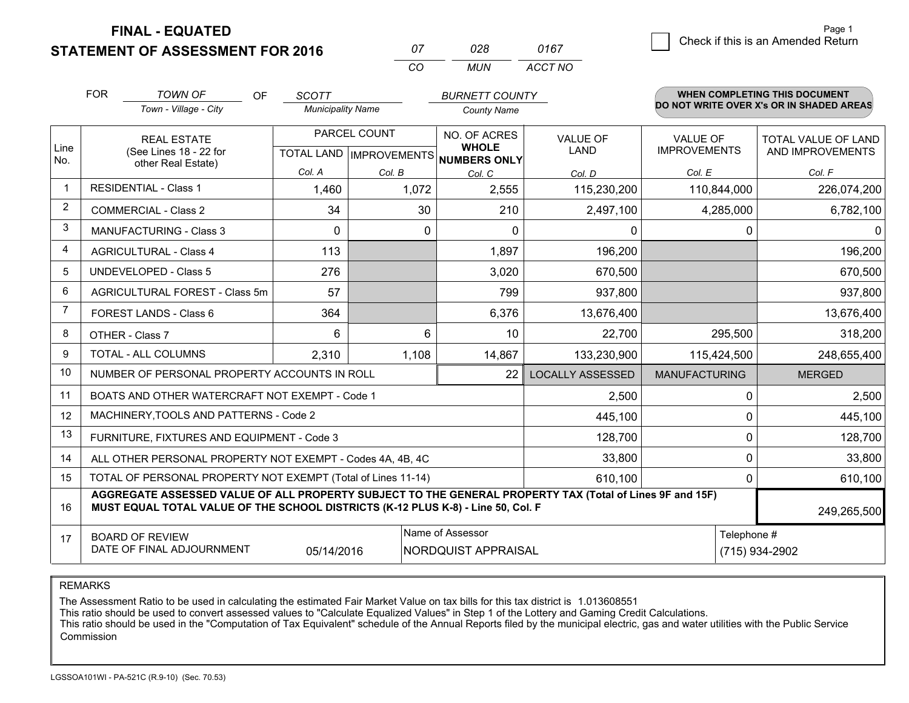**FINAL - EQUATED**

**STATEMENT OF ASSESSMENT FOR 2016**

| 07 | 028 | 0167 |
|---|---|---|
| CO | MUN | ACCT NO |

Page 1

☐ Check if this is an Amended Return

FOR *TOWN OF* (Town - Village - City) OF *SCOTT* (Municipality Name) *BURNETT COUNTY* (County Name)

**WHEN COMPLETING THIS DOCUMENT DO NOT WRITE OVER X's OR IN SHADED AREAS**

| Line No. | REAL ESTATE (See Lines 18 - 22 for other Real Estate) | PARCEL COUNT TOTAL LAND Col. A | PARCEL COUNT IMPROVEMENTS Col. B | NO. OF ACRES WHOLE NUMBERS ONLY Col. C | VALUE OF LAND Col. D | VALUE OF IMPROVEMENTS Col. E | TOTAL VALUE OF LAND AND IMPROVEMENTS Col. F |
|---|---|---|---|---|---|---|---|
| 1 | RESIDENTIAL - Class 1 | 1,460 | 1,072 | 2,555 | 115,230,200 | 110,844,000 | 226,074,200 |
| 2 | COMMERCIAL - Class 2 | 34 | 30 | 210 | 2,497,100 | 4,285,000 | 6,782,100 |
| 3 | MANUFACTURING - Class 3 | 0 | 0 | 0 | 0 | 0 | 0 |
| 4 | AGRICULTURAL - Class 4 | 113 | | 1,897 | 196,200 | | 196,200 |
| 5 | UNDEVELOPED - Class 5 | 276 | | 3,020 | 670,500 | | 670,500 |
| 6 | AGRICULTURAL FOREST - Class 5m | 57 | | 799 | 937,800 | | 937,800 |
| 7 | FOREST LANDS - Class 6 | 364 | | 6,376 | 13,676,400 | | 13,676,400 |
| 8 | OTHER - Class 7 | 6 | 6 | 10 | 22,700 | 295,500 | 318,200 |
| 9 | TOTAL - ALL COLUMNS | 2,310 | 1,108 | 14,867 | 133,230,900 | 115,424,500 | 248,655,400 |
| 10 | NUMBER OF PERSONAL PROPERTY ACCOUNTS IN ROLL | | | 22 | LOCALLY ASSESSED | MANUFACTURING | MERGED |
| 11 | BOATS AND OTHER WATERCRAFT NOT EXEMPT - Code 1 | | | | 2,500 | 0 | 2,500 |
| 12 | MACHINERY,TOOLS AND PATTERNS - Code 2 | | | | 445,100 | 0 | 445,100 |
| 13 | FURNITURE, FIXTURES AND EQUIPMENT - Code 3 | | | | 128,700 | 0 | 128,700 |
| 14 | ALL OTHER PERSONAL PROPERTY NOT EXEMPT - Codes 4A, 4B, 4C | | | | 33,800 | 0 | 33,800 |
| 15 | TOTAL OF PERSONAL PROPERTY NOT EXEMPT (Total of Lines 11-14) | | | | 610,100 | 0 | 610,100 |
| 16 | **AGGREGATE ASSESSED VALUE OF ALL PROPERTY SUBJECT TO THE GENERAL PROPERTY TAX (Total of Lines 9F and 15F) MUST EQUAL TOTAL VALUE OF THE SCHOOL DISTRICTS (K-12 PLUS K-8) - Line 50, Col. F** | | | | | | 249,265,500 |
| 17 | BOARD OF REVIEW DATE OF FINAL ADJOURNMENT | 05/14/2016 | Name of Assessor | NORDQUIST APPRAISAL | | Telephone # | (715) 934-2902 |

REMARKS

The Assessment Ratio to be used in calculating the estimated Fair Market Value on tax bills for this tax district is 1.013608551
This ratio should be used to convert assessed values to "Calculate Equalized Values" in Step 1 of the Lottery and Gaming Credit Calculations.
This ratio should be used in the "Computation of Tax Equivalent" schedule of the Annual Reports filed by the municipal electric, gas and water utilities with the Public Service Commission

LGSSOA101WI - PA-521C (R.9-10) (Sec. 70.53)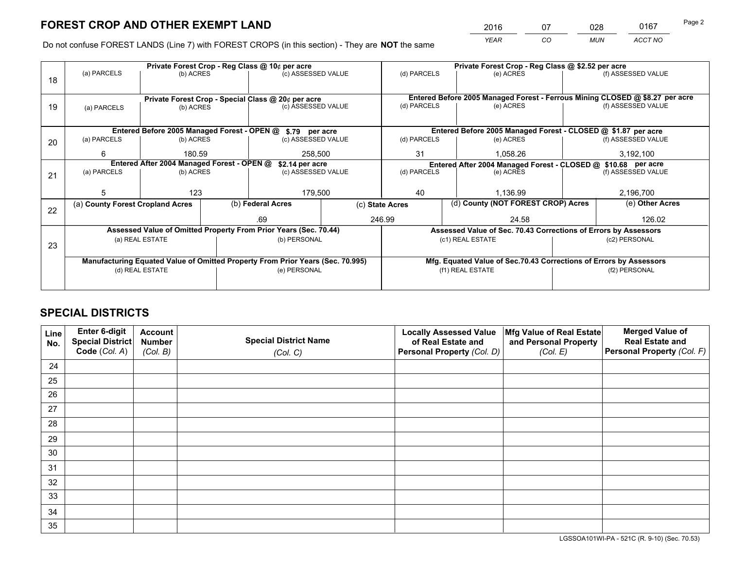# FOREST CROP AND OTHER EXEMPT LAND

| 2016 | 07 | 028 | 0167 |
|---|---|---|---|
| *YEAR* | *CO* | *MUN* | *ACCT NO* |

Do not confuse FOREST LANDS (Line 7) with FOREST CROPS (in this section) - They are **NOT** the same

| Line | Private Forest Crop - Reg Class @ 10¢ per acre | | | Private Forest Crop - Reg Class @ $2.52 per acre | | |
|---|---|---|---|---|---|---|
| 18 | (a) PARCELS | (b) ACRES | (c) ASSESSED VALUE | (d) PARCELS | (e) ACRES | (f) ASSESSED VALUE |
| | | | | | | |
| | **Private Forest Crop - Special Class @ 20¢ per acre** | | | **Entered Before 2005 Managed Forest - Ferrous Mining CLOSED @ $8.27 per acre** | | |
| 19 | (a) PARCELS | (b) ACRES | (c) ASSESSED VALUE | (d) PARCELS | (e) ACRES | (f) ASSESSED VALUE |
| | | | | | | |
| | **Entered Before 2005 Managed Forest - OPEN @ $.79 per acre** | | | **Entered Before 2005 Managed Forest - CLOSED @ $1.87 per acre** | | |
| 20 | (a) PARCELS | (b) ACRES | (c) ASSESSED VALUE | (d) PARCELS | (e) ACRES | (f) ASSESSED VALUE |
| | 6 | 180.59 | 258,500 | 31 | 1,058.26 | 3,192,100 |
| | **Entered After 2004 Managed Forest - OPEN @ $2.14 per acre** | | | **Entered After 2004 Managed Forest - CLOSED @ $10.68 per acre** | | |
| 21 | (a) PARCELS | (b) ACRES | (c) ASSESSED VALUE | (d) PARCELS | (e) ACRES | (f) ASSESSED VALUE |
| | 5 | 123 | 179,500 | 40 | 1,136.99 | 2,196,700 |

| Line | (a) County Forest Cropland Acres | (b) Federal Acres | (c) State Acres | (d) County (NOT FOREST CROP) Acres | (e) Other Acres |
|---|---|---|---|---|---|
| 22 | | .69 | 246.99 | 24.58 | 126.02 |

| Line | Assessed Value of Omitted Property From Prior Years (Sec. 70.44) | | Assessed Value of Sec. 70.43 Corrections of Errors by Assessors | |
|---|---|---|---|---|
| 23 | (a) REAL ESTATE | (b) PERSONAL | (c1) REAL ESTATE | (c2) PERSONAL |
| | | | | |
| | **Manufacturing Equated Value of Omitted Property From Prior Years (Sec. 70.995)** | | **Mfg. Equated Value of Sec.70.43 Corrections of Errors by Assessors** | |
| | (d) REAL ESTATE | (e) PERSONAL | (f1) REAL ESTATE | (f2) PERSONAL |
| | | | | |

# SPECIAL DISTRICTS

| Line No. | Enter 6-digit Special District Code (*Col. A*) | Account Number (*Col. B*) | Special District Name (*Col. C*) | Locally Assessed Value of Real Estate and Personal Property (*Col. D*) | Mfg Value of Real Estate and Personal Property (*Col. E*) | Merged Value of Real Estate and Personal Property (*Col. F*) |
|---|---|---|---|---|---|---|
| 24 | | | | | | |
| 25 | | | | | | |
| 26 | | | | | | |
| 27 | | | | | | |
| 28 | | | | | | |
| 29 | | | | | | |
| 30 | | | | | | |
| 31 | | | | | | |
| 32 | | | | | | |
| 33 | | | | | | |
| 34 | | | | | | |
| 35 | | | | | | |

LGSSOA101WI-PA - 521C (R. 9-10) (Sec. 70.53)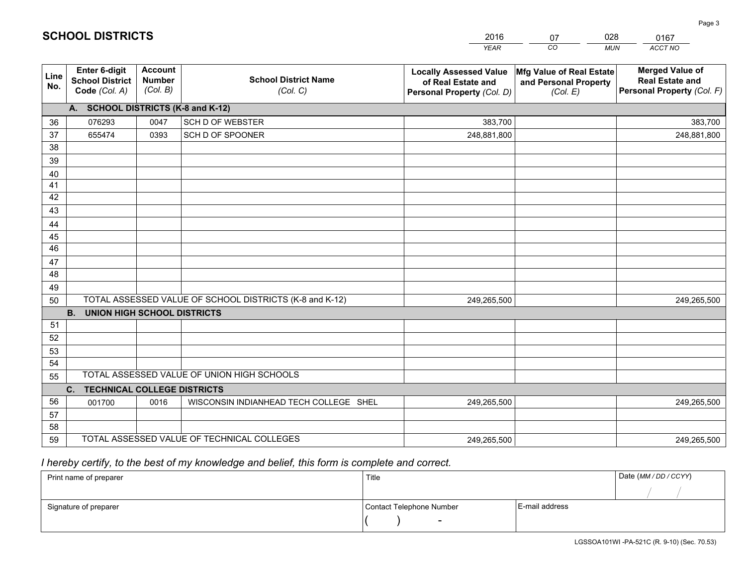# SCHOOL DISTRICTS

| 2016 | 07 | 028 | 0167 |
|---|---|---|---|
| *YEAR* | *CO* | *MUN* | *ACCT NO* |

| Line No. | Enter 6-digit School District Code *(Col. A)* | Account Number *(Col. B)* | School District Name *(Col. C)* | Locally Assessed Value of Real Estate and Personal Property *(Col. D)* | Mfg Value of Real Estate and Personal Property *(Col. E)* | Merged Value of Real Estate and Personal Property *(Col. F)* |
|---|---|---|---|---|---|---|
| | **A. SCHOOL DISTRICTS (K-8 and K-12)** | | | | | |
| 36 | 076293 | 0047 | SCH D OF WEBSTER | 383,700 | | 383,700 |
| 37 | 655474 | 0393 | SCH D OF SPOONER | 248,881,800 | | 248,881,800 |
| 38 | | | | | | |
| 39 | | | | | | |
| 40 | | | | | | |
| 41 | | | | | | |
| 42 | | | | | | |
| 43 | | | | | | |
| 44 | | | | | | |
| 45 | | | | | | |
| 46 | | | | | | |
| 47 | | | | | | |
| 48 | | | | | | |
| 49 | | | | | | |
| 50 | TOTAL ASSESSED VALUE OF SCHOOL DISTRICTS (K-8 and K-12) | | | 249,265,500 | | 249,265,500 |
| | **B. UNION HIGH SCHOOL DISTRICTS** | | | | | |
| 51 | | | | | | |
| 52 | | | | | | |
| 53 | | | | | | |
| 54 | | | | | | |
| 55 | TOTAL ASSESSED VALUE OF UNION HIGH SCHOOLS | | | | | |
| | **C. TECHNICAL COLLEGE DISTRICTS** | | | | | |
| 56 | 001700 | 0016 | WISCONSIN INDIANHEAD TECH COLLEGE SHEL | 249,265,500 | | 249,265,500 |
| 57 | | | | | | |
| 58 | | | | | | |
| 59 | TOTAL ASSESSED VALUE OF TECHNICAL COLLEGES | | | 249,265,500 | | 249,265,500 |

*I hereby certify, to the best of my knowledge and belief, this form is complete and correct.*

| Print name of preparer | Title | | Date *(MM / DD / CCYY)* |
|---|---|---|---|
| | | | / / |
| Signature of preparer | Contact Telephone Number | E-mail address | |
| | ( ) - | | |

LGSSOA101WI -PA-521C (R. 9-10) (Sec. 70.53)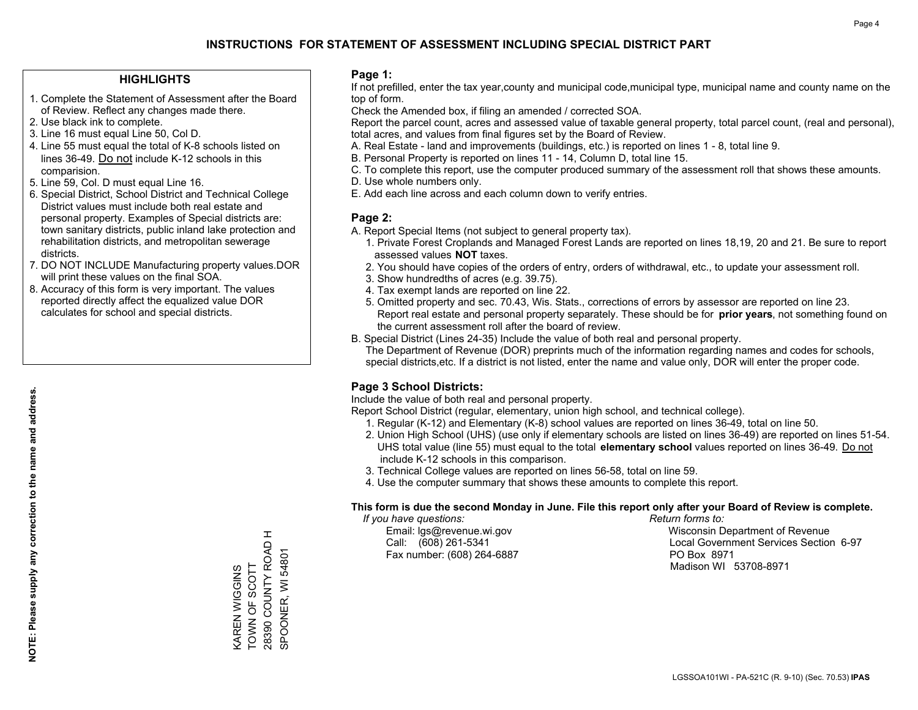# INSTRUCTIONS FOR STATEMENT OF ASSESSMENT INCLUDING SPECIAL DISTRICT PART

## HIGHLIGHTS

1. Complete the Statement of Assessment after the Board of Review. Reflect any changes made there.
2. Use black ink to complete.
3. Line 16 must equal Line 50, Col D.
4. Line 55 must equal the total of K-8 schools listed on lines 36-49. Do not include K-12 schools in this comparision.
5. Line 59, Col. D must equal Line 16.
6. Special District, School District and Technical College District values must include both real estate and personal property. Examples of Special districts are: town sanitary districts, public inland lake protection and rehabilitation districts, and metropolitan sewerage districts.
7. DO NOT INCLUDE Manufacturing property values.DOR will print these values on the final SOA.
8. Accuracy of this form is very important. The values reported directly affect the equalized value DOR calculates for school and special districts.

**NOTE: Please supply any correction to the name and address.**

KAREN WIGGINS
TOWN OF SCOTT
28390 COUNTY ROAD H
SPOONER, WI 54801

## Page 1:

If not prefilled, enter the tax year,county and municipal code,municipal type, municipal name and county name on the top of form.

Check the Amended box, if filing an amended / corrected SOA.

Report the parcel count, acres and assessed value of taxable general property, total parcel count, (real and personal), total acres, and values from final figures set by the Board of Review.

A. Real Estate - land and improvements (buildings, etc.) is reported on lines 1 - 8, total line 9.
B. Personal Property is reported on lines 11 - 14, Column D, total line 15.
C. To complete this report, use the computer produced summary of the assessment roll that shows these amounts.
D. Use whole numbers only.
E. Add each line across and each column down to verify entries.

## Page 2:

A. Report Special Items (not subject to general property tax).
   1. Private Forest Croplands and Managed Forest Lands are reported on lines 18,19, 20 and 21. Be sure to report assessed values **NOT** taxes.
   2. You should have copies of the orders of entry, orders of withdrawal, etc., to update your assessment roll.
   3. Show hundredths of acres (e.g. 39.75).
   4. Tax exempt lands are reported on line 22.
   5. Omitted property and sec. 70.43, Wis. Stats., corrections of errors by assessor are reported on line 23. Report real estate and personal property separately. These should be for **prior years**, not something found on the current assessment roll after the board of review.
B. Special District (Lines 24-35) Include the value of both real and personal property.
   The Department of Revenue (DOR) preprints much of the information regarding names and codes for schools, special districts,etc. If a district is not listed, enter the name and value only, DOR will enter the proper code.

## Page 3 School Districts:

Include the value of both real and personal property.

Report School District (regular, elementary, union high school, and technical college).

1. Regular (K-12) and Elementary (K-8) school values are reported on lines 36-49, total on line 50.
2. Union High School (UHS) (use only if elementary schools are listed on lines 36-49) are reported on lines 51-54. UHS total value (line 55) must equal to the total **elementary school** values reported on lines 36-49. Do not include K-12 schools in this comparison.
3. Technical College values are reported on lines 56-58, total on line 59.
4. Use the computer summary that shows these amounts to complete this report.

**This form is due the second Monday in June. File this report only after your Board of Review is complete.**

*If you have questions:*
Email: lgs@revenue.wi.gov
Call: (608) 261-5341
Fax number: (608) 264-6887

*Return forms to:*
Wisconsin Department of Revenue
Local Government Services Section 6-97
PO Box 8971
Madison WI 53708-8971

LGSSOA101WI - PA-521C (R. 9-10) (Sec. 70.53) **IPAS**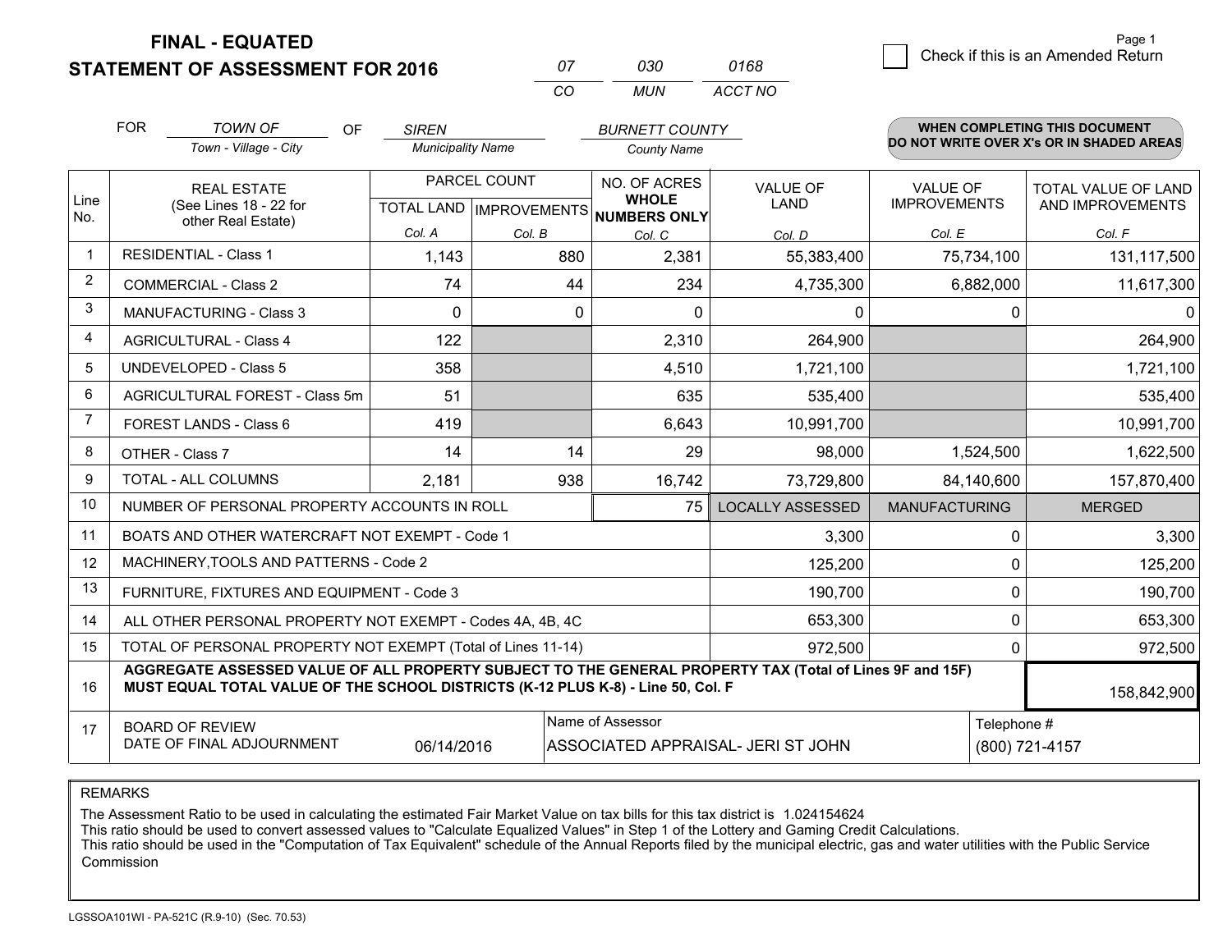**FINAL - EQUATED**
**STATEMENT OF ASSESSMENT FOR 2016**

| 07 | 030 | 0168 |
|---|---|---|
| CO | MUN | ACCT NO |

Page 1

☐ Check if this is an Amended Return

FOR *TOWN OF* (Town - Village - City) OF *SIREN* (Municipality Name) *BURNETT COUNTY* (County Name)

**WHEN COMPLETING THIS DOCUMENT DO NOT WRITE OVER X's OR IN SHADED AREAS**

| Line No. | REAL ESTATE (See Lines 18 - 22 for other Real Estate) | PARCEL COUNT TOTAL LAND Col. A | PARCEL COUNT IMPROVEMENTS Col. B | NO. OF ACRES WHOLE NUMBERS ONLY Col. C | VALUE OF LAND Col. D | VALUE OF IMPROVEMENTS Col. E | TOTAL VALUE OF LAND AND IMPROVEMENTS Col. F |
|---|---|---|---|---|---|---|---|
| 1 | RESIDENTIAL - Class 1 | 1,143 | 880 | 2,381 | 55,383,400 | 75,734,100 | 131,117,500 |
| 2 | COMMERCIAL - Class 2 | 74 | 44 | 234 | 4,735,300 | 6,882,000 | 11,617,300 |
| 3 | MANUFACTURING - Class 3 | 0 | 0 | 0 | 0 | 0 | 0 |
| 4 | AGRICULTURAL - Class 4 | 122 | | 2,310 | 264,900 | | 264,900 |
| 5 | UNDEVELOPED - Class 5 | 358 | | 4,510 | 1,721,100 | | 1,721,100 |
| 6 | AGRICULTURAL FOREST - Class 5m | 51 | | 635 | 535,400 | | 535,400 |
| 7 | FOREST LANDS - Class 6 | 419 | | 6,643 | 10,991,700 | | 10,991,700 |
| 8 | OTHER - Class 7 | 14 | 14 | 29 | 98,000 | 1,524,500 | 1,622,500 |
| 9 | TOTAL - ALL COLUMNS | 2,181 | 938 | 16,742 | 73,729,800 | 84,140,600 | 157,870,400 |
| 10 | NUMBER OF PERSONAL PROPERTY ACCOUNTS IN ROLL | | | 75 | LOCALLY ASSESSED | MANUFACTURING | MERGED |
| 11 | BOATS AND OTHER WATERCRAFT NOT EXEMPT - Code 1 | | | | 3,300 | 0 | 3,300 |
| 12 | MACHINERY,TOOLS AND PATTERNS - Code 2 | | | | 125,200 | 0 | 125,200 |
| 13 | FURNITURE, FIXTURES AND EQUIPMENT - Code 3 | | | | 190,700 | 0 | 190,700 |
| 14 | ALL OTHER PERSONAL PROPERTY NOT EXEMPT - Codes 4A, 4B, 4C | | | | 653,300 | 0 | 653,300 |
| 15 | TOTAL OF PERSONAL PROPERTY NOT EXEMPT (Total of Lines 11-14) | | | | 972,500 | 0 | 972,500 |
| 16 | **AGGREGATE ASSESSED VALUE OF ALL PROPERTY SUBJECT TO THE GENERAL PROPERTY TAX (Total of Lines 9F and 15F) MUST EQUAL TOTAL VALUE OF THE SCHOOL DISTRICTS (K-12 PLUS K-8) - Line 50, Col. F** | | | | | | 158,842,900 |
| 17 | BOARD OF REVIEW DATE OF FINAL ADJOURNMENT | 06/14/2016 | Name of Assessor: ASSOCIATED APPRAISAL- JERI ST JOHN | | | Telephone #: (800) 721-4157 | |

REMARKS

The Assessment Ratio to be used in calculating the estimated Fair Market Value on tax bills for this tax district is 1.024154624
This ratio should be used to convert assessed values to "Calculate Equalized Values" in Step 1 of the Lottery and Gaming Credit Calculations.
This ratio should be used in the "Computation of Tax Equivalent" schedule of the Annual Reports filed by the municipal electric, gas and water utilities with the Public Service Commission

LGSSOA101WI - PA-521C (R.9-10) (Sec. 70.53)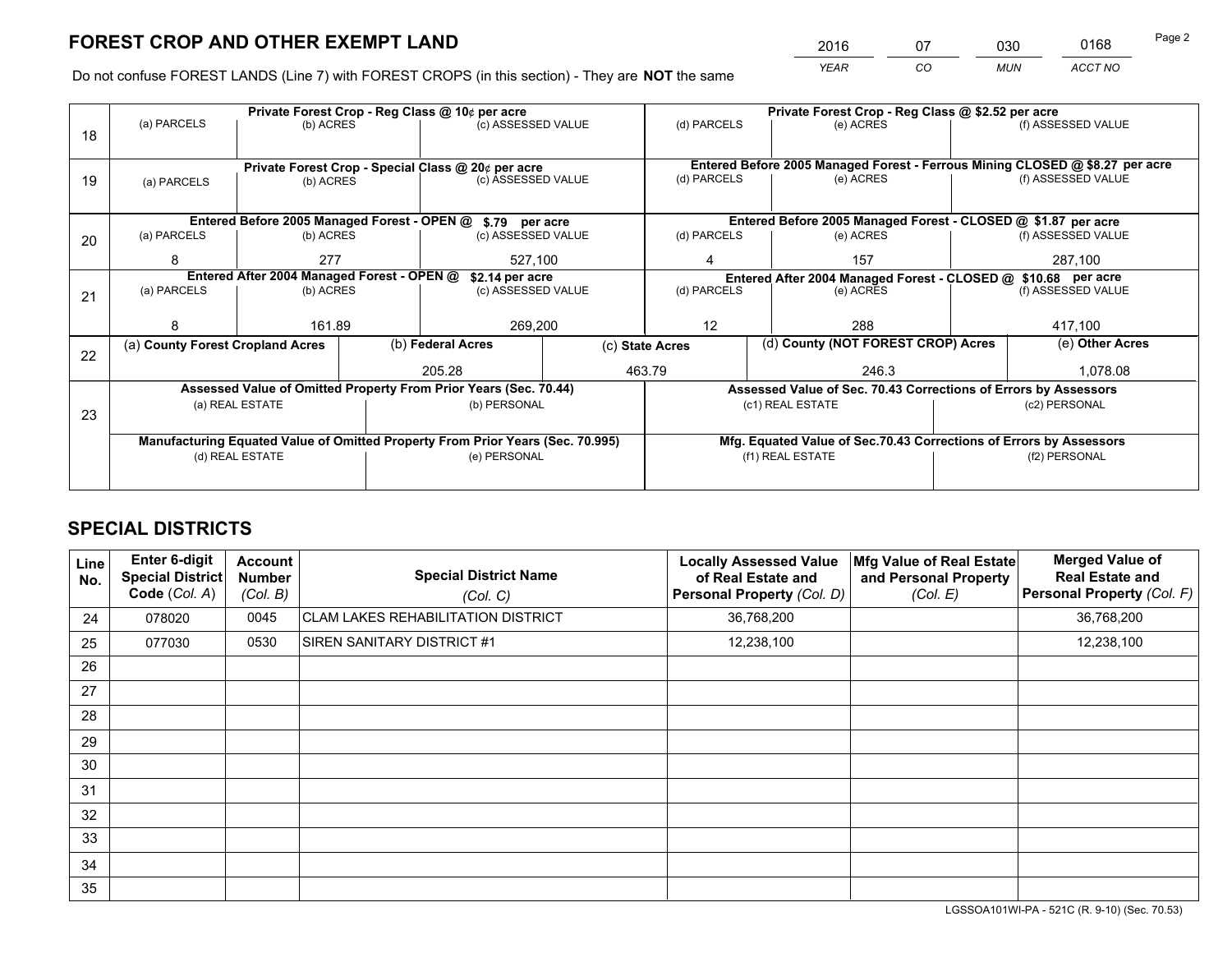# FOREST CROP AND OTHER EXEMPT LAND

| 2016 | 07 | 030 | 0168 |
|---|---|---|---|
| *YEAR* | *CO* | *MUN* | *ACCT NO* |

Do not confuse FOREST LANDS (Line 7) with FOREST CROPS (in this section) - They are **NOT** the same

| Line | | | | | | |
|---|---|---|---|---|---|---|
| 18 | **Private Forest Crop - Reg Class @ 10¢ per acre** | | | **Private Forest Crop - Reg Class @ $2.52 per acre** | | |
| | (a) PARCELS | (b) ACRES | (c) ASSESSED VALUE | (d) PARCELS | (e) ACRES | (f) ASSESSED VALUE |
| | | | | | | |
| 19 | **Private Forest Crop - Special Class @ 20¢ per acre** | | | **Entered Before 2005 Managed Forest - Ferrous Mining CLOSED @ $8.27 per acre** | | |
| | (a) PARCELS | (b) ACRES | (c) ASSESSED VALUE | (d) PARCELS | (e) ACRES | (f) ASSESSED VALUE |
| | | | | | | |
| 20 | **Entered Before 2005 Managed Forest - OPEN @ $.79 per acre** | | | **Entered Before 2005 Managed Forest - CLOSED @ $1.87 per acre** | | |
| | (a) PARCELS | (b) ACRES | (c) ASSESSED VALUE | (d) PARCELS | (e) ACRES | (f) ASSESSED VALUE |
| | 8 | 277 | 527,100 | 4 | 157 | 287,100 |
| 21 | **Entered After 2004 Managed Forest - OPEN @ $2.14 per acre** | | | **Entered After 2004 Managed Forest - CLOSED @ $10.68 per acre** | | |
| | (a) PARCELS | (b) ACRES | (c) ASSESSED VALUE | (d) PARCELS | (e) ACRES | (f) ASSESSED VALUE |
| | 8 | 161.89 | 269,200 | 12 | 288 | 417,100 |

| Line | (a) County Forest Cropland Acres | (b) Federal Acres | (c) State Acres | (d) County (NOT FOREST CROP) Acres | (e) Other Acres |
|---|---|---|---|---|---|
| 22 | | 205.28 | 463.79 | 246.3 | 1,078.08 |

| Line | | | | |
|---|---|---|---|---|
| 23 | **Assessed Value of Omitted Property From Prior Years (Sec. 70.44)** | | **Assessed Value of Sec. 70.43 Corrections of Errors by Assessors** | |
| | (a) REAL ESTATE | (b) PERSONAL | (c1) REAL ESTATE | (c2) PERSONAL |
| | | | | |
| | **Manufacturing Equated Value of Omitted Property From Prior Years (Sec. 70.995)** | | **Mfg. Equated Value of Sec.70.43 Corrections of Errors by Assessors** | |
| | (d) REAL ESTATE | (e) PERSONAL | (f1) REAL ESTATE | (f2) PERSONAL |
| | | | | |

# SPECIAL DISTRICTS

| Line No. | Enter 6-digit Special District Code (*Col. A*) | Account Number (*Col. B*) | Special District Name (*Col. C*) | Locally Assessed Value of Real Estate and Personal Property (*Col. D*) | Mfg Value of Real Estate and Personal Property (*Col. E*) | Merged Value of Real Estate and Personal Property (*Col. F*) |
|---|---|---|---|---|---|---|
| 24 | 078020 | 0045 | CLAM LAKES REHABILITATION DISTRICT | 36,768,200 | | 36,768,200 |
| 25 | 077030 | 0530 | SIREN SANITARY DISTRICT #1 | 12,238,100 | | 12,238,100 |
| 26 | | | | | | |
| 27 | | | | | | |
| 28 | | | | | | |
| 29 | | | | | | |
| 30 | | | | | | |
| 31 | | | | | | |
| 32 | | | | | | |
| 33 | | | | | | |
| 34 | | | | | | |
| 35 | | | | | | |

LGSSOA101WI-PA - 521C (R. 9-10) (Sec. 70.53)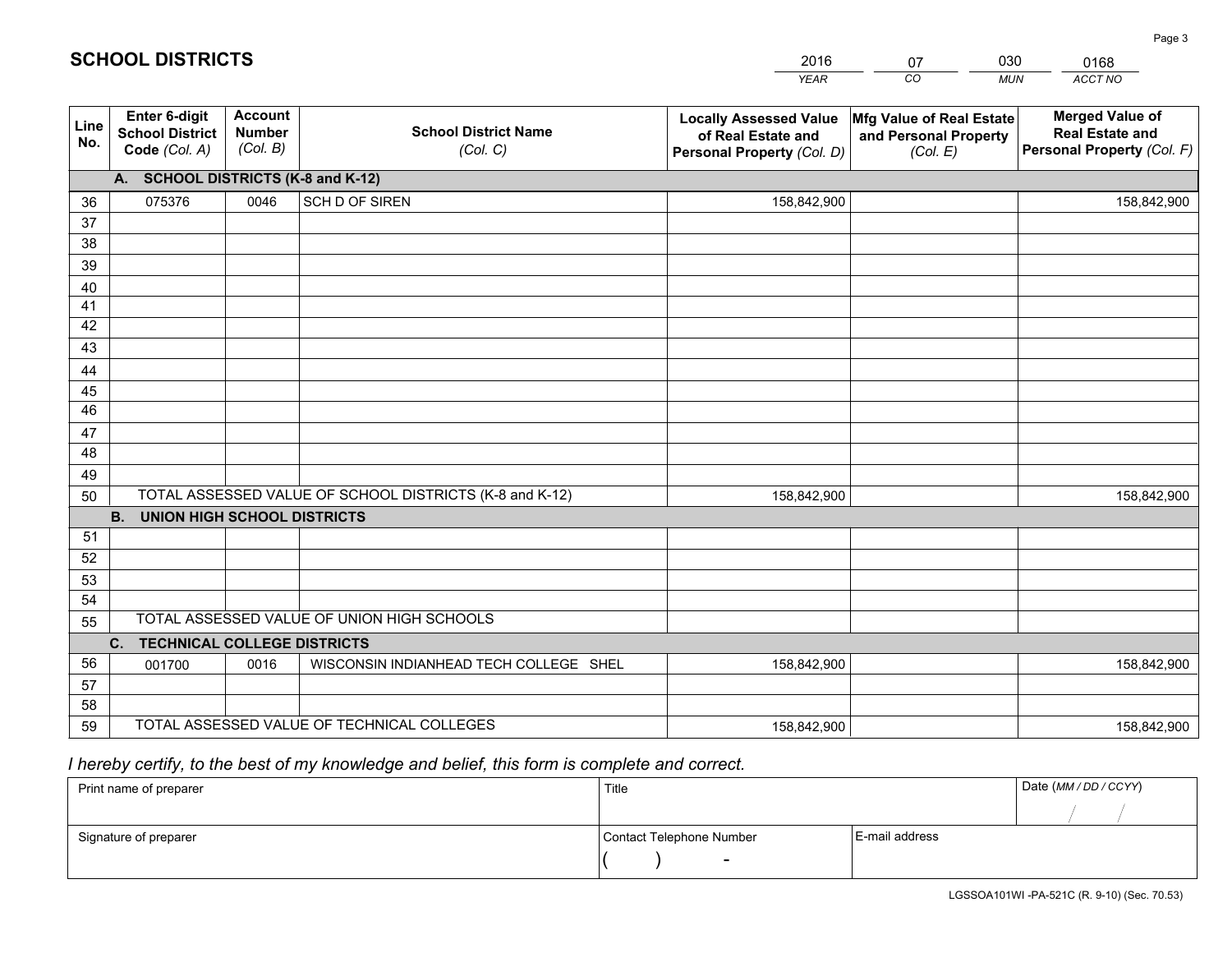# SCHOOL DISTRICTS

| 2016 | 07 | 030 | 0168 |
|---|---|---|---|
| YEAR | CO | MUN | ACCT NO |

| Line No. | Enter 6-digit School District Code (Col. A) | Account Number (Col. B) | School District Name (Col. C) | Locally Assessed Value of Real Estate and Personal Property (Col. D) | Mfg Value of Real Estate and Personal Property (Col. E) | Merged Value of Real Estate and Personal Property (Col. F) |
|---|---|---|---|---|---|---|
| | **A. SCHOOL DISTRICTS (K-8 and K-12)** | | | | | |
| 36 | 075376 | 0046 | SCH D OF SIREN | 158,842,900 | | 158,842,900 |
| 37 | | | | | | |
| 38 | | | | | | |
| 39 | | | | | | |
| 40 | | | | | | |
| 41 | | | | | | |
| 42 | | | | | | |
| 43 | | | | | | |
| 44 | | | | | | |
| 45 | | | | | | |
| 46 | | | | | | |
| 47 | | | | | | |
| 48 | | | | | | |
| 49 | | | | | | |
| 50 | TOTAL ASSESSED VALUE OF SCHOOL DISTRICTS (K-8 and K-12) | | | 158,842,900 | | 158,842,900 |
| | **B. UNION HIGH SCHOOL DISTRICTS** | | | | | |
| 51 | | | | | | |
| 52 | | | | | | |
| 53 | | | | | | |
| 54 | | | | | | |
| 55 | TOTAL ASSESSED VALUE OF UNION HIGH SCHOOLS | | | | | |
| | **C. TECHNICAL COLLEGE DISTRICTS** | | | | | |
| 56 | 001700 | 0016 | WISCONSIN INDIANHEAD TECH COLLEGE SHEL | 158,842,900 | | 158,842,900 |
| 57 | | | | | | |
| 58 | | | | | | |
| 59 | TOTAL ASSESSED VALUE OF TECHNICAL COLLEGES | | | 158,842,900 | | 158,842,900 |

*I hereby certify, to the best of my knowledge and belief, this form is complete and correct.*

| Print name of preparer | Title | | Date (MM / DD / CCYY) |
|---|---|---|---|
| | | | / / |
| Signature of preparer | Contact Telephone Number | E-mail address | |
| | ( ) - | | |

LGSSOA101WI -PA-521C (R. 9-10) (Sec. 70.53)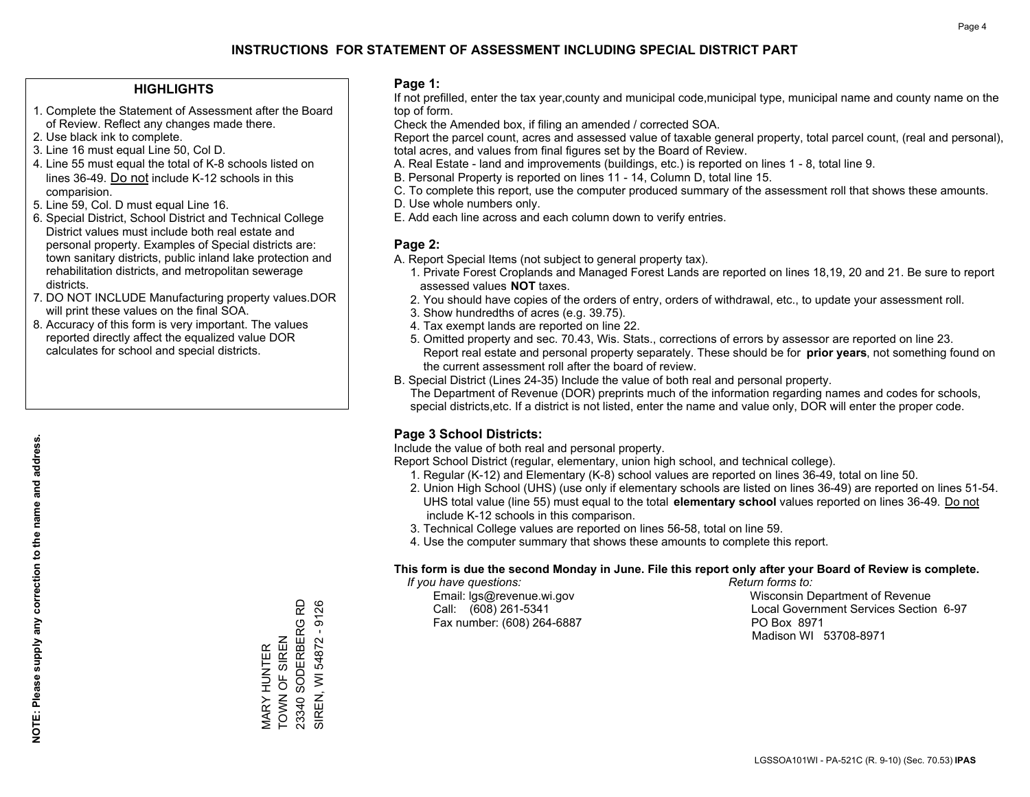# INSTRUCTIONS FOR STATEMENT OF ASSESSMENT INCLUDING SPECIAL DISTRICT PART

## HIGHLIGHTS

1. Complete the Statement of Assessment after the Board of Review. Reflect any changes made there.
2. Use black ink to complete.
3. Line 16 must equal Line 50, Col D.
4. Line 55 must equal the total of K-8 schools listed on lines 36-49. Do not include K-12 schools in this comparision.
5. Line 59, Col. D must equal Line 16.
6. Special District, School District and Technical College District values must include both real estate and personal property. Examples of Special districts are: town sanitary districts, public inland lake protection and rehabilitation districts, and metropolitan sewerage districts.
7. DO NOT INCLUDE Manufacturing property values.DOR will print these values on the final SOA.
8. Accuracy of this form is very important. The values reported directly affect the equalized value DOR calculates for school and special districts.

**NOTE: Please supply any correction to the name and address.**

MARY HUNTER
TOWN OF SIREN
23340 SODERBERG RD
SIREN, WI 54872 - 9126

## Page 1:

If not prefilled, enter the tax year,county and municipal code,municipal type, municipal name and county name on the top of form.

Check the Amended box, if filing an amended / corrected SOA.

Report the parcel count, acres and assessed value of taxable general property, total parcel count, (real and personal), total acres, and values from final figures set by the Board of Review.

A. Real Estate - land and improvements (buildings, etc.) is reported on lines 1 - 8, total line 9.
B. Personal Property is reported on lines 11 - 14, Column D, total line 15.
C. To complete this report, use the computer produced summary of the assessment roll that shows these amounts.
D. Use whole numbers only.
E. Add each line across and each column down to verify entries.

## Page 2:

A. Report Special Items (not subject to general property tax).
   1. Private Forest Croplands and Managed Forest Lands are reported on lines 18,19, 20 and 21. Be sure to report assessed values **NOT** taxes.
   2. You should have copies of the orders of entry, orders of withdrawal, etc., to update your assessment roll.
   3. Show hundredths of acres (e.g. 39.75).
   4. Tax exempt lands are reported on line 22.
   5. Omitted property and sec. 70.43, Wis. Stats., corrections of errors by assessor are reported on line 23. Report real estate and personal property separately. These should be for **prior years**, not something found on the current assessment roll after the board of review.
B. Special District (Lines 24-35) Include the value of both real and personal property.
   The Department of Revenue (DOR) preprints much of the information regarding names and codes for schools, special districts,etc. If a district is not listed, enter the name and value only, DOR will enter the proper code.

## Page 3 School Districts:

Include the value of both real and personal property.

Report School District (regular, elementary, union high school, and technical college).

1. Regular (K-12) and Elementary (K-8) school values are reported on lines 36-49, total on line 50.
2. Union High School (UHS) (use only if elementary schools are listed on lines 36-49) are reported on lines 51-54. UHS total value (line 55) must equal to the total **elementary school** values reported on lines 36-49. Do not include K-12 schools in this comparison.
3. Technical College values are reported on lines 56-58, total on line 59.
4. Use the computer summary that shows these amounts to complete this report.

**This form is due the second Monday in June. File this report only after your Board of Review is complete.**

*If you have questions:*
Email: lgs@revenue.wi.gov
Call: (608) 261-5341
Fax number: (608) 264-6887

*Return forms to:*
Wisconsin Department of Revenue
Local Government Services Section 6-97
PO Box 8971
Madison WI 53708-8971

LGSSOA101WI - PA-521C (R. 9-10) (Sec. 70.53) **IPAS**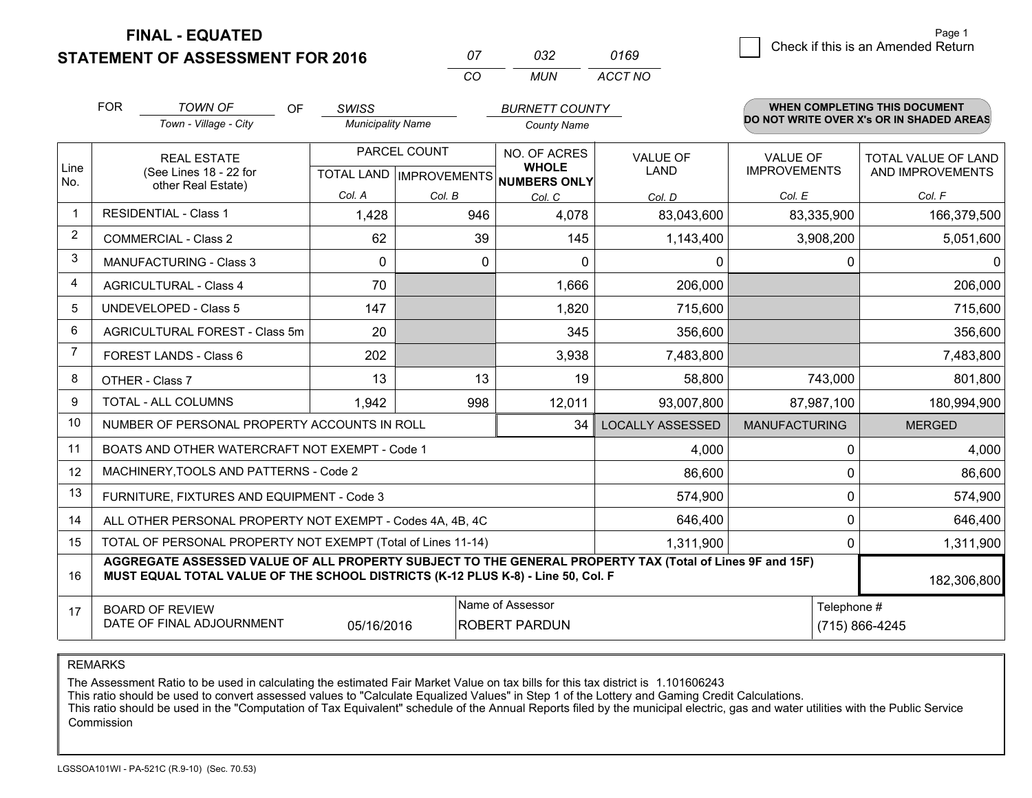# FINAL - EQUATED
## STATEMENT OF ASSESSMENT FOR 2016

| 07 | 032 | 0169 |
|---|---|---|
| CO | MUN | ACCT NO |

Page 1

☐ Check if this is an Amended Return

FOR *TOWN OF* (Town - Village - City) OF *SWISS* (Municipality Name) *BURNETT COUNTY* (County Name)

**WHEN COMPLETING THIS DOCUMENT DO NOT WRITE OVER X's OR IN SHADED AREAS**

| Line No. | REAL ESTATE (See Lines 18 - 22 for other Real Estate) | PARCEL COUNT TOTAL LAND Col. A | PARCEL COUNT IMPROVEMENTS Col. B | NO. OF ACRES WHOLE NUMBERS ONLY Col. C | VALUE OF LAND Col. D | VALUE OF IMPROVEMENTS Col. E | TOTAL VALUE OF LAND AND IMPROVEMENTS Col. F |
|---|---|---|---|---|---|---|---|
| 1 | RESIDENTIAL - Class 1 | 1,428 | 946 | 4,078 | 83,043,600 | 83,335,900 | 166,379,500 |
| 2 | COMMERCIAL - Class 2 | 62 | 39 | 145 | 1,143,400 | 3,908,200 | 5,051,600 |
| 3 | MANUFACTURING - Class 3 | 0 | 0 | 0 | 0 | 0 | 0 |
| 4 | AGRICULTURAL - Class 4 | 70 | | 1,666 | 206,000 | | 206,000 |
| 5 | UNDEVELOPED - Class 5 | 147 | | 1,820 | 715,600 | | 715,600 |
| 6 | AGRICULTURAL FOREST - Class 5m | 20 | | 345 | 356,600 | | 356,600 |
| 7 | FOREST LANDS - Class 6 | 202 | | 3,938 | 7,483,800 | | 7,483,800 |
| 8 | OTHER - Class 7 | 13 | 13 | 19 | 58,800 | 743,000 | 801,800 |
| 9 | TOTAL - ALL COLUMNS | 1,942 | 998 | 12,011 | 93,007,800 | 87,987,100 | 180,994,900 |
| 10 | NUMBER OF PERSONAL PROPERTY ACCOUNTS IN ROLL | | | 34 | LOCALLY ASSESSED | MANUFACTURING | MERGED |
| 11 | BOATS AND OTHER WATERCRAFT NOT EXEMPT - Code 1 | | | | 4,000 | 0 | 4,000 |
| 12 | MACHINERY,TOOLS AND PATTERNS - Code 2 | | | | 86,600 | 0 | 86,600 |
| 13 | FURNITURE, FIXTURES AND EQUIPMENT - Code 3 | | | | 574,900 | 0 | 574,900 |
| 14 | ALL OTHER PERSONAL PROPERTY NOT EXEMPT - Codes 4A, 4B, 4C | | | | 646,400 | 0 | 646,400 |
| 15 | TOTAL OF PERSONAL PROPERTY NOT EXEMPT (Total of Lines 11-14) | | | | 1,311,900 | 0 | 1,311,900 |
| 16 | **AGGREGATE ASSESSED VALUE OF ALL PROPERTY SUBJECT TO THE GENERAL PROPERTY TAX (Total of Lines 9F and 15F) MUST EQUAL TOTAL VALUE OF THE SCHOOL DISTRICTS (K-12 PLUS K-8) - Line 50, Col. F** | | | | | | 182,306,800 |
| 17 | BOARD OF REVIEW DATE OF FINAL ADJOURNMENT | 05/16/2016 | | Name of Assessor: ROBERT PARDUN | | Telephone #: (715) 866-4245 | |

REMARKS

The Assessment Ratio to be used in calculating the estimated Fair Market Value on tax bills for this tax district is 1.101606243
This ratio should be used to convert assessed values to "Calculate Equalized Values" in Step 1 of the Lottery and Gaming Credit Calculations.
This ratio should be used in the "Computation of Tax Equivalent" schedule of the Annual Reports filed by the municipal electric, gas and water utilities with the Public Service Commission

LGSSOA101WI - PA-521C (R.9-10) (Sec. 70.53)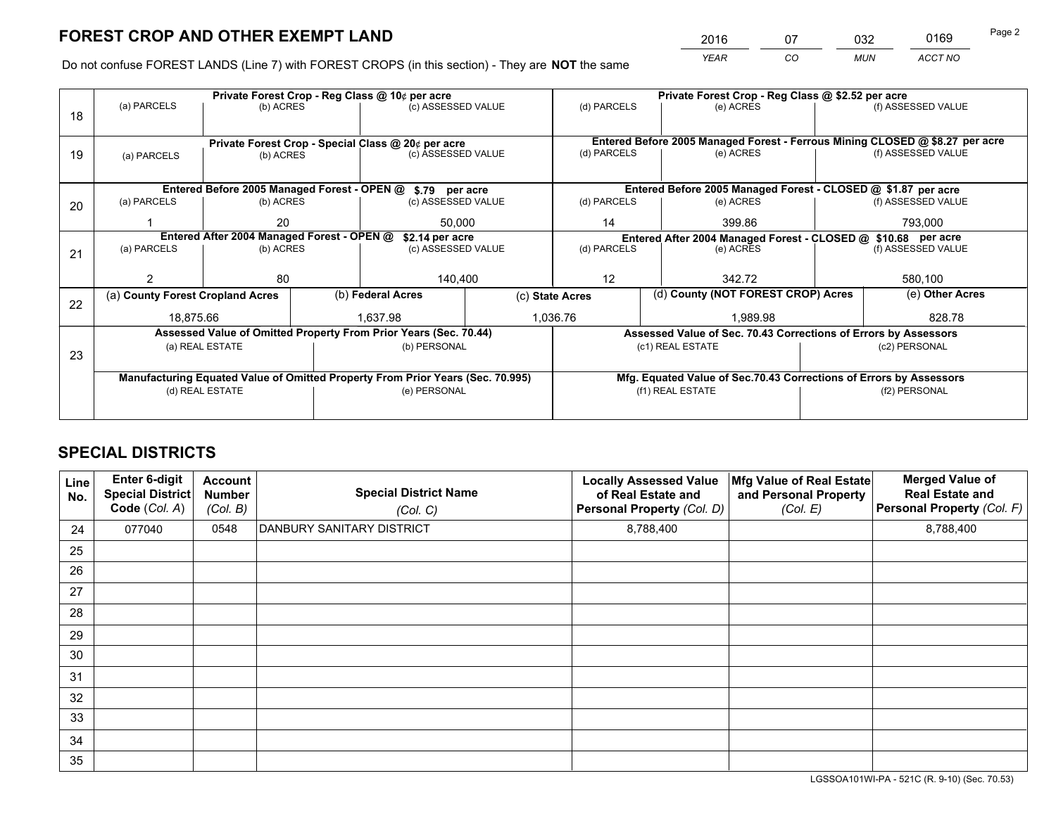# FOREST CROP AND OTHER EXEMPT LAND

| 2016 | 07 | 032 | 0169 |
|---|---|---|---|
| *YEAR* | *CO* | *MUN* | *ACCT NO* |

Do not confuse FOREST LANDS (Line 7) with FOREST CROPS (in this section) - They are **NOT** the same

| Line | | | | | | |
|---|---|---|---|---|---|---|
| 18 | **Private Forest Crop - Reg Class @ 10¢ per acre** | | | **Private Forest Crop - Reg Class @ $2.52 per acre** | | |
| | (a) PARCELS | (b) ACRES | (c) ASSESSED VALUE | (d) PARCELS | (e) ACRES | (f) ASSESSED VALUE |
| | | | | | | |
| 19 | **Private Forest Crop - Special Class @ 20¢ per acre** | | | **Entered Before 2005 Managed Forest - Ferrous Mining CLOSED @ $8.27 per acre** | | |
| | (a) PARCELS | (b) ACRES | (c) ASSESSED VALUE | (d) PARCELS | (e) ACRES | (f) ASSESSED VALUE |
| | | | | | | |
| 20 | **Entered Before 2005 Managed Forest - OPEN @ $.79 per acre** | | | **Entered Before 2005 Managed Forest - CLOSED @ $1.87 per acre** | | |
| | (a) PARCELS | (b) ACRES | (c) ASSESSED VALUE | (d) PARCELS | (e) ACRES | (f) ASSESSED VALUE |
| | 1 | 20 | 50,000 | 14 | 399.86 | 793,000 |
| 21 | **Entered After 2004 Managed Forest - OPEN @ $2.14 per acre** | | | **Entered After 2004 Managed Forest - CLOSED @ $10.68 per acre** | | |
| | (a) PARCELS | (b) ACRES | (c) ASSESSED VALUE | (d) PARCELS | (e) ACRES | (f) ASSESSED VALUE |
| | 2 | 80 | 140,400 | 12 | 342.72 | 580,100 |

| Line | (a) County Forest Cropland Acres | (b) Federal Acres | (c) State Acres | (d) County (NOT FOREST CROP) Acres | (e) Other Acres |
|---|---|---|---|---|---|
| 22 | 18,875.66 | 1,637.98 | 1,036.76 | 1,989.98 | 828.78 |

| Line | | | | |
|---|---|---|---|---|
| 23 | **Assessed Value of Omitted Property From Prior Years (Sec. 70.44)** | | **Assessed Value of Sec. 70.43 Corrections of Errors by Assessors** | |
| | (a) REAL ESTATE | (b) PERSONAL | (c1) REAL ESTATE | (c2) PERSONAL |
| | | | | |
| | **Manufacturing Equated Value of Omitted Property From Prior Years (Sec. 70.995)** | | **Mfg. Equated Value of Sec.70.43 Corrections of Errors by Assessors** | |
| | (d) REAL ESTATE | (e) PERSONAL | (f1) REAL ESTATE | (f2) PERSONAL |
| | | | | |

# SPECIAL DISTRICTS

| Line No. | Enter 6-digit Special District Code (*Col. A*) | Account Number (*Col. B*) | Special District Name (*Col. C*) | Locally Assessed Value of Real Estate and Personal Property (*Col. D*) | Mfg Value of Real Estate and Personal Property (*Col. E*) | Merged Value of Real Estate and Personal Property (*Col. F*) |
|---|---|---|---|---|---|---|
| 24 | 077040 | 0548 | DANBURY SANITARY DISTRICT | 8,788,400 | | 8,788,400 |
| 25 | | | | | | |
| 26 | | | | | | |
| 27 | | | | | | |
| 28 | | | | | | |
| 29 | | | | | | |
| 30 | | | | | | |
| 31 | | | | | | |
| 32 | | | | | | |
| 33 | | | | | | |
| 34 | | | | | | |
| 35 | | | | | | |

LGSSOA101WI-PA - 521C (R. 9-10) (Sec. 70.53)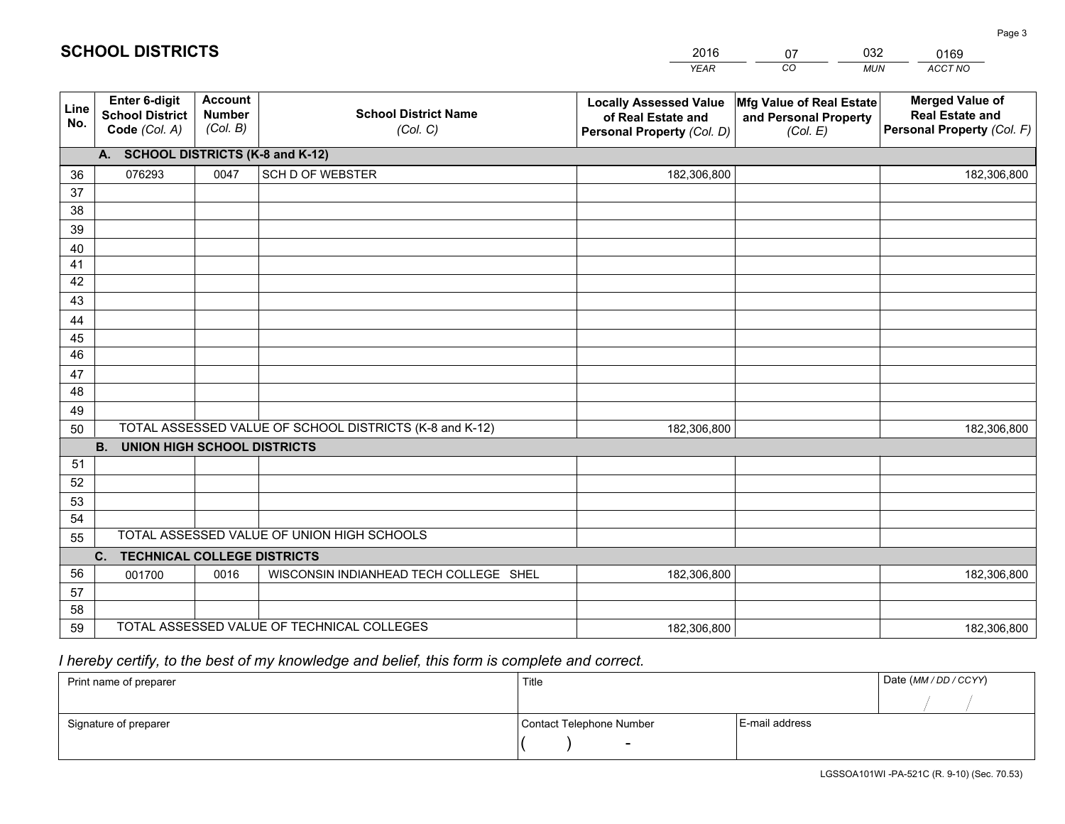# SCHOOL DISTRICTS

| 2016 | 07 | 032 | 0169 |
|---|---|---|---|
| *YEAR* | *CO* | *MUN* | *ACCT NO* |

| Line No. | Enter 6-digit School District Code (Col. A) | Account Number (Col. B) | School District Name (Col. C) | Locally Assessed Value of Real Estate and Personal Property (Col. D) | Mfg Value of Real Estate and Personal Property (Col. E) | Merged Value of Real Estate and Personal Property (Col. F) |
|---|---|---|---|---|---|---|
| **A. SCHOOL DISTRICTS (K-8 and K-12)** | | | | | | |
| 36 | 076293 | 0047 | SCH D OF WEBSTER | 182,306,800 | | 182,306,800 |
| 37 | | | | | | |
| 38 | | | | | | |
| 39 | | | | | | |
| 40 | | | | | | |
| 41 | | | | | | |
| 42 | | | | | | |
| 43 | | | | | | |
| 44 | | | | | | |
| 45 | | | | | | |
| 46 | | | | | | |
| 47 | | | | | | |
| 48 | | | | | | |
| 49 | | | | | | |
| 50 | TOTAL ASSESSED VALUE OF SCHOOL DISTRICTS (K-8 and K-12) | | | 182,306,800 | | 182,306,800 |
| **B. UNION HIGH SCHOOL DISTRICTS** | | | | | | |
| 51 | | | | | | |
| 52 | | | | | | |
| 53 | | | | | | |
| 54 | | | | | | |
| 55 | TOTAL ASSESSED VALUE OF UNION HIGH SCHOOLS | | | | | |
| **C. TECHNICAL COLLEGE DISTRICTS** | | | | | | |
| 56 | 001700 | 0016 | WISCONSIN INDIANHEAD TECH COLLEGE SHEL | 182,306,800 | | 182,306,800 |
| 57 | | | | | | |
| 58 | | | | | | |
| 59 | TOTAL ASSESSED VALUE OF TECHNICAL COLLEGES | | | 182,306,800 | | 182,306,800 |

*I hereby certify, to the best of my knowledge and belief, this form is complete and correct.*

| Print name of preparer | Title | | Date (MM / DD / CCYY) |
|---|---|---|---|
| | | | / / |
| Signature of preparer | Contact Telephone Number | E-mail address | |
| | ( ) - | | |

LGSSOA101WI -PA-521C (R. 9-10) (Sec. 70.53)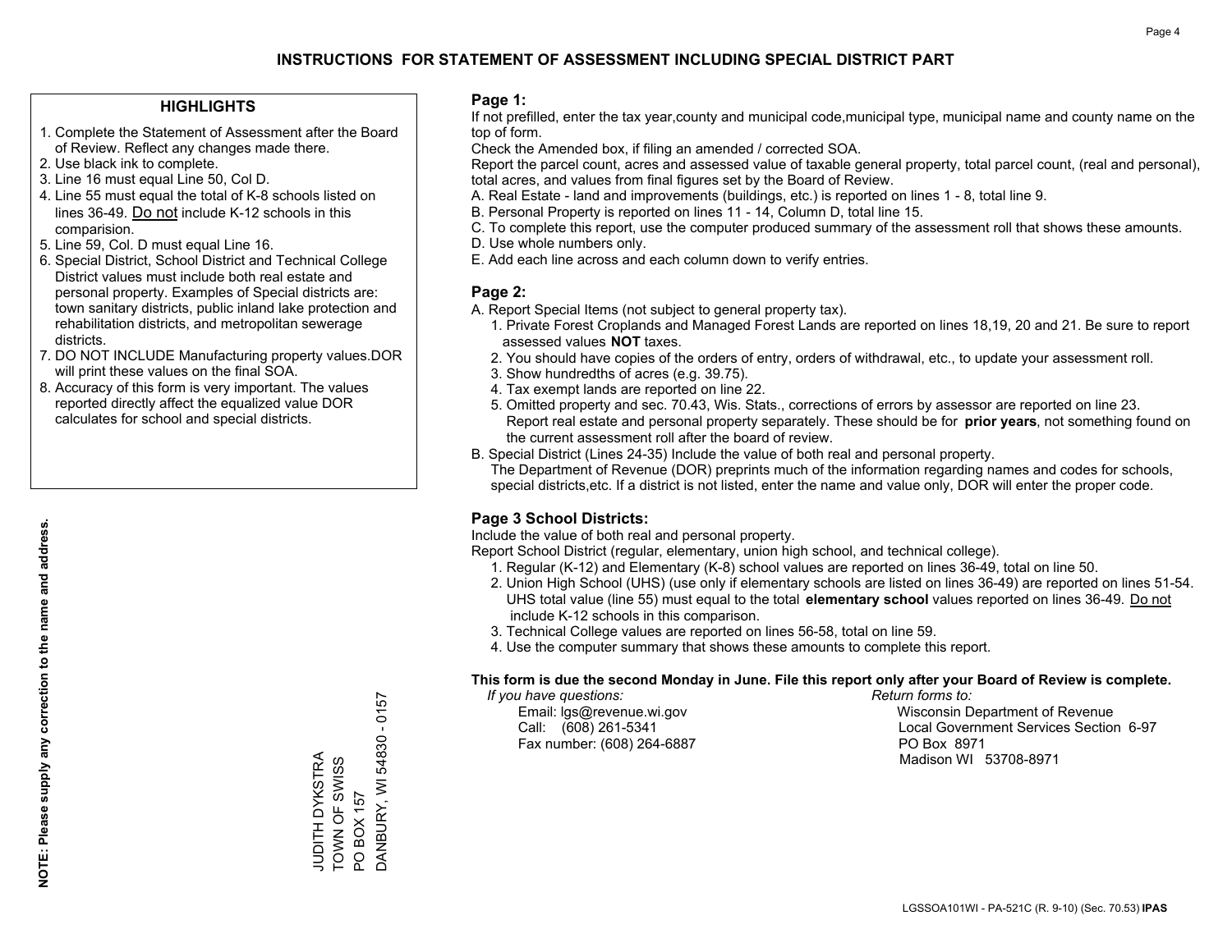# INSTRUCTIONS FOR STATEMENT OF ASSESSMENT INCLUDING SPECIAL DISTRICT PART

## HIGHLIGHTS

1. Complete the Statement of Assessment after the Board of Review. Reflect any changes made there.
2. Use black ink to complete.
3. Line 16 must equal Line 50, Col D.
4. Line 55 must equal the total of K-8 schools listed on lines 36-49. Do not include K-12 schools in this comparision.
5. Line 59, Col. D must equal Line 16.
6. Special District, School District and Technical College District values must include both real estate and personal property. Examples of Special districts are: town sanitary districts, public inland lake protection and rehabilitation districts, and metropolitan sewerage districts.
7. DO NOT INCLUDE Manufacturing property values.DOR will print these values on the final SOA.
8. Accuracy of this form is very important. The values reported directly affect the equalized value DOR calculates for school and special districts.

**NOTE: Please supply any correction to the name and address.**

JUDITH DYKSTRA
TOWN OF SWISS
PO BOX 157
DANBURY, WI 54830 - 0157

## Page 1:

If not prefilled, enter the tax year,county and municipal code,municipal type, municipal name and county name on the top of form.

Check the Amended box, if filing an amended / corrected SOA.

Report the parcel count, acres and assessed value of taxable general property, total parcel count, (real and personal), total acres, and values from final figures set by the Board of Review.

A. Real Estate - land and improvements (buildings, etc.) is reported on lines 1 - 8, total line 9.
B. Personal Property is reported on lines 11 - 14, Column D, total line 15.
C. To complete this report, use the computer produced summary of the assessment roll that shows these amounts.
D. Use whole numbers only.
E. Add each line across and each column down to verify entries.

## Page 2:

A. Report Special Items (not subject to general property tax).
   1. Private Forest Croplands and Managed Forest Lands are reported on lines 18,19, 20 and 21. Be sure to report assessed values **NOT** taxes.
   2. You should have copies of the orders of entry, orders of withdrawal, etc., to update your assessment roll.
   3. Show hundredths of acres (e.g. 39.75).
   4. Tax exempt lands are reported on line 22.
   5. Omitted property and sec. 70.43, Wis. Stats., corrections of errors by assessor are reported on line 23. Report real estate and personal property separately. These should be for **prior years**, not something found on the current assessment roll after the board of review.
B. Special District (Lines 24-35) Include the value of both real and personal property.
   The Department of Revenue (DOR) preprints much of the information regarding names and codes for schools, special districts,etc. If a district is not listed, enter the name and value only, DOR will enter the proper code.

## Page 3 School Districts:

Include the value of both real and personal property.

Report School District (regular, elementary, union high school, and technical college).

1. Regular (K-12) and Elementary (K-8) school values are reported on lines 36-49, total on line 50.
2. Union High School (UHS) (use only if elementary schools are listed on lines 36-49) are reported on lines 51-54. UHS total value (line 55) must equal to the total **elementary school** values reported on lines 36-49. Do not include K-12 schools in this comparison.
3. Technical College values are reported on lines 56-58, total on line 59.
4. Use the computer summary that shows these amounts to complete this report.

**This form is due the second Monday in June. File this report only after your Board of Review is complete.**

*If you have questions:*
Email: lgs@revenue.wi.gov
Call: (608) 261-5341
Fax number: (608) 264-6887

*Return forms to:*
Wisconsin Department of Revenue
Local Government Services Section 6-97
PO Box 8971
Madison WI 53708-8971

LGSSOA101WI - PA-521C (R. 9-10) (Sec. 70.53) **IPAS**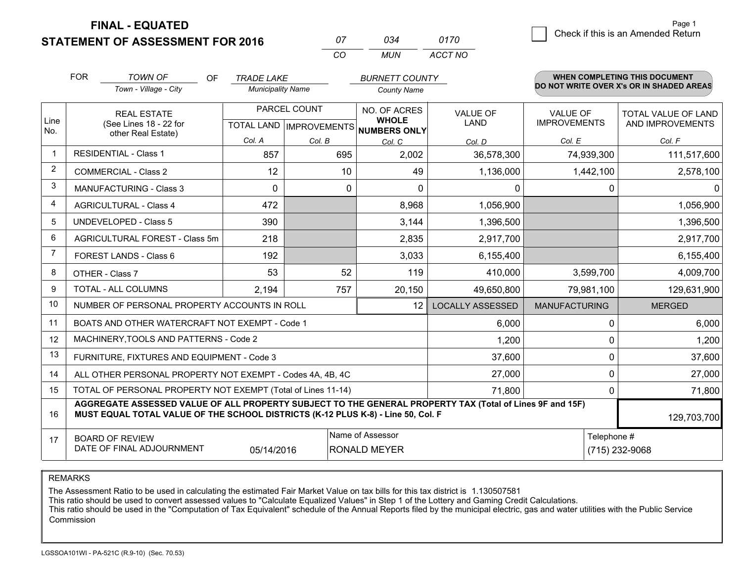**FINAL - EQUATED**
**STATEMENT OF ASSESSMENT FOR 2016**

| 07 | 034 | 0170 |
|---|---|---|
| CO | MUN | ACCT NO |

Page 1

☐ Check if this is an Amended Return

FOR *TOWN OF* (Town - Village - City) OF *TRADE LAKE* (Municipality Name) *BURNETT COUNTY* (County Name)

**WHEN COMPLETING THIS DOCUMENT DO NOT WRITE OVER X's OR IN SHADED AREAS**

| Line No. | REAL ESTATE (See Lines 18 - 22 for other Real Estate) | PARCEL COUNT TOTAL LAND Col. A | PARCEL COUNT IMPROVEMENTS Col. B | NO. OF ACRES WHOLE NUMBERS ONLY Col. C | VALUE OF LAND Col. D | VALUE OF IMPROVEMENTS Col. E | TOTAL VALUE OF LAND AND IMPROVEMENTS Col. F |
|---|---|---|---|---|---|---|---|
| 1 | RESIDENTIAL - Class 1 | 857 | 695 | 2,002 | 36,578,300 | 74,939,300 | 111,517,600 |
| 2 | COMMERCIAL - Class 2 | 12 | 10 | 49 | 1,136,000 | 1,442,100 | 2,578,100 |
| 3 | MANUFACTURING - Class 3 | 0 | 0 | 0 | 0 | 0 | 0 |
| 4 | AGRICULTURAL - Class 4 | 472 | | 8,968 | 1,056,900 | | 1,056,900 |
| 5 | UNDEVELOPED - Class 5 | 390 | | 3,144 | 1,396,500 | | 1,396,500 |
| 6 | AGRICULTURAL FOREST - Class 5m | 218 | | 2,835 | 2,917,700 | | 2,917,700 |
| 7 | FOREST LANDS - Class 6 | 192 | | 3,033 | 6,155,400 | | 6,155,400 |
| 8 | OTHER - Class 7 | 53 | 52 | 119 | 410,000 | 3,599,700 | 4,009,700 |
| 9 | TOTAL - ALL COLUMNS | 2,194 | 757 | 20,150 | 49,650,800 | 79,981,100 | 129,631,900 |
| 10 | NUMBER OF PERSONAL PROPERTY ACCOUNTS IN ROLL | | | 12 | LOCALLY ASSESSED | MANUFACTURING | MERGED |
| 11 | BOATS AND OTHER WATERCRAFT NOT EXEMPT - Code 1 | | | | 6,000 | 0 | 6,000 |
| 12 | MACHINERY,TOOLS AND PATTERNS - Code 2 | | | | 1,200 | 0 | 1,200 |
| 13 | FURNITURE, FIXTURES AND EQUIPMENT - Code 3 | | | | 37,600 | 0 | 37,600 |
| 14 | ALL OTHER PERSONAL PROPERTY NOT EXEMPT - Codes 4A, 4B, 4C | | | | 27,000 | 0 | 27,000 |
| 15 | TOTAL OF PERSONAL PROPERTY NOT EXEMPT (Total of Lines 11-14) | | | | 71,800 | 0 | 71,800 |
| 16 | **AGGREGATE ASSESSED VALUE OF ALL PROPERTY SUBJECT TO THE GENERAL PROPERTY TAX (Total of Lines 9F and 15F) MUST EQUAL TOTAL VALUE OF THE SCHOOL DISTRICTS (K-12 PLUS K-8) - Line 50, Col. F** | | | | | | 129,703,700 |
| 17 | BOARD OF REVIEW DATE OF FINAL ADJOURNMENT | 05/14/2016 | Name of Assessor: RONALD MEYER | | | Telephone #: (715) 232-9068 | |

REMARKS

The Assessment Ratio to be used in calculating the estimated Fair Market Value on tax bills for this tax district is 1.130507581
This ratio should be used to convert assessed values to "Calculate Equalized Values" in Step 1 of the Lottery and Gaming Credit Calculations.
This ratio should be used in the "Computation of Tax Equivalent" schedule of the Annual Reports filed by the municipal electric, gas and water utilities with the Public Service Commission

LGSSOA101WI - PA-521C (R.9-10) (Sec. 70.53)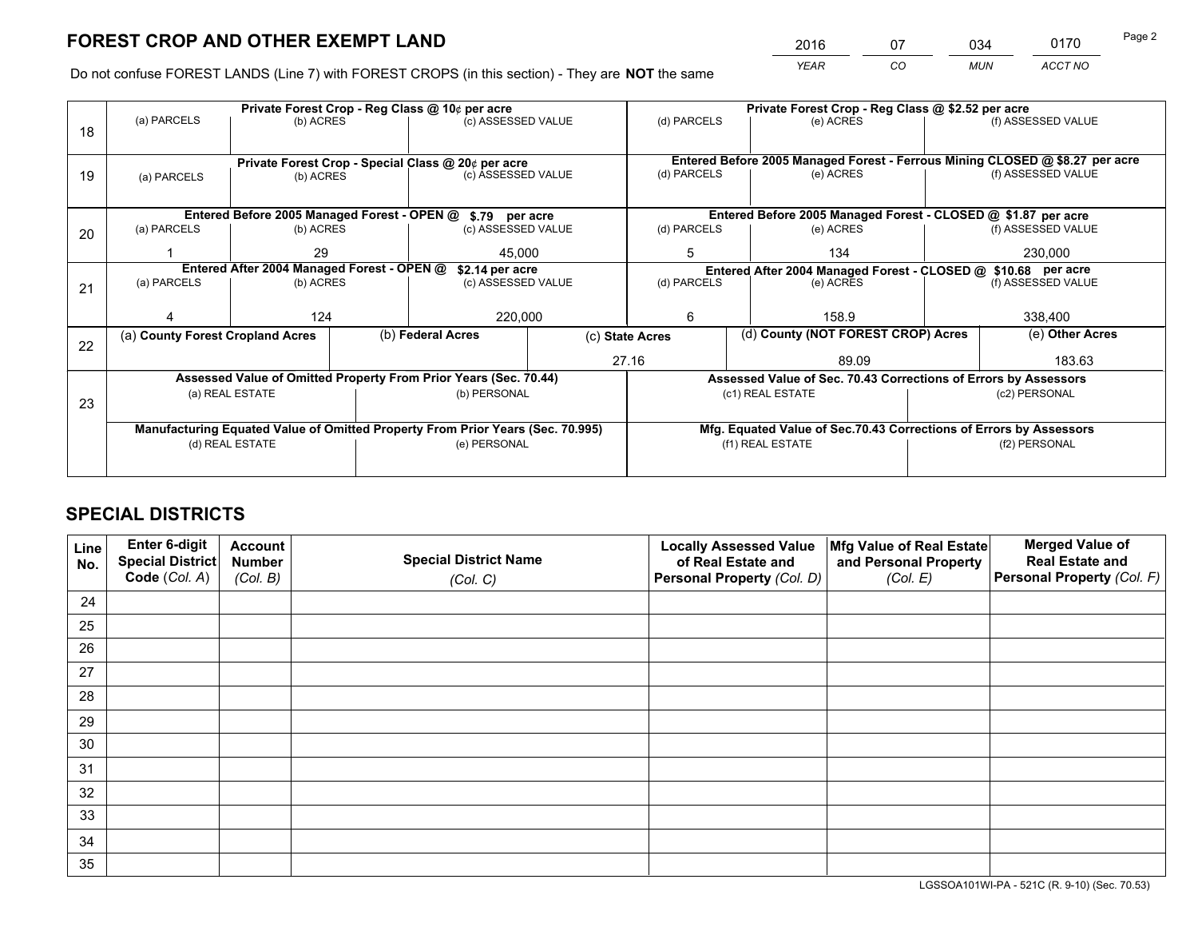# FOREST CROP AND OTHER EXEMPT LAND

| 2016 | 07 | 034 | 0170 |
|---|---|---|---|
| YEAR | CO | MUN | ACCT NO |

Do not confuse FOREST LANDS (Line 7) with FOREST CROPS (in this section) - They are **NOT** the same

| Line | Private Forest Crop - Reg Class @ 10¢ per acre | | | Private Forest Crop - Reg Class @ \$2.52 per acre | | |
|---|---|---|---|---|---|---|
| 18 | (a) PARCELS | (b) ACRES | (c) ASSESSED VALUE | (d) PARCELS | (e) ACRES | (f) ASSESSED VALUE |
| | | | | | | |
| | **Private Forest Crop - Special Class @ 20¢ per acre** | | | **Entered Before 2005 Managed Forest - Ferrous Mining CLOSED @ \$8.27 per acre** | | |
| 19 | (a) PARCELS | (b) ACRES | (c) ASSESSED VALUE | (d) PARCELS | (e) ACRES | (f) ASSESSED VALUE |
| | | | | | | |
| | **Entered Before 2005 Managed Forest - OPEN @ \$.79 per acre** | | | **Entered Before 2005 Managed Forest - CLOSED @ \$1.87 per acre** | | |
| 20 | (a) PARCELS | (b) ACRES | (c) ASSESSED VALUE | (d) PARCELS | (e) ACRES | (f) ASSESSED VALUE |
| | 1 | 29 | 45,000 | 5 | 134 | 230,000 |
| | **Entered After 2004 Managed Forest - OPEN @ \$2.14 per acre** | | | **Entered After 2004 Managed Forest - CLOSED @ \$10.68 per acre** | | |
| 21 | (a) PARCELS | (b) ACRES | (c) ASSESSED VALUE | (d) PARCELS | (e) ACRES | (f) ASSESSED VALUE |
| | 4 | 124 | 220,000 | 6 | 158.9 | 338,400 |

| Line | (a) County Forest Cropland Acres | (b) Federal Acres | (c) State Acres | (d) County (NOT FOREST CROP) Acres | (e) Other Acres |
|---|---|---|---|---|---|
| 22 | | | 27.16 | 89.09 | 183.63 |

| Line | Assessed Value of Omitted Property From Prior Years (Sec. 70.44) | | Assessed Value of Sec. 70.43 Corrections of Errors by Assessors | |
|---|---|---|---|---|
| 23 | (a) REAL ESTATE | (b) PERSONAL | (c1) REAL ESTATE | (c2) PERSONAL |
| | | | | |
| | **Manufacturing Equated Value of Omitted Property From Prior Years (Sec. 70.995)** | | **Mfg. Equated Value of Sec.70.43 Corrections of Errors by Assessors** | |
| | (d) REAL ESTATE | (e) PERSONAL | (f1) REAL ESTATE | (f2) PERSONAL |
| | | | | |

# SPECIAL DISTRICTS

| Line No. | Enter 6-digit Special District Code (Col. A) | Account Number (Col. B) | Special District Name (Col. C) | Locally Assessed Value of Real Estate and Personal Property (Col. D) | Mfg Value of Real Estate and Personal Property (Col. E) | Merged Value of Real Estate and Personal Property (Col. F) |
|---|---|---|---|---|---|---|
| 24 | | | | | | |
| 25 | | | | | | |
| 26 | | | | | | |
| 27 | | | | | | |
| 28 | | | | | | |
| 29 | | | | | | |
| 30 | | | | | | |
| 31 | | | | | | |
| 32 | | | | | | |
| 33 | | | | | | |
| 34 | | | | | | |
| 35 | | | | | | |

LGSSOA101WI-PA - 521C (R. 9-10) (Sec. 70.53)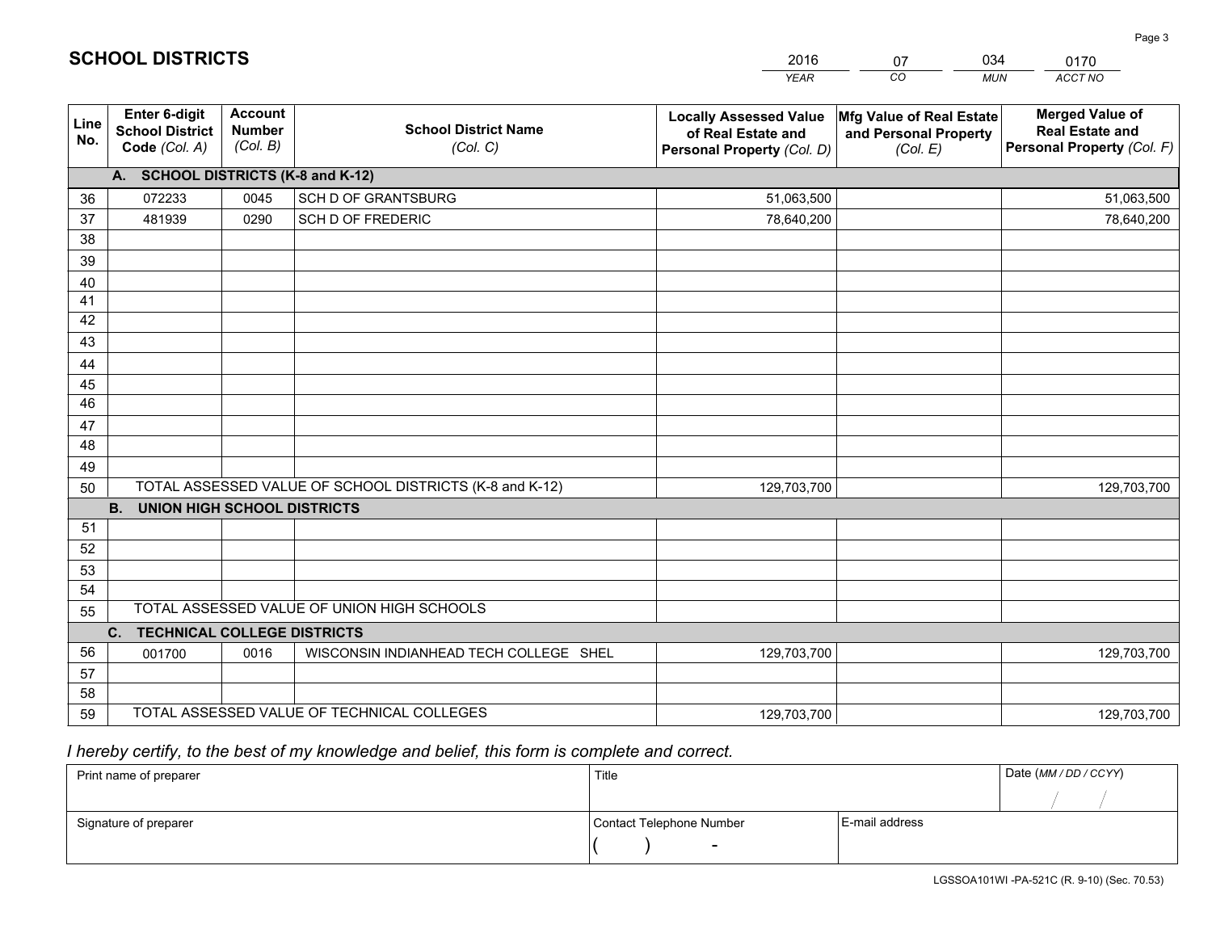# SCHOOL DISTRICTS

| 2016 | 07 | 034 | 0170 |
|---|---|---|---|
| *YEAR* | *CO* | *MUN* | *ACCT NO* |

| Line No. | Enter 6-digit School District Code *(Col. A)* | Account Number *(Col. B)* | School District Name *(Col. C)* | Locally Assessed Value of Real Estate and Personal Property *(Col. D)* | Mfg Value of Real Estate and Personal Property *(Col. E)* | Merged Value of Real Estate and Personal Property *(Col. F)* |
|---|---|---|---|---|---|---|
| | **A. SCHOOL DISTRICTS (K-8 and K-12)** | | | | | |
| 36 | 072233 | 0045 | SCH D OF GRANTSBURG | 51,063,500 | | 51,063,500 |
| 37 | 481939 | 0290 | SCH D OF FREDERIC | 78,640,200 | | 78,640,200 |
| 38 | | | | | | |
| 39 | | | | | | |
| 40 | | | | | | |
| 41 | | | | | | |
| 42 | | | | | | |
| 43 | | | | | | |
| 44 | | | | | | |
| 45 | | | | | | |
| 46 | | | | | | |
| 47 | | | | | | |
| 48 | | | | | | |
| 49 | | | | | | |
| 50 | TOTAL ASSESSED VALUE OF SCHOOL DISTRICTS (K-8 and K-12) | | | 129,703,700 | | 129,703,700 |
| | **B. UNION HIGH SCHOOL DISTRICTS** | | | | | |
| 51 | | | | | | |
| 52 | | | | | | |
| 53 | | | | | | |
| 54 | | | | | | |
| 55 | TOTAL ASSESSED VALUE OF UNION HIGH SCHOOLS | | | | | |
| | **C. TECHNICAL COLLEGE DISTRICTS** | | | | | |
| 56 | 001700 | 0016 | WISCONSIN INDIANHEAD TECH COLLEGE SHEL | 129,703,700 | | 129,703,700 |
| 57 | | | | | | |
| 58 | | | | | | |
| 59 | TOTAL ASSESSED VALUE OF TECHNICAL COLLEGES | | | 129,703,700 | | 129,703,700 |

*I hereby certify, to the best of my knowledge and belief, this form is complete and correct.*

| Print name of preparer | Title | | Date *(MM / DD / CCYY)* |
|---|---|---|---|
| | | | / / |
| Signature of preparer | Contact Telephone Number | E-mail address | |
| | ( ) - | | |

LGSSOA101WI -PA-521C (R. 9-10) (Sec. 70.53)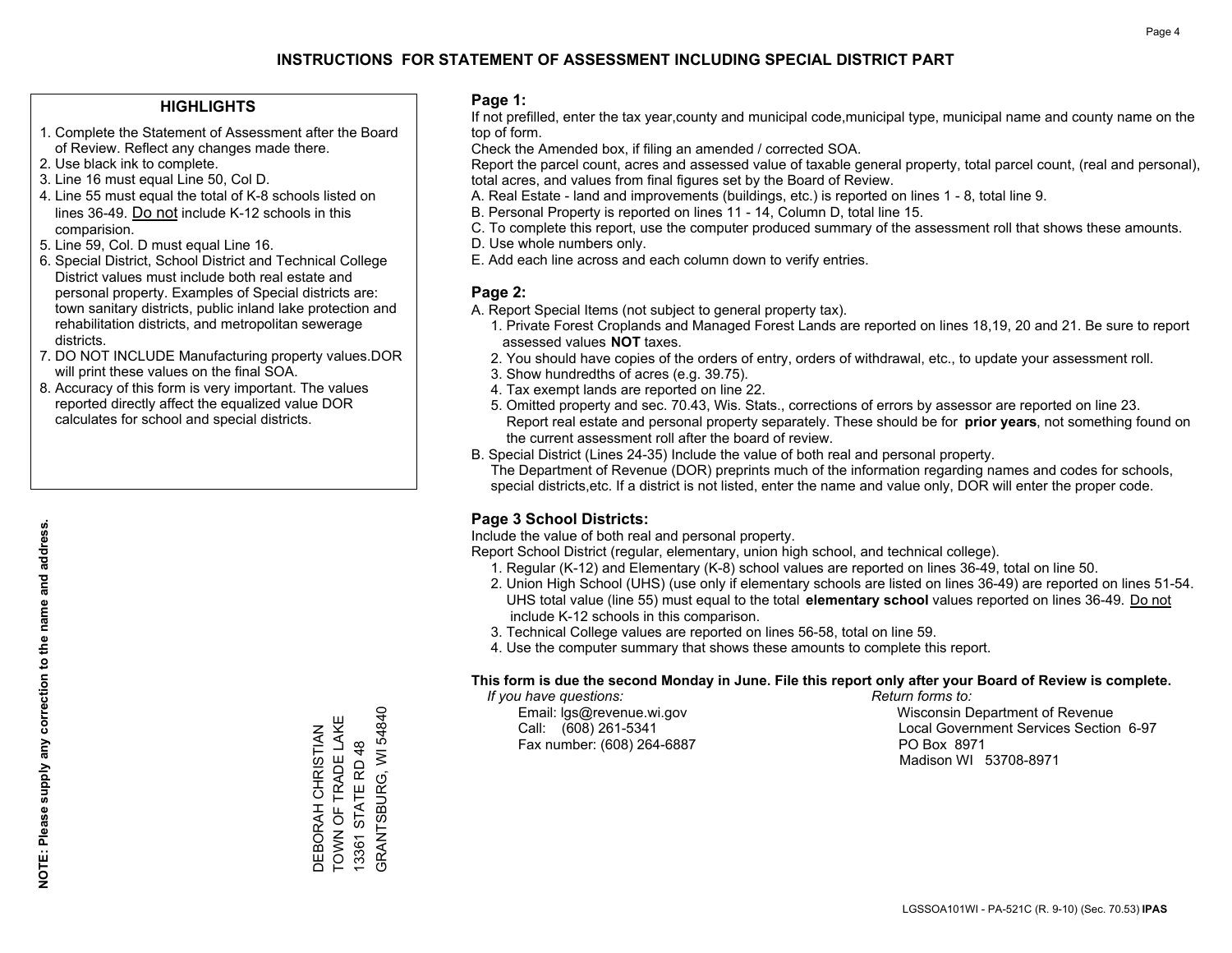# INSTRUCTIONS FOR STATEMENT OF ASSESSMENT INCLUDING SPECIAL DISTRICT PART

## HIGHLIGHTS

1. Complete the Statement of Assessment after the Board of Review. Reflect any changes made there.
2. Use black ink to complete.
3. Line 16 must equal Line 50, Col D.
4. Line 55 must equal the total of K-8 schools listed on lines 36-49. Do not include K-12 schools in this comparision.
5. Line 59, Col. D must equal Line 16.
6. Special District, School District and Technical College District values must include both real estate and personal property. Examples of Special districts are: town sanitary districts, public inland lake protection and rehabilitation districts, and metropolitan sewerage districts.
7. DO NOT INCLUDE Manufacturing property values.DOR will print these values on the final SOA.
8. Accuracy of this form is very important. The values reported directly affect the equalized value DOR calculates for school and special districts.

**NOTE: Please supply any correction to the name and address.**

DEBORAH CHRISTIAN
TOWN OF TRADE LAKE
13361 STATE RD 48
GRANTSBURG, WI 54840

## Page 1:

If not prefilled, enter the tax year,county and municipal code,municipal type, municipal name and county name on the top of form.

Check the Amended box, if filing an amended / corrected SOA.

Report the parcel count, acres and assessed value of taxable general property, total parcel count, (real and personal), total acres, and values from final figures set by the Board of Review.

A. Real Estate - land and improvements (buildings, etc.) is reported on lines 1 - 8, total line 9.
B. Personal Property is reported on lines 11 - 14, Column D, total line 15.
C. To complete this report, use the computer produced summary of the assessment roll that shows these amounts.
D. Use whole numbers only.
E. Add each line across and each column down to verify entries.

## Page 2:

A. Report Special Items (not subject to general property tax).
1. Private Forest Croplands and Managed Forest Lands are reported on lines 18,19, 20 and 21. Be sure to report assessed values **NOT** taxes.
2. You should have copies of the orders of entry, orders of withdrawal, etc., to update your assessment roll.
3. Show hundredths of acres (e.g. 39.75).
4. Tax exempt lands are reported on line 22.
5. Omitted property and sec. 70.43, Wis. Stats., corrections of errors by assessor are reported on line 23. Report real estate and personal property separately. These should be for **prior years**, not something found on the current assessment roll after the board of review.

B. Special District (Lines 24-35) Include the value of both real and personal property.
The Department of Revenue (DOR) preprints much of the information regarding names and codes for schools, special districts,etc. If a district is not listed, enter the name and value only, DOR will enter the proper code.

## Page 3 School Districts:

Include the value of both real and personal property.

Report School District (regular, elementary, union high school, and technical college).

1. Regular (K-12) and Elementary (K-8) school values are reported on lines 36-49, total on line 50.
2. Union High School (UHS) (use only if elementary schools are listed on lines 36-49) are reported on lines 51-54. UHS total value (line 55) must equal to the total **elementary school** values reported on lines 36-49. Do not include K-12 schools in this comparison.
3. Technical College values are reported on lines 56-58, total on line 59.
4. Use the computer summary that shows these amounts to complete this report.

**This form is due the second Monday in June. File this report only after your Board of Review is complete.**

*If you have questions:*
Email: lgs@revenue.wi.gov
Call: (608) 261-5341
Fax number: (608) 264-6887

*Return forms to:*
Wisconsin Department of Revenue
Local Government Services Section 6-97
PO Box 8971
Madison WI 53708-8971

LGSSOA101WI - PA-521C (R. 9-10) (Sec. 70.53) **IPAS**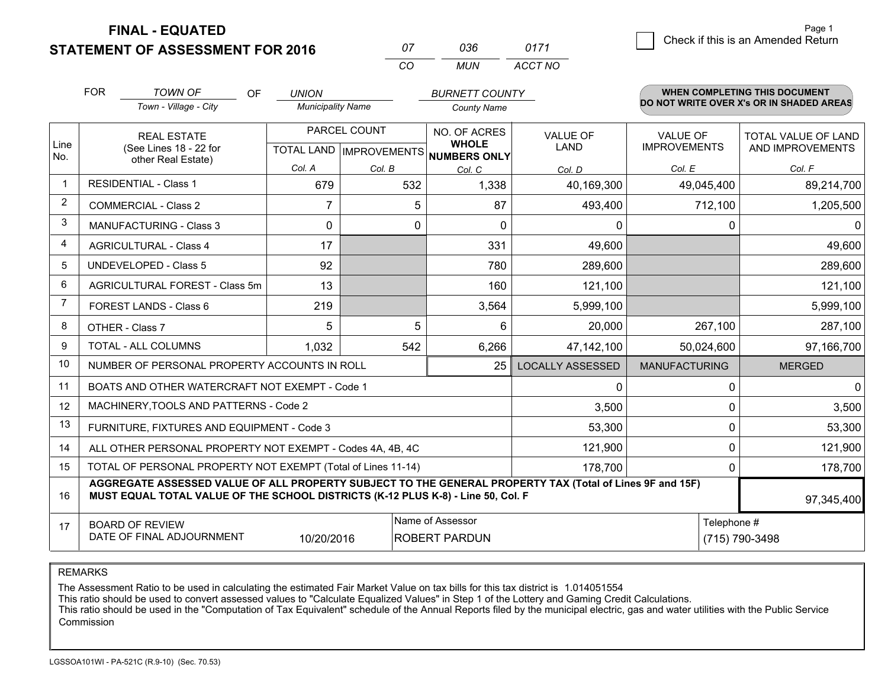# FINAL - EQUATED

## STATEMENT OF ASSESSMENT FOR 2016

| 07 | 036 | 0171 |
|---|---|---|
| CO | MUN | ACCT NO |

Page 1

Check if this is an Amended Return

FOR *TOWN OF* (Town - Village - City) OF *UNION* (Municipality Name) *BURNETT COUNTY* (County Name)

**WHEN COMPLETING THIS DOCUMENT DO NOT WRITE OVER X's OR IN SHADED AREAS**

| Line No. | REAL ESTATE (See Lines 18 - 22 for other Real Estate) | PARCEL COUNT TOTAL LAND Col. A | PARCEL COUNT IMPROVEMENTS Col. B | NO. OF ACRES WHOLE NUMBERS ONLY Col. C | VALUE OF LAND Col. D | VALUE OF IMPROVEMENTS Col. E | TOTAL VALUE OF LAND AND IMPROVEMENTS Col. F |
|---|---|---|---|---|---|---|---|
| 1 | RESIDENTIAL - Class 1 | 679 | 532 | 1,338 | 40,169,300 | 49,045,400 | 89,214,700 |
| 2 | COMMERCIAL - Class 2 | 7 | 5 | 87 | 493,400 | 712,100 | 1,205,500 |
| 3 | MANUFACTURING - Class 3 | 0 | 0 | 0 | 0 | 0 | 0 |
| 4 | AGRICULTURAL - Class 4 | 17 | | 331 | 49,600 | | 49,600 |
| 5 | UNDEVELOPED - Class 5 | 92 | | 780 | 289,600 | | 289,600 |
| 6 | AGRICULTURAL FOREST - Class 5m | 13 | | 160 | 121,100 | | 121,100 |
| 7 | FOREST LANDS - Class 6 | 219 | | 3,564 | 5,999,100 | | 5,999,100 |
| 8 | OTHER - Class 7 | 5 | 5 | 6 | 20,000 | 267,100 | 287,100 |
| 9 | TOTAL - ALL COLUMNS | 1,032 | 542 | 6,266 | 47,142,100 | 50,024,600 | 97,166,700 |
| 10 | NUMBER OF PERSONAL PROPERTY ACCOUNTS IN ROLL | | | 25 | LOCALLY ASSESSED | MANUFACTURING | MERGED |
| 11 | BOATS AND OTHER WATERCRAFT NOT EXEMPT - Code 1 | | | | 0 | 0 | 0 |
| 12 | MACHINERY,TOOLS AND PATTERNS - Code 2 | | | | 3,500 | 0 | 3,500 |
| 13 | FURNITURE, FIXTURES AND EQUIPMENT - Code 3 | | | | 53,300 | 0 | 53,300 |
| 14 | ALL OTHER PERSONAL PROPERTY NOT EXEMPT - Codes 4A, 4B, 4C | | | | 121,900 | 0 | 121,900 |
| 15 | TOTAL OF PERSONAL PROPERTY NOT EXEMPT (Total of Lines 11-14) | | | | 178,700 | 0 | 178,700 |
| 16 | **AGGREGATE ASSESSED VALUE OF ALL PROPERTY SUBJECT TO THE GENERAL PROPERTY TAX (Total of Lines 9F and 15F) MUST EQUAL TOTAL VALUE OF THE SCHOOL DISTRICTS (K-12 PLUS K-8) - Line 50, Col. F** | | | | | | 97,345,400 |
| 17 | BOARD OF REVIEW DATE OF FINAL ADJOURNMENT | 10/20/2016 | Name of Assessor: ROBERT PARDUN | | | Telephone #: (715) 790-3498 | |

REMARKS

The Assessment Ratio to be used in calculating the estimated Fair Market Value on tax bills for this tax district is 1.014051554
This ratio should be used to convert assessed values to "Calculate Equalized Values" in Step 1 of the Lottery and Gaming Credit Calculations.
This ratio should be used in the "Computation of Tax Equivalent" schedule of the Annual Reports filed by the municipal electric, gas and water utilities with the Public Service Commission

LGSSOA101WI - PA-521C (R.9-10) (Sec. 70.53)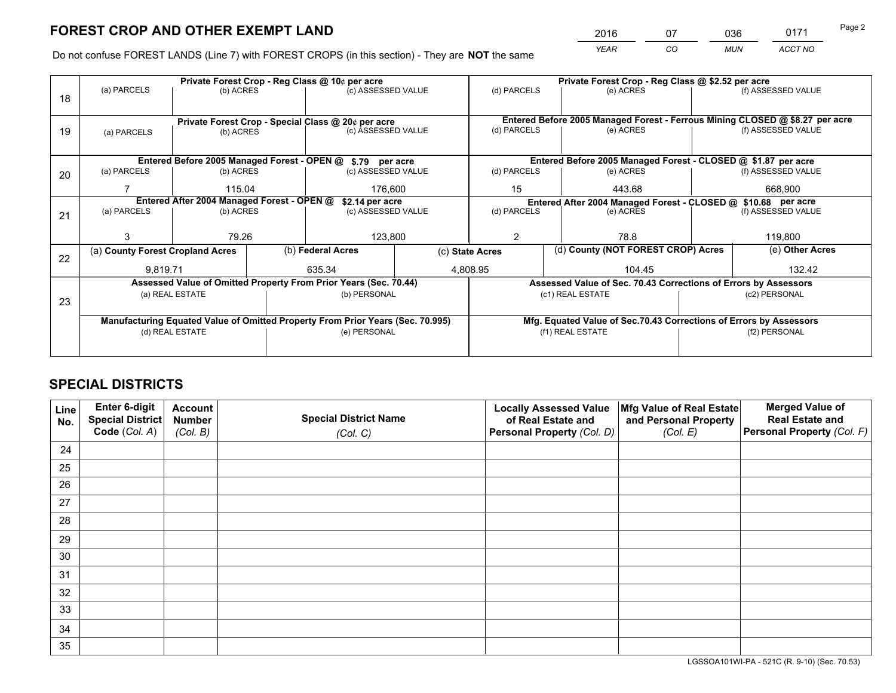# FOREST CROP AND OTHER EXEMPT LAND

| 2016 | 07 | 036 | 0171 |
|---|---|---|---|
| YEAR | CO | MUN | ACCT NO |

Do not confuse FOREST LANDS (Line 7) with FOREST CROPS (in this section) - They are **NOT** the same

| Line | | | | | | |
|---|---|---|---|---|---|---|
| 18 | Private Forest Crop - Reg Class @ 10¢ per acre | | | Private Forest Crop - Reg Class @ $2.52 per acre | | |
| | (a) PARCELS | (b) ACRES | (c) ASSESSED VALUE | (d) PARCELS | (e) ACRES | (f) ASSESSED VALUE |
| | | | | | | |
| 19 | Private Forest Crop - Special Class @ 20¢ per acre | | | Entered Before 2005 Managed Forest - Ferrous Mining CLOSED @ $8.27 per acre | | |
| | (a) PARCELS | (b) ACRES | (c) ASSESSED VALUE | (d) PARCELS | (e) ACRES | (f) ASSESSED VALUE |
| | | | | | | |
| 20 | Entered Before 2005 Managed Forest - OPEN @ $.79 per acre | | | Entered Before 2005 Managed Forest - CLOSED @ $1.87 per acre | | |
| | (a) PARCELS | (b) ACRES | (c) ASSESSED VALUE | (d) PARCELS | (e) ACRES | (f) ASSESSED VALUE |
| | 7 | 115.04 | 176,600 | 15 | 443.68 | 668,900 |
| 21 | Entered After 2004 Managed Forest - OPEN @ $2.14 per acre | | | Entered After 2004 Managed Forest - CLOSED @ $10.68 per acre | | |
| | (a) PARCELS | (b) ACRES | (c) ASSESSED VALUE | (d) PARCELS | (e) ACRES | (f) ASSESSED VALUE |
| | 3 | 79.26 | 123,800 | 2 | 78.8 | 119,800 |

| Line | (a) County Forest Cropland Acres | (b) Federal Acres | (c) State Acres | (d) County (NOT FOREST CROP) Acres | (e) Other Acres |
|---|---|---|---|---|---|
| 22 | 9,819.71 | 635.34 | 4,808.95 | 104.45 | 132.42 |

| Line | Assessed Value of Omitted Property From Prior Years (Sec. 70.44) | | Assessed Value of Sec. 70.43 Corrections of Errors by Assessors | |
|---|---|---|---|---|
| 23 | (a) REAL ESTATE | (b) PERSONAL | (c1) REAL ESTATE | (c2) PERSONAL |
| | | | | |
| | Manufacturing Equated Value of Omitted Property From Prior Years (Sec. 70.995) | | Mfg. Equated Value of Sec.70.43 Corrections of Errors by Assessors | |
| | (d) REAL ESTATE | (e) PERSONAL | (f1) REAL ESTATE | (f2) PERSONAL |
| | | | | |

# SPECIAL DISTRICTS

| Line No. | Enter 6-digit Special District Code (Col. A) | Account Number (Col. B) | Special District Name (Col. C) | Locally Assessed Value of Real Estate and Personal Property (Col. D) | Mfg Value of Real Estate and Personal Property (Col. E) | Merged Value of Real Estate and Personal Property (Col. F) |
|---|---|---|---|---|---|---|
| 24 | | | | | | |
| 25 | | | | | | |
| 26 | | | | | | |
| 27 | | | | | | |
| 28 | | | | | | |
| 29 | | | | | | |
| 30 | | | | | | |
| 31 | | | | | | |
| 32 | | | | | | |
| 33 | | | | | | |
| 34 | | | | | | |
| 35 | | | | | | |

LGSSOA101WI-PA - 521C (R. 9-10) (Sec. 70.53)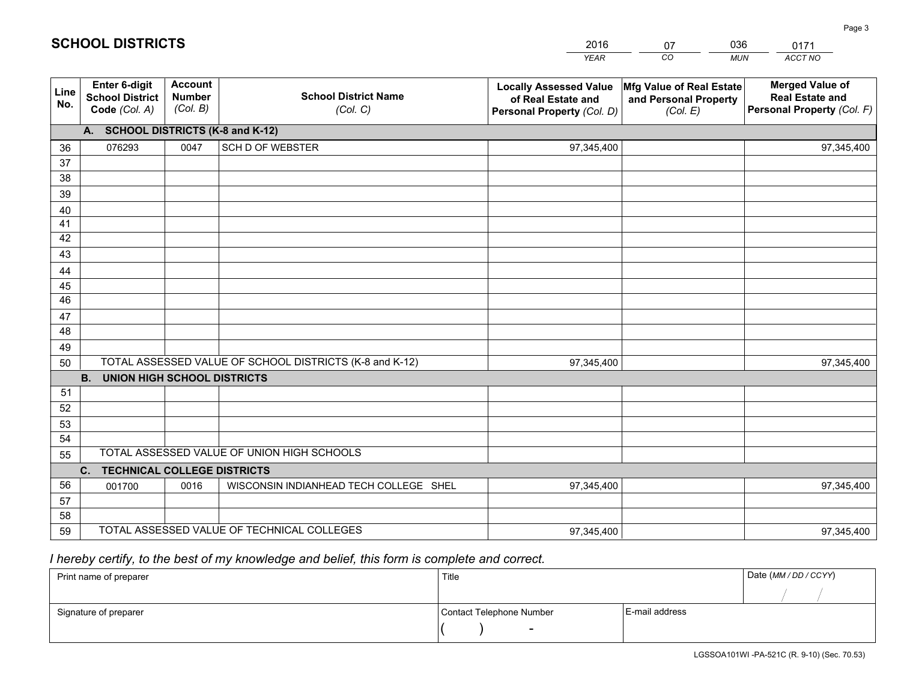# SCHOOL DISTRICTS

| 2016 | 07 | 036 | 0171 |
|---|---|---|---|
| *YEAR* | *CO* | *MUN* | *ACCT NO* |

| Line No. | Enter 6-digit School District Code *(Col. A)* | Account Number *(Col. B)* | School District Name *(Col. C)* | Locally Assessed Value of Real Estate and Personal Property *(Col. D)* | Mfg Value of Real Estate and Personal Property *(Col. E)* | Merged Value of Real Estate and Personal Property *(Col. F)* |
|---|---|---|---|---|---|---|
| | **A. SCHOOL DISTRICTS (K-8 and K-12)** | | | | | |
| 36 | 076293 | 0047 | SCH D OF WEBSTER | 97,345,400 | | 97,345,400 |
| 37 | | | | | | |
| 38 | | | | | | |
| 39 | | | | | | |
| 40 | | | | | | |
| 41 | | | | | | |
| 42 | | | | | | |
| 43 | | | | | | |
| 44 | | | | | | |
| 45 | | | | | | |
| 46 | | | | | | |
| 47 | | | | | | |
| 48 | | | | | | |
| 49 | | | | | | |
| 50 | TOTAL ASSESSED VALUE OF SCHOOL DISTRICTS (K-8 and K-12) | | | 97,345,400 | | 97,345,400 |
| | **B. UNION HIGH SCHOOL DISTRICTS** | | | | | |
| 51 | | | | | | |
| 52 | | | | | | |
| 53 | | | | | | |
| 54 | | | | | | |
| 55 | TOTAL ASSESSED VALUE OF UNION HIGH SCHOOLS | | | | | |
| | **C. TECHNICAL COLLEGE DISTRICTS** | | | | | |
| 56 | 001700 | 0016 | WISCONSIN INDIANHEAD TECH COLLEGE SHEL | 97,345,400 | | 97,345,400 |
| 57 | | | | | | |
| 58 | | | | | | |
| 59 | TOTAL ASSESSED VALUE OF TECHNICAL COLLEGES | | | 97,345,400 | | 97,345,400 |

*I hereby certify, to the best of my knowledge and belief, this form is complete and correct.*

| Print name of preparer | Title | | Date *(MM / DD / CCYY)* |
|---|---|---|---|
| | | | / / |
| Signature of preparer | Contact Telephone Number | E-mail address | |
| | ( ) - | | |

LGSSOA101WI -PA-521C (R. 9-10) (Sec. 70.53)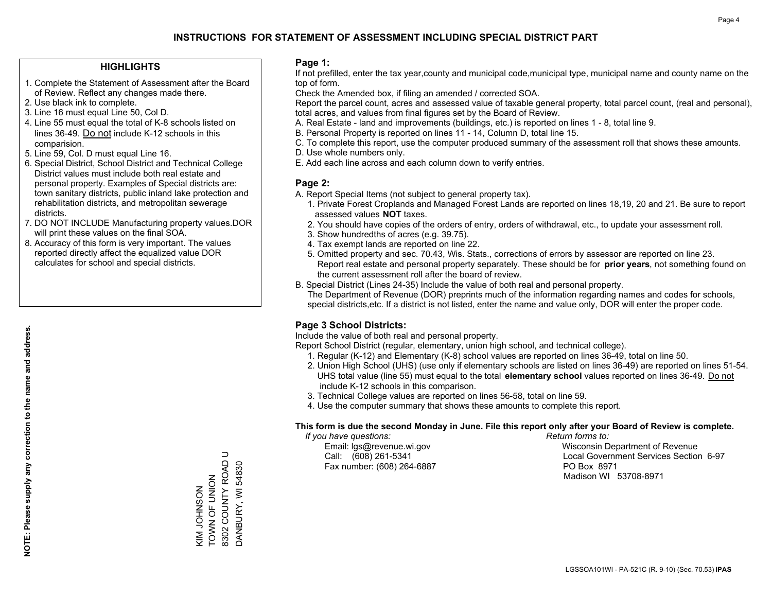# INSTRUCTIONS FOR STATEMENT OF ASSESSMENT INCLUDING SPECIAL DISTRICT PART

## HIGHLIGHTS

1. Complete the Statement of Assessment after the Board of Review. Reflect any changes made there.
2. Use black ink to complete.
3. Line 16 must equal Line 50, Col D.
4. Line 55 must equal the total of K-8 schools listed on lines 36-49. Do not include K-12 schools in this comparision.
5. Line 59, Col. D must equal Line 16.
6. Special District, School District and Technical College District values must include both real estate and personal property. Examples of Special districts are: town sanitary districts, public inland lake protection and rehabilitation districts, and metropolitan sewerage districts.
7. DO NOT INCLUDE Manufacturing property values.DOR will print these values on the final SOA.
8. Accuracy of this form is very important. The values reported directly affect the equalized value DOR calculates for school and special districts.

**NOTE: Please supply any correction to the name and address.**

KIM JOHNSON
TOWN OF UNION
8302 COUNTY ROAD U
DANBURY, WI 54830

## Page 1:

If not prefilled, enter the tax year,county and municipal code,municipal type, municipal name and county name on the top of form.

Check the Amended box, if filing an amended / corrected SOA.

Report the parcel count, acres and assessed value of taxable general property, total parcel count, (real and personal), total acres, and values from final figures set by the Board of Review.

A. Real Estate - land and improvements (buildings, etc.) is reported on lines 1 - 8, total line 9.
B. Personal Property is reported on lines 11 - 14, Column D, total line 15.
C. To complete this report, use the computer produced summary of the assessment roll that shows these amounts.
D. Use whole numbers only.
E. Add each line across and each column down to verify entries.

## Page 2:

A. Report Special Items (not subject to general property tax).
   1. Private Forest Croplands and Managed Forest Lands are reported on lines 18,19, 20 and 21. Be sure to report assessed values **NOT** taxes.
   2. You should have copies of the orders of entry, orders of withdrawal, etc., to update your assessment roll.
   3. Show hundredths of acres (e.g. 39.75).
   4. Tax exempt lands are reported on line 22.
   5. Omitted property and sec. 70.43, Wis. Stats., corrections of errors by assessor are reported on line 23. Report real estate and personal property separately. These should be for **prior years**, not something found on the current assessment roll after the board of review.
B. Special District (Lines 24-35) Include the value of both real and personal property.
   The Department of Revenue (DOR) preprints much of the information regarding names and codes for schools, special districts,etc. If a district is not listed, enter the name and value only, DOR will enter the proper code.

## Page 3 School Districts:

Include the value of both real and personal property.

Report School District (regular, elementary, union high school, and technical college).

1. Regular (K-12) and Elementary (K-8) school values are reported on lines 36-49, total on line 50.
2. Union High School (UHS) (use only if elementary schools are listed on lines 36-49) are reported on lines 51-54. UHS total value (line 55) must equal to the total **elementary school** values reported on lines 36-49. Do not include K-12 schools in this comparison.
3. Technical College values are reported on lines 56-58, total on line 59.
4. Use the computer summary that shows these amounts to complete this report.

**This form is due the second Monday in June. File this report only after your Board of Review is complete.**

*If you have questions:*
Email: lgs@revenue.wi.gov
Call: (608) 261-5341
Fax number: (608) 264-6887

*Return forms to:*
Wisconsin Department of Revenue
Local Government Services Section 6-97
PO Box 8971
Madison WI 53708-8971

LGSSOA101WI - PA-521C (R. 9-10) (Sec. 70.53) **IPAS**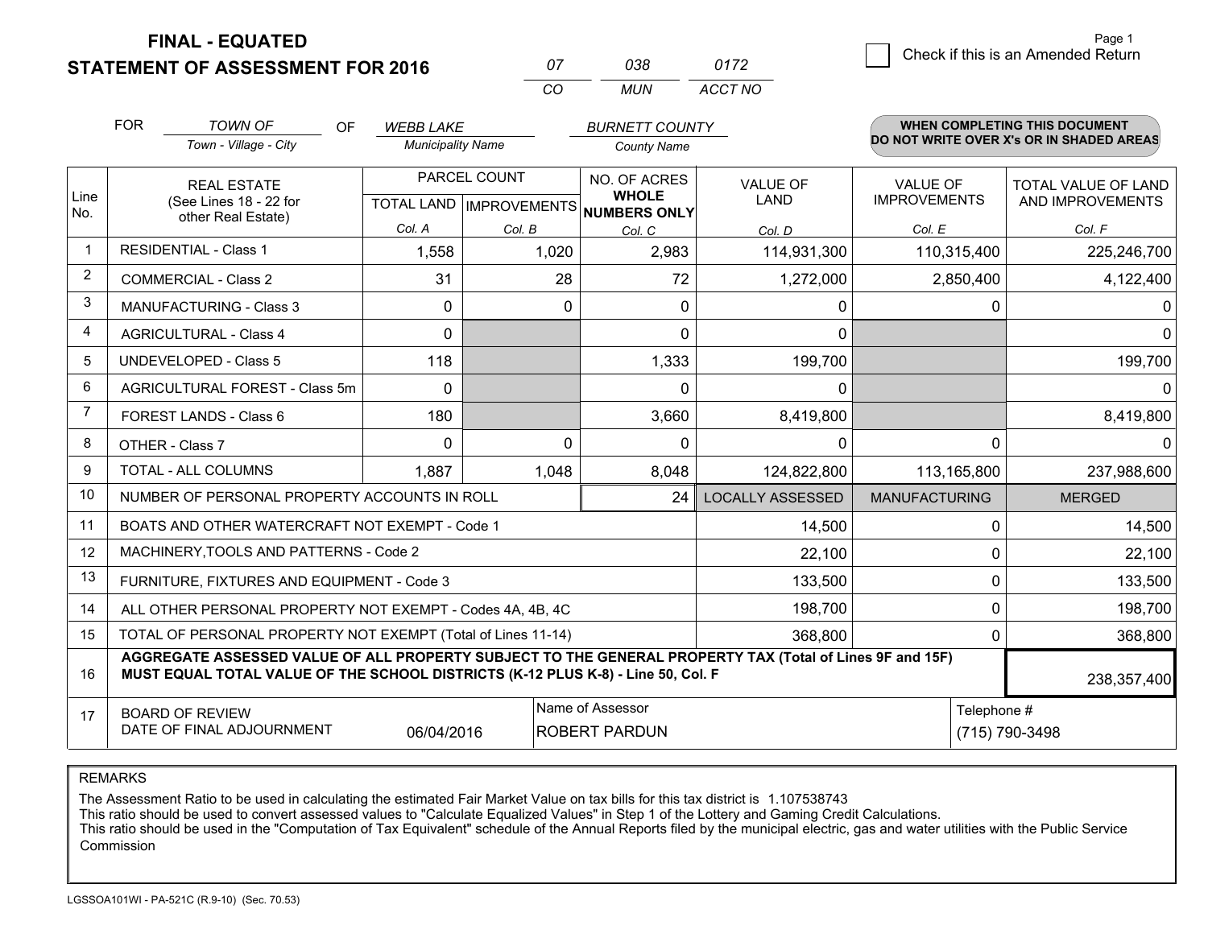# FINAL - EQUATED
## STATEMENT OF ASSESSMENT FOR 2016

| 07 | 038 | 0172 |
|---|---|---|
| CO | MUN | ACCT NO |

Check if this is an Amended Return

FOR *TOWN OF* (Town - Village - City) OF *WEBB LAKE* (Municipality Name) *BURNETT COUNTY* (County Name)

**WHEN COMPLETING THIS DOCUMENT DO NOT WRITE OVER X's OR IN SHADED AREAS**

| Line No. | REAL ESTATE (See Lines 18 - 22 for other Real Estate) | PARCEL COUNT TOTAL LAND Col. A | PARCEL COUNT IMPROVEMENTS Col. B | NO. OF ACRES WHOLE NUMBERS ONLY Col. C | VALUE OF LAND Col. D | VALUE OF IMPROVEMENTS Col. E | TOTAL VALUE OF LAND AND IMPROVEMENTS Col. F |
|---|---|---|---|---|---|---|---|
| 1 | RESIDENTIAL - Class 1 | 1,558 | 1,020 | 2,983 | 114,931,300 | 110,315,400 | 225,246,700 |
| 2 | COMMERCIAL - Class 2 | 31 | 28 | 72 | 1,272,000 | 2,850,400 | 4,122,400 |
| 3 | MANUFACTURING - Class 3 | 0 | 0 | 0 | 0 | 0 | 0 |
| 4 | AGRICULTURAL - Class 4 | 0 | | 0 | 0 | | 0 |
| 5 | UNDEVELOPED - Class 5 | 118 | | 1,333 | 199,700 | | 199,700 |
| 6 | AGRICULTURAL FOREST - Class 5m | 0 | | 0 | 0 | | 0 |
| 7 | FOREST LANDS - Class 6 | 180 | | 3,660 | 8,419,800 | | 8,419,800 |
| 8 | OTHER - Class 7 | 0 | 0 | 0 | 0 | 0 | 0 |
| 9 | TOTAL - ALL COLUMNS | 1,887 | 1,048 | 8,048 | 124,822,800 | 113,165,800 | 237,988,600 |
| 10 | NUMBER OF PERSONAL PROPERTY ACCOUNTS IN ROLL | | | 24 | LOCALLY ASSESSED | MANUFACTURING | MERGED |
| 11 | BOATS AND OTHER WATERCRAFT NOT EXEMPT - Code 1 | | | | 14,500 | 0 | 14,500 |
| 12 | MACHINERY,TOOLS AND PATTERNS - Code 2 | | | | 22,100 | 0 | 22,100 |
| 13 | FURNITURE, FIXTURES AND EQUIPMENT - Code 3 | | | | 133,500 | 0 | 133,500 |
| 14 | ALL OTHER PERSONAL PROPERTY NOT EXEMPT - Codes 4A, 4B, 4C | | | | 198,700 | 0 | 198,700 |
| 15 | TOTAL OF PERSONAL PROPERTY NOT EXEMPT (Total of Lines 11-14) | | | | 368,800 | 0 | 368,800 |
| 16 | **AGGREGATE ASSESSED VALUE OF ALL PROPERTY SUBJECT TO THE GENERAL PROPERTY TAX (Total of Lines 9F and 15F) MUST EQUAL TOTAL VALUE OF THE SCHOOL DISTRICTS (K-12 PLUS K-8) - Line 50, Col. F** | | | | | | 238,357,400 |
| 17 | BOARD OF REVIEW DATE OF FINAL ADJOURNMENT | 06/04/2016 | Name of Assessor | ROBERT PARDUN | | Telephone # | (715) 790-3498 |

REMARKS

The Assessment Ratio to be used in calculating the estimated Fair Market Value on tax bills for this tax district is 1.107538743
This ratio should be used to convert assessed values to "Calculate Equalized Values" in Step 1 of the Lottery and Gaming Credit Calculations.
This ratio should be used in the "Computation of Tax Equivalent" schedule of the Annual Reports filed by the municipal electric, gas and water utilities with the Public Service Commission

LGSSOA101WI - PA-521C (R.9-10) (Sec. 70.53)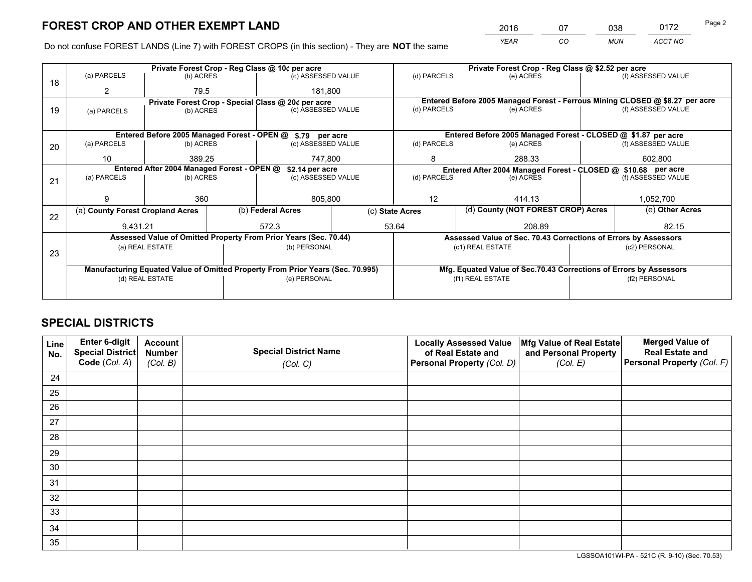# FOREST CROP AND OTHER EXEMPT LAND

| 2016 | 07 | 038 | 0172 |
|---|---|---|---|
| *YEAR* | *CO* | *MUN* | *ACCT NO* |

Do not confuse FOREST LANDS (Line 7) with FOREST CROPS (in this section) - They are **NOT** the same

| Line | Private Forest Crop - Reg Class @ 10¢ per acre | | | Private Forest Crop - Reg Class @ $2.52 per acre | | |
|---|---|---|---|---|---|---|
| 18 | (a) PARCELS | (b) ACRES | (c) ASSESSED VALUE | (d) PARCELS | (e) ACRES | (f) ASSESSED VALUE |
| | 2 | 79.5 | 181,800 | | | |
| | **Private Forest Crop - Special Class @ 20¢ per acre** | | | **Entered Before 2005 Managed Forest - Ferrous Mining CLOSED @ $8.27 per acre** | | |
| 19 | (a) PARCELS | (b) ACRES | (c) ASSESSED VALUE | (d) PARCELS | (e) ACRES | (f) ASSESSED VALUE |
| | | | | | | |
| | **Entered Before 2005 Managed Forest - OPEN @ $.79 per acre** | | | **Entered Before 2005 Managed Forest - CLOSED @ $1.87 per acre** | | |
| 20 | (a) PARCELS | (b) ACRES | (c) ASSESSED VALUE | (d) PARCELS | (e) ACRES | (f) ASSESSED VALUE |
| | 10 | 389.25 | 747,800 | 8 | 288.33 | 602,800 |
| | **Entered After 2004 Managed Forest - OPEN @ $2.14 per acre** | | | **Entered After 2004 Managed Forest - CLOSED @ $10.68 per acre** | | |
| 21 | (a) PARCELS | (b) ACRES | (c) ASSESSED VALUE | (d) PARCELS | (e) ACRES | (f) ASSESSED VALUE |
| | 9 | 360 | 805,800 | 12 | 414.13 | 1,052,700 |

| Line | (a) County Forest Cropland Acres | (b) Federal Acres | (c) State Acres | (d) County (NOT FOREST CROP) Acres | (e) Other Acres |
|---|---|---|---|---|---|
| 22 | 9,431.21 | 572.3 | 53.64 | 208.89 | 82.15 |

| Line | Assessed Value of Omitted Property From Prior Years (Sec. 70.44) | | Assessed Value of Sec. 70.43 Corrections of Errors by Assessors | |
|---|---|---|---|---|
| 23 | (a) REAL ESTATE | (b) PERSONAL | (c1) REAL ESTATE | (c2) PERSONAL |
| | | | | |
| | **Manufacturing Equated Value of Omitted Property From Prior Years (Sec. 70.995)** | | **Mfg. Equated Value of Sec.70.43 Corrections of Errors by Assessors** | |
| | (d) REAL ESTATE | (e) PERSONAL | (f1) REAL ESTATE | (f2) PERSONAL |
| | | | | |

# SPECIAL DISTRICTS

| Line No. | Enter 6-digit Special District Code (*Col. A*) | Account Number (*Col. B*) | Special District Name (*Col. C*) | Locally Assessed Value of Real Estate and Personal Property (*Col. D*) | Mfg Value of Real Estate and Personal Property (*Col. E*) | Merged Value of Real Estate and Personal Property (*Col. F*) |
|---|---|---|---|---|---|---|
| 24 | | | | | | |
| 25 | | | | | | |
| 26 | | | | | | |
| 27 | | | | | | |
| 28 | | | | | | |
| 29 | | | | | | |
| 30 | | | | | | |
| 31 | | | | | | |
| 32 | | | | | | |
| 33 | | | | | | |
| 34 | | | | | | |
| 35 | | | | | | |

LGSSOA101WI-PA - 521C (R. 9-10) (Sec. 70.53)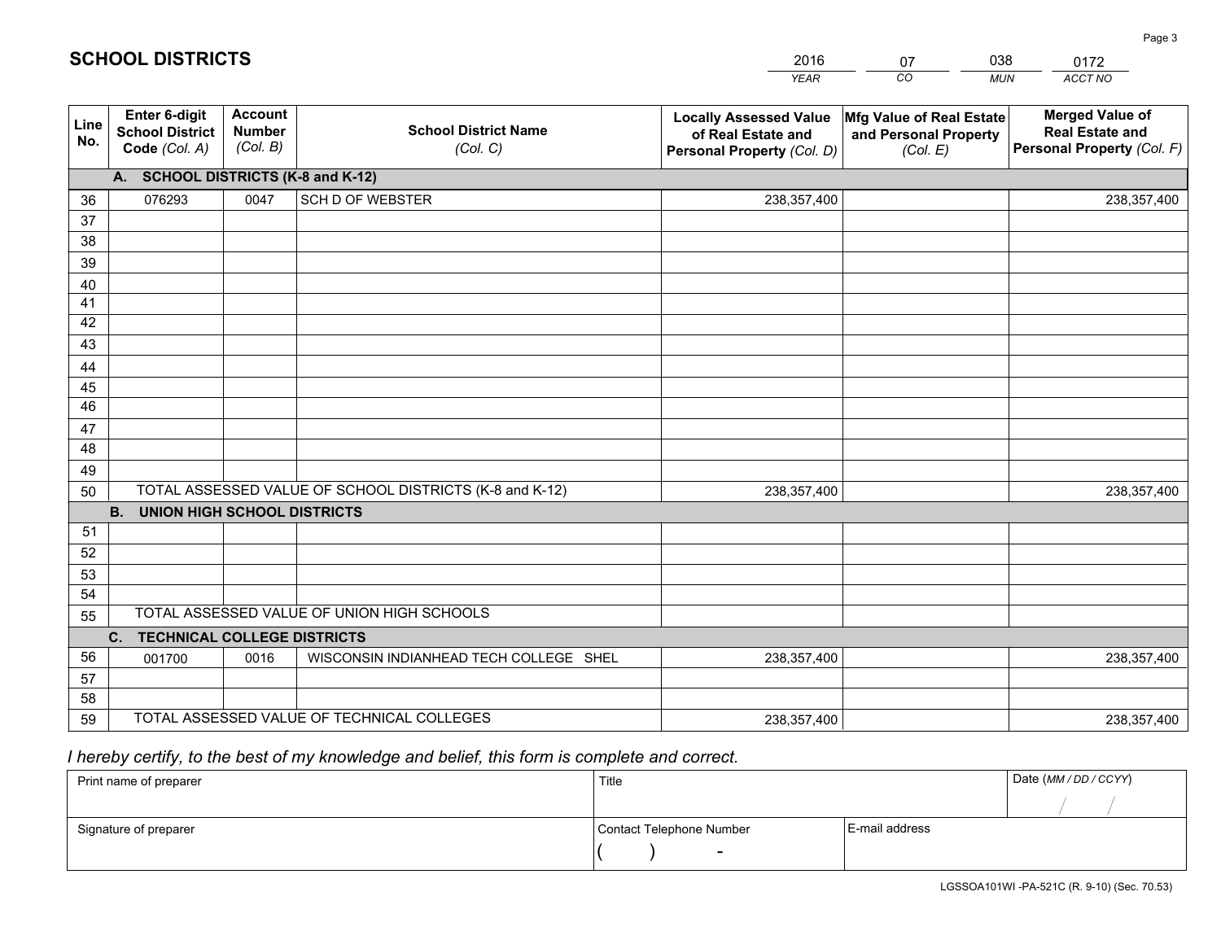# SCHOOL DISTRICTS

| 2016 | 07 | 038 | 0172 |
|---|---|---|---|
| *YEAR* | *CO* | *MUN* | *ACCT NO* |

| Line No. | Enter 6-digit School District Code *(Col. A)* | Account Number *(Col. B)* | School District Name *(Col. C)* | Locally Assessed Value of Real Estate and Personal Property *(Col. D)* | Mfg Value of Real Estate and Personal Property *(Col. E)* | Merged Value of Real Estate and Personal Property *(Col. F)* |
|---|---|---|---|---|---|---|
| **A. SCHOOL DISTRICTS (K-8 and K-12)** | | | | | | |
| 36 | 076293 | 0047 | SCH D OF WEBSTER | 238,357,400 | | 238,357,400 |
| 37 | | | | | | |
| 38 | | | | | | |
| 39 | | | | | | |
| 40 | | | | | | |
| 41 | | | | | | |
| 42 | | | | | | |
| 43 | | | | | | |
| 44 | | | | | | |
| 45 | | | | | | |
| 46 | | | | | | |
| 47 | | | | | | |
| 48 | | | | | | |
| 49 | | | | | | |
| 50 | TOTAL ASSESSED VALUE OF SCHOOL DISTRICTS (K-8 and K-12) | | | 238,357,400 | | 238,357,400 |
| **B. UNION HIGH SCHOOL DISTRICTS** | | | | | | |
| 51 | | | | | | |
| 52 | | | | | | |
| 53 | | | | | | |
| 54 | | | | | | |
| 55 | TOTAL ASSESSED VALUE OF UNION HIGH SCHOOLS | | | | | |
| **C. TECHNICAL COLLEGE DISTRICTS** | | | | | | |
| 56 | 001700 | 0016 | WISCONSIN INDIANHEAD TECH COLLEGE SHEL | 238,357,400 | | 238,357,400 |
| 57 | | | | | | |
| 58 | | | | | | |
| 59 | TOTAL ASSESSED VALUE OF TECHNICAL COLLEGES | | | 238,357,400 | | 238,357,400 |

*I hereby certify, to the best of my knowledge and belief, this form is complete and correct.*

| Print name of preparer | Title | | Date *(MM / DD / CCYY)* |
|---|---|---|---|
| | | | / / |
| Signature of preparer | Contact Telephone Number | E-mail address | |
| | ( ) - | | |

LGSSOA101WI -PA-521C (R. 9-10) (Sec. 70.53)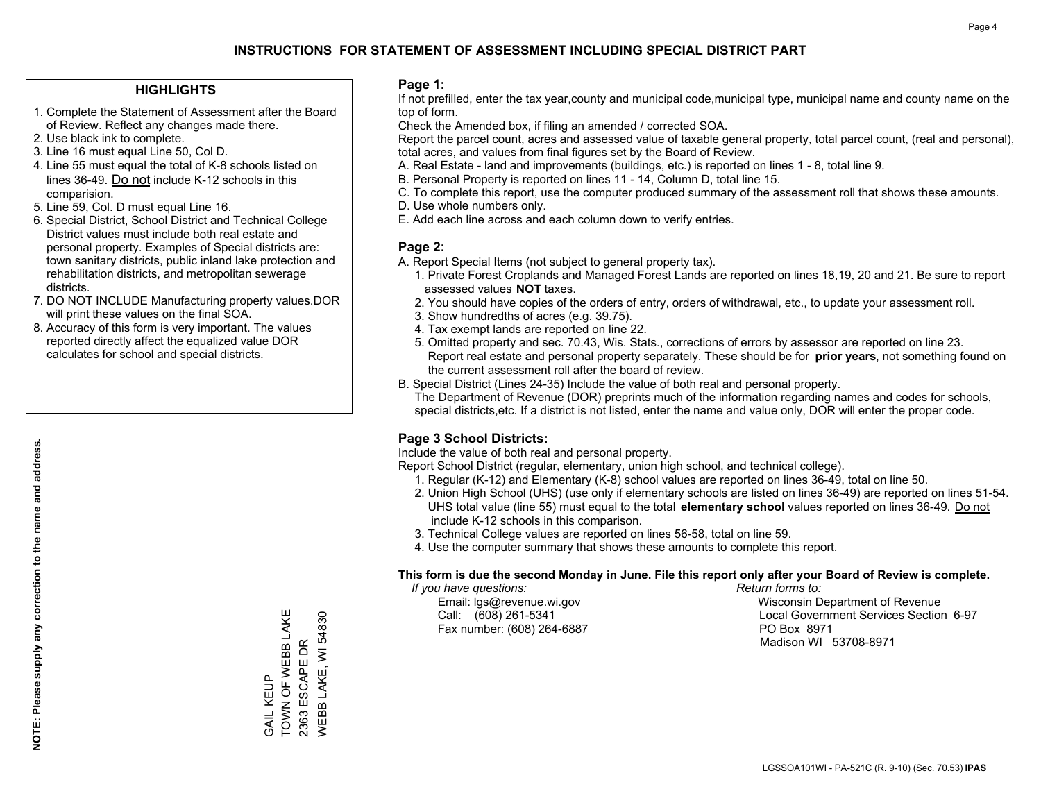# INSTRUCTIONS FOR STATEMENT OF ASSESSMENT INCLUDING SPECIAL DISTRICT PART

## HIGHLIGHTS

1. Complete the Statement of Assessment after the Board of Review. Reflect any changes made there.
2. Use black ink to complete.
3. Line 16 must equal Line 50, Col D.
4. Line 55 must equal the total of K-8 schools listed on lines 36-49. Do not include K-12 schools in this comparision.
5. Line 59, Col. D must equal Line 16.
6. Special District, School District and Technical College District values must include both real estate and personal property. Examples of Special districts are: town sanitary districts, public inland lake protection and rehabilitation districts, and metropolitan sewerage districts.
7. DO NOT INCLUDE Manufacturing property values.DOR will print these values on the final SOA.
8. Accuracy of this form is very important. The values reported directly affect the equalized value DOR calculates for school and special districts.

**NOTE: Please supply any correction to the name and address.**

GAIL KEUP
TOWN OF WEBB LAKE
2363 ESCAPE DR
WEBB LAKE, WI 54830

## Page 1:

If not prefilled, enter the tax year,county and municipal code,municipal type, municipal name and county name on the top of form.

Check the Amended box, if filing an amended / corrected SOA.

Report the parcel count, acres and assessed value of taxable general property, total parcel count, (real and personal), total acres, and values from final figures set by the Board of Review.

A. Real Estate - land and improvements (buildings, etc.) is reported on lines 1 - 8, total line 9.
B. Personal Property is reported on lines 11 - 14, Column D, total line 15.
C. To complete this report, use the computer produced summary of the assessment roll that shows these amounts.
D. Use whole numbers only.
E. Add each line across and each column down to verify entries.

## Page 2:

A. Report Special Items (not subject to general property tax).
   1. Private Forest Croplands and Managed Forest Lands are reported on lines 18,19, 20 and 21. Be sure to report assessed values **NOT** taxes.
   2. You should have copies of the orders of entry, orders of withdrawal, etc., to update your assessment roll.
   3. Show hundredths of acres (e.g. 39.75).
   4. Tax exempt lands are reported on line 22.
   5. Omitted property and sec. 70.43, Wis. Stats., corrections of errors by assessor are reported on line 23. Report real estate and personal property separately. These should be for **prior years**, not something found on the current assessment roll after the board of review.
B. Special District (Lines 24-35) Include the value of both real and personal property.
   The Department of Revenue (DOR) preprints much of the information regarding names and codes for schools, special districts,etc. If a district is not listed, enter the name and value only, DOR will enter the proper code.

## Page 3 School Districts:

Include the value of both real and personal property.

Report School District (regular, elementary, union high school, and technical college).

1. Regular (K-12) and Elementary (K-8) school values are reported on lines 36-49, total on line 50.
2. Union High School (UHS) (use only if elementary schools are listed on lines 36-49) are reported on lines 51-54. UHS total value (line 55) must equal to the total **elementary school** values reported on lines 36-49. Do not include K-12 schools in this comparison.
3. Technical College values are reported on lines 56-58, total on line 59.
4. Use the computer summary that shows these amounts to complete this report.

**This form is due the second Monday in June. File this report only after your Board of Review is complete.**

*If you have questions:*
Email: lgs@revenue.wi.gov
Call: (608) 261-5341
Fax number: (608) 264-6887

*Return forms to:*
Wisconsin Department of Revenue
Local Government Services Section 6-97
PO Box 8971
Madison WI 53708-8971

LGSSOA101WI - PA-521C (R. 9-10) (Sec. 70.53) **IPAS**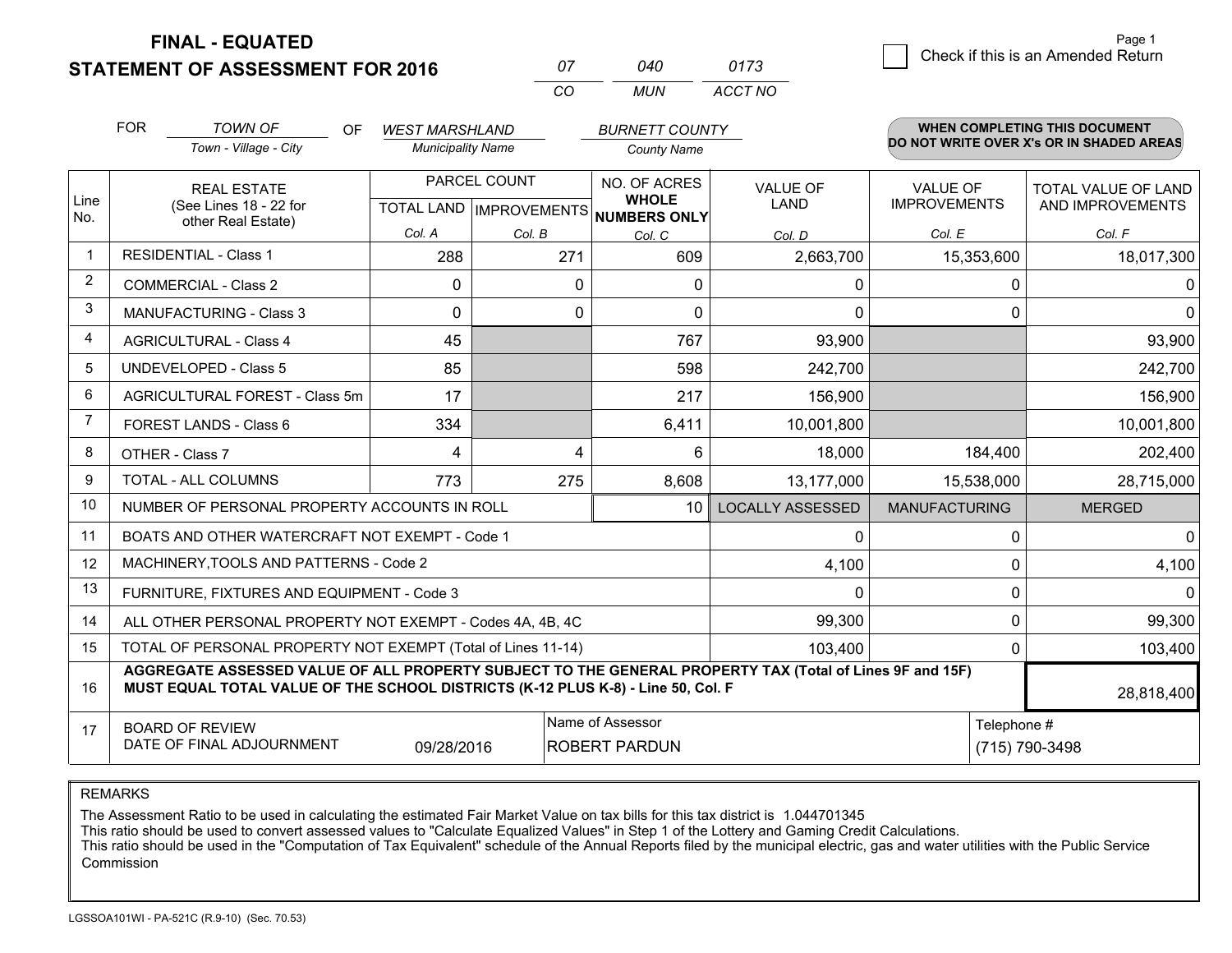# FINAL - EQUATED
# STATEMENT OF ASSESSMENT FOR 2016

| 07 | 040 | 0173 |
|---|---|---|
| CO | MUN | ACCT NO |

Page 1

☐ Check if this is an Amended Return

FOR *TOWN OF* (Town - Village - City) OF *WEST MARSHLAND* (Municipality Name) *BURNETT COUNTY* (County Name)

**WHEN COMPLETING THIS DOCUMENT DO NOT WRITE OVER X's OR IN SHADED AREAS**

| Line No. | REAL ESTATE (See Lines 18 - 22 for other Real Estate) | PARCEL COUNT | | NO. OF ACRES **WHOLE NUMBERS ONLY** | VALUE OF LAND | VALUE OF IMPROVEMENTS | TOTAL VALUE OF LAND AND IMPROVEMENTS |
|---|---|---|---|---|---|---|---|
| | | TOTAL LAND | IMPROVEMENTS | | | | |
| | | Col. A | Col. B | Col. C | Col. D | Col. E | Col. F |
| 1 | RESIDENTIAL - Class 1 | 288 | 271 | 609 | 2,663,700 | 15,353,600 | 18,017,300 |
| 2 | COMMERCIAL - Class 2 | 0 | 0 | 0 | 0 | 0 | 0 |
| 3 | MANUFACTURING - Class 3 | 0 | 0 | 0 | 0 | 0 | 0 |
| 4 | AGRICULTURAL - Class 4 | 45 | | 767 | 93,900 | | 93,900 |
| 5 | UNDEVELOPED - Class 5 | 85 | | 598 | 242,700 | | 242,700 |
| 6 | AGRICULTURAL FOREST - Class 5m | 17 | | 217 | 156,900 | | 156,900 |
| 7 | FOREST LANDS - Class 6 | 334 | | 6,411 | 10,001,800 | | 10,001,800 |
| 8 | OTHER - Class 7 | 4 | 4 | 6 | 18,000 | 184,400 | 202,400 |
| 9 | TOTAL - ALL COLUMNS | 773 | 275 | 8,608 | 13,177,000 | 15,538,000 | 28,715,000 |
| 10 | NUMBER OF PERSONAL PROPERTY ACCOUNTS IN ROLL | | | 10 | LOCALLY ASSESSED | MANUFACTURING | MERGED |
| 11 | BOATS AND OTHER WATERCRAFT NOT EXEMPT - Code 1 | | | | 0 | 0 | 0 |
| 12 | MACHINERY,TOOLS AND PATTERNS - Code 2 | | | | 4,100 | 0 | 4,100 |
| 13 | FURNITURE, FIXTURES AND EQUIPMENT - Code 3 | | | | 0 | 0 | 0 |
| 14 | ALL OTHER PERSONAL PROPERTY NOT EXEMPT - Codes 4A, 4B, 4C | | | | 99,300 | 0 | 99,300 |
| 15 | TOTAL OF PERSONAL PROPERTY NOT EXEMPT (Total of Lines 11-14) | | | | 103,400 | 0 | 103,400 |
| 16 | **AGGREGATE ASSESSED VALUE OF ALL PROPERTY SUBJECT TO THE GENERAL PROPERTY TAX (Total of Lines 9F and 15F) MUST EQUAL TOTAL VALUE OF THE SCHOOL DISTRICTS (K-12 PLUS K-8) - Line 50, Col. F** | | | | | | 28,818,400 |
| 17 | BOARD OF REVIEW DATE OF FINAL ADJOURNMENT | 09/28/2016 | Name of Assessor: ROBERT PARDUN | | | Telephone #: (715) 790-3498 | |

REMARKS

The Assessment Ratio to be used in calculating the estimated Fair Market Value on tax bills for this tax district is 1.044701345
This ratio should be used to convert assessed values to "Calculate Equalized Values" in Step 1 of the Lottery and Gaming Credit Calculations.
This ratio should be used in the "Computation of Tax Equivalent" schedule of the Annual Reports filed by the municipal electric, gas and water utilities with the Public Service Commission

LGSSOA101WI - PA-521C (R.9-10) (Sec. 70.53)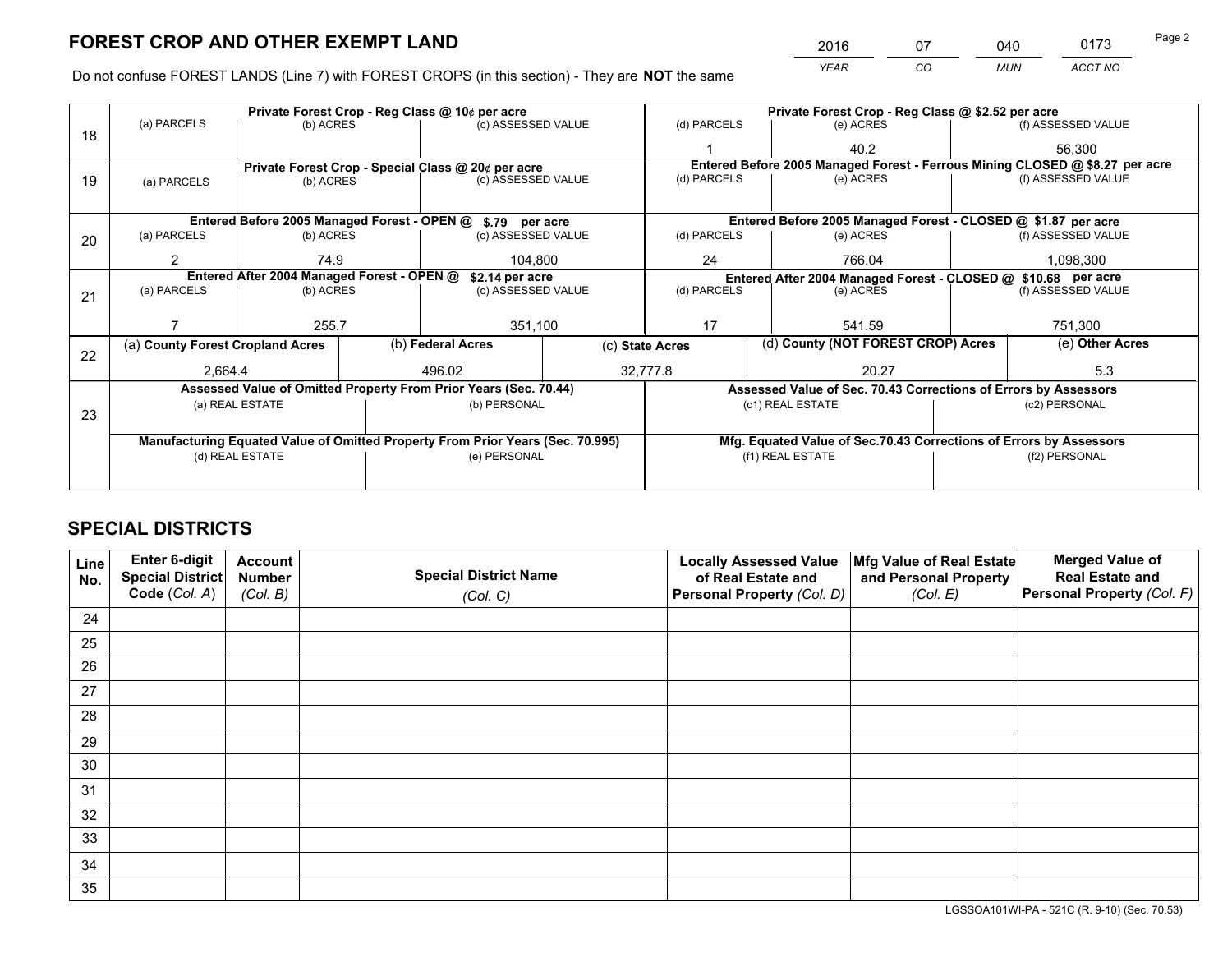# FOREST CROP AND OTHER EXEMPT LAND

| 2016 | 07 | 040 | 0173 |
|---|---|---|---|
| *YEAR* | *CO* | *MUN* | *ACCT NO* |

Do not confuse FOREST LANDS (Line 7) with FOREST CROPS (in this section) - They are **NOT** the same

| Line | Private Forest Crop - Reg Class @ 10¢ per acre | | | Private Forest Crop - Reg Class @ $2.52 per acre | | |
|---|---|---|---|---|---|---|
| 18 | (a) PARCELS | (b) ACRES | (c) ASSESSED VALUE | (d) PARCELS | (e) ACRES | (f) ASSESSED VALUE |
| | | | | 1 | 40.2 | 56,300 |
| | **Private Forest Crop - Special Class @ 20¢ per acre** | | | **Entered Before 2005 Managed Forest - Ferrous Mining CLOSED @ $8.27 per acre** | | |
| 19 | (a) PARCELS | (b) ACRES | (c) ASSESSED VALUE | (d) PARCELS | (e) ACRES | (f) ASSESSED VALUE |
| | | | | | | |
| | **Entered Before 2005 Managed Forest - OPEN @ $.79 per acre** | | | **Entered Before 2005 Managed Forest - CLOSED @ $1.87 per acre** | | |
| 20 | (a) PARCELS | (b) ACRES | (c) ASSESSED VALUE | (d) PARCELS | (e) ACRES | (f) ASSESSED VALUE |
| | 2 | 74.9 | 104,800 | 24 | 766.04 | 1,098,300 |
| | **Entered After 2004 Managed Forest - OPEN @ $2.14 per acre** | | | **Entered After 2004 Managed Forest - CLOSED @ $10.68 per acre** | | |
| 21 | (a) PARCELS | (b) ACRES | (c) ASSESSED VALUE | (d) PARCELS | (e) ACRES | (f) ASSESSED VALUE |
| | 7 | 255.7 | 351,100 | 17 | 541.59 | 751,300 |

| Line | (a) County Forest Cropland Acres | (b) Federal Acres | (c) State Acres | (d) County (NOT FOREST CROP) Acres | (e) Other Acres |
|---|---|---|---|---|---|
| 22 | 2,664.4 | 496.02 | 32,777.8 | 20.27 | 5.3 |

| Line | Assessed Value of Omitted Property From Prior Years (Sec. 70.44) | | Assessed Value of Sec. 70.43 Corrections of Errors by Assessors | |
|---|---|---|---|---|
| 23 | (a) REAL ESTATE | (b) PERSONAL | (c1) REAL ESTATE | (c2) PERSONAL |
| | | | | |
| | **Manufacturing Equated Value of Omitted Property From Prior Years (Sec. 70.995)** | | **Mfg. Equated Value of Sec.70.43 Corrections of Errors by Assessors** | |
| | (d) REAL ESTATE | (e) PERSONAL | (f1) REAL ESTATE | (f2) PERSONAL |
| | | | | |

# SPECIAL DISTRICTS

| Line No. | Enter 6-digit Special District Code (Col. A) | Account Number (Col. B) | Special District Name (Col. C) | Locally Assessed Value of Real Estate and Personal Property (Col. D) | Mfg Value of Real Estate and Personal Property (Col. E) | Merged Value of Real Estate and Personal Property (Col. F) |
|---|---|---|---|---|---|---|
| 24 | | | | | | |
| 25 | | | | | | |
| 26 | | | | | | |
| 27 | | | | | | |
| 28 | | | | | | |
| 29 | | | | | | |
| 30 | | | | | | |
| 31 | | | | | | |
| 32 | | | | | | |
| 33 | | | | | | |
| 34 | | | | | | |
| 35 | | | | | | |

LGSSOA101WI-PA - 521C (R. 9-10) (Sec. 70.53)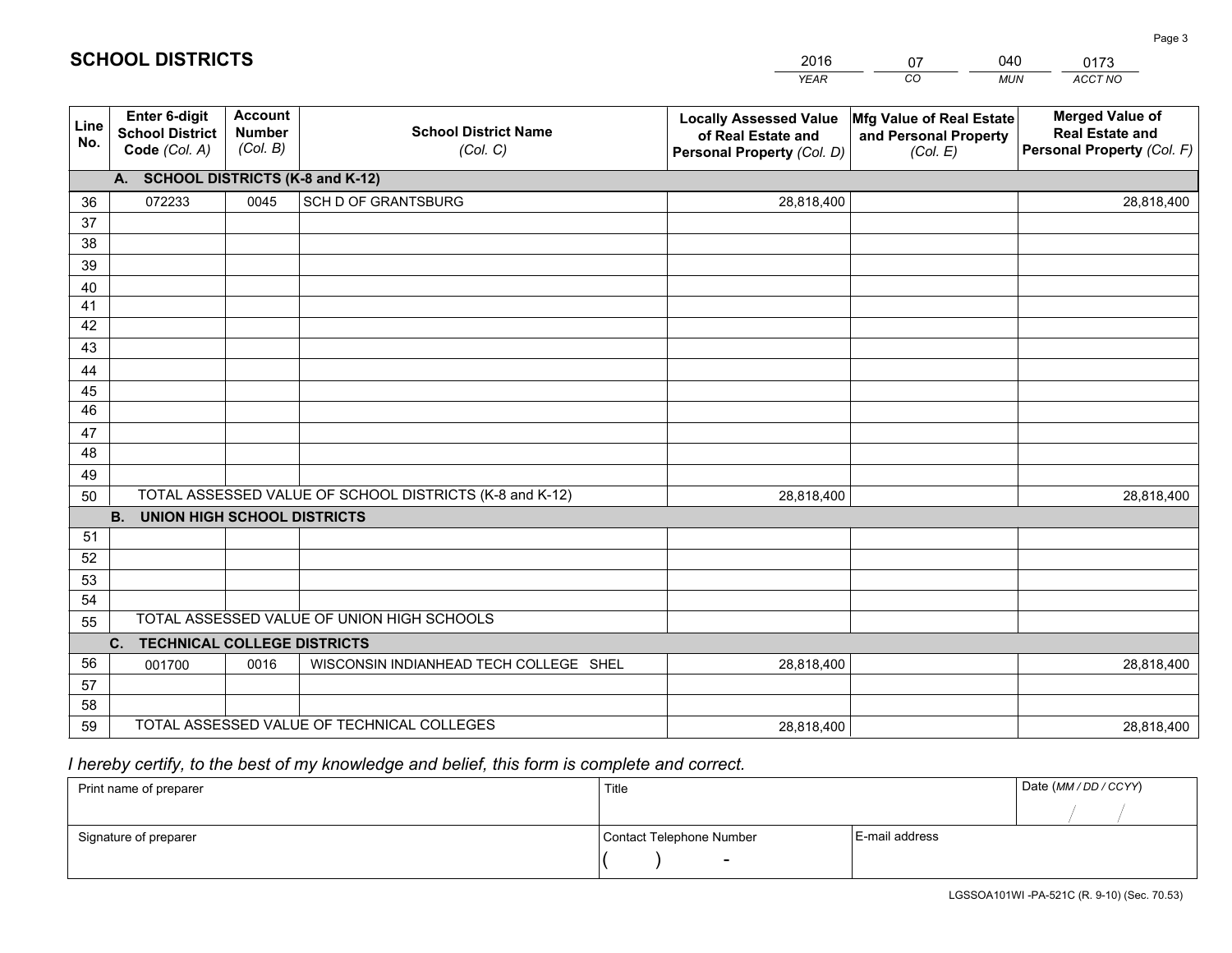# SCHOOL DISTRICTS

| 2016 | 07 | 040 | 0173 |
|---|---|---|---|
| *YEAR* | *CO* | *MUN* | *ACCT NO* |

| Line No. | Enter 6-digit School District Code *(Col. A)* | Account Number *(Col. B)* | School District Name *(Col. C)* | Locally Assessed Value of Real Estate and Personal Property *(Col. D)* | Mfg Value of Real Estate and Personal Property *(Col. E)* | Merged Value of Real Estate and Personal Property *(Col. F)* |
|---|---|---|---|---|---|---|
| **A. SCHOOL DISTRICTS (K-8 and K-12)** | | | | | | |
| 36 | 072233 | 0045 | SCH D OF GRANTSBURG | 28,818,400 | | 28,818,400 |
| 37 | | | | | | |
| 38 | | | | | | |
| 39 | | | | | | |
| 40 | | | | | | |
| 41 | | | | | | |
| 42 | | | | | | |
| 43 | | | | | | |
| 44 | | | | | | |
| 45 | | | | | | |
| 46 | | | | | | |
| 47 | | | | | | |
| 48 | | | | | | |
| 49 | | | | | | |
| 50 | TOTAL ASSESSED VALUE OF SCHOOL DISTRICTS (K-8 and K-12) | | | 28,818,400 | | 28,818,400 |
| **B. UNION HIGH SCHOOL DISTRICTS** | | | | | | |
| 51 | | | | | | |
| 52 | | | | | | |
| 53 | | | | | | |
| 54 | | | | | | |
| 55 | TOTAL ASSESSED VALUE OF UNION HIGH SCHOOLS | | | | | |
| **C. TECHNICAL COLLEGE DISTRICTS** | | | | | | |
| 56 | 001700 | 0016 | WISCONSIN INDIANHEAD TECH COLLEGE SHEL | 28,818,400 | | 28,818,400 |
| 57 | | | | | | |
| 58 | | | | | | |
| 59 | TOTAL ASSESSED VALUE OF TECHNICAL COLLEGES | | | 28,818,400 | | 28,818,400 |

*I hereby certify, to the best of my knowledge and belief, this form is complete and correct.*

| Print name of preparer | Title | | Date *(MM / DD / CCYY)* |
|---|---|---|---|
| | | | / / |
| Signature of preparer | Contact Telephone Number | E-mail address | |
| | ( ) - | | |

LGSSOA101WI -PA-521C (R. 9-10) (Sec. 70.53)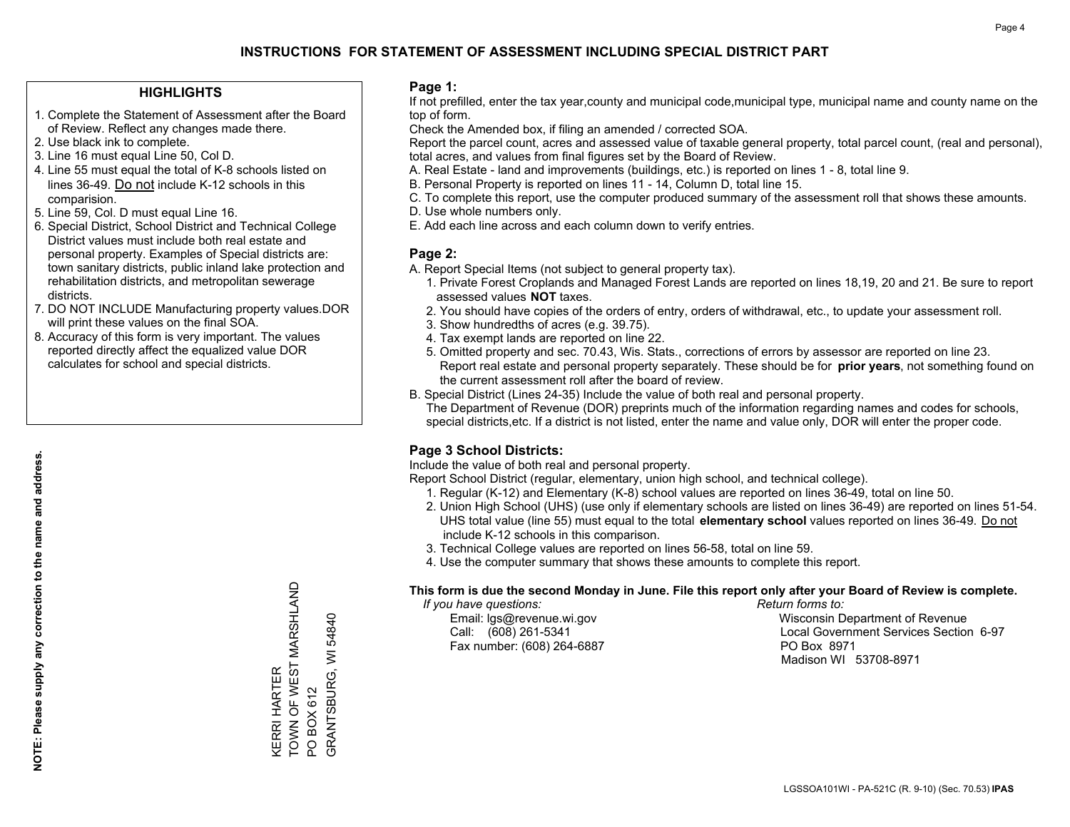# INSTRUCTIONS FOR STATEMENT OF ASSESSMENT INCLUDING SPECIAL DISTRICT PART

## HIGHLIGHTS

1. Complete the Statement of Assessment after the Board of Review. Reflect any changes made there.
2. Use black ink to complete.
3. Line 16 must equal Line 50, Col D.
4. Line 55 must equal the total of K-8 schools listed on lines 36-49. Do not include K-12 schools in this comparision.
5. Line 59, Col. D must equal Line 16.
6. Special District, School District and Technical College District values must include both real estate and personal property. Examples of Special districts are: town sanitary districts, public inland lake protection and rehabilitation districts, and metropolitan sewerage districts.
7. DO NOT INCLUDE Manufacturing property values.DOR will print these values on the final SOA.
8. Accuracy of this form is very important. The values reported directly affect the equalized value DOR calculates for school and special districts.

**NOTE: Please supply any correction to the name and address.**

KERRI HARTER
TOWN OF WEST MARSHLAND
PO BOX 612
GRANTSBURG, WI 54840

## Page 1:

If not prefilled, enter the tax year,county and municipal code,municipal type, municipal name and county name on the top of form.

Check the Amended box, if filing an amended / corrected SOA.

Report the parcel count, acres and assessed value of taxable general property, total parcel count, (real and personal), total acres, and values from final figures set by the Board of Review.

A. Real Estate - land and improvements (buildings, etc.) is reported on lines 1 - 8, total line 9.
B. Personal Property is reported on lines 11 - 14, Column D, total line 15.
C. To complete this report, use the computer produced summary of the assessment roll that shows these amounts.
D. Use whole numbers only.
E. Add each line across and each column down to verify entries.

## Page 2:

A. Report Special Items (not subject to general property tax).
   1. Private Forest Croplands and Managed Forest Lands are reported on lines 18,19, 20 and 21. Be sure to report assessed values **NOT** taxes.
   2. You should have copies of the orders of entry, orders of withdrawal, etc., to update your assessment roll.
   3. Show hundredths of acres (e.g. 39.75).
   4. Tax exempt lands are reported on line 22.
   5. Omitted property and sec. 70.43, Wis. Stats., corrections of errors by assessor are reported on line 23. Report real estate and personal property separately. These should be for **prior years**, not something found on the current assessment roll after the board of review.
B. Special District (Lines 24-35) Include the value of both real and personal property.
   The Department of Revenue (DOR) preprints much of the information regarding names and codes for schools, special districts,etc. If a district is not listed, enter the name and value only, DOR will enter the proper code.

## Page 3 School Districts:

Include the value of both real and personal property.

Report School District (regular, elementary, union high school, and technical college).

1. Regular (K-12) and Elementary (K-8) school values are reported on lines 36-49, total on line 50.
2. Union High School (UHS) (use only if elementary schools are listed on lines 36-49) are reported on lines 51-54. UHS total value (line 55) must equal to the total **elementary school** values reported on lines 36-49. Do not include K-12 schools in this comparison.
3. Technical College values are reported on lines 56-58, total on line 59.
4. Use the computer summary that shows these amounts to complete this report.

**This form is due the second Monday in June. File this report only after your Board of Review is complete.**

*If you have questions:*
Email: lgs@revenue.wi.gov
Call: (608) 261-5341
Fax number: (608) 264-6887

*Return forms to:*
Wisconsin Department of Revenue
Local Government Services Section 6-97
PO Box 8971
Madison WI 53708-8971

LGSSOA101WI - PA-521C (R. 9-10) (Sec. 70.53) **IPAS**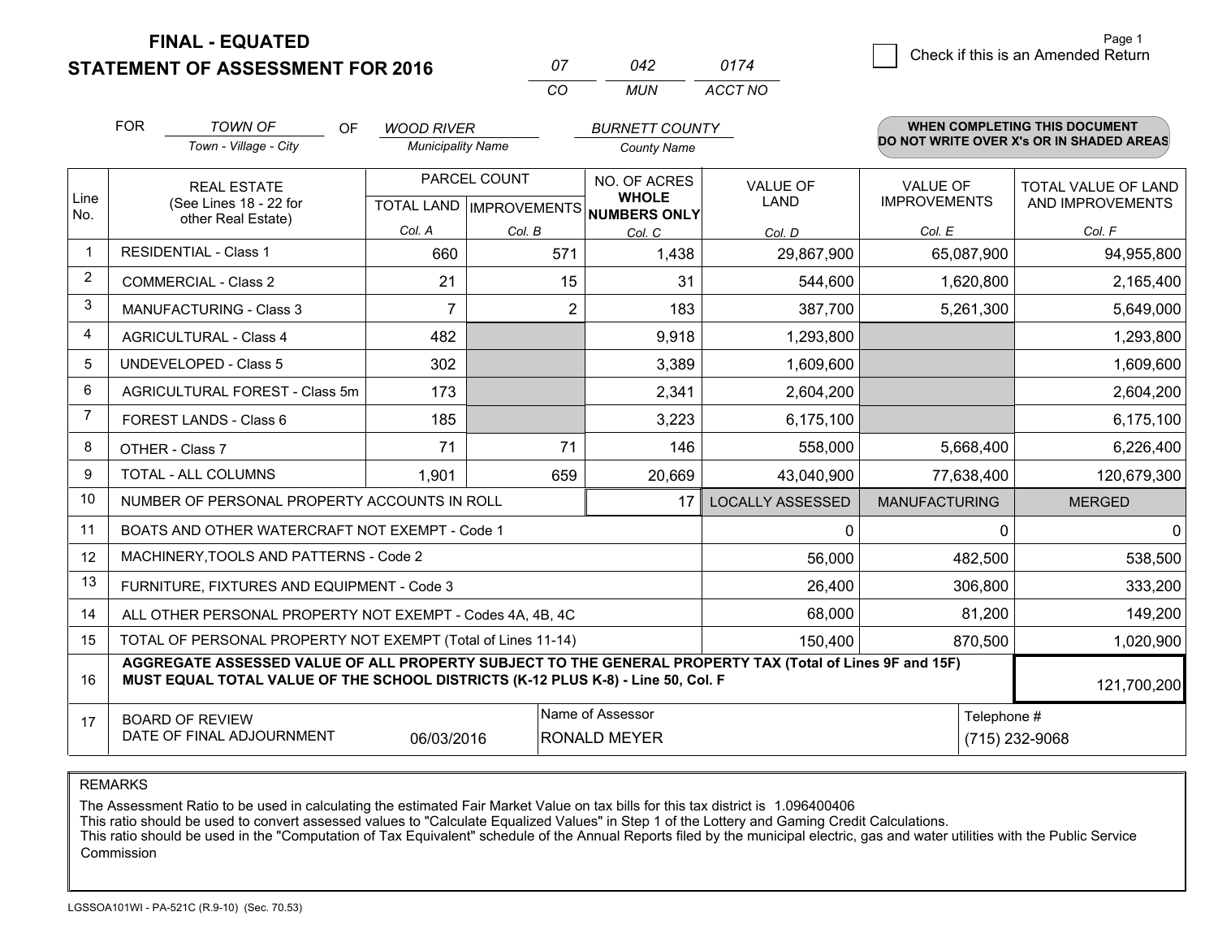**FINAL - EQUATED**
**STATEMENT OF ASSESSMENT FOR 2016**

| 07 | 042 | 0174 |
|---|---|---|
| CO | MUN | ACCT NO |

Page 1

☐ Check if this is an Amended Return

FOR *TOWN OF* (Town - Village - City) OF *WOOD RIVER* (Municipality Name) *BURNETT COUNTY* (County Name)

**WHEN COMPLETING THIS DOCUMENT DO NOT WRITE OVER X's OR IN SHADED AREAS**

| Line No. | REAL ESTATE (See Lines 18 - 22 for other Real Estate) | PARCEL COUNT | | NO. OF ACRES WHOLE NUMBERS ONLY | VALUE OF LAND | VALUE OF IMPROVEMENTS | TOTAL VALUE OF LAND AND IMPROVEMENTS |
|---|---|---|---|---|---|---|---|
| | | TOTAL LAND | IMPROVEMENTS | | | | |
| | | Col. A | Col. B | Col. C | Col. D | Col. E | Col. F |
| 1 | RESIDENTIAL - Class 1 | 660 | 571 | 1,438 | 29,867,900 | 65,087,900 | 94,955,800 |
| 2 | COMMERCIAL - Class 2 | 21 | 15 | 31 | 544,600 | 1,620,800 | 2,165,400 |
| 3 | MANUFACTURING - Class 3 | 7 | 2 | 183 | 387,700 | 5,261,300 | 5,649,000 |
| 4 | AGRICULTURAL - Class 4 | 482 | | 9,918 | 1,293,800 | | 1,293,800 |
| 5 | UNDEVELOPED - Class 5 | 302 | | 3,389 | 1,609,600 | | 1,609,600 |
| 6 | AGRICULTURAL FOREST - Class 5m | 173 | | 2,341 | 2,604,200 | | 2,604,200 |
| 7 | FOREST LANDS - Class 6 | 185 | | 3,223 | 6,175,100 | | 6,175,100 |
| 8 | OTHER - Class 7 | 71 | 71 | 146 | 558,000 | 5,668,400 | 6,226,400 |
| 9 | TOTAL - ALL COLUMNS | 1,901 | 659 | 20,669 | 43,040,900 | 77,638,400 | 120,679,300 |
| 10 | NUMBER OF PERSONAL PROPERTY ACCOUNTS IN ROLL | | | 17 | LOCALLY ASSESSED | MANUFACTURING | MERGED |
| 11 | BOATS AND OTHER WATERCRAFT NOT EXEMPT - Code 1 | | | | 0 | 0 | 0 |
| 12 | MACHINERY,TOOLS AND PATTERNS - Code 2 | | | | 56,000 | 482,500 | 538,500 |
| 13 | FURNITURE, FIXTURES AND EQUIPMENT - Code 3 | | | | 26,400 | 306,800 | 333,200 |
| 14 | ALL OTHER PERSONAL PROPERTY NOT EXEMPT - Codes 4A, 4B, 4C | | | | 68,000 | 81,200 | 149,200 |
| 15 | TOTAL OF PERSONAL PROPERTY NOT EXEMPT (Total of Lines 11-14) | | | | 150,400 | 870,500 | 1,020,900 |
| 16 | **AGGREGATE ASSESSED VALUE OF ALL PROPERTY SUBJECT TO THE GENERAL PROPERTY TAX (Total of Lines 9F and 15F) MUST EQUAL TOTAL VALUE OF THE SCHOOL DISTRICTS (K-12 PLUS K-8) - Line 50, Col. F** | | | | | | 121,700,200 |
| 17 | BOARD OF REVIEW DATE OF FINAL ADJOURNMENT | 06/03/2016 | | Name of Assessor: RONALD MEYER | | Telephone #: (715) 232-9068 | |

REMARKS

The Assessment Ratio to be used in calculating the estimated Fair Market Value on tax bills for this tax district is 1.096400406
This ratio should be used to convert assessed values to "Calculate Equalized Values" in Step 1 of the Lottery and Gaming Credit Calculations.
This ratio should be used in the "Computation of Tax Equivalent" schedule of the Annual Reports filed by the municipal electric, gas and water utilities with the Public Service Commission

LGSSOA101WI - PA-521C (R.9-10) (Sec. 70.53)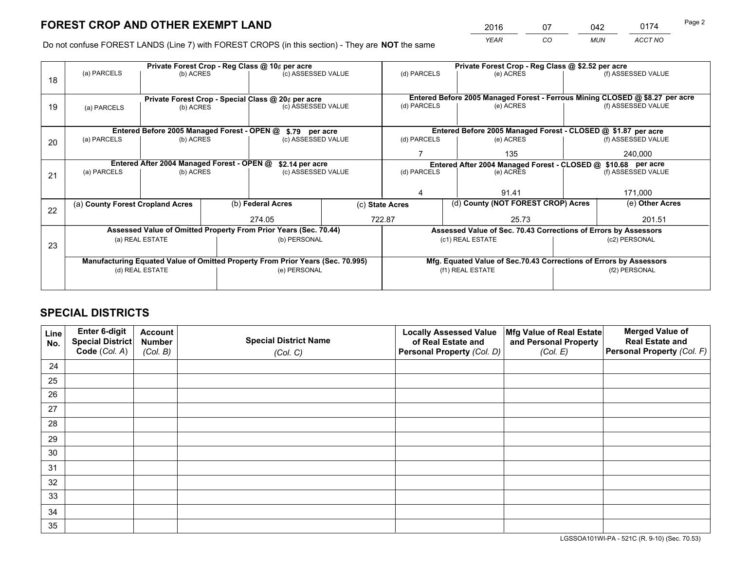# FOREST CROP AND OTHER EXEMPT LAND

| 2016 | 07 | 042 | 0174 |
|---|---|---|---|
| *YEAR* | *CO* | *MUN* | *ACCT NO* |

Do not confuse FOREST LANDS (Line 7) with FOREST CROPS (in this section) - They are **NOT** the same

| Line | Private Forest Crop - Reg Class @ 10¢ per acre | | | Private Forest Crop - Reg Class @ $2.52 per acre | | |
|---|---|---|---|---|---|---|
| 18 | (a) PARCELS | (b) ACRES | (c) ASSESSED VALUE | (d) PARCELS | (e) ACRES | (f) ASSESSED VALUE |
| | | | | | | |
| | **Private Forest Crop - Special Class @ 20¢ per acre** | | | **Entered Before 2005 Managed Forest - Ferrous Mining CLOSED @ $8.27 per acre** | | |
| 19 | (a) PARCELS | (b) ACRES | (c) ASSESSED VALUE | (d) PARCELS | (e) ACRES | (f) ASSESSED VALUE |
| | | | | | | |
| | **Entered Before 2005 Managed Forest - OPEN @ $.79 per acre** | | | **Entered Before 2005 Managed Forest - CLOSED @ $1.87 per acre** | | |
| 20 | (a) PARCELS | (b) ACRES | (c) ASSESSED VALUE | (d) PARCELS | (e) ACRES | (f) ASSESSED VALUE |
| | | | | 7 | 135 | 240,000 |
| | **Entered After 2004 Managed Forest - OPEN @ $2.14 per acre** | | | **Entered After 2004 Managed Forest - CLOSED @ $10.68 per acre** | | |
| 21 | (a) PARCELS | (b) ACRES | (c) ASSESSED VALUE | (d) PARCELS | (e) ACRES | (f) ASSESSED VALUE |
| | | | | 4 | 91.41 | 171,000 |

| Line | (a) County Forest Cropland Acres | (b) Federal Acres | (c) State Acres | (d) County (NOT FOREST CROP) Acres | (e) Other Acres |
|---|---|---|---|---|---|
| 22 | | 274.05 | 722.87 | 25.73 | 201.51 |

| Line | Assessed Value of Omitted Property From Prior Years (Sec. 70.44) | | Assessed Value of Sec. 70.43 Corrections of Errors by Assessors | |
|---|---|---|---|---|
| 23 | (a) REAL ESTATE | (b) PERSONAL | (c1) REAL ESTATE | (c2) PERSONAL |
| | | | | |
| | **Manufacturing Equated Value of Omitted Property From Prior Years (Sec. 70.995)** | | **Mfg. Equated Value of Sec.70.43 Corrections of Errors by Assessors** | |
| | (d) REAL ESTATE | (e) PERSONAL | (f1) REAL ESTATE | (f2) PERSONAL |
| | | | | |

## SPECIAL DISTRICTS

| Line No. | Enter 6-digit Special District Code (*Col. A*) | Account Number (*Col. B*) | Special District Name (*Col. C*) | Locally Assessed Value of Real Estate and Personal Property (*Col. D*) | Mfg Value of Real Estate and Personal Property (*Col. E*) | Merged Value of Real Estate and Personal Property (*Col. F*) |
|---|---|---|---|---|---|---|
| 24 | | | | | | |
| 25 | | | | | | |
| 26 | | | | | | |
| 27 | | | | | | |
| 28 | | | | | | |
| 29 | | | | | | |
| 30 | | | | | | |
| 31 | | | | | | |
| 32 | | | | | | |
| 33 | | | | | | |
| 34 | | | | | | |
| 35 | | | | | | |

LGSSOA101WI-PA - 521C (R. 9-10) (Sec. 70.53)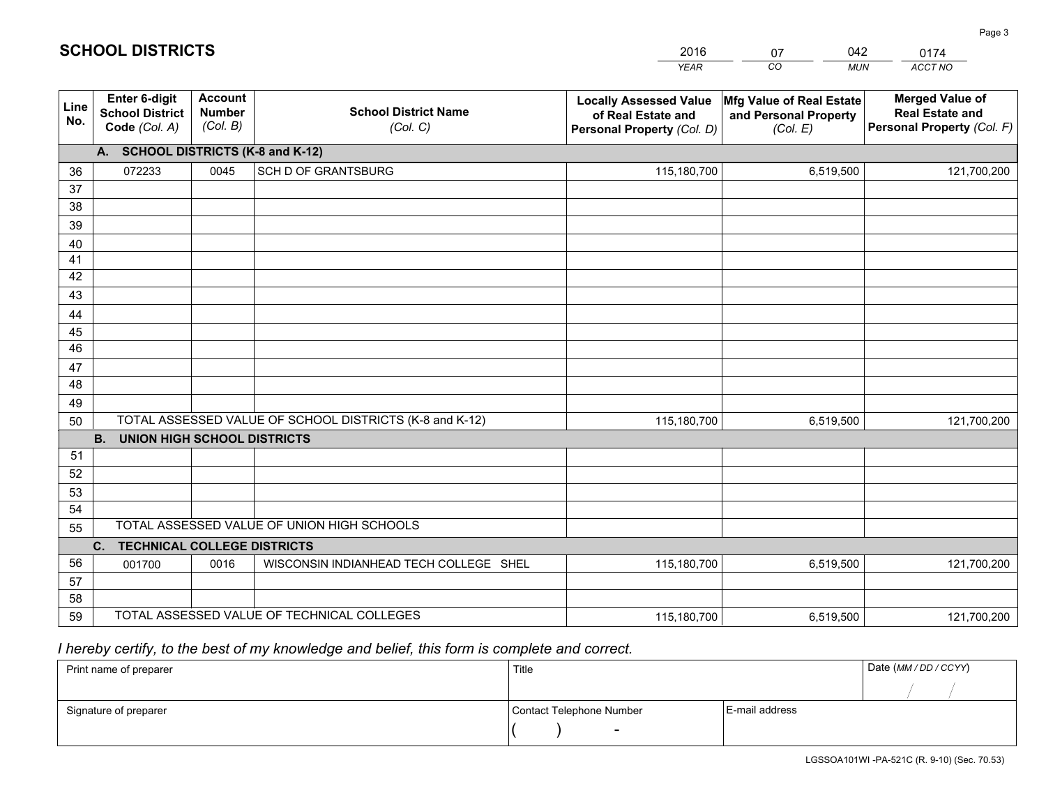# SCHOOL DISTRICTS

| 2016 | 07 | 042 | 0174 |
|---|---|---|---|
| *YEAR* | *CO* | *MUN* | *ACCT NO* |

| Line No. | Enter 6-digit School District Code *(Col. A)* | Account Number *(Col. B)* | School District Name *(Col. C)* | Locally Assessed Value of Real Estate and Personal Property *(Col. D)* | Mfg Value of Real Estate and Personal Property *(Col. E)* | Merged Value of Real Estate and Personal Property *(Col. F)* |
|---|---|---|---|---|---|---|
| | **A. SCHOOL DISTRICTS (K-8 and K-12)** | | | | | |
| 36 | 072233 | 0045 | SCH D OF GRANTSBURG | 115,180,700 | 6,519,500 | 121,700,200 |
| 37 | | | | | | |
| 38 | | | | | | |
| 39 | | | | | | |
| 40 | | | | | | |
| 41 | | | | | | |
| 42 | | | | | | |
| 43 | | | | | | |
| 44 | | | | | | |
| 45 | | | | | | |
| 46 | | | | | | |
| 47 | | | | | | |
| 48 | | | | | | |
| 49 | | | | | | |
| 50 | TOTAL ASSESSED VALUE OF SCHOOL DISTRICTS (K-8 and K-12) | | | 115,180,700 | 6,519,500 | 121,700,200 |
| | **B. UNION HIGH SCHOOL DISTRICTS** | | | | | |
| 51 | | | | | | |
| 52 | | | | | | |
| 53 | | | | | | |
| 54 | | | | | | |
| 55 | TOTAL ASSESSED VALUE OF UNION HIGH SCHOOLS | | | | | |
| | **C. TECHNICAL COLLEGE DISTRICTS** | | | | | |
| 56 | 001700 | 0016 | WISCONSIN INDIANHEAD TECH COLLEGE SHEL | 115,180,700 | 6,519,500 | 121,700,200 |
| 57 | | | | | | |
| 58 | | | | | | |
| 59 | TOTAL ASSESSED VALUE OF TECHNICAL COLLEGES | | | 115,180,700 | 6,519,500 | 121,700,200 |

*I hereby certify, to the best of my knowledge and belief, this form is complete and correct.*

| Print name of preparer | Title | | Date *(MM / DD / CCYY)* |
|---|---|---|---|
| | | | / / |
| Signature of preparer | Contact Telephone Number | E-mail address | |
| | ( ) - | | |

LGSSOA101WI -PA-521C (R. 9-10) (Sec. 70.53)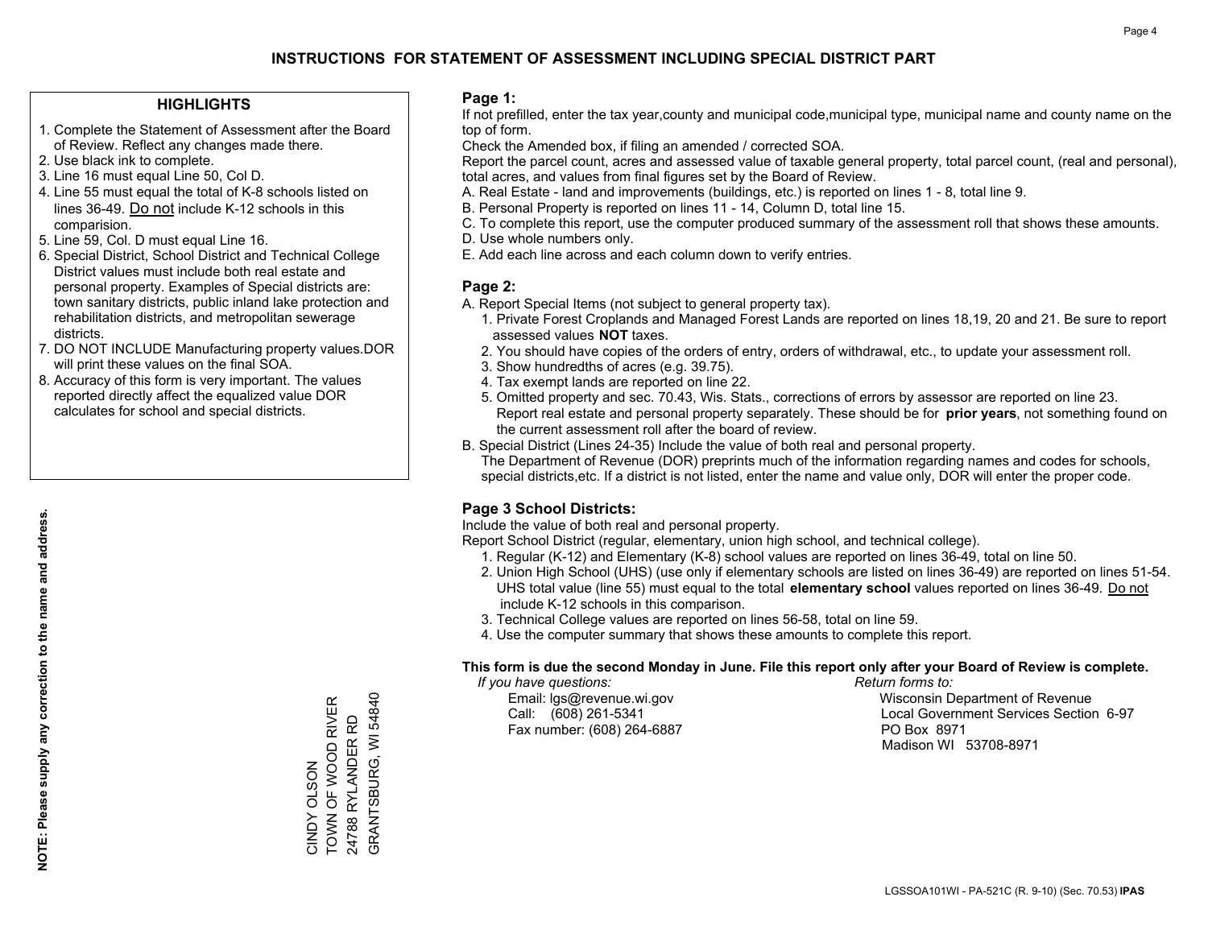# INSTRUCTIONS FOR STATEMENT OF ASSESSMENT INCLUDING SPECIAL DISTRICT PART

## HIGHLIGHTS

1. Complete the Statement of Assessment after the Board of Review. Reflect any changes made there.
2. Use black ink to complete.
3. Line 16 must equal Line 50, Col D.
4. Line 55 must equal the total of K-8 schools listed on lines 36-49. Do not include K-12 schools in this comparision.
5. Line 59, Col. D must equal Line 16.
6. Special District, School District and Technical College District values must include both real estate and personal property. Examples of Special districts are: town sanitary districts, public inland lake protection and rehabilitation districts, and metropolitan sewerage districts.
7. DO NOT INCLUDE Manufacturing property values.DOR will print these values on the final SOA.
8. Accuracy of this form is very important. The values reported directly affect the equalized value DOR calculates for school and special districts.

**NOTE: Please supply any correction to the name and address.**

CINDY OLSON
TOWN OF WOOD RIVER
24788 RYLANDER RD
GRANTSBURG, WI 54840

## Page 1:

If not prefilled, enter the tax year,county and municipal code,municipal type, municipal name and county name on the top of form.

Check the Amended box, if filing an amended / corrected SOA.

Report the parcel count, acres and assessed value of taxable general property, total parcel count, (real and personal), total acres, and values from final figures set by the Board of Review.

A. Real Estate - land and improvements (buildings, etc.) is reported on lines 1 - 8, total line 9.
B. Personal Property is reported on lines 11 - 14, Column D, total line 15.
C. To complete this report, use the computer produced summary of the assessment roll that shows these amounts.
D. Use whole numbers only.
E. Add each line across and each column down to verify entries.

## Page 2:

A. Report Special Items (not subject to general property tax).
   1. Private Forest Croplands and Managed Forest Lands are reported on lines 18,19, 20 and 21. Be sure to report assessed values **NOT** taxes.
   2. You should have copies of the orders of entry, orders of withdrawal, etc., to update your assessment roll.
   3. Show hundredths of acres (e.g. 39.75).
   4. Tax exempt lands are reported on line 22.
   5. Omitted property and sec. 70.43, Wis. Stats., corrections of errors by assessor are reported on line 23. Report real estate and personal property separately. These should be for **prior years**, not something found on the current assessment roll after the board of review.
B. Special District (Lines 24-35) Include the value of both real and personal property.
   The Department of Revenue (DOR) preprints much of the information regarding names and codes for schools, special districts,etc. If a district is not listed, enter the name and value only, DOR will enter the proper code.

## Page 3 School Districts:

Include the value of both real and personal property.

Report School District (regular, elementary, union high school, and technical college).

1. Regular (K-12) and Elementary (K-8) school values are reported on lines 36-49, total on line 50.
2. Union High School (UHS) (use only if elementary schools are listed on lines 36-49) are reported on lines 51-54. UHS total value (line 55) must equal to the total **elementary school** values reported on lines 36-49. Do not include K-12 schools in this comparison.
3. Technical College values are reported on lines 56-58, total on line 59.
4. Use the computer summary that shows these amounts to complete this report.

**This form is due the second Monday in June. File this report only after your Board of Review is complete.**

*If you have questions:*
Email: lgs@revenue.wi.gov
Call: (608) 261-5341
Fax number: (608) 264-6887

*Return forms to:*
Wisconsin Department of Revenue
Local Government Services Section 6-97
PO Box 8971
Madison WI 53708-8971

LGSSOA101WI - PA-521C (R. 9-10) (Sec. 70.53) **IPAS**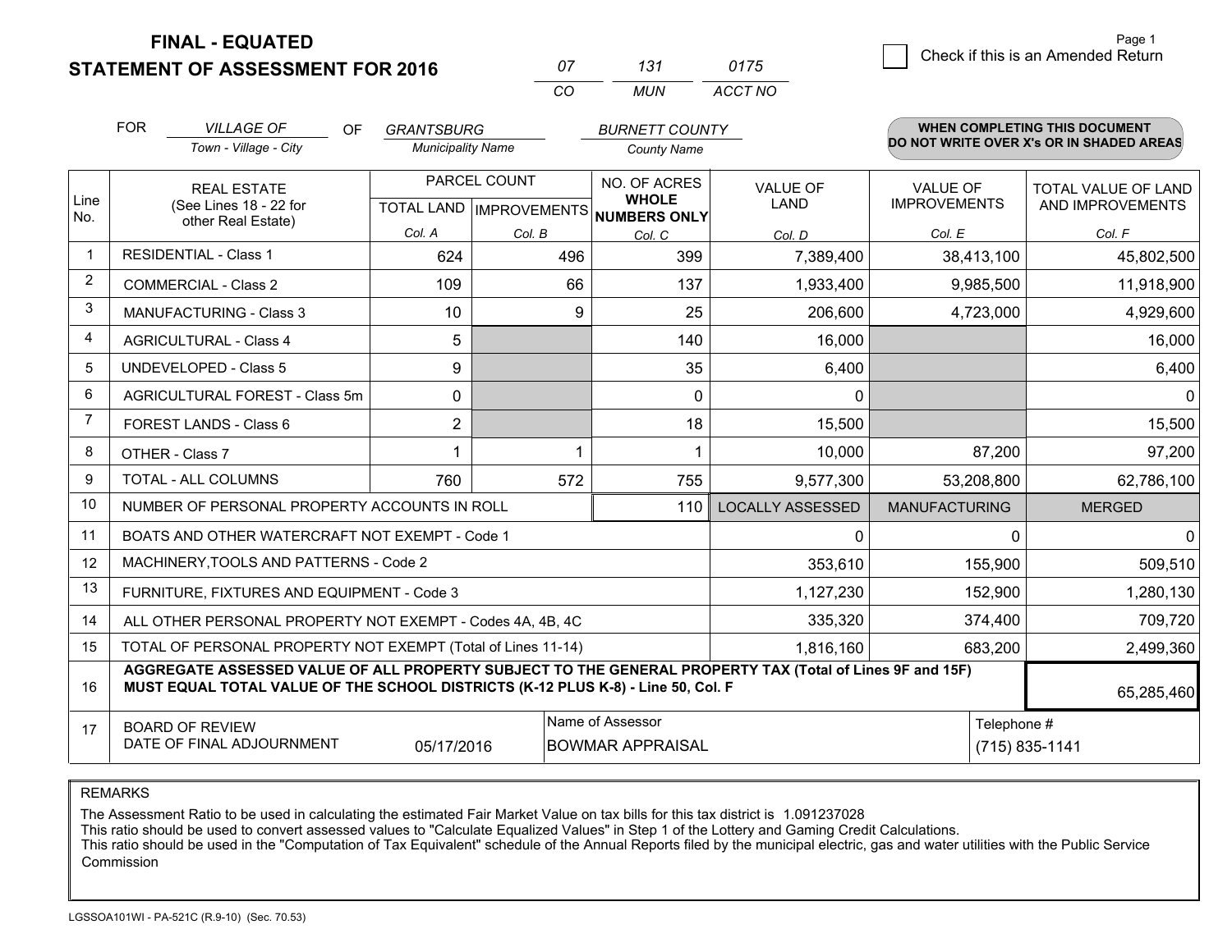# FINAL - EQUATED
## STATEMENT OF ASSESSMENT FOR 2016

| 07 | 131 | 0175 |
|---|---|---|
| CO | MUN | ACCT NO |

Check if this is an Amended Return

FOR *VILLAGE OF* (Town - Village - City) OF *GRANTSBURG* (Municipality Name) *BURNETT COUNTY* (County Name)

**WHEN COMPLETING THIS DOCUMENT DO NOT WRITE OVER X's OR IN SHADED AREAS**

| Line No. | REAL ESTATE (See Lines 18 - 22 for other Real Estate) | PARCEL COUNT TOTAL LAND Col. A | PARCEL COUNT IMPROVEMENTS Col. B | NO. OF ACRES WHOLE NUMBERS ONLY Col. C | VALUE OF LAND Col. D | VALUE OF IMPROVEMENTS Col. E | TOTAL VALUE OF LAND AND IMPROVEMENTS Col. F |
|---|---|---|---|---|---|---|---|
| 1 | RESIDENTIAL - Class 1 | 624 | 496 | 399 | 7,389,400 | 38,413,100 | 45,802,500 |
| 2 | COMMERCIAL - Class 2 | 109 | 66 | 137 | 1,933,400 | 9,985,500 | 11,918,900 |
| 3 | MANUFACTURING - Class 3 | 10 | 9 | 25 | 206,600 | 4,723,000 | 4,929,600 |
| 4 | AGRICULTURAL - Class 4 | 5 | | 140 | 16,000 | | 16,000 |
| 5 | UNDEVELOPED - Class 5 | 9 | | 35 | 6,400 | | 6,400 |
| 6 | AGRICULTURAL FOREST - Class 5m | 0 | | 0 | 0 | | 0 |
| 7 | FOREST LANDS - Class 6 | 2 | | 18 | 15,500 | | 15,500 |
| 8 | OTHER - Class 7 | 1 | 1 | 1 | 10,000 | 87,200 | 97,200 |
| 9 | TOTAL - ALL COLUMNS | 760 | 572 | 755 | 9,577,300 | 53,208,800 | 62,786,100 |
| 10 | NUMBER OF PERSONAL PROPERTY ACCOUNTS IN ROLL | | | 110 | LOCALLY ASSESSED | MANUFACTURING | MERGED |
| 11 | BOATS AND OTHER WATERCRAFT NOT EXEMPT - Code 1 | | | | 0 | 0 | 0 |
| 12 | MACHINERY,TOOLS AND PATTERNS - Code 2 | | | | 353,610 | 155,900 | 509,510 |
| 13 | FURNITURE, FIXTURES AND EQUIPMENT - Code 3 | | | | 1,127,230 | 152,900 | 1,280,130 |
| 14 | ALL OTHER PERSONAL PROPERTY NOT EXEMPT - Codes 4A, 4B, 4C | | | | 335,320 | 374,400 | 709,720 |
| 15 | TOTAL OF PERSONAL PROPERTY NOT EXEMPT (Total of Lines 11-14) | | | | 1,816,160 | 683,200 | 2,499,360 |
| 16 | **AGGREGATE ASSESSED VALUE OF ALL PROPERTY SUBJECT TO THE GENERAL PROPERTY TAX (Total of Lines 9F and 15F) MUST EQUAL TOTAL VALUE OF THE SCHOOL DISTRICTS (K-12 PLUS K-8) - Line 50, Col. F** | | | | | | 65,285,460 |
| 17 | BOARD OF REVIEW DATE OF FINAL ADJOURNMENT | 05/17/2016 | Name of Assessor: BOWMAR APPRAISAL | | | Telephone #: (715) 835-1141 | |

REMARKS

The Assessment Ratio to be used in calculating the estimated Fair Market Value on tax bills for this tax district is 1.091237028
This ratio should be used to convert assessed values to "Calculate Equalized Values" in Step 1 of the Lottery and Gaming Credit Calculations.
This ratio should be used in the "Computation of Tax Equivalent" schedule of the Annual Reports filed by the municipal electric, gas and water utilities with the Public Service Commission

LGSSOA101WI - PA-521C (R.9-10) (Sec. 70.53)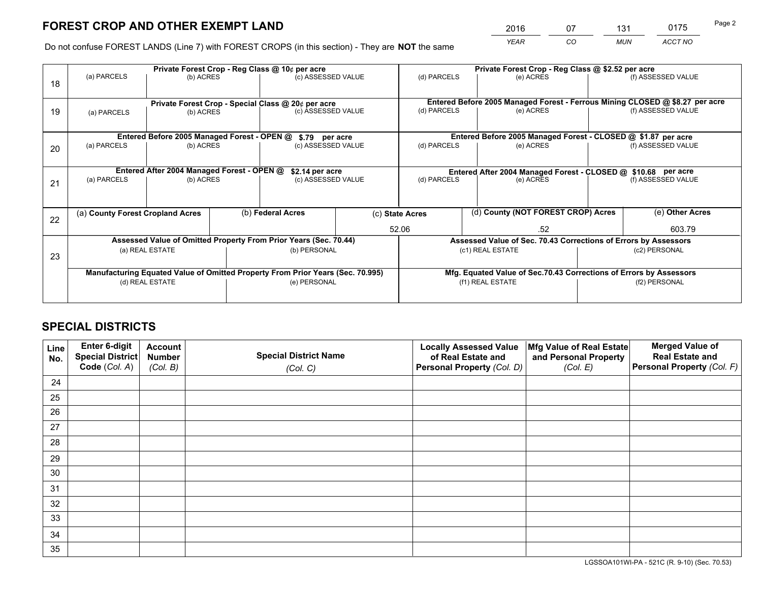# FOREST CROP AND OTHER EXEMPT LAND

| 2016 | 07 | 131 | 0175 |
|---|---|---|---|
| *YEAR* | *CO* | *MUN* | *ACCT NO* |

Do not confuse FOREST LANDS (Line 7) with FOREST CROPS (in this section) - They are **NOT** the same

| Line | Private Forest Crop - Reg Class @ 10¢ per acre | | | Private Forest Crop - Reg Class @ $2.52 per acre | | |
|---|---|---|---|---|---|---|
| 18 | (a) PARCELS | (b) ACRES | (c) ASSESSED VALUE | (d) PARCELS | (e) ACRES | (f) ASSESSED VALUE |
| | **Private Forest Crop - Special Class @ 20¢ per acre** | | | **Entered Before 2005 Managed Forest - Ferrous Mining CLOSED @ $8.27 per acre** | | |
| 19 | (a) PARCELS | (b) ACRES | (c) ASSESSED VALUE | (d) PARCELS | (e) ACRES | (f) ASSESSED VALUE |
| | **Entered Before 2005 Managed Forest - OPEN @ $.79 per acre** | | | **Entered Before 2005 Managed Forest - CLOSED @ $1.87 per acre** | | |
| 20 | (a) PARCELS | (b) ACRES | (c) ASSESSED VALUE | (d) PARCELS | (e) ACRES | (f) ASSESSED VALUE |
| | **Entered After 2004 Managed Forest - OPEN @ $2.14 per acre** | | | **Entered After 2004 Managed Forest - CLOSED @ $10.68 per acre** | | |
| 21 | (a) PARCELS | (b) ACRES | (c) ASSESSED VALUE | (d) PARCELS | (e) ACRES | (f) ASSESSED VALUE |

| Line | (a) County Forest Cropland Acres | (b) Federal Acres | (c) State Acres | (d) County (NOT FOREST CROP) Acres | (e) Other Acres |
|---|---|---|---|---|---|
| 22 | | | 52.06 | .52 | 603.79 |

| Line | Assessed Value of Omitted Property From Prior Years (Sec. 70.44) | | Assessed Value of Sec. 70.43 Corrections of Errors by Assessors | |
|---|---|---|---|---|
| 23 | (a) REAL ESTATE | (b) PERSONAL | (c1) REAL ESTATE | (c2) PERSONAL |
| | **Manufacturing Equated Value of Omitted Property From Prior Years (Sec. 70.995)** | | **Mfg. Equated Value of Sec.70.43 Corrections of Errors by Assessors** | |
| | (d) REAL ESTATE | (e) PERSONAL | (f1) REAL ESTATE | (f2) PERSONAL |

# SPECIAL DISTRICTS

| Line No. | Enter 6-digit Special District Code (*Col. A*) | Account Number (*Col. B*) | Special District Name (*Col. C*) | Locally Assessed Value of Real Estate and Personal Property (*Col. D*) | Mfg Value of Real Estate and Personal Property (*Col. E*) | Merged Value of Real Estate and Personal Property (*Col. F*) |
|---|---|---|---|---|---|---|
| 24 | | | | | | |
| 25 | | | | | | |
| 26 | | | | | | |
| 27 | | | | | | |
| 28 | | | | | | |
| 29 | | | | | | |
| 30 | | | | | | |
| 31 | | | | | | |
| 32 | | | | | | |
| 33 | | | | | | |
| 34 | | | | | | |
| 35 | | | | | | |

LGSSOA101WI-PA - 521C (R. 9-10) (Sec. 70.53)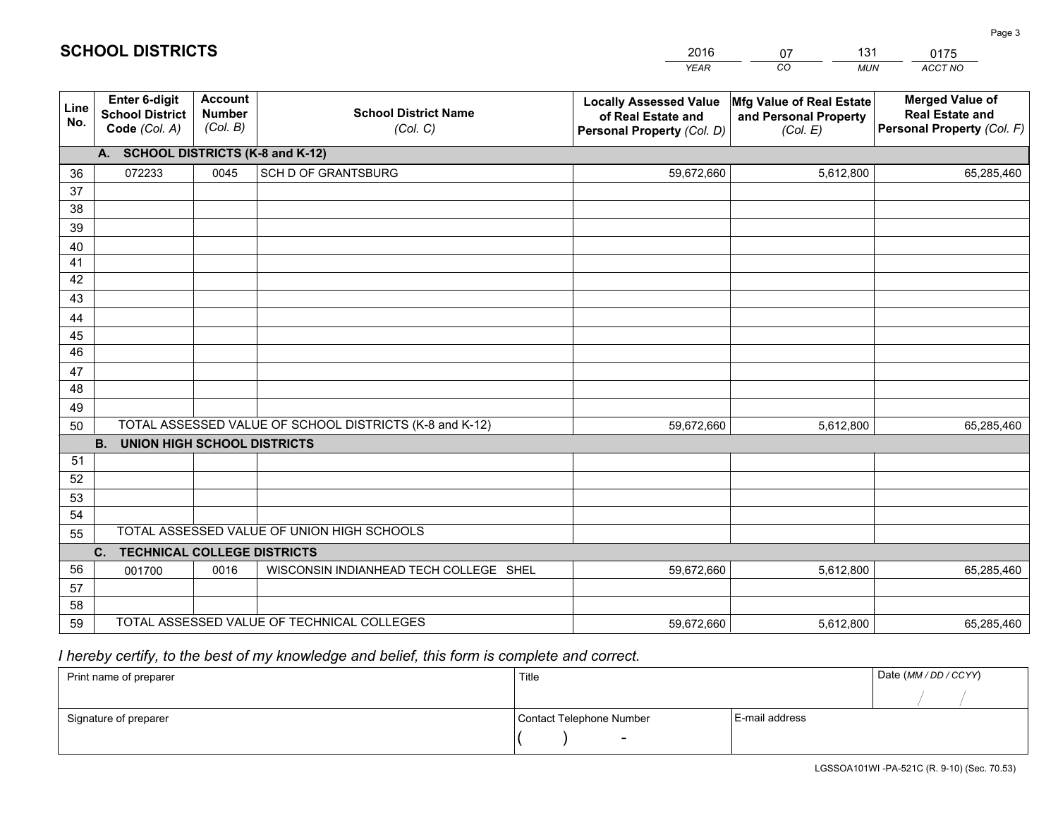# SCHOOL DISTRICTS

| 2016 | 07 | 131 | 0175 |
|---|---|---|---|
| *YEAR* | *CO* | *MUN* | *ACCT NO* |

| Line No. | Enter 6-digit School District Code *(Col. A)* | Account Number *(Col. B)* | School District Name *(Col. C)* | Locally Assessed Value of Real Estate and Personal Property *(Col. D)* | Mfg Value of Real Estate and Personal Property *(Col. E)* | Merged Value of Real Estate and Personal Property *(Col. F)* |
|---|---|---|---|---|---|---|
| **A. SCHOOL DISTRICTS (K-8 and K-12)** | | | | | | |
| 36 | 072233 | 0045 | SCH D OF GRANTSBURG | 59,672,660 | 5,612,800 | 65,285,460 |
| 37 | | | | | | |
| 38 | | | | | | |
| 39 | | | | | | |
| 40 | | | | | | |
| 41 | | | | | | |
| 42 | | | | | | |
| 43 | | | | | | |
| 44 | | | | | | |
| 45 | | | | | | |
| 46 | | | | | | |
| 47 | | | | | | |
| 48 | | | | | | |
| 49 | | | | | | |
| 50 | TOTAL ASSESSED VALUE OF SCHOOL DISTRICTS (K-8 and K-12) | | | 59,672,660 | 5,612,800 | 65,285,460 |
| **B. UNION HIGH SCHOOL DISTRICTS** | | | | | | |
| 51 | | | | | | |
| 52 | | | | | | |
| 53 | | | | | | |
| 54 | | | | | | |
| 55 | TOTAL ASSESSED VALUE OF UNION HIGH SCHOOLS | | | | | |
| **C. TECHNICAL COLLEGE DISTRICTS** | | | | | | |
| 56 | 001700 | 0016 | WISCONSIN INDIANHEAD TECH COLLEGE SHEL | 59,672,660 | 5,612,800 | 65,285,460 |
| 57 | | | | | | |
| 58 | | | | | | |
| 59 | TOTAL ASSESSED VALUE OF TECHNICAL COLLEGES | | | 59,672,660 | 5,612,800 | 65,285,460 |

*I hereby certify, to the best of my knowledge and belief, this form is complete and correct.*

| Print name of preparer | Title | | Date *(MM / DD / CCYY)* |
|---|---|---|---|
| | | | / / |
| Signature of preparer | Contact Telephone Number | E-mail address | |
| | ( ) - | | |

LGSSOA101WI -PA-521C (R. 9-10) (Sec. 70.53)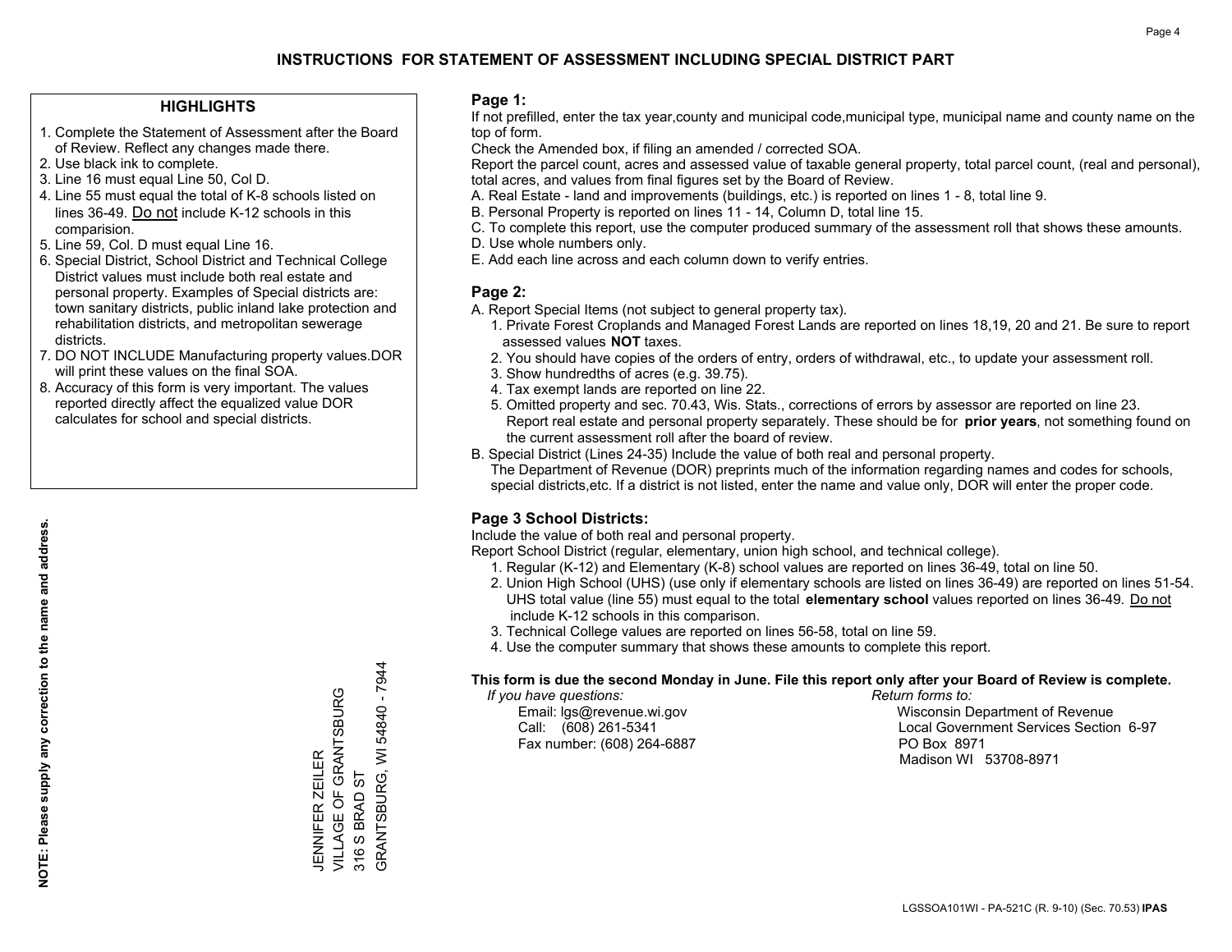# INSTRUCTIONS FOR STATEMENT OF ASSESSMENT INCLUDING SPECIAL DISTRICT PART

## HIGHLIGHTS

1. Complete the Statement of Assessment after the Board of Review. Reflect any changes made there.
2. Use black ink to complete.
3. Line 16 must equal Line 50, Col D.
4. Line 55 must equal the total of K-8 schools listed on lines 36-49. Do not include K-12 schools in this comparision.
5. Line 59, Col. D must equal Line 16.
6. Special District, School District and Technical College District values must include both real estate and personal property. Examples of Special districts are: town sanitary districts, public inland lake protection and rehabilitation districts, and metropolitan sewerage districts.
7. DO NOT INCLUDE Manufacturing property values.DOR will print these values on the final SOA.
8. Accuracy of this form is very important. The values reported directly affect the equalized value DOR calculates for school and special districts.

**NOTE: Please supply any correction to the name and address.**

JENNIFER ZEILER
VILLAGE OF GRANTSBURG
316 S BRAD ST
GRANTSBURG, WI 54840 - 7944

## Page 1:

If not prefilled, enter the tax year,county and municipal code,municipal type, municipal name and county name on the top of form.

Check the Amended box, if filing an amended / corrected SOA.

Report the parcel count, acres and assessed value of taxable general property, total parcel count, (real and personal), total acres, and values from final figures set by the Board of Review.

A. Real Estate - land and improvements (buildings, etc.) is reported on lines 1 - 8, total line 9.
B. Personal Property is reported on lines 11 - 14, Column D, total line 15.
C. To complete this report, use the computer produced summary of the assessment roll that shows these amounts.
D. Use whole numbers only.
E. Add each line across and each column down to verify entries.

## Page 2:

A. Report Special Items (not subject to general property tax).
   1. Private Forest Croplands and Managed Forest Lands are reported on lines 18,19, 20 and 21. Be sure to report assessed values **NOT** taxes.
   2. You should have copies of the orders of entry, orders of withdrawal, etc., to update your assessment roll.
   3. Show hundredths of acres (e.g. 39.75).
   4. Tax exempt lands are reported on line 22.
   5. Omitted property and sec. 70.43, Wis. Stats., corrections of errors by assessor are reported on line 23. Report real estate and personal property separately. These should be for **prior years**, not something found on the current assessment roll after the board of review.
B. Special District (Lines 24-35) Include the value of both real and personal property.
   The Department of Revenue (DOR) preprints much of the information regarding names and codes for schools, special districts,etc. If a district is not listed, enter the name and value only, DOR will enter the proper code.

## Page 3 School Districts:

Include the value of both real and personal property.

Report School District (regular, elementary, union high school, and technical college).

1. Regular (K-12) and Elementary (K-8) school values are reported on lines 36-49, total on line 50.
2. Union High School (UHS) (use only if elementary schools are listed on lines 36-49) are reported on lines 51-54. UHS total value (line 55) must equal to the total **elementary school** values reported on lines 36-49. Do not include K-12 schools in this comparison.
3. Technical College values are reported on lines 56-58, total on line 59.
4. Use the computer summary that shows these amounts to complete this report.

**This form is due the second Monday in June. File this report only after your Board of Review is complete.**

*If you have questions:*
Email: lgs@revenue.wi.gov
Call: (608) 261-5341
Fax number: (608) 264-6887

*Return forms to:*
Wisconsin Department of Revenue
Local Government Services Section 6-97
PO Box 8971
Madison WI 53708-8971

LGSSOA101WI - PA-521C (R. 9-10) (Sec. 70.53) **IPAS**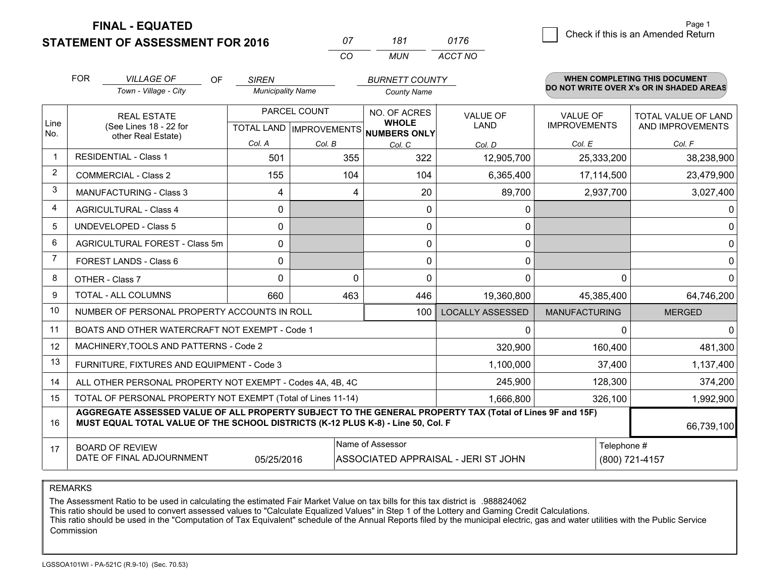**FINAL - EQUATED**
**STATEMENT OF ASSESSMENT FOR 2016**

| 07 | 181 | 0176 |
|---|---|---|
| CO | MUN | ACCT NO |

Page 1

☐ Check if this is an Amended Return

FOR *VILLAGE OF* (Town - Village - City) OF *SIREN* (Municipality Name) *BURNETT COUNTY* (County Name)

**WHEN COMPLETING THIS DOCUMENT DO NOT WRITE OVER X's OR IN SHADED AREAS**

| Line No. | REAL ESTATE (See Lines 18 - 22 for other Real Estate) | PARCEL COUNT TOTAL LAND Col. A | PARCEL COUNT IMPROVEMENTS Col. B | NO. OF ACRES WHOLE NUMBERS ONLY Col. C | VALUE OF LAND Col. D | VALUE OF IMPROVEMENTS Col. E | TOTAL VALUE OF LAND AND IMPROVEMENTS Col. F |
|---|---|---|---|---|---|---|---|
| 1 | RESIDENTIAL - Class 1 | 501 | 355 | 322 | 12,905,700 | 25,333,200 | 38,238,900 |
| 2 | COMMERCIAL - Class 2 | 155 | 104 | 104 | 6,365,400 | 17,114,500 | 23,479,900 |
| 3 | MANUFACTURING - Class 3 | 4 | 4 | 20 | 89,700 | 2,937,700 | 3,027,400 |
| 4 | AGRICULTURAL - Class 4 | 0 | | 0 | 0 | | 0 |
| 5 | UNDEVELOPED - Class 5 | 0 | | 0 | 0 | | 0 |
| 6 | AGRICULTURAL FOREST - Class 5m | 0 | | 0 | 0 | | 0 |
| 7 | FOREST LANDS - Class 6 | 0 | | 0 | 0 | | 0 |
| 8 | OTHER - Class 7 | 0 | 0 | 0 | 0 | 0 | 0 |
| 9 | TOTAL - ALL COLUMNS | 660 | 463 | 446 | 19,360,800 | 45,385,400 | 64,746,200 |
| 10 | NUMBER OF PERSONAL PROPERTY ACCOUNTS IN ROLL | | | 100 | LOCALLY ASSESSED | MANUFACTURING | MERGED |
| 11 | BOATS AND OTHER WATERCRAFT NOT EXEMPT - Code 1 | | | | 0 | 0 | 0 |
| 12 | MACHINERY,TOOLS AND PATTERNS - Code 2 | | | | 320,900 | 160,400 | 481,300 |
| 13 | FURNITURE, FIXTURES AND EQUIPMENT - Code 3 | | | | 1,100,000 | 37,400 | 1,137,400 |
| 14 | ALL OTHER PERSONAL PROPERTY NOT EXEMPT - Codes 4A, 4B, 4C | | | | 245,900 | 128,300 | 374,200 |
| 15 | TOTAL OF PERSONAL PROPERTY NOT EXEMPT (Total of Lines 11-14) | | | | 1,666,800 | 326,100 | 1,992,900 |
| 16 | **AGGREGATE ASSESSED VALUE OF ALL PROPERTY SUBJECT TO THE GENERAL PROPERTY TAX (Total of Lines 9F and 15F) MUST EQUAL TOTAL VALUE OF THE SCHOOL DISTRICTS (K-12 PLUS K-8) - Line 50, Col. F** | | | | | | 66,739,100 |
| 17 | BOARD OF REVIEW DATE OF FINAL ADJOURNMENT | 05/25/2016 | Name of Assessor | ASSOCIATED APPRAISAL - JERI ST JOHN | | Telephone # | (800) 721-4157 |

REMARKS

The Assessment Ratio to be used in calculating the estimated Fair Market Value on tax bills for this tax district is .988824062
This ratio should be used to convert assessed values to "Calculate Equalized Values" in Step 1 of the Lottery and Gaming Credit Calculations.
This ratio should be used in the "Computation of Tax Equivalent" schedule of the Annual Reports filed by the municipal electric, gas and water utilities with the Public Service Commission

LGSSOA101WI - PA-521C (R.9-10) (Sec. 70.53)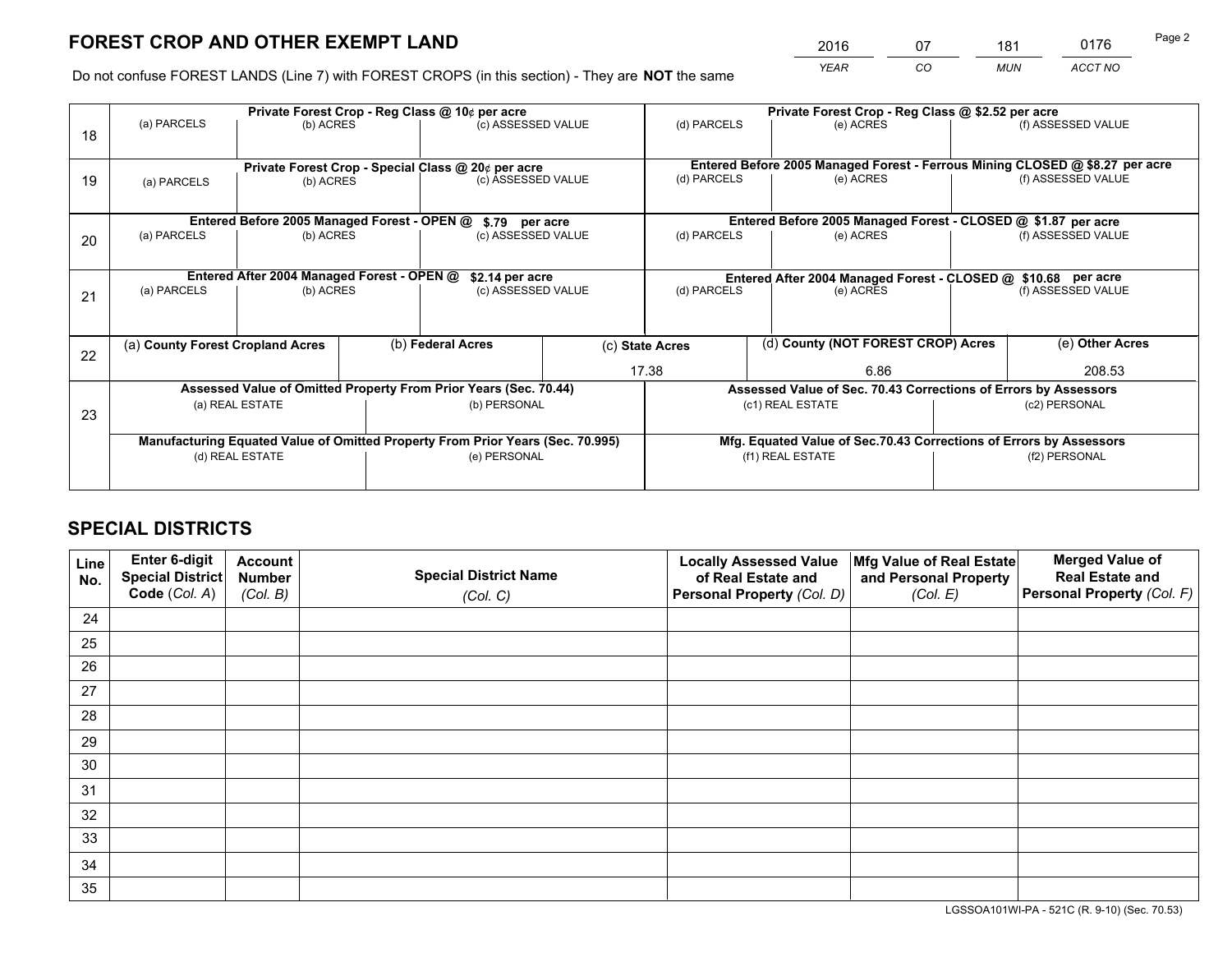# FOREST CROP AND OTHER EXEMPT LAND

| 2016 | 07 | 181 | 0176 |
|---|---|---|---|
| *YEAR* | *CO* | *MUN* | *ACCT NO* |

Do not confuse FOREST LANDS (Line 7) with FOREST CROPS (in this section) - They are **NOT** the same

| | Private Forest Crop - Reg Class @ 10¢ per acre | | | Private Forest Crop - Reg Class @ $2.52 per acre | | |
|---|---|---|---|---|---|---|
| 18 | (a) PARCELS | (b) ACRES | (c) ASSESSED VALUE | (d) PARCELS | (e) ACRES | (f) ASSESSED VALUE |
| | | | | | | |
| | **Private Forest Crop - Special Class @ 20¢ per acre** | | | **Entered Before 2005 Managed Forest - Ferrous Mining CLOSED @ $8.27 per acre** | | |
| 19 | (a) PARCELS | (b) ACRES | (c) ASSESSED VALUE | (d) PARCELS | (e) ACRES | (f) ASSESSED VALUE |
| | | | | | | |
| | **Entered Before 2005 Managed Forest - OPEN @ $.79 per acre** | | | **Entered Before 2005 Managed Forest - CLOSED @ $1.87 per acre** | | |
| 20 | (a) PARCELS | (b) ACRES | (c) ASSESSED VALUE | (d) PARCELS | (e) ACRES | (f) ASSESSED VALUE |
| | | | | | | |
| | **Entered After 2004 Managed Forest - OPEN @ $2.14 per acre** | | | **Entered After 2004 Managed Forest - CLOSED @ $10.68 per acre** | | |
| 21 | (a) PARCELS | (b) ACRES | (c) ASSESSED VALUE | (d) PARCELS | (e) ACRES | (f) ASSESSED VALUE |
| | | | | | | |

| 22 | (a) **County Forest Cropland Acres** | (b) **Federal Acres** | (c) **State Acres** | (d) **County (NOT FOREST CROP) Acres** | (e) **Other Acres** |
|---|---|---|---|---|---|
| | | | 17.38 | 6.86 | 208.53 |

| | Assessed Value of Omitted Property From Prior Years (Sec. 70.44) | | Assessed Value of Sec. 70.43 Corrections of Errors by Assessors | |
|---|---|---|---|---|
| 23 | (a) REAL ESTATE | (b) PERSONAL | (c1) REAL ESTATE | (c2) PERSONAL |
| | | | | |
| | **Manufacturing Equated Value of Omitted Property From Prior Years (Sec. 70.995)** | | **Mfg. Equated Value of Sec.70.43 Corrections of Errors by Assessors** | |
| | (d) REAL ESTATE | (e) PERSONAL | (f1) REAL ESTATE | (f2) PERSONAL |
| | | | | |

# SPECIAL DISTRICTS

| Line No. | Enter 6-digit Special District Code (*Col. A*) | Account Number (*Col. B*) | Special District Name (*Col. C*) | Locally Assessed Value of Real Estate and Personal Property (*Col. D*) | Mfg Value of Real Estate and Personal Property (*Col. E*) | Merged Value of Real Estate and Personal Property (*Col. F*) |
|---|---|---|---|---|---|---|
| 24 | | | | | | |
| 25 | | | | | | |
| 26 | | | | | | |
| 27 | | | | | | |
| 28 | | | | | | |
| 29 | | | | | | |
| 30 | | | | | | |
| 31 | | | | | | |
| 32 | | | | | | |
| 33 | | | | | | |
| 34 | | | | | | |
| 35 | | | | | | |

LGSSOA101WI-PA - 521C (R. 9-10) (Sec. 70.53)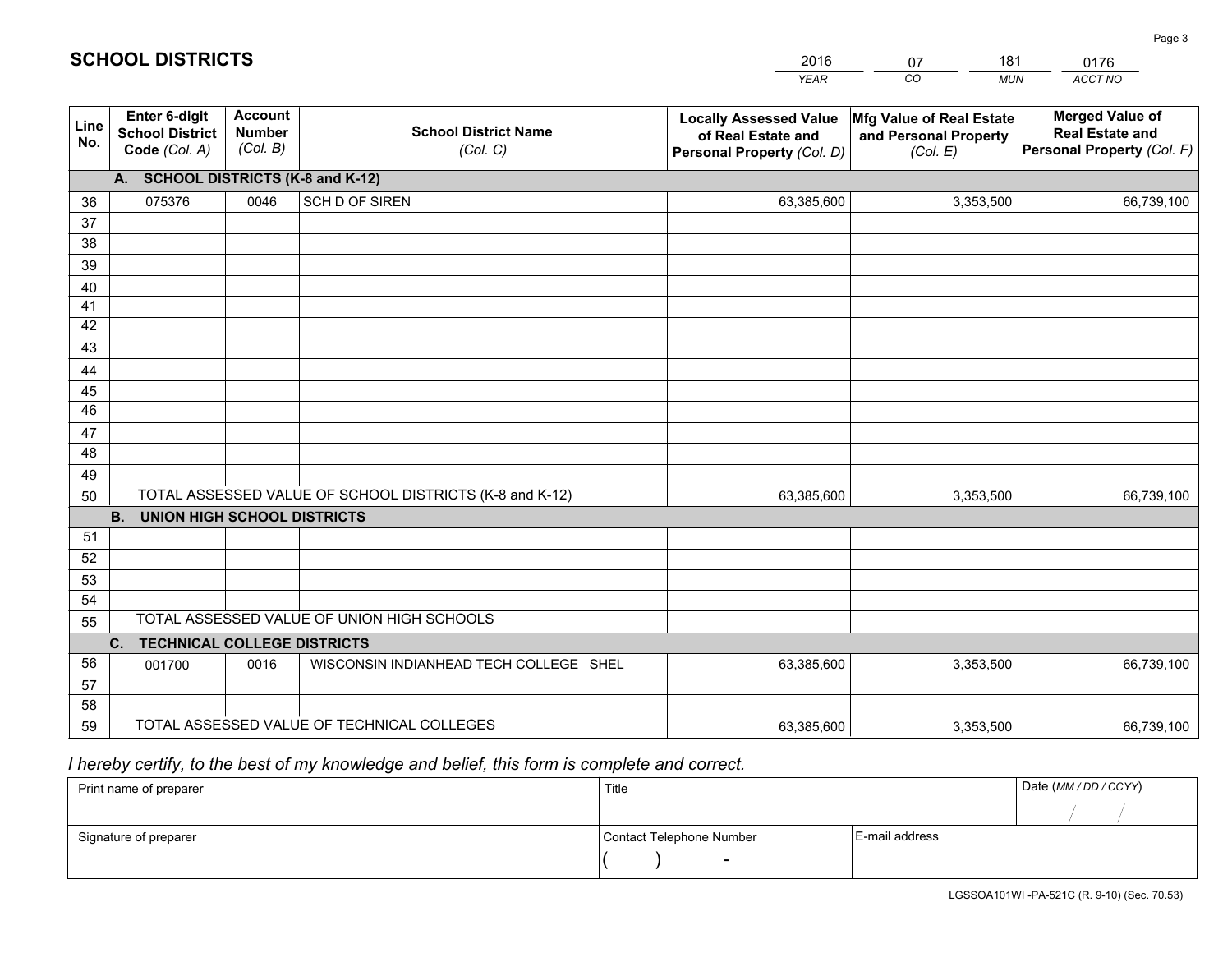# SCHOOL DISTRICTS

| 2016 | 07 | 181 | 0176 |
|---|---|---|---|
| *YEAR* | *CO* | *MUN* | *ACCT NO* |

| Line No. | Enter 6-digit School District Code (Col. A) | Account Number (Col. B) | School District Name (Col. C) | Locally Assessed Value of Real Estate and Personal Property (Col. D) | Mfg Value of Real Estate and Personal Property (Col. E) | Merged Value of Real Estate and Personal Property (Col. F) |
|---|---|---|---|---|---|---|
| **A. SCHOOL DISTRICTS (K-8 and K-12)** | | | | | | |
| 36 | 075376 | 0046 | SCH D OF SIREN | 63,385,600 | 3,353,500 | 66,739,100 |
| 37 | | | | | | |
| 38 | | | | | | |
| 39 | | | | | | |
| 40 | | | | | | |
| 41 | | | | | | |
| 42 | | | | | | |
| 43 | | | | | | |
| 44 | | | | | | |
| 45 | | | | | | |
| 46 | | | | | | |
| 47 | | | | | | |
| 48 | | | | | | |
| 49 | | | | | | |
| 50 | TOTAL ASSESSED VALUE OF SCHOOL DISTRICTS (K-8 and K-12) | | | 63,385,600 | 3,353,500 | 66,739,100 |
| **B. UNION HIGH SCHOOL DISTRICTS** | | | | | | |
| 51 | | | | | | |
| 52 | | | | | | |
| 53 | | | | | | |
| 54 | | | | | | |
| 55 | TOTAL ASSESSED VALUE OF UNION HIGH SCHOOLS | | | | | |
| **C. TECHNICAL COLLEGE DISTRICTS** | | | | | | |
| 56 | 001700 | 0016 | WISCONSIN INDIANHEAD TECH COLLEGE SHEL | 63,385,600 | 3,353,500 | 66,739,100 |
| 57 | | | | | | |
| 58 | | | | | | |
| 59 | TOTAL ASSESSED VALUE OF TECHNICAL COLLEGES | | | 63,385,600 | 3,353,500 | 66,739,100 |

*I hereby certify, to the best of my knowledge and belief, this form is complete and correct.*

| Print name of preparer | Title | | Date (MM / DD / CCYY) |
|---|---|---|---|
| | | | / / |
| Signature of preparer | Contact Telephone Number | E-mail address | |
| | ( ) - | | |

LGSSOA101WI -PA-521C (R. 9-10) (Sec. 70.53)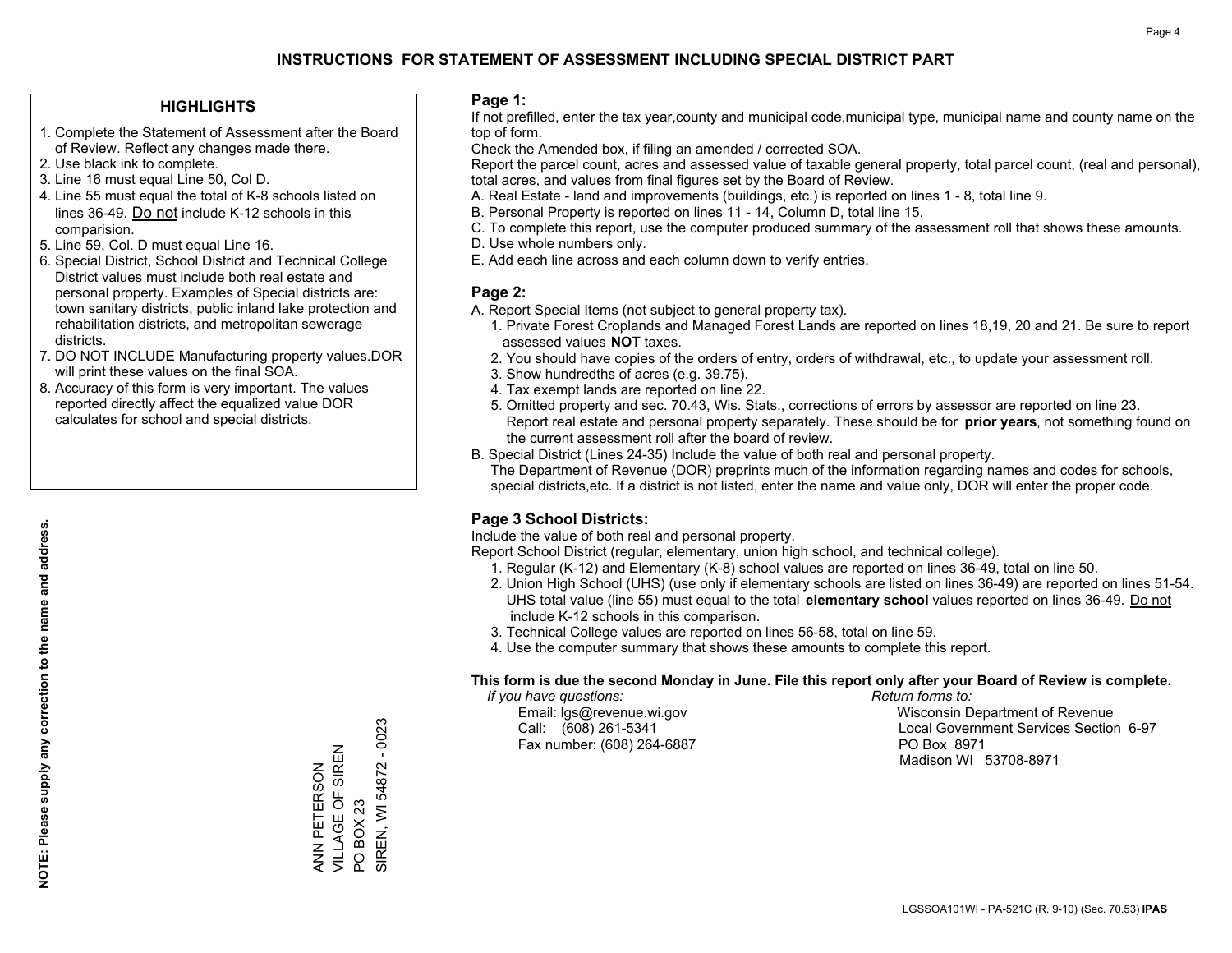# INSTRUCTIONS FOR STATEMENT OF ASSESSMENT INCLUDING SPECIAL DISTRICT PART

## HIGHLIGHTS

1. Complete the Statement of Assessment after the Board of Review. Reflect any changes made there.
2. Use black ink to complete.
3. Line 16 must equal Line 50, Col D.
4. Line 55 must equal the total of K-8 schools listed on lines 36-49. Do not include K-12 schools in this comparision.
5. Line 59, Col. D must equal Line 16.
6. Special District, School District and Technical College District values must include both real estate and personal property. Examples of Special districts are: town sanitary districts, public inland lake protection and rehabilitation districts, and metropolitan sewerage districts.
7. DO NOT INCLUDE Manufacturing property values.DOR will print these values on the final SOA.
8. Accuracy of this form is very important. The values reported directly affect the equalized value DOR calculates for school and special districts.

**NOTE: Please supply any correction to the name and address.**

ANN PETERSON
VILLAGE OF SIREN
PO BOX 23
SIREN, WI 54872 - 0023

## Page 1:

If not prefilled, enter the tax year,county and municipal code,municipal type, municipal name and county name on the top of form.

Check the Amended box, if filing an amended / corrected SOA.

Report the parcel count, acres and assessed value of taxable general property, total parcel count, (real and personal), total acres, and values from final figures set by the Board of Review.

A. Real Estate - land and improvements (buildings, etc.) is reported on lines 1 - 8, total line 9.
B. Personal Property is reported on lines 11 - 14, Column D, total line 15.
C. To complete this report, use the computer produced summary of the assessment roll that shows these amounts.
D. Use whole numbers only.
E. Add each line across and each column down to verify entries.

## Page 2:

A. Report Special Items (not subject to general property tax).
   1. Private Forest Croplands and Managed Forest Lands are reported on lines 18,19, 20 and 21. Be sure to report assessed values **NOT** taxes.
   2. You should have copies of the orders of entry, orders of withdrawal, etc., to update your assessment roll.
   3. Show hundredths of acres (e.g. 39.75).
   4. Tax exempt lands are reported on line 22.
   5. Omitted property and sec. 70.43, Wis. Stats., corrections of errors by assessor are reported on line 23. Report real estate and personal property separately. These should be for **prior years**, not something found on the current assessment roll after the board of review.
B. Special District (Lines 24-35) Include the value of both real and personal property.
   The Department of Revenue (DOR) preprints much of the information regarding names and codes for schools, special districts,etc. If a district is not listed, enter the name and value only, DOR will enter the proper code.

## Page 3 School Districts:

Include the value of both real and personal property.

Report School District (regular, elementary, union high school, and technical college).

1. Regular (K-12) and Elementary (K-8) school values are reported on lines 36-49, total on line 50.
2. Union High School (UHS) (use only if elementary schools are listed on lines 36-49) are reported on lines 51-54. UHS total value (line 55) must equal to the total **elementary school** values reported on lines 36-49. Do not include K-12 schools in this comparison.
3. Technical College values are reported on lines 56-58, total on line 59.
4. Use the computer summary that shows these amounts to complete this report.

**This form is due the second Monday in June. File this report only after your Board of Review is complete.**

*If you have questions:*
Email: lgs@revenue.wi.gov
Call: (608) 261-5341
Fax number: (608) 264-6887

*Return forms to:*
Wisconsin Department of Revenue
Local Government Services Section 6-97
PO Box 8971
Madison WI 53708-8971

LGSSOA101WI - PA-521C (R. 9-10) (Sec. 70.53) **IPAS**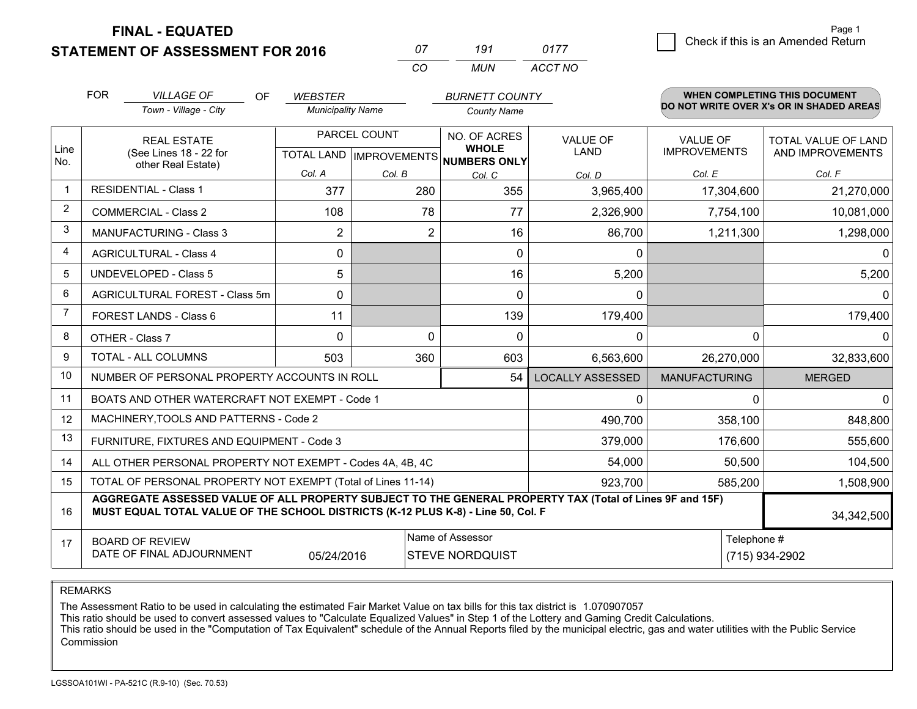# FINAL - EQUATED
## STATEMENT OF ASSESSMENT FOR 2016

| 07 | 191 | 0177 |
|---|---|---|
| CO | MUN | ACCT NO |

Check if this is an Amended Return

FOR *VILLAGE OF* (Town - Village - City) OF *WEBSTER* (Municipality Name) *BURNETT COUNTY* (County Name)

**WHEN COMPLETING THIS DOCUMENT DO NOT WRITE OVER X's OR IN SHADED AREAS**

| Line No. | REAL ESTATE (See Lines 18 - 22 for other Real Estate) | PARCEL COUNT TOTAL LAND Col. A | IMPROVEMENTS Col. B | NO. OF ACRES WHOLE NUMBERS ONLY Col. C | VALUE OF LAND Col. D | VALUE OF IMPROVEMENTS Col. E | TOTAL VALUE OF LAND AND IMPROVEMENTS Col. F |
|---|---|---|---|---|---|---|---|
| 1 | RESIDENTIAL - Class 1 | 377 | 280 | 355 | 3,965,400 | 17,304,600 | 21,270,000 |
| 2 | COMMERCIAL - Class 2 | 108 | 78 | 77 | 2,326,900 | 7,754,100 | 10,081,000 |
| 3 | MANUFACTURING - Class 3 | 2 | 2 | 16 | 86,700 | 1,211,300 | 1,298,000 |
| 4 | AGRICULTURAL - Class 4 | 0 | | 0 | 0 | | 0 |
| 5 | UNDEVELOPED - Class 5 | 5 | | 16 | 5,200 | | 5,200 |
| 6 | AGRICULTURAL FOREST - Class 5m | 0 | | 0 | 0 | | 0 |
| 7 | FOREST LANDS - Class 6 | 11 | | 139 | 179,400 | | 179,400 |
| 8 | OTHER - Class 7 | 0 | 0 | 0 | 0 | 0 | 0 |
| 9 | TOTAL - ALL COLUMNS | 503 | 360 | 603 | 6,563,600 | 26,270,000 | 32,833,600 |
| 10 | NUMBER OF PERSONAL PROPERTY ACCOUNTS IN ROLL | | | 54 | LOCALLY ASSESSED | MANUFACTURING | MERGED |
| 11 | BOATS AND OTHER WATERCRAFT NOT EXEMPT - Code 1 | | | | 0 | 0 | 0 |
| 12 | MACHINERY,TOOLS AND PATTERNS - Code 2 | | | | 490,700 | 358,100 | 848,800 |
| 13 | FURNITURE, FIXTURES AND EQUIPMENT - Code 3 | | | | 379,000 | 176,600 | 555,600 |
| 14 | ALL OTHER PERSONAL PROPERTY NOT EXEMPT - Codes 4A, 4B, 4C | | | | 54,000 | 50,500 | 104,500 |
| 15 | TOTAL OF PERSONAL PROPERTY NOT EXEMPT (Total of Lines 11-14) | | | | 923,700 | 585,200 | 1,508,900 |
| 16 | **AGGREGATE ASSESSED VALUE OF ALL PROPERTY SUBJECT TO THE GENERAL PROPERTY TAX (Total of Lines 9F and 15F) MUST EQUAL TOTAL VALUE OF THE SCHOOL DISTRICTS (K-12 PLUS K-8) - Line 50, Col. F** | | | | | | 34,342,500 |
| 17 | BOARD OF REVIEW DATE OF FINAL ADJOURNMENT | 05/24/2016 | Name of Assessor: STEVE NORDQUIST | | | Telephone #: (715) 934-2902 | |

REMARKS

The Assessment Ratio to be used in calculating the estimated Fair Market Value on tax bills for this tax district is 1.070907057
This ratio should be used to convert assessed values to "Calculate Equalized Values" in Step 1 of the Lottery and Gaming Credit Calculations.
This ratio should be used in the "Computation of Tax Equivalent" schedule of the Annual Reports filed by the municipal electric, gas and water utilities with the Public Service Commission

LGSSOA101WI - PA-521C (R.9-10) (Sec. 70.53)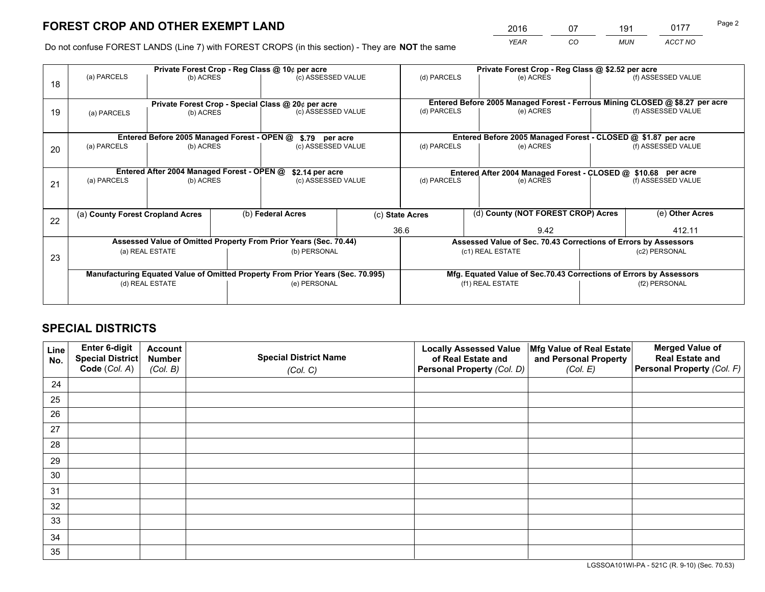# FOREST CROP AND OTHER EXEMPT LAND

| 2016 | 07 | 191 | 0177 |
|---|---|---|---|
| *YEAR* | *CO* | *MUN* | *ACCT NO* |

Do not confuse FOREST LANDS (Line 7) with FOREST CROPS (in this section) - They are **NOT** the same

| | Private Forest Crop - Reg Class @ 10¢ per acre | | | Private Forest Crop - Reg Class @ $2.52 per acre | | |
|---|---|---|---|---|---|---|
| 18 | (a) PARCELS | (b) ACRES | (c) ASSESSED VALUE | (d) PARCELS | (e) ACRES | (f) ASSESSED VALUE |
| | | | | | | |
| | **Private Forest Crop - Special Class @ 20¢ per acre** | | | **Entered Before 2005 Managed Forest - Ferrous Mining CLOSED @ $8.27 per acre** | | |
| 19 | (a) PARCELS | (b) ACRES | (c) ASSESSED VALUE | (d) PARCELS | (e) ACRES | (f) ASSESSED VALUE |
| | | | | | | |
| | **Entered Before 2005 Managed Forest - OPEN @ $.79 per acre** | | | **Entered Before 2005 Managed Forest - CLOSED @ $1.87 per acre** | | |
| 20 | (a) PARCELS | (b) ACRES | (c) ASSESSED VALUE | (d) PARCELS | (e) ACRES | (f) ASSESSED VALUE |
| | | | | | | |
| | **Entered After 2004 Managed Forest - OPEN @ $2.14 per acre** | | | **Entered After 2004 Managed Forest - CLOSED @ $10.68 per acre** | | |
| 21 | (a) PARCELS | (b) ACRES | (c) ASSESSED VALUE | (d) PARCELS | (e) ACRES | (f) ASSESSED VALUE |
| | | | | | | |

| | (a) County Forest Cropland Acres | (b) Federal Acres | (c) State Acres | (d) County (NOT FOREST CROP) Acres | (e) Other Acres |
|---|---|---|---|---|---|
| 22 | | | 36.6 | 9.42 | 412.11 |

| | Assessed Value of Omitted Property From Prior Years (Sec. 70.44) | | Assessed Value of Sec. 70.43 Corrections of Errors by Assessors | |
|---|---|---|---|---|
| 23 | (a) REAL ESTATE | (b) PERSONAL | (c1) REAL ESTATE | (c2) PERSONAL |
| | | | | |
| | **Manufacturing Equated Value of Omitted Property From Prior Years (Sec. 70.995)** | | **Mfg. Equated Value of Sec.70.43 Corrections of Errors by Assessors** | |
| | (d) REAL ESTATE | (e) PERSONAL | (f1) REAL ESTATE | (f2) PERSONAL |
| | | | | |

# SPECIAL DISTRICTS

| Line No. | Enter 6-digit Special District Code (*Col. A*) | Account Number (*Col. B*) | Special District Name (*Col. C*) | Locally Assessed Value of Real Estate and Personal Property (*Col. D*) | Mfg Value of Real Estate and Personal Property (*Col. E*) | Merged Value of Real Estate and Personal Property (*Col. F*) |
|---|---|---|---|---|---|---|
| 24 | | | | | | |
| 25 | | | | | | |
| 26 | | | | | | |
| 27 | | | | | | |
| 28 | | | | | | |
| 29 | | | | | | |
| 30 | | | | | | |
| 31 | | | | | | |
| 32 | | | | | | |
| 33 | | | | | | |
| 34 | | | | | | |
| 35 | | | | | | |

LGSSOA101WI-PA - 521C (R. 9-10) (Sec. 70.53)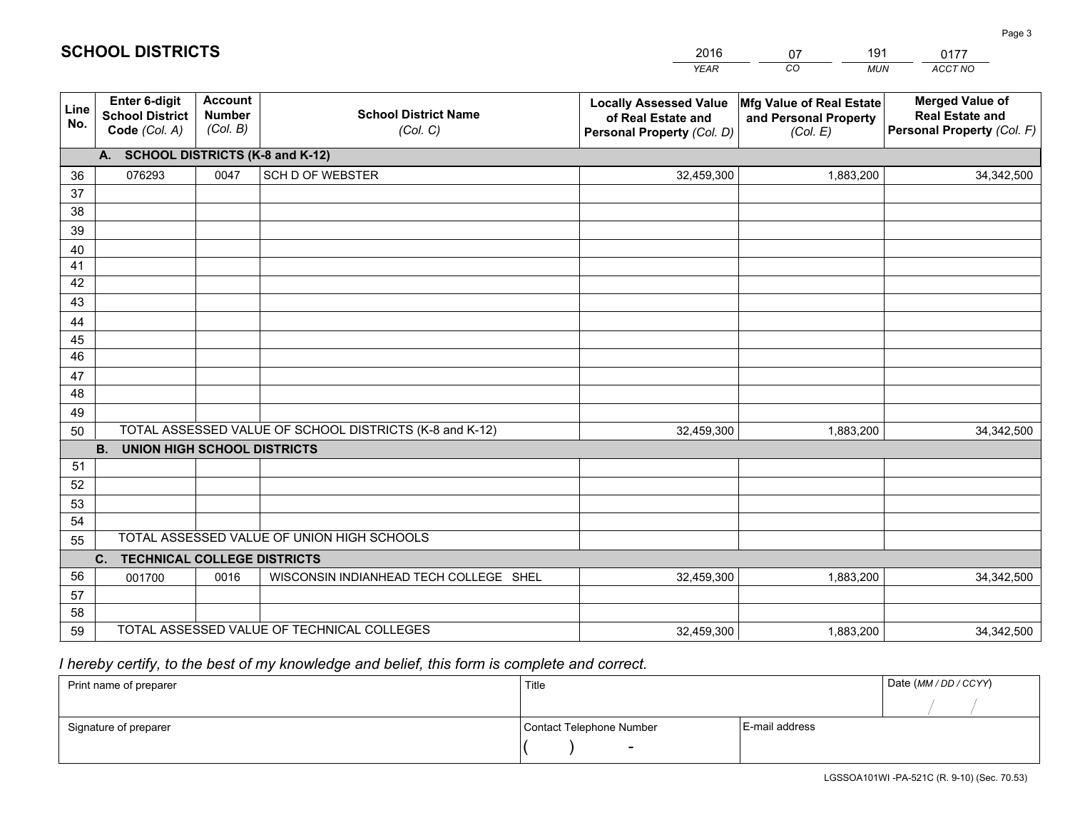# SCHOOL DISTRICTS

| 2016 | 07 | 191 | 0177 |
|---|---|---|---|
| *YEAR* | *CO* | *MUN* | *ACCT NO* |

| Line No. | Enter 6-digit School District Code *(Col. A)* | Account Number *(Col. B)* | School District Name *(Col. C)* | Locally Assessed Value of Real Estate and Personal Property *(Col. D)* | Mfg Value of Real Estate and Personal Property *(Col. E)* | Merged Value of Real Estate and Personal Property *(Col. F)* |
|---|---|---|---|---|---|---|
| | **A. SCHOOL DISTRICTS (K-8 and K-12)** | | | | | |
| 36 | 076293 | 0047 | SCH D OF WEBSTER | 32,459,300 | 1,883,200 | 34,342,500 |
| 37 | | | | | | |
| 38 | | | | | | |
| 39 | | | | | | |
| 40 | | | | | | |
| 41 | | | | | | |
| 42 | | | | | | |
| 43 | | | | | | |
| 44 | | | | | | |
| 45 | | | | | | |
| 46 | | | | | | |
| 47 | | | | | | |
| 48 | | | | | | |
| 49 | | | | | | |
| 50 | TOTAL ASSESSED VALUE OF SCHOOL DISTRICTS (K-8 and K-12) | | | 32,459,300 | 1,883,200 | 34,342,500 |
| | **B. UNION HIGH SCHOOL DISTRICTS** | | | | | |
| 51 | | | | | | |
| 52 | | | | | | |
| 53 | | | | | | |
| 54 | | | | | | |
| 55 | TOTAL ASSESSED VALUE OF UNION HIGH SCHOOLS | | | | | |
| | **C. TECHNICAL COLLEGE DISTRICTS** | | | | | |
| 56 | 001700 | 0016 | WISCONSIN INDIANHEAD TECH COLLEGE SHEL | 32,459,300 | 1,883,200 | 34,342,500 |
| 57 | | | | | | |
| 58 | | | | | | |
| 59 | TOTAL ASSESSED VALUE OF TECHNICAL COLLEGES | | | 32,459,300 | 1,883,200 | 34,342,500 |

*I hereby certify, to the best of my knowledge and belief, this form is complete and correct.*

| Print name of preparer | Title | | Date *(MM / DD / CCYY)* |
|---|---|---|---|
| | | | / / |
| Signature of preparer | Contact Telephone Number | E-mail address | |
| | ( ) - | | |

LGSSOA101WI -PA-521C (R. 9-10) (Sec. 70.53)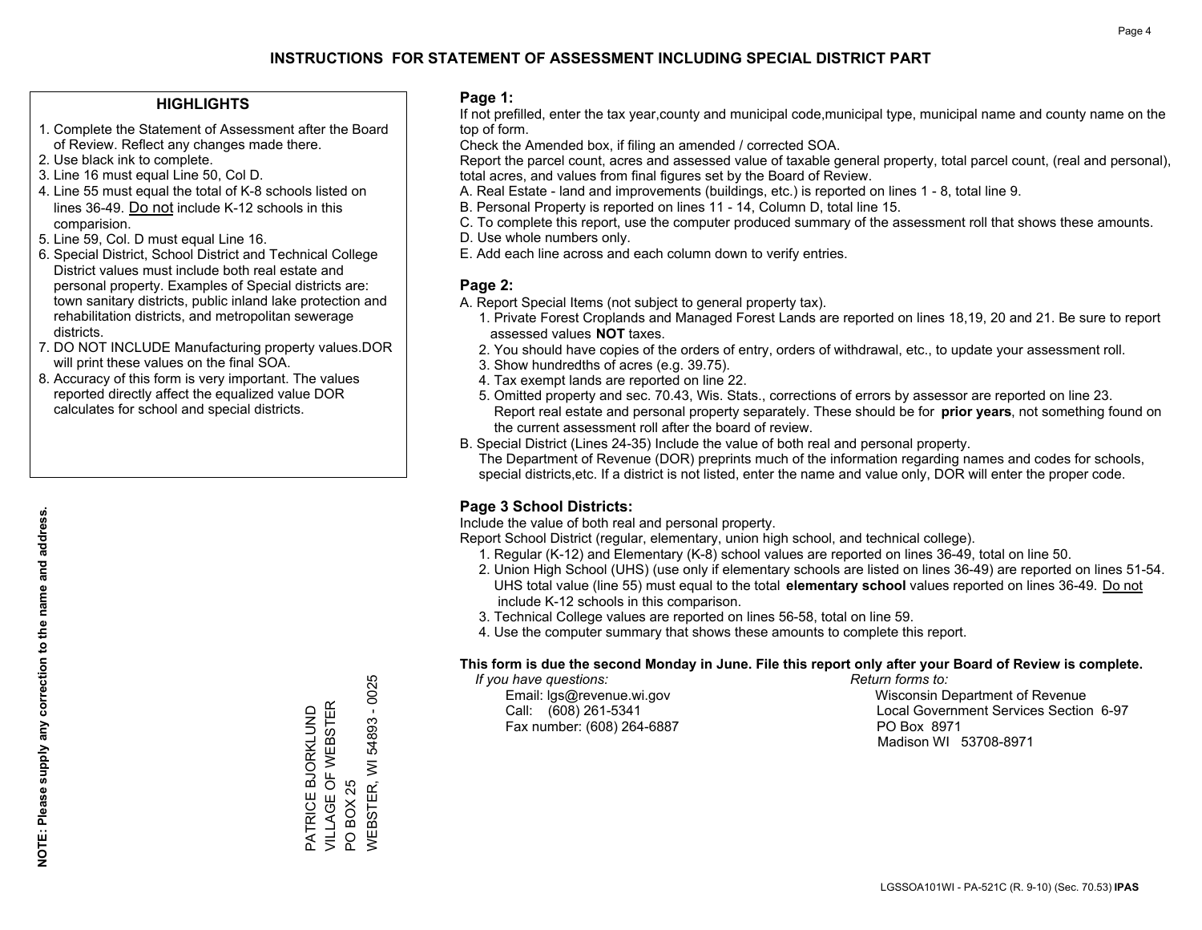# INSTRUCTIONS FOR STATEMENT OF ASSESSMENT INCLUDING SPECIAL DISTRICT PART

## HIGHLIGHTS

1. Complete the Statement of Assessment after the Board of Review. Reflect any changes made there.
2. Use black ink to complete.
3. Line 16 must equal Line 50, Col D.
4. Line 55 must equal the total of K-8 schools listed on lines 36-49. Do not include K-12 schools in this comparision.
5. Line 59, Col. D must equal Line 16.
6. Special District, School District and Technical College District values must include both real estate and personal property. Examples of Special districts are: town sanitary districts, public inland lake protection and rehabilitation districts, and metropolitan sewerage districts.
7. DO NOT INCLUDE Manufacturing property values.DOR will print these values on the final SOA.
8. Accuracy of this form is very important. The values reported directly affect the equalized value DOR calculates for school and special districts.

**NOTE: Please supply any correction to the name and address.**

PATRICE BJORKLUND
VILLAGE OF WEBSTER
PO BOX 25
WEBSTER, WI 54893 - 0025

## Page 1:

If not prefilled, enter the tax year,county and municipal code,municipal type, municipal name and county name on the top of form.

Check the Amended box, if filing an amended / corrected SOA.

Report the parcel count, acres and assessed value of taxable general property, total parcel count, (real and personal), total acres, and values from final figures set by the Board of Review.

A. Real Estate - land and improvements (buildings, etc.) is reported on lines 1 - 8, total line 9.

B. Personal Property is reported on lines 11 - 14, Column D, total line 15.

C. To complete this report, use the computer produced summary of the assessment roll that shows these amounts.

D. Use whole numbers only.

E. Add each line across and each column down to verify entries.

## Page 2:

A. Report Special Items (not subject to general property tax).

1. Private Forest Croplands and Managed Forest Lands are reported on lines 18,19, 20 and 21. Be sure to report assessed values **NOT** taxes.
2. You should have copies of the orders of entry, orders of withdrawal, etc., to update your assessment roll.
3. Show hundredths of acres (e.g. 39.75).
4. Tax exempt lands are reported on line 22.
5. Omitted property and sec. 70.43, Wis. Stats., corrections of errors by assessor are reported on line 23. Report real estate and personal property separately. These should be for **prior years**, not something found on the current assessment roll after the board of review.

B. Special District (Lines 24-35) Include the value of both real and personal property.

The Department of Revenue (DOR) preprints much of the information regarding names and codes for schools, special districts,etc. If a district is not listed, enter the name and value only, DOR will enter the proper code.

## Page 3 School Districts:

Include the value of both real and personal property.

Report School District (regular, elementary, union high school, and technical college).

1. Regular (K-12) and Elementary (K-8) school values are reported on lines 36-49, total on line 50.
2. Union High School (UHS) (use only if elementary schools are listed on lines 36-49) are reported on lines 51-54. UHS total value (line 55) must equal to the total **elementary school** values reported on lines 36-49. Do not include K-12 schools in this comparison.
3. Technical College values are reported on lines 56-58, total on line 59.
4. Use the computer summary that shows these amounts to complete this report.

**This form is due the second Monday in June. File this report only after your Board of Review is complete.**

*If you have questions:*
Email: lgs@revenue.wi.gov
Call: (608) 261-5341
Fax number: (608) 264-6887

*Return forms to:*
Wisconsin Department of Revenue
Local Government Services Section 6-97
PO Box 8971
Madison WI 53708-8971

LGSSOA101WI - PA-521C (R. 9-10) (Sec. 70.53) **IPAS**